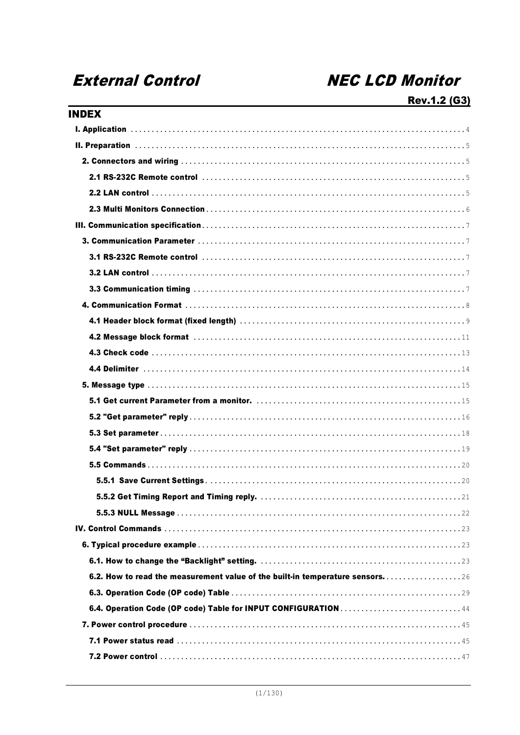# *External Control* *NEC LCD Monitor*

**Rev.1.2 (G3)**

## INDEX

**I. Application** .......... 4

**II. Preparation** .......... 5

- **2. Connectors and wiring** .......... 5
  - **2.1 RS-232C Remote control** .......... 5
  - **2.2 LAN control** .......... 5
  - **2.3 Multi Monitors Connection** .......... 6

**III. Communication specification** .......... 7

- **3. Communication Parameter** .......... 7
  - **3.1 RS-232C Remote control** .......... 7
  - **3.2 LAN control** .......... 7
  - **3.3 Communication timing** .......... 7
- **4. Communication Format** .......... 8
  - **4.1 Header block format (fixed length)** .......... 9
  - **4.2 Message block format** .......... 11
  - **4.3 Check code** .......... 13
  - **4.4 Delimiter** .......... 14
- **5. Message type** .......... 15
  - **5.1 Get current Parameter from a monitor.** .......... 15
  - **5.2 "Get parameter" reply** .......... 16
  - **5.3 Set parameter** .......... 18
  - **5.4 "Set parameter" reply** .......... 19
  - **5.5 Commands** .......... 20
    - **5.5.1 Save Current Settings** .......... 20
    - **5.5.2 Get Timing Report and Timing reply.** .......... 21
    - **5.5.3 NULL Message** .......... 22

**IV. Control Commands** .......... 23

- **6. Typical procedure example** .......... 23
  - **6.1. How to change the "Backlight" setting.** .......... 23
  - **6.2. How to read the measurement value of the built-in temperature sensors.** .......... 26
  - **6.3. Operation Code (OP code) Table** .......... 29
  - **6.4. Operation Code (OP code) Table for INPUT CONFIGURATION** .......... 44
- **7. Power control procedure** .......... 45
  - **7.1 Power status read** .......... 45
  - **7.2 Power control** .......... 47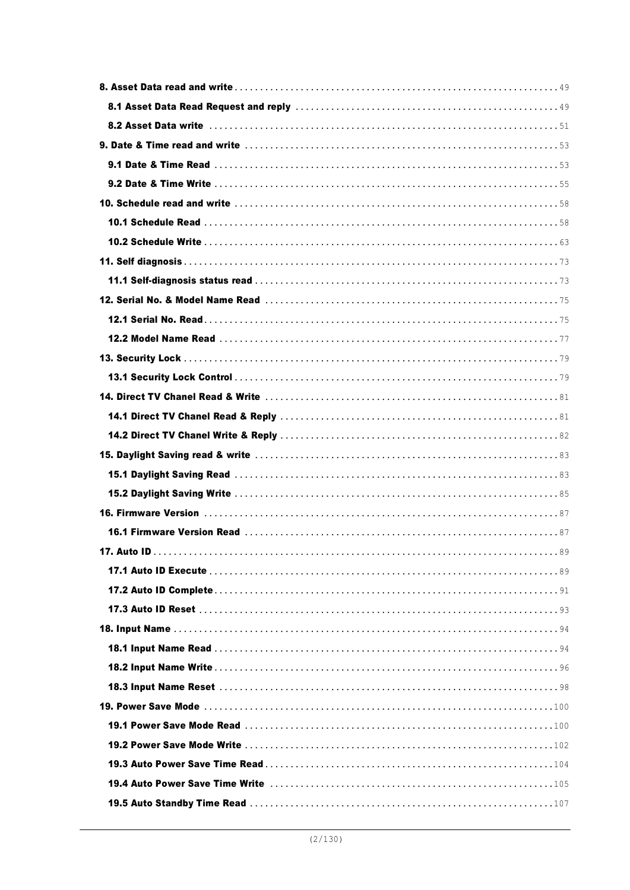8. Asset Data read and write ........ 49

8.1 Asset Data Read Request and reply ........ 49

8.2 Asset Data write ........ 51

9. Date & Time read and write ........ 53

9.1 Date & Time Read ........ 53

9.2 Date & Time Write ........ 55

10. Schedule read and write ........ 58

10.1 Schedule Read ........ 58

10.2 Schedule Write ........ 63

11. Self diagnosis ........ 73

11.1 Self-diagnosis status read ........ 73

12. Serial No. & Model Name Read ........ 75

12.1 Serial No. Read ........ 75

12.2 Model Name Read ........ 77

13. Security Lock ........ 79

13.1 Security Lock Control ........ 79

14. Direct TV Chanel Read & Write ........ 81

14.1 Direct TV Chanel Read & Reply ........ 81

14.2 Direct TV Chanel Write & Reply ........ 82

15. Daylight Saving read & write ........ 83

15.1 Daylight Saving Read ........ 83

15.2 Daylight Saving Write ........ 85

16. Firmware Version ........ 87

16.1 Firmware Version Read ........ 87

17. Auto ID ........ 89

17.1 Auto ID Execute ........ 89

17.2 Auto ID Complete ........ 91

17.3 Auto ID Reset ........ 93

18. Input Name ........ 94

18.1 Input Name Read ........ 94

18.2 Input Name Write ........ 96

18.3 Input Name Reset ........ 98

19. Power Save Mode ........ 100

19.1 Power Save Mode Read ........ 100

19.2 Power Save Mode Write ........ 102

19.3 Auto Power Save Time Read ........ 104

19.4 Auto Power Save Time Write ........ 105

19.5 Auto Standby Time Read ........ 107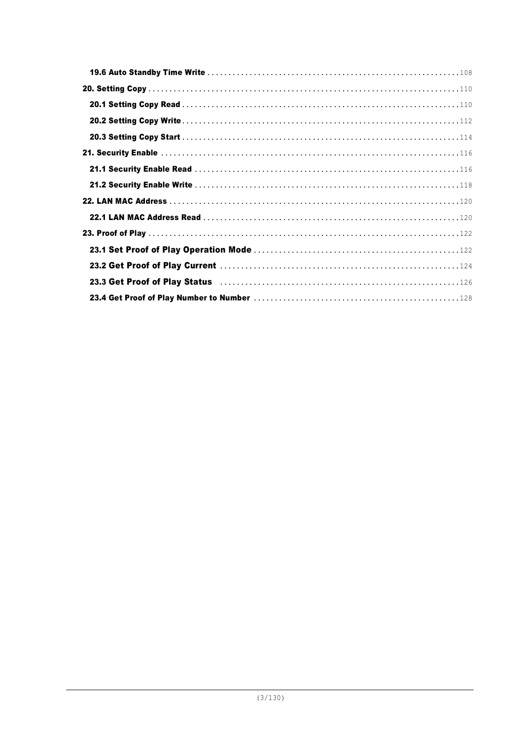**19.6 Auto Standby Time Write** .......................................................... 108

**20. Setting Copy** .......................................................... 110

**20.1 Setting Copy Read** .......................................................... 110

**20.2 Setting Copy Write** .......................................................... 112

**20.3 Setting Copy Start** .......................................................... 114

**21. Security Enable** .......................................................... 116

**21.1 Security Enable Read** .......................................................... 116

**21.2 Security Enable Write** .......................................................... 118

**22. LAN MAC Address** .......................................................... 120

**22.1 LAN MAC Address Read** .......................................................... 120

**23. Proof of Play** .......................................................... 122

**23.1 Set Proof of Play Operation Mode** .......................................................... 122

**23.2 Get Proof of Play Current** .......................................................... 124

**23.3 Get Proof of Play Status** .......................................................... 126

**23.4 Get Proof of Play Number to Number** .......................................................... 128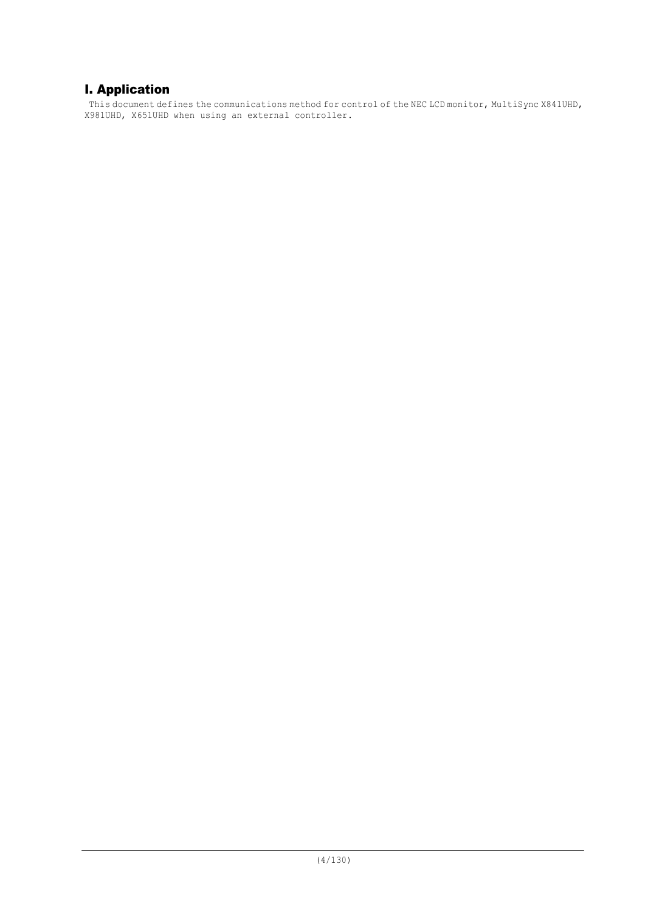# I. Application

This document defines the communications method for control of the NEC LCD monitor, MultiSync X841UHD, X981UHD, X651UHD when using an external controller.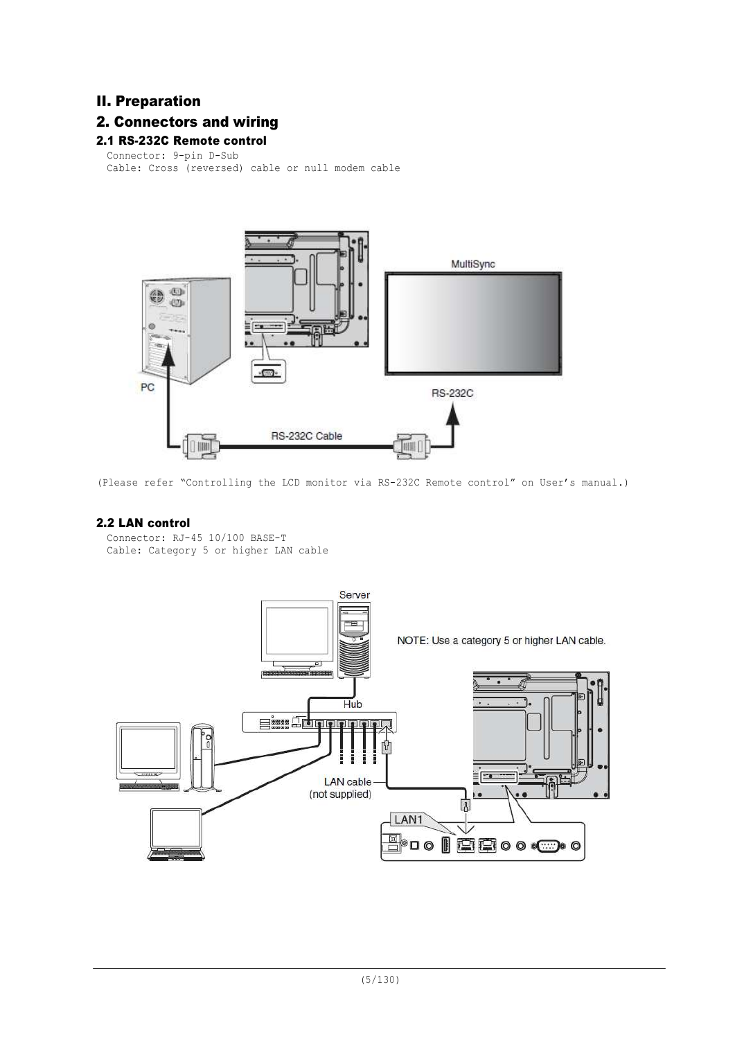# II. Preparation

## 2. Connectors and wiring

### 2.1 RS-232C Remote control

Connector: 9-pin D-Sub
Cable: Cross (reversed) cable or null modem cable

(Please refer “Controlling the LCD monitor via RS-232C Remote control” on User’s manual.)

### 2.2 LAN control

Connector: RJ-45 10/100 BASE-T
Cable: Category 5 or higher LAN cable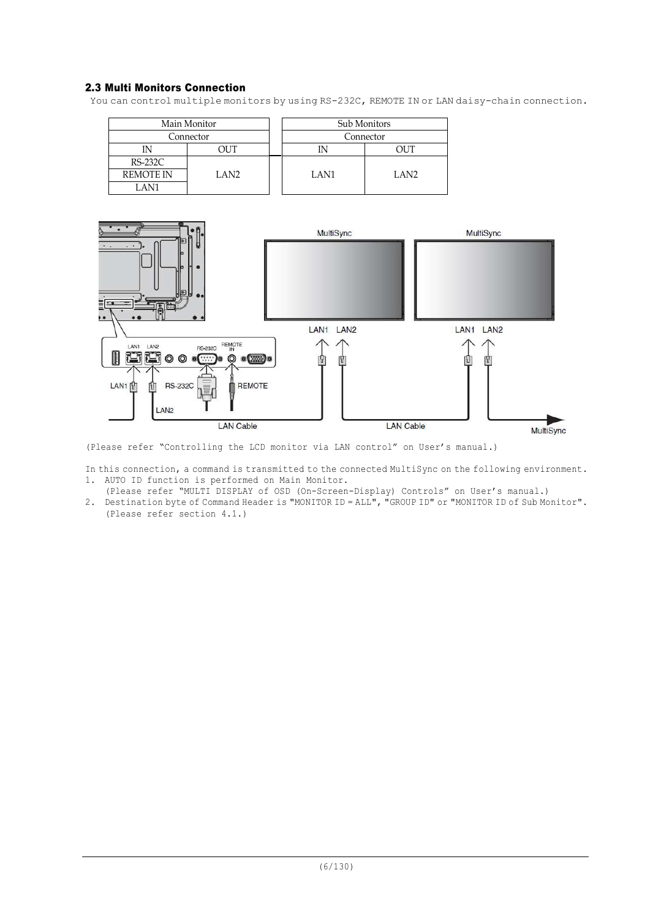## 2.3 Multi Monitors Connection

You can control multiple monitors by using RS-232C, REMOTE IN or LAN daisy-chain connection.

| Main Monitor | | Sub Monitors | |
|---|---|---|---|
| Connector | | Connector | |
| IN | OUT | IN | OUT |
| RS-232C<br>REMOTE IN<br>LAN1 | LAN2 | LAN1 | LAN2 |

(Please refer "Controlling the LCD monitor via LAN control" on User's manual.)

In this connection, a command is transmitted to the connected MultiSync on the following environment.

1. AUTO ID function is performed on Main Monitor.
   (Please refer "MULTI DISPLAY of OSD (On-Screen-Display) Controls" on User's manual.)
2. Destination byte of Command Header is "MONITOR ID = ALL", "GROUP ID" or "MONITOR ID of Sub Monitor".
   (Please refer section 4.1.)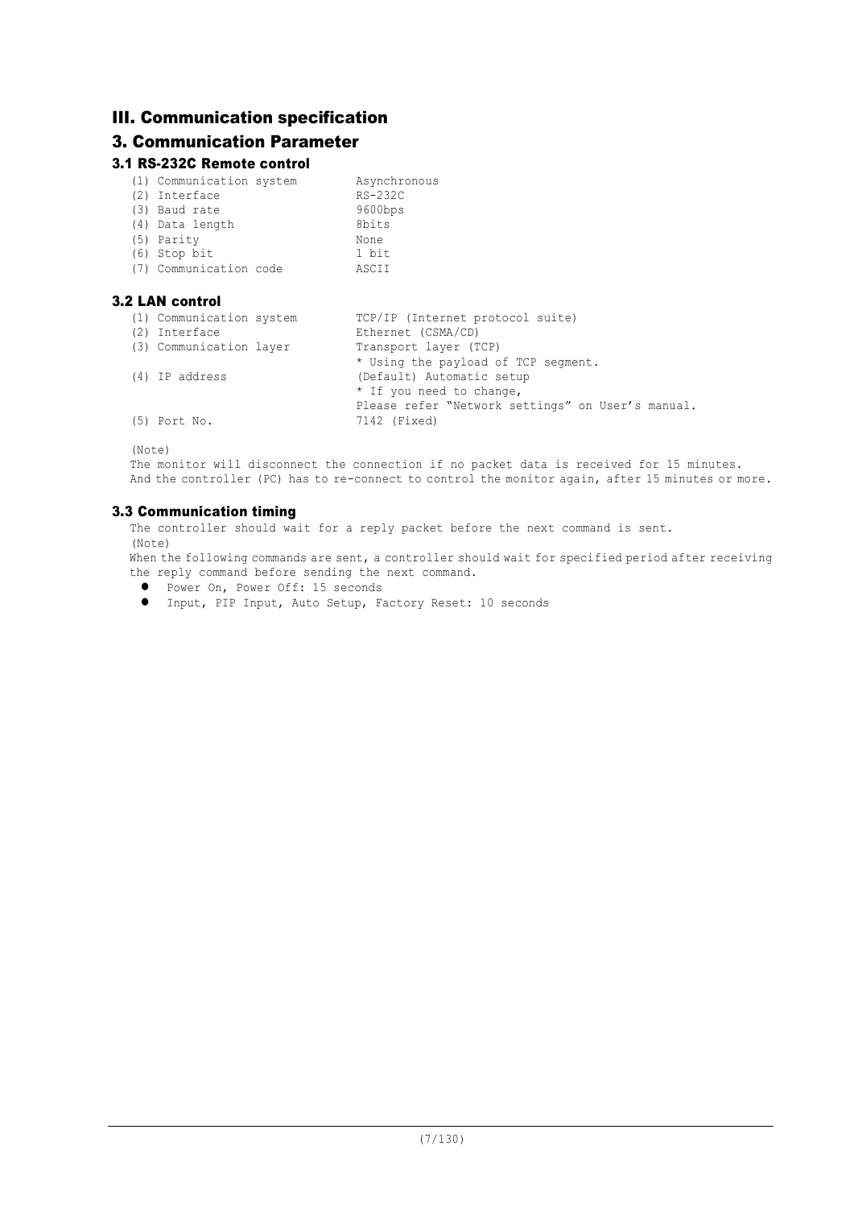# III. Communication specification

## 3. Communication Parameter

### 3.1 RS-232C Remote control

| | |
|---|---|
| (1) Communication system | Asynchronous |
| (2) Interface | RS-232C |
| (3) Baud rate | 9600bps |
| (4) Data length | 8bits |
| (5) Parity | None |
| (6) Stop bit | 1 bit |
| (7) Communication code | ASCII |

### 3.2 LAN control

| | |
|---|---|
| (1) Communication system | TCP/IP (Internet protocol suite) |
| (2) Interface | Ethernet (CSMA/CD) |
| (3) Communication layer | Transport layer (TCP)<br>* Using the payload of TCP segment. |
| (4) IP address | (Default) Automatic setup<br>* If you need to change,<br>Please refer “Network settings” on User’s manual. |
| (5) Port No. | 7142 (Fixed) |

(Note)
The monitor will disconnect the connection if no packet data is received for 15 minutes.
And the controller (PC) has to re-connect to control the monitor again, after 15 minutes or more.

### 3.3 Communication timing

The controller should wait for a reply packet before the next command is sent.
(Note)
When the following commands are sent, a controller should wait for specified period after receiving the reply command before sending the next command.

- Power On, Power Off: 15 seconds
- Input, PIP Input, Auto Setup, Factory Reset: 10 seconds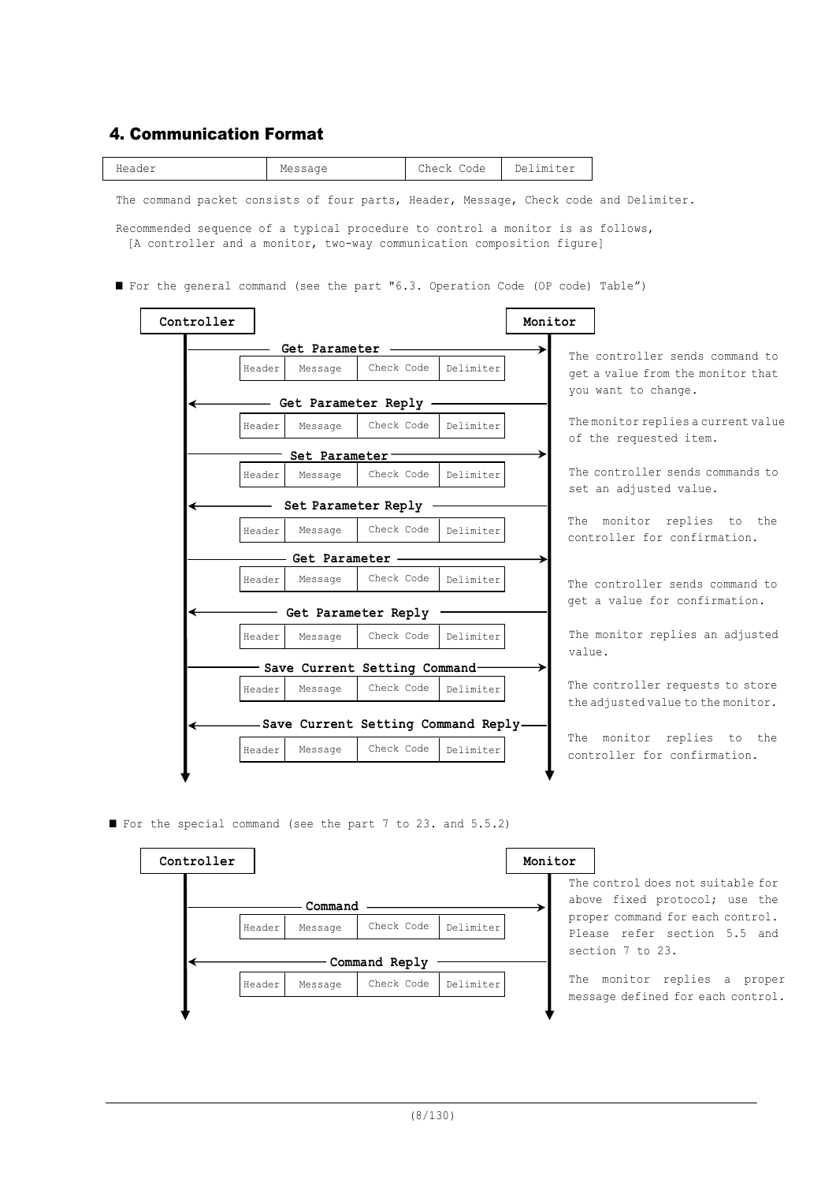## 4. Communication Format

| Header | Message | Check Code | Delimiter |
|---|---|---|---|

The command packet consists of four parts, Header, Message, Check code and Delimiter.

Recommended sequence of a typical procedure to control a monitor is as follows,
[A controller and a monitor, two-way communication composition figure]

■ For the general command (see the part "6.3. Operation Code (OP code) Table")

| Controller → / ← Monitor | Packet | Description |
|---|---|---|
| Get Parameter (Controller → Monitor) | Header / Message / Check Code / Delimiter | The controller sends command to get a value from the monitor that you want to change. |
| Get Parameter Reply (Monitor → Controller) | Header / Message / Check Code / Delimiter | The monitor replies a current value of the requested item. |
| Set Parameter (Controller → Monitor) | Header / Message / Check Code / Delimiter | The controller sends commands to set an adjusted value. |
| Set Parameter Reply (Monitor → Controller) | Header / Message / Check Code / Delimiter | The monitor replies to the controller for confirmation. |
| Get Parameter (Controller → Monitor) | Header / Message / Check Code / Delimiter | The controller sends command to get a value for confirmation. |
| Get Parameter Reply (Monitor → Controller) | Header / Message / Check Code / Delimiter | The monitor replies an adjusted value. |
| Save Current Setting Command (Controller → Monitor) | Header / Message / Check Code / Delimiter | The controller requests to store the adjusted value to the monitor. |
| Save Current Setting Command Reply (Monitor → Controller) | Header / Message / Check Code / Delimiter | The monitor replies to the controller for confirmation. |

■ For the special command (see the part 7 to 23. and 5.5.2)

| Controller → / ← Monitor | Packet | Description |
|---|---|---|
| Command (Controller → Monitor) | Header / Message / Check Code / Delimiter | The control does not suitable for above fixed protocol; use the proper command for each control. Please refer section 5.5 and section 7 to 23. |
| Command Reply (Monitor → Controller) | Header / Message / Check Code / Delimiter | The monitor replies a proper message defined for each control. |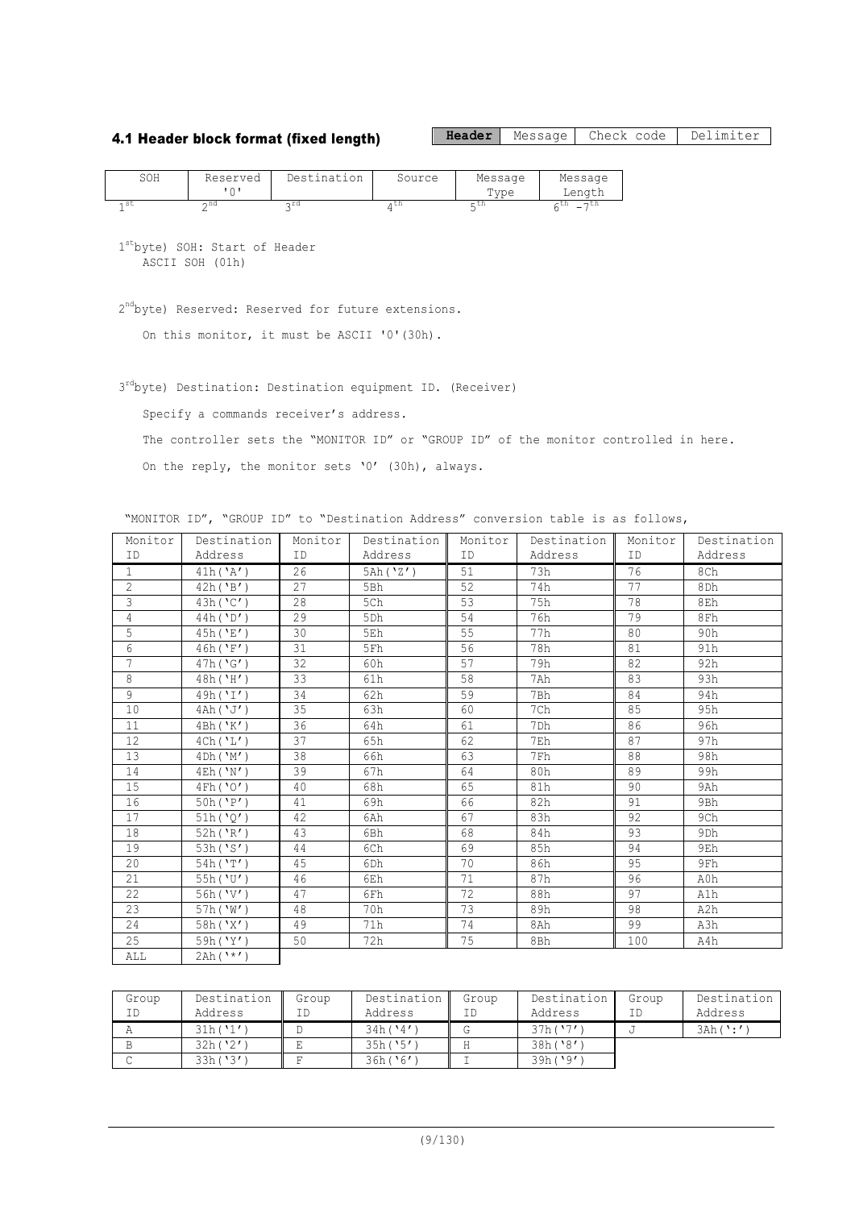### 4.1 Header block format (fixed length)

| Header | Message | Check code | Delimiter |
|---|---|---|---|

| SOH | Reserved '0' | Destination | Source | Message Type | Message Length |
|---|---|---|---|---|---|
| 1st | 2nd | 3rd | 4th | 5th | 6th – 7th |

1st byte) SOH: Start of Header
ASCII SOH (01h)

2nd byte) Reserved: Reserved for future extensions.

On this monitor, it must be ASCII '0'(30h).

3rd byte) Destination: Destination equipment ID. (Receiver)

Specify a commands receiver's address.

The controller sets the "MONITOR ID" or "GROUP ID" of the monitor controlled in here.

On the reply, the monitor sets '0' (30h), always.

"MONITOR ID", "GROUP ID" to "Destination Address" conversion table is as follows,

| Monitor ID | Destination Address | Monitor ID | Destination Address | Monitor ID | Destination Address | Monitor ID | Destination Address |
|---|---|---|---|---|---|---|---|
| 1 | 41h('A') | 26 | 5Ah('Z') | 51 | 73h | 76 | 8Ch |
| 2 | 42h('B') | 27 | 5Bh | 52 | 74h | 77 | 8Dh |
| 3 | 43h('C') | 28 | 5Ch | 53 | 75h | 78 | 8Eh |
| 4 | 44h('D') | 29 | 5Dh | 54 | 76h | 79 | 8Fh |
| 5 | 45h('E') | 30 | 5Eh | 55 | 77h | 80 | 90h |
| 6 | 46h('F') | 31 | 5Fh | 56 | 78h | 81 | 91h |
| 7 | 47h('G') | 32 | 60h | 57 | 79h | 82 | 92h |
| 8 | 48h('H') | 33 | 61h | 58 | 7Ah | 83 | 93h |
| 9 | 49h('I') | 34 | 62h | 59 | 7Bh | 84 | 94h |
| 10 | 4Ah('J') | 35 | 63h | 60 | 7Ch | 85 | 95h |
| 11 | 4Bh('K') | 36 | 64h | 61 | 7Dh | 86 | 96h |
| 12 | 4Ch('L') | 37 | 65h | 62 | 7Eh | 87 | 97h |
| 13 | 4Dh('M') | 38 | 66h | 63 | 7Fh | 88 | 98h |
| 14 | 4Eh('N') | 39 | 67h | 64 | 80h | 89 | 99h |
| 15 | 4Fh('O') | 40 | 68h | 65 | 81h | 90 | 9Ah |
| 16 | 50h('P') | 41 | 69h | 66 | 82h | 91 | 9Bh |
| 17 | 51h('Q') | 42 | 6Ah | 67 | 83h | 92 | 9Ch |
| 18 | 52h('R') | 43 | 6Bh | 68 | 84h | 93 | 9Dh |
| 19 | 53h('S') | 44 | 6Ch | 69 | 85h | 94 | 9Eh |
| 20 | 54h('T') | 45 | 6Dh | 70 | 86h | 95 | 9Fh |
| 21 | 55h('U') | 46 | 6Eh | 71 | 87h | 96 | A0h |
| 22 | 56h('V') | 47 | 6Fh | 72 | 88h | 97 | A1h |
| 23 | 57h('W') | 48 | 70h | 73 | 89h | 98 | A2h |
| 24 | 58h('X') | 49 | 71h | 74 | 8Ah | 99 | A3h |
| 25 | 59h('Y') | 50 | 72h | 75 | 8Bh | 100 | A4h |
| ALL | 2Ah('*') | | | | | | |

| Group ID | Destination Address | Group ID | Destination Address | Group ID | Destination Address | Group ID | Destination Address |
|---|---|---|---|---|---|---|---|
| A | 31h('1') | D | 34h('4') | G | 37h('7') | J | 3Ah(':') |
| B | 32h('2') | E | 35h('5') | H | 38h('8') | | |
| C | 33h('3') | F | 36h('6') | I | 39h('9') | | |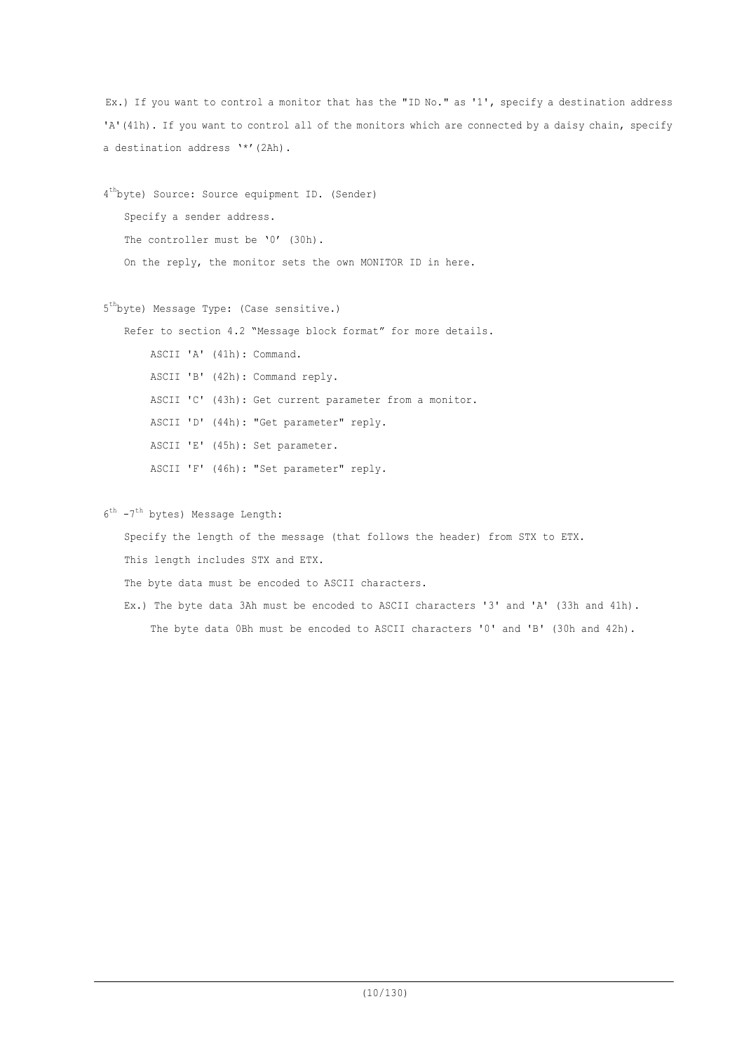Ex.) If you want to control a monitor that has the "ID No." as '1', specify a destination address 'A'(41h). If you want to control all of the monitors which are connected by a daisy chain, specify a destination address '*'(2Ah).

4th byte) Source: Source equipment ID. (Sender)

Specify a sender address.

The controller must be '0' (30h).

On the reply, the monitor sets the own MONITOR ID in here.

5th byte) Message Type: (Case sensitive.)

Refer to section 4.2 "Message block format" for more details.

- ASCII 'A' (41h): Command.
- ASCII 'B' (42h): Command reply.
- ASCII 'C' (43h): Get current parameter from a monitor.
- ASCII 'D' (44h): "Get parameter" reply.
- ASCII 'E' (45h): Set parameter.
- ASCII 'F' (46h): "Set parameter" reply.

6th -7th bytes) Message Length:

Specify the length of the message (that follows the header) from STX to ETX.

This length includes STX and ETX.

The byte data must be encoded to ASCII characters.

Ex.) The byte data 3Ah must be encoded to ASCII characters '3' and 'A' (33h and 41h).

The byte data 0Bh must be encoded to ASCII characters '0' and 'B' (30h and 42h).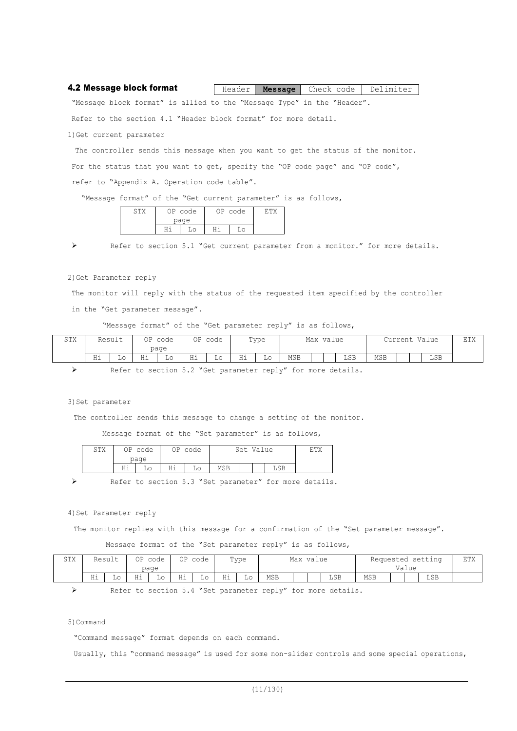### 4.2 Message block format

| Header | **Message** | Check code | Delimiter |
|---|---|---|---|

"Message block format" is allied to the "Message Type" in the "Header".

Refer to the section 4.1 "Header block format" for more detail.

1)Get current parameter

The controller sends this message when you want to get the status of the monitor.

For the status that you want to get, specify the "OP code page" and "OP code",

refer to "Appendix A. Operation code table".

"Message format" of the "Get current parameter" is as follows,

| STX | OP code page | | OP code | | ETX |
|---|---|---|---|---|---|
| | Hi | Lo | Hi | Lo | |

➢ Refer to section 5.1 "Get current parameter from a monitor." for more details.

2)Get Parameter reply

The monitor will reply with the status of the requested item specified by the controller in the "Get parameter message".

"Message format" of the "Get parameter reply" is as follows,

| STX | Result | | OP code page | | OP code | | Type | | Max value | | | | Current Value | | | | ETX |
|---|---|---|---|---|---|---|---|---|---|---|---|---|---|---|---|---|---|
| | Hi | Lo | Hi | Lo | Hi | Lo | Hi | Lo | MSB | | | LSB | MSB | | | LSB | |

➢ Refer to section 5.2 "Get parameter reply" for more details.

3)Set parameter

The controller sends this message to change a setting of the monitor.

Message format of the "Set parameter" is as follows,

| STX | OP code page | | OP code | | Set Value | | | | ETX |
|---|---|---|---|---|---|---|---|---|---|
| | Hi | Lo | Hi | Lo | MSB | | | LSB | |

➢ Refer to section 5.3 "Set parameter" for more details.

4)Set Parameter reply

The monitor replies with this message for a confirmation of the "Set parameter message".

Message format of the "Set parameter reply" is as follows,

| STX | Result | | OP code page | | OP code | | Type | | Max value | | | | Requested setting Value | | | | ETX |
|---|---|---|---|---|---|---|---|---|---|---|---|---|---|---|---|---|---|
| | Hi | Lo | Hi | Lo | Hi | Lo | Hi | Lo | MSB | | | LSB | MSB | | | LSB | |

➢ Refer to section 5.4 "Set parameter reply" for more details.

5)Command

"Command message" format depends on each command.

Usually, this "command message" is used for some non-slider controls and some special operations,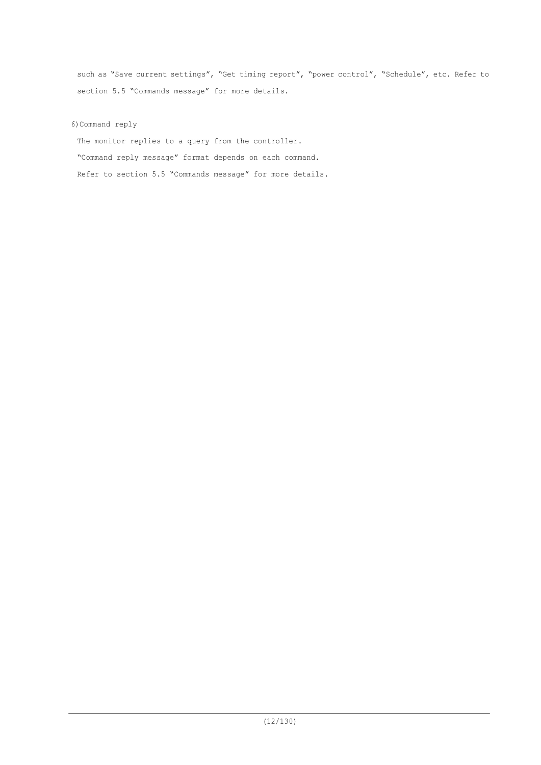such as “Save current settings”, “Get timing report”, “power control”, “Schedule”, etc. Refer to section 5.5 “Commands message” for more details.

6) Command reply

The monitor replies to a query from the controller.

“Command reply message” format depends on each command.

Refer to section 5.5 “Commands message” for more details.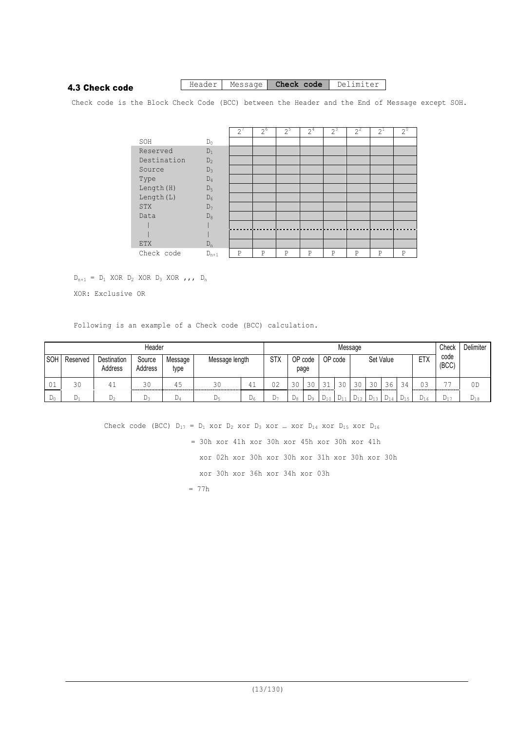## 4.3 Check code

| Header | Message | **Check code** | Delimiter |
|---|---|---|---|

Check code is the Block Check Code (BCC) between the Header and the End of Message except SOH.

| | | $2^7$ | $2^6$ | $2^5$ | $2^4$ | $2^3$ | $2^2$ | $2^1$ | $2^0$ |
|---|---|---|---|---|---|---|---|---|---|
| SOH | $D_0$ | | | | | | | | |
| Reserved | $D_1$ | | | | | | | | |
| Destination | $D_2$ | | | | | | | | |
| Source | $D_3$ | | | | | | | | |
| Type | $D_4$ | | | | | | | | |
| Length(H) | $D_5$ | | | | | | | | |
| Length(L) | $D_6$ | | | | | | | | |
| STX | $D_7$ | | | | | | | | |
| Data | $D_8$ | | | | | | | | |
| \| | \| | | | | | | | | |
| \| | \| | | | | | | | | |
| ETX | $D_n$ | | | | | | | | |
| Check code | $D_{n+1}$ | P | P | P | P | P | P | P | P |

$D_{n+1}$ = $D_1$ XOR $D_2$ XOR $D_3$ XOR ,,, $D_n$

XOR: Exclusive OR

Following is an example of a Check code (BCC) calculation.

| Header | | | | | | | Message | | | | | | | | | | Check code (BCC) | Delimiter |
|---|---|---|---|---|---|---|---|---|---|---|---|---|---|---|---|---|---|---|
| SOH | Reserved | Destination Address | Source Address | Message type | Message length | | STX | OP code page | | OP code | | Set Value | | | | ETX | | |
| 01 | 30 | 41 | 30 | 45 | 30 | 41 | 02 | 30 | 30 | 31 | 30 | 30 | 30 | 36 | 34 | 03 | 77 | 0D |
| $D_0$ | $D_1$ | $D_2$ | $D_3$ | $D_4$ | $D_5$ | $D_6$ | $D_7$ | $D_8$ | $D_9$ | $D_{10}$ | $D_{11}$ | $D_{12}$ | $D_{13}$ | $D_{14}$ | $D_{15}$ | $D_{16}$ | $D_{17}$ | $D_{18}$ |

Check code (BCC) $D_{17}$ = $D_1$ xor $D_2$ xor $D_3$ xor … xor $D_{14}$ xor $D_{15}$ xor $D_{16}$

= 30h xor 41h xor 30h xor 45h xor 30h xor 41h

xor 02h xor 30h xor 30h xor 31h xor 30h xor 30h

xor 30h xor 36h xor 34h xor 03h

= 77h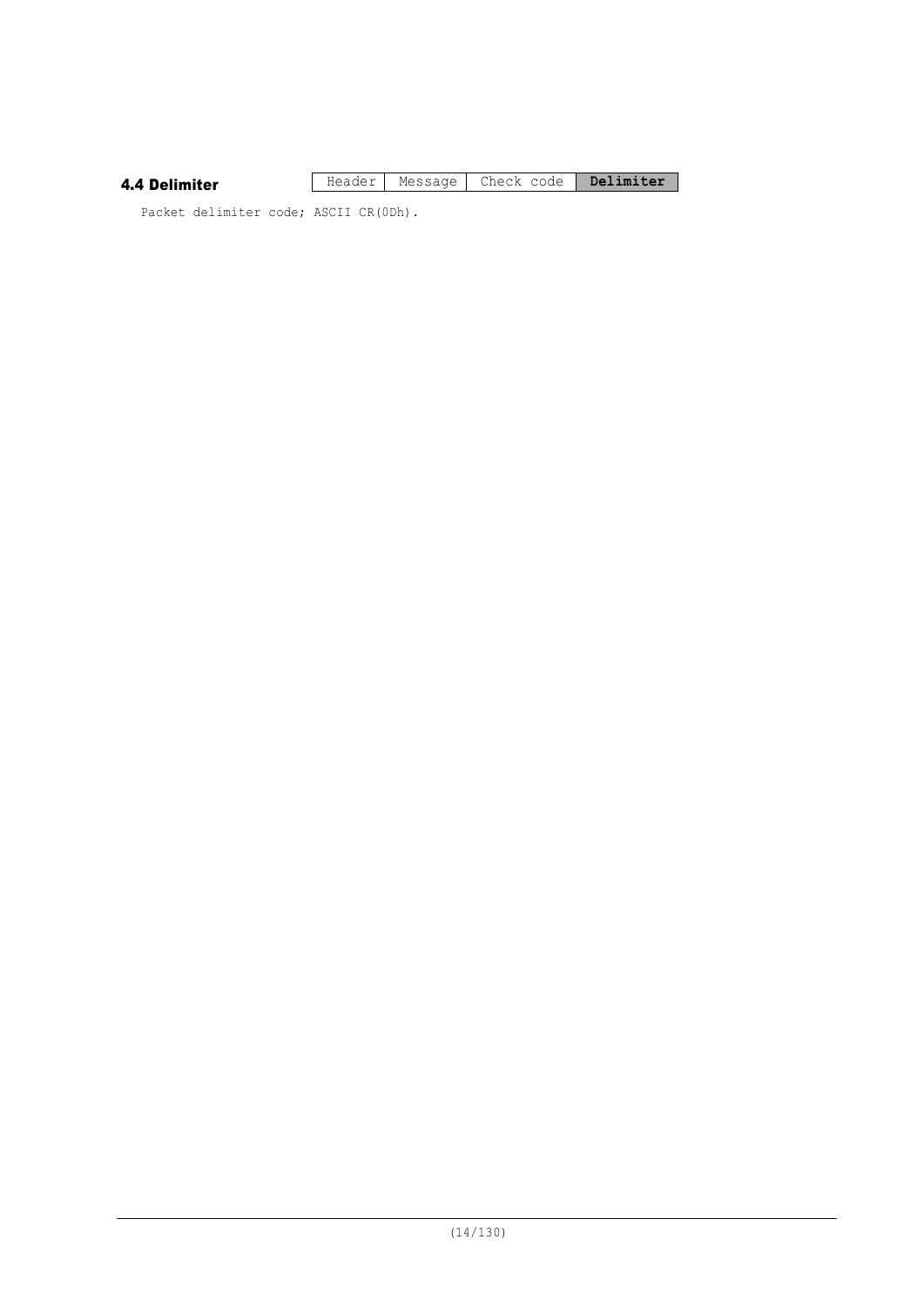## 4.4 Delimiter

| Header | Message | Check code | **Delimiter** |
| --- | --- | --- | --- |

Packet delimiter code; ASCII CR(0Dh).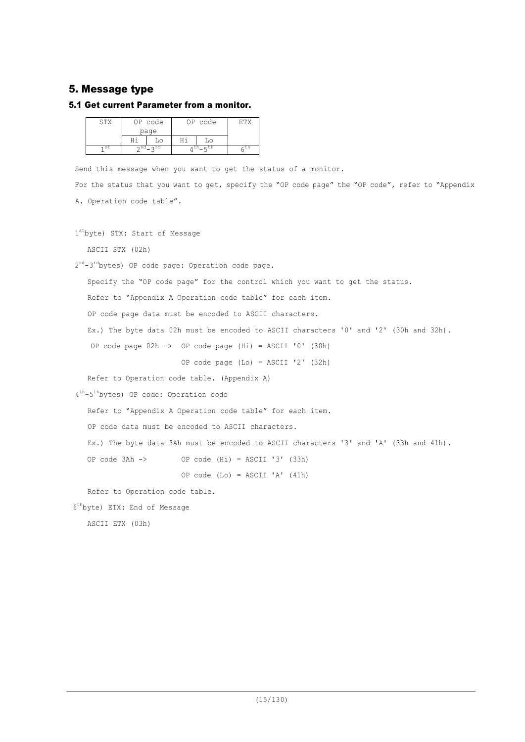## 5. Message type

### 5.1 Get current Parameter from a monitor.

| STX | OP code page | | OP code | | ETX |
|---|---|---|---|---|---|
| | Hi | Lo | Hi | Lo | |
| 1st | 2nd–3rd | | 4th–5th | | 6th |

Send this message when you want to get the status of a monitor.

For the status that you want to get, specify the “OP code page” the “OP code”, refer to “Appendix A. Operation code table”.

1st byte) STX: Start of Message

ASCII STX (02h)

2nd–3rd bytes) OP code page: Operation code page.

Specify the “OP code page” for the control which you want to get the status.

Refer to “Appendix A Operation code table” for each item.

OP code page data must be encoded to ASCII characters.

Ex.) The byte data 02h must be encoded to ASCII characters '0' and '2' (30h and 32h).

```
OP code page 02h ->  OP code page (Hi) = ASCII '0' (30h)
                     OP code page (Lo) = ASCII '2' (32h)
```

Refer to Operation code table. (Appendix A)

4th–5th bytes) OP code: Operation code

Refer to “Appendix A Operation code table” for each item.

OP code data must be encoded to ASCII characters.

Ex.) The byte data 3Ah must be encoded to ASCII characters '3' and 'A' (33h and 41h).

```
OP code 3Ah ->       OP code (Hi) = ASCII '3' (33h)
                     OP code (Lo) = ASCII 'A' (41h)
```

Refer to Operation code table.

6th byte) ETX: End of Message

ASCII ETX (03h)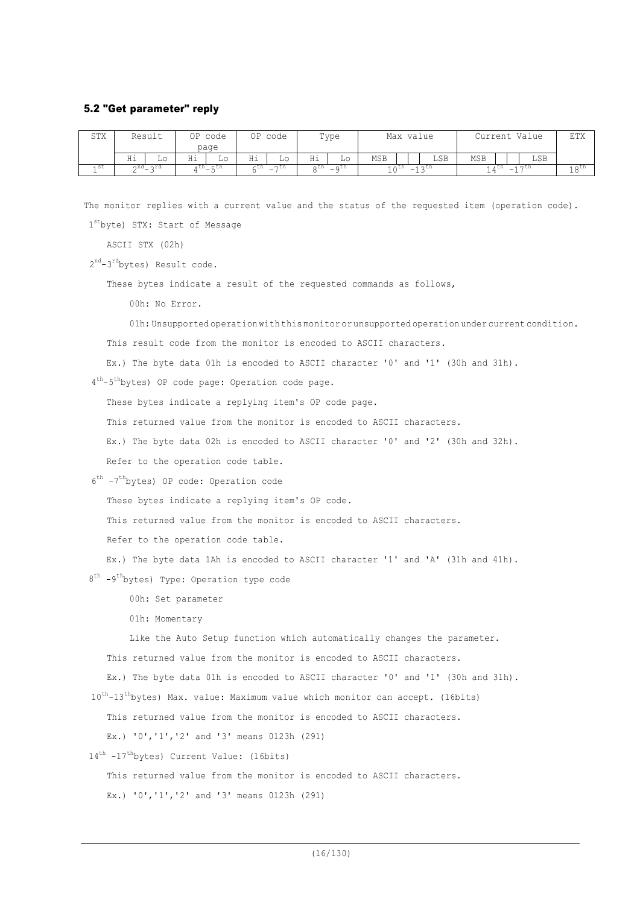## 5.2 "Get parameter" reply

| STX | Result | | OP code page | | OP code | | Type | | Max value | | | | Current Value | | | | ETX |
|---|---|---|---|---|---|---|---|---|---|---|---|---|---|---|---|---|---|
| | Hi | Lo | Hi | Lo | Hi | Lo | Hi | Lo | MSB | | | LSB | MSB | | | LSB | |
| 1st | 2nd–3rd | | 4th–5th | | 6th –7th | | 8th –9th | | 10th –13th | | | | 14th –17th | | | | 18th |

The monitor replies with a current value and the status of the requested item (operation code).

1st byte) STX: Start of Message

ASCII STX (02h)

2nd-3rd bytes) Result code.

These bytes indicate a result of the requested commands as follows,

00h: No Error.

01h: Unsupported operation with this monitor or unsupported operation under current condition.

This result code from the monitor is encoded to ASCII characters.

Ex.) The byte data 01h is encoded to ASCII character '0' and '1' (30h and 31h).

4th–5th bytes) OP code page: Operation code page.

These bytes indicate a replying item's OP code page.

This returned value from the monitor is encoded to ASCII characters.

Ex.) The byte data 02h is encoded to ASCII character '0' and '2' (30h and 32h).

Refer to the operation code table.

6th -7th bytes) OP code: Operation code

These bytes indicate a replying item's OP code.

This returned value from the monitor is encoded to ASCII characters.

Refer to the operation code table.

Ex.) The byte data 1Ah is encoded to ASCII character '1' and 'A' (31h and 41h).

8th -9th bytes) Type: Operation type code

00h: Set parameter

01h: Momentary

Like the Auto Setup function which automatically changes the parameter.

This returned value from the monitor is encoded to ASCII characters.

Ex.) The byte data 01h is encoded to ASCII character '0' and '1' (30h and 31h).

10th-13th bytes) Max. value: Maximum value which monitor can accept. (16bits)

This returned value from the monitor is encoded to ASCII characters.

Ex.) '0','1','2' and '3' means 0123h (291)

14th -17th bytes) Current Value: (16bits)

This returned value from the monitor is encoded to ASCII characters.

Ex.) '0','1','2' and '3' means 0123h (291)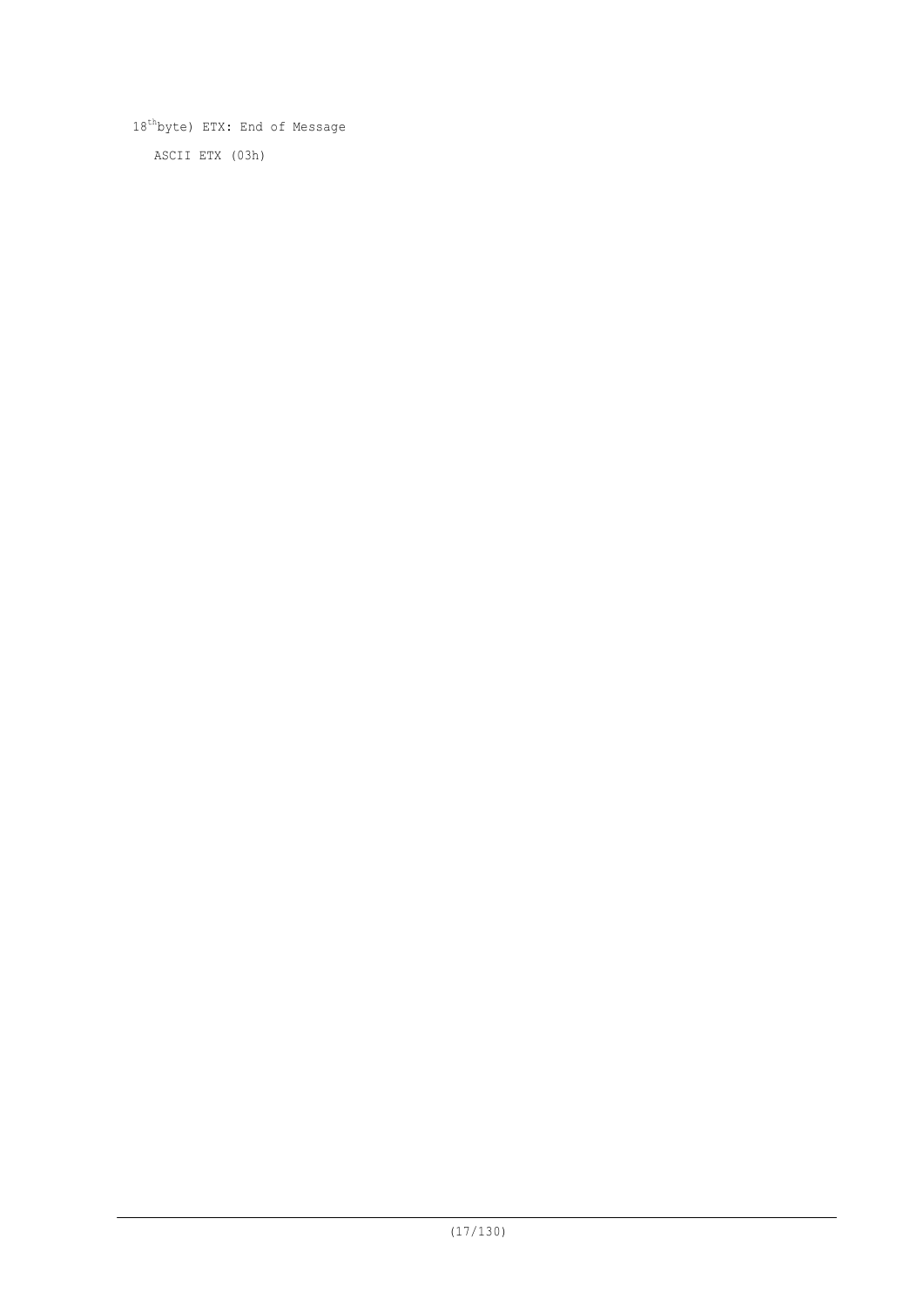18th byte) ETX: End of Message

ASCII ETX (03h)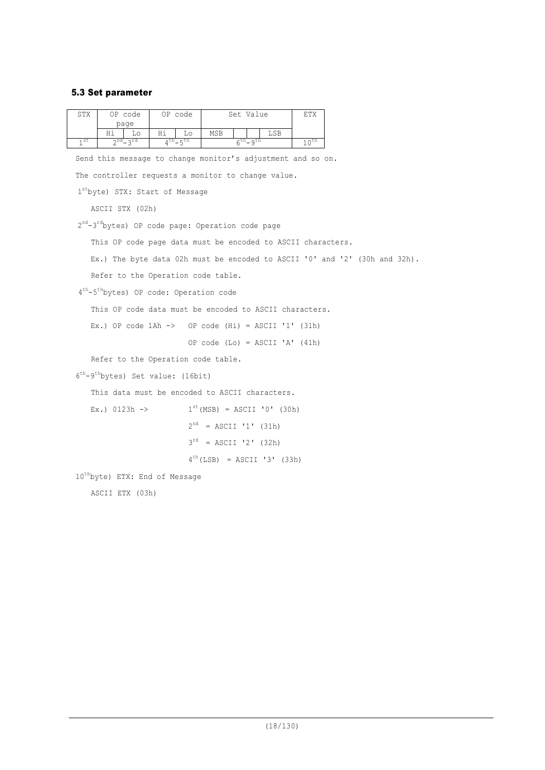### 5.3 Set parameter

| STX | OP code page | | OP code | | Set Value | | | | ETX |
|---|---|---|---|---|---|---|---|---|---|
| | Hi | Lo | Hi | Lo | MSB | | | LSB | |
| 1st | 2nd-3rd | | 4th-5th | | 6th-9th | | | | 10th |

Send this message to change monitor's adjustment and so on.

The controller requests a monitor to change value.

1st byte) STX: Start of Message

ASCII STX (02h)

2nd-3rd bytes) OP code page: Operation code page

This OP code page data must be encoded to ASCII characters.

Ex.) The byte data 02h must be encoded to ASCII '0' and '2' (30h and 32h).

Refer to the Operation code table.

4th-5th bytes) OP code: Operation code

This OP code data must be encoded to ASCII characters.

Ex.) OP code 1Ah -> OP code (Hi) = ASCII '1' (31h)

OP code (Lo) = ASCII 'A' (41h)

Refer to the Operation code table.

6th-9th bytes) Set value: (16bit)

This data must be encoded to ASCII characters.

Ex.) 0123h -> 1st (MSB) = ASCII '0' (30h)

2nd = ASCII '1' (31h)

3rd = ASCII '2' (32h)

4th (LSB) = ASCII '3' (33h)

10th byte) ETX: End of Message

ASCII ETX (03h)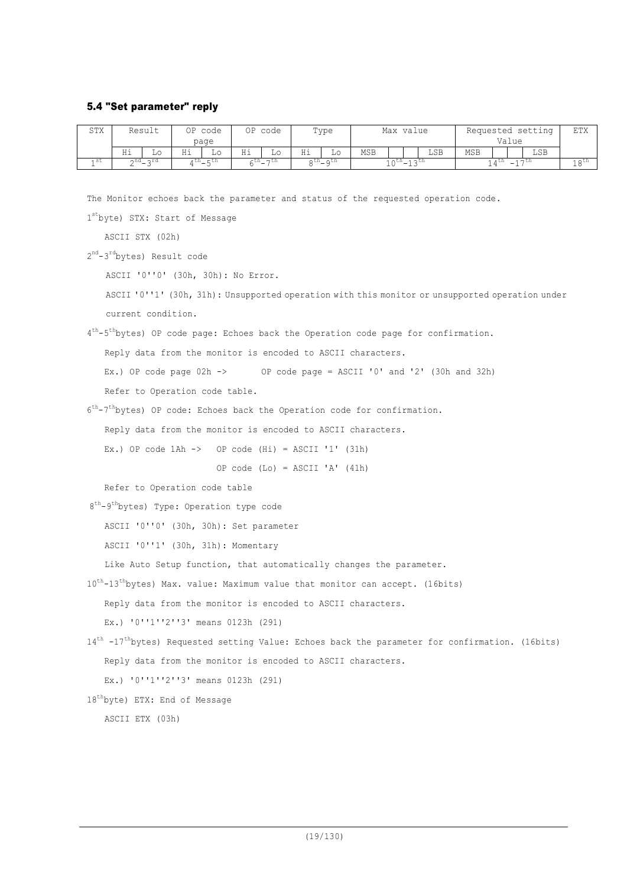### 5.4 "Set parameter" reply

| STX | Result | | OP code page | | OP code | | Type | | Max value | | | | Requested setting Value | | | | ETX |
|---|---|---|---|---|---|---|---|---|---|---|---|---|---|---|---|---|---|
| | Hi | Lo | Hi | Lo | Hi | Lo | Hi | Lo | MSB | | | LSB | MSB | | | LSB | |
| 1st | 2nd-3rd | | 4th-5th | | 6th-7th | | 8th-9th | | 10th-13th | | | | 14th -17th | | | | 18th |

The Monitor echoes back the parameter and status of the requested operation code.

1st byte) STX: Start of Message

ASCII STX (02h)

2nd-3rd bytes) Result code

ASCII '0''0' (30h, 30h): No Error.

ASCII '0''1' (30h, 31h): Unsupported operation with this monitor or unsupported operation under current condition.

4th-5th bytes) OP code page: Echoes back the Operation code page for confirmation.

Reply data from the monitor is encoded to ASCII characters.

Ex.) OP code page 02h -> OP code page = ASCII '0' and '2' (30h and 32h)

Refer to Operation code table.

6th-7th bytes) OP code: Echoes back the Operation code for confirmation.

Reply data from the monitor is encoded to ASCII characters.

Ex.) OP code 1Ah -> OP code (Hi) = ASCII '1' (31h)

OP code (Lo) = ASCII 'A' (41h)

Refer to Operation code table

8th-9th bytes) Type: Operation type code

ASCII '0''0' (30h, 30h): Set parameter

ASCII '0''1' (30h, 31h): Momentary

Like Auto Setup function, that automatically changes the parameter.

10th-13th bytes) Max. value: Maximum value that monitor can accept. (16bits)

Reply data from the monitor is encoded to ASCII characters.

Ex.) '0''1''2''3' means 0123h (291)

14th -17th bytes) Requested setting Value: Echoes back the parameter for confirmation. (16bits)

Reply data from the monitor is encoded to ASCII characters.

Ex.) '0''1''2''3' means 0123h (291)

18th byte) ETX: End of Message

ASCII ETX (03h)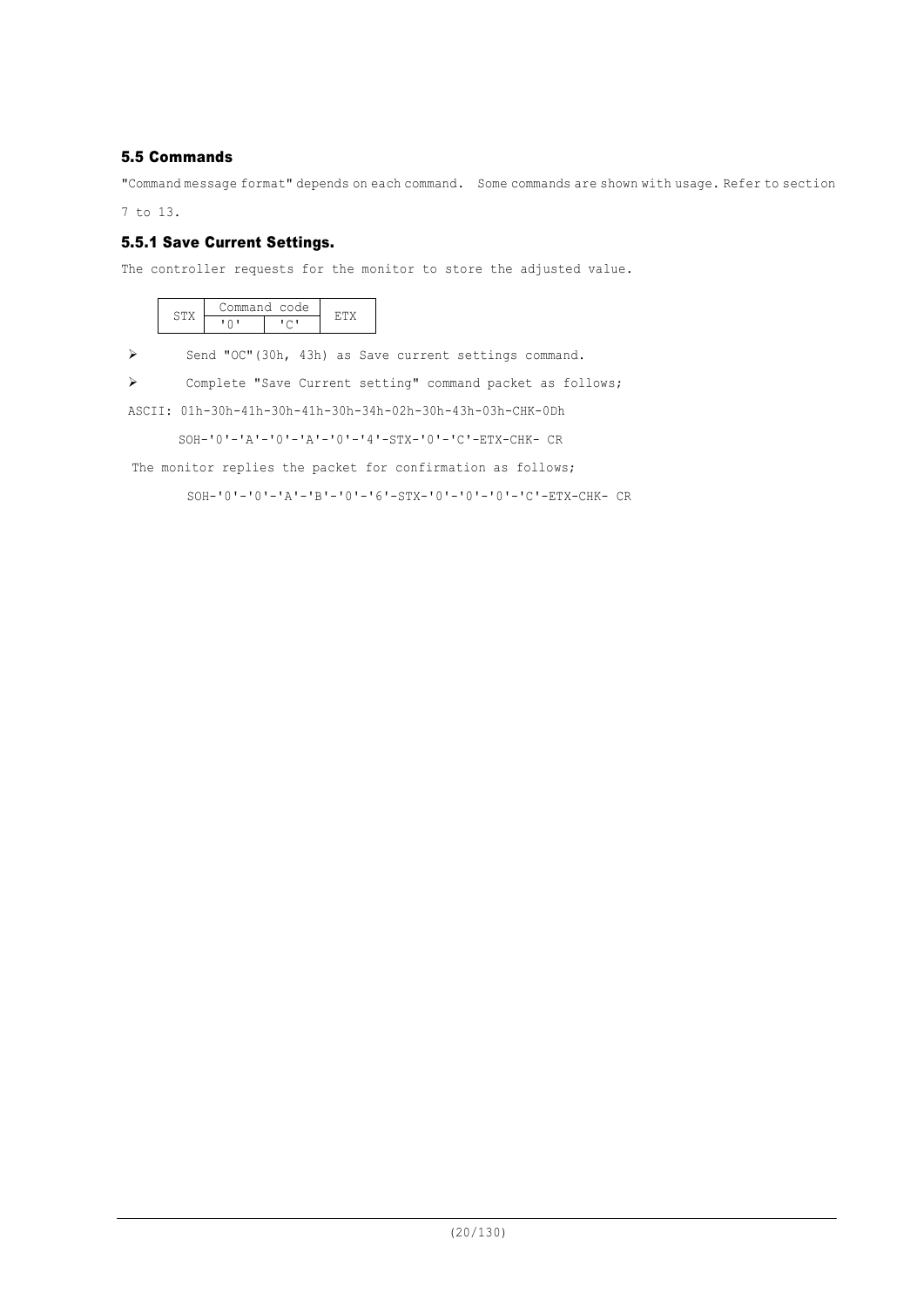## 5.5 Commands

"Command message format" depends on each command. Some commands are shown with usage. Refer to section 7 to 13.

### 5.5.1 Save Current Settings.

The controller requests for the monitor to store the adjusted value.

| STX | Command code | | ETX |
|---|---|---|---|
| | '0' | 'C' | |

- Send "OC"(30h, 43h) as Save current settings command.
- Complete "Save Current setting" command packet as follows;

ASCII: 01h-30h-41h-30h-41h-30h-34h-02h-30h-43h-03h-CHK-0Dh

SOH-'0'-'A'-'0'-'A'-'0'-'4'-STX-'0'-'C'-ETX-CHK- CR

The monitor replies the packet for confirmation as follows;

SOH-'0'-'0'-'A'-'B'-'0'-'6'-STX-'0'-'0'-'0'-'C'-ETX-CHK- CR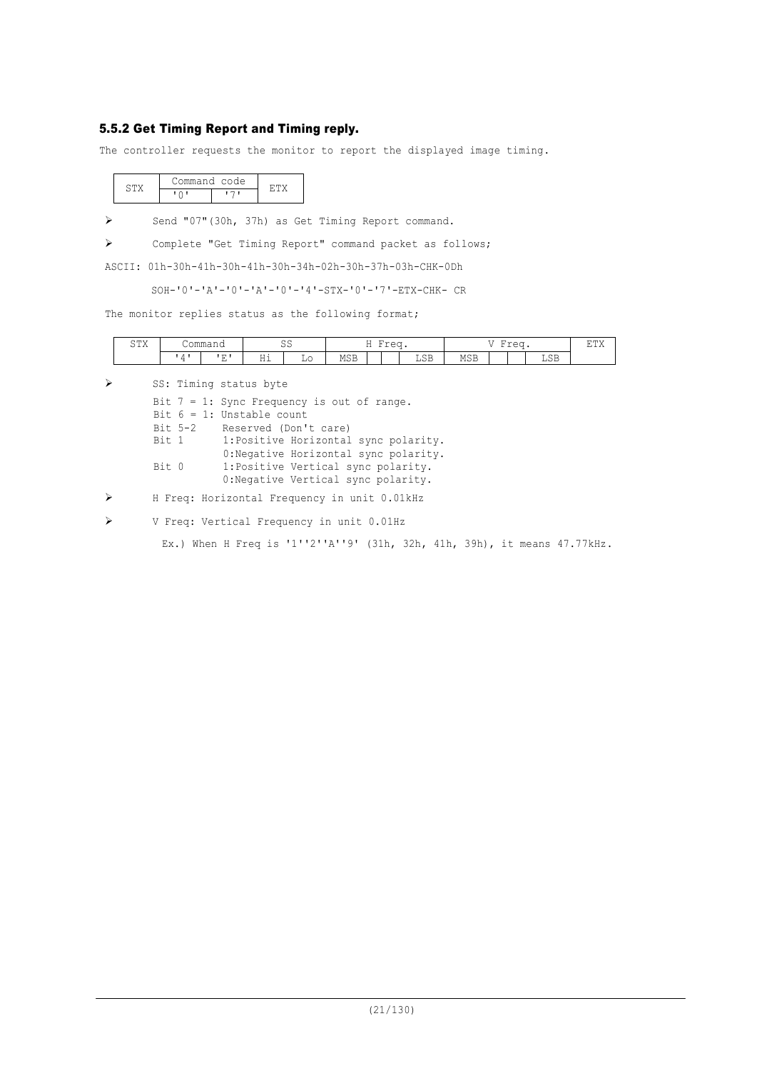### 5.5.2 Get Timing Report and Timing reply.

The controller requests the monitor to report the displayed image timing.

| STX | Command code | | ETX |
|---|---|---|---|
| | '0' | '7' | |

- Send "07"(30h, 37h) as Get Timing Report command.
- Complete "Get Timing Report" command packet as follows;

ASCII: 01h-30h-41h-30h-41h-30h-34h-02h-30h-37h-03h-CHK-0Dh

SOH-'0'-'A'-'0'-'A'-'0'-'4'-STX-'0'-'7'-ETX-CHK- CR

The monitor replies status as the following format;

| STX | Command | | SS | | H Freq. | | | | V Freq. | | | | ETX |
|---|---|---|---|---|---|---|---|---|---|---|---|---|---|
| | '4' | 'E' | Hi | Lo | MSB | | | LSB | MSB | | | LSB | |

- SS: Timing status byte

  Bit 7 = 1: Sync Frequency is out of range.
  Bit 6 = 1: Unstable count
  Bit 5-2 Reserved (Don't care)
  Bit 1 1:Positive Horizontal sync polarity.
  0:Negative Horizontal sync polarity.
  Bit 0 1:Positive Vertical sync polarity.
  0:Negative Vertical sync polarity.

- H Freq: Horizontal Frequency in unit 0.01kHz
- V Freq: Vertical Frequency in unit 0.01Hz

  Ex.) When H Freq is '1''2''A''9' (31h, 32h, 41h, 39h), it means 47.77kHz.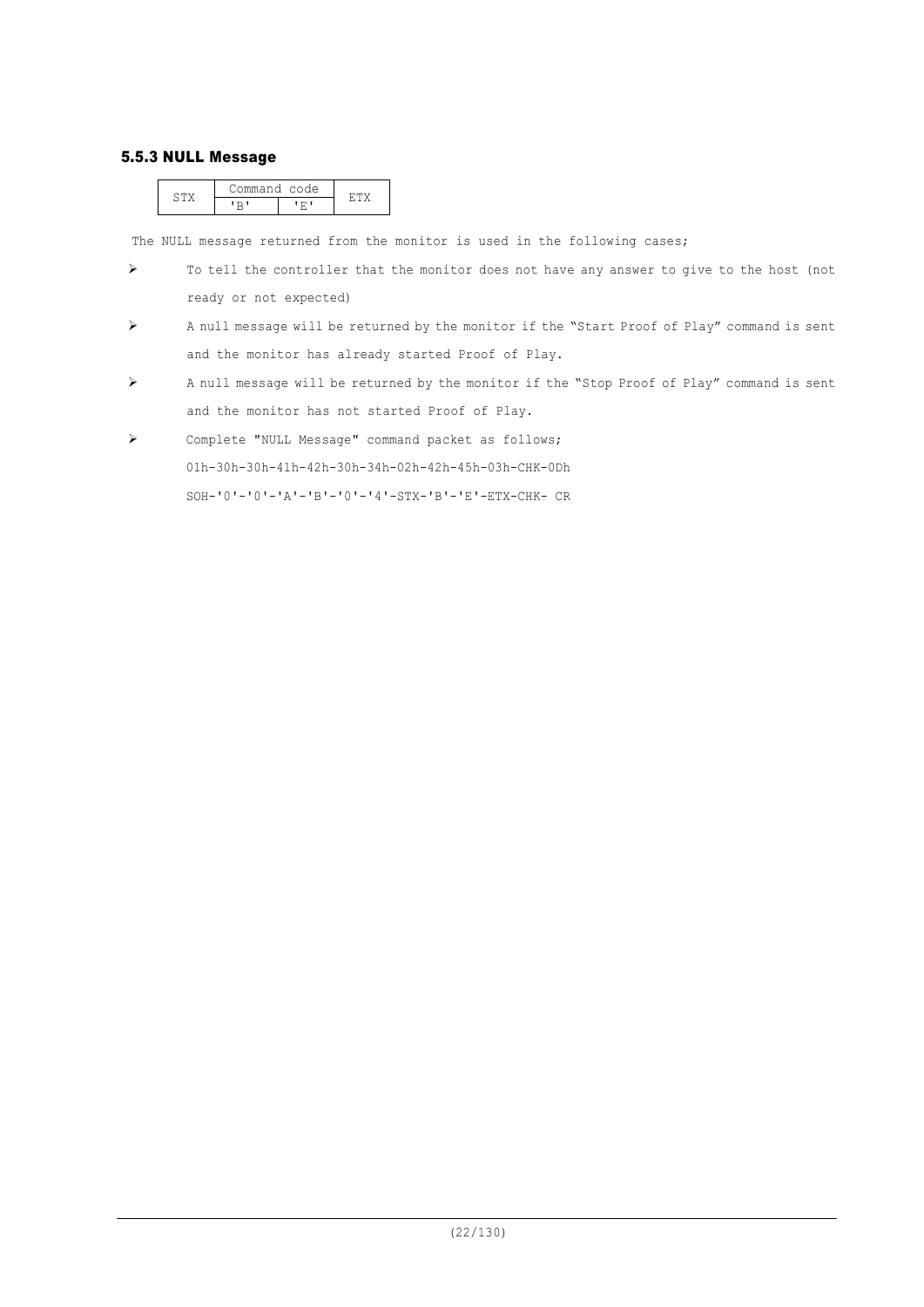### 5.5.3 NULL Message

| STX | Command code | | ETX |
|---|---|---|---|
| | 'B' | 'E' | |

The NULL message returned from the monitor is used in the following cases;

- To tell the controller that the monitor does not have any answer to give to the host (not ready or not expected)
- A null message will be returned by the monitor if the "Start Proof of Play" command is sent and the monitor has already started Proof of Play.
- A null message will be returned by the monitor if the "Stop Proof of Play" command is sent and the monitor has not started Proof of Play.
- Complete "NULL Message" command packet as follows;

  01h-30h-30h-41h-42h-30h-34h-02h-42h-45h-03h-CHK-0Dh

  SOH-'0'-'0'-'A'-'B'-'0'-'4'-STX-'B'-'E'-ETX-CHK- CR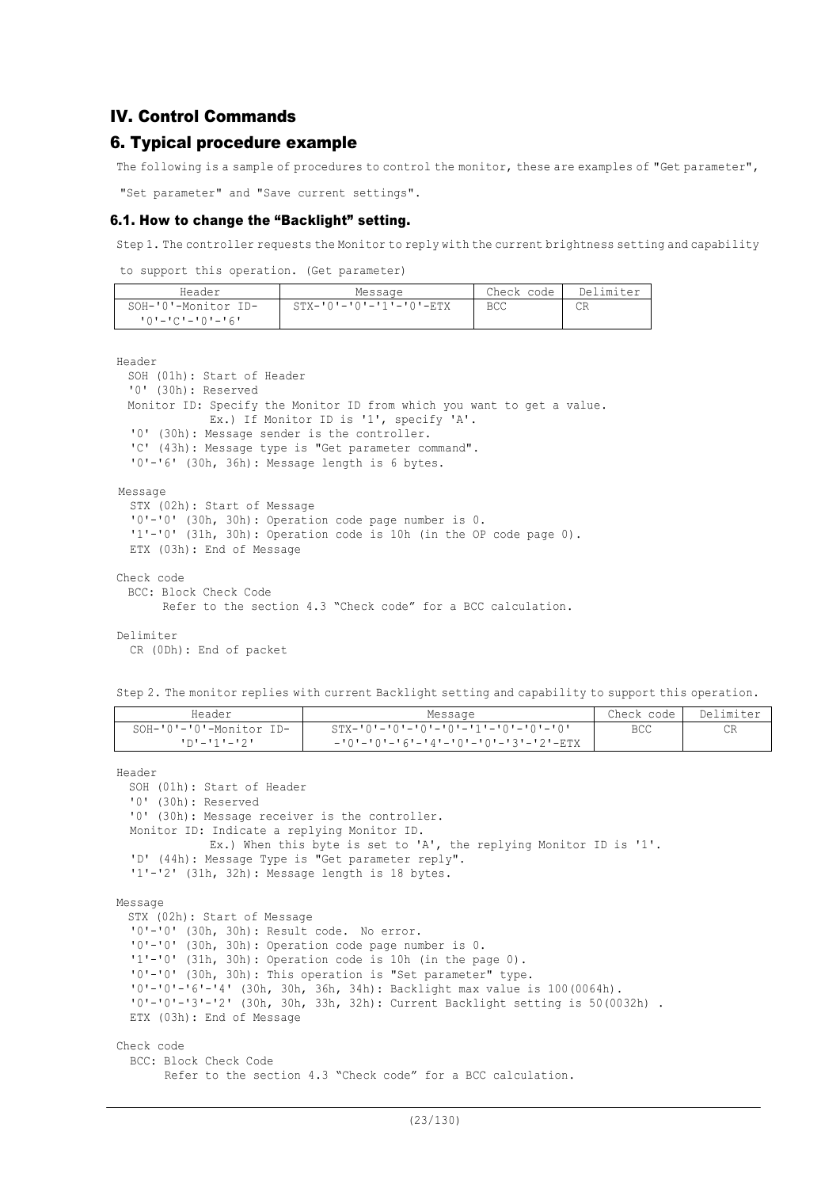## IV. Control Commands

## 6. Typical procedure example

The following is a sample of procedures to control the monitor, these are examples of "Get parameter", "Set parameter" and "Save current settings".

### 6.1. How to change the “Backlight” setting.

Step 1. The controller requests the Monitor to reply with the current brightness setting and capability to support this operation. (Get parameter)

| Header | Message | Check code | Delimiter |
|---|---|---|---|
| SOH-'0'-Monitor ID-'0'-'C'-'0'-'6' | STX-'0'-'0'-'1'-'0'-ETX | BCC | CR |

Header
  SOH (01h): Start of Header
  '0' (30h): Reserved
  Monitor ID: Specify the Monitor ID from which you want to get a value.
    Ex.) If Monitor ID is '1', specify 'A'.
  '0' (30h): Message sender is the controller.
  'C' (43h): Message type is "Get parameter command".
  '0'-'6' (30h, 36h): Message length is 6 bytes.

Message
  STX (02h): Start of Message
  '0'-'0' (30h, 30h): Operation code page number is 0.
  '1'-'0' (31h, 30h): Operation code is 10h (in the OP code page 0).
  ETX (03h): End of Message

Check code
  BCC: Block Check Code
    Refer to the section 4.3 “Check code” for a BCC calculation.

Delimiter
  CR (0Dh): End of packet

Step 2. The monitor replies with current Backlight setting and capability to support this operation.

| Header | Message | Check code | Delimiter |
|---|---|---|---|
| SOH-'0'-'0'-Monitor ID-'D'-'1'-'2' | STX-'0'-'0'-'0'-'0'-'1'-'0'-'0'-'0'-'0'-'0'-'6'-'4'-'0'-'0'-'3'-'2'-ETX | BCC | CR |

Header
  SOH (01h): Start of Header
  '0' (30h): Reserved
  '0' (30h): Message receiver is the controller.
  Monitor ID: Indicate a replying Monitor ID.
    Ex.) When this byte is set to 'A', the replying Monitor ID is '1'.
  'D' (44h): Message Type is "Get parameter reply".
  '1'-'2' (31h, 32h): Message length is 18 bytes.

Message
  STX (02h): Start of Message
  '0'-'0' (30h, 30h): Result code. No error.
  '0'-'0' (30h, 30h): Operation code page number is 0.
  '1'-'0' (31h, 30h): Operation code is 10h (in the page 0).
  '0'-'0' (30h, 30h): This operation is "Set parameter" type.
  '0'-'0'-'6'-'4' (30h, 30h, 36h, 34h): Backlight max value is 100(0064h).
  '0'-'0'-'3'-'2' (30h, 30h, 33h, 32h): Current Backlight setting is 50(0032h) .
  ETX (03h): End of Message

Check code
  BCC: Block Check Code
    Refer to the section 4.3 “Check code” for a BCC calculation.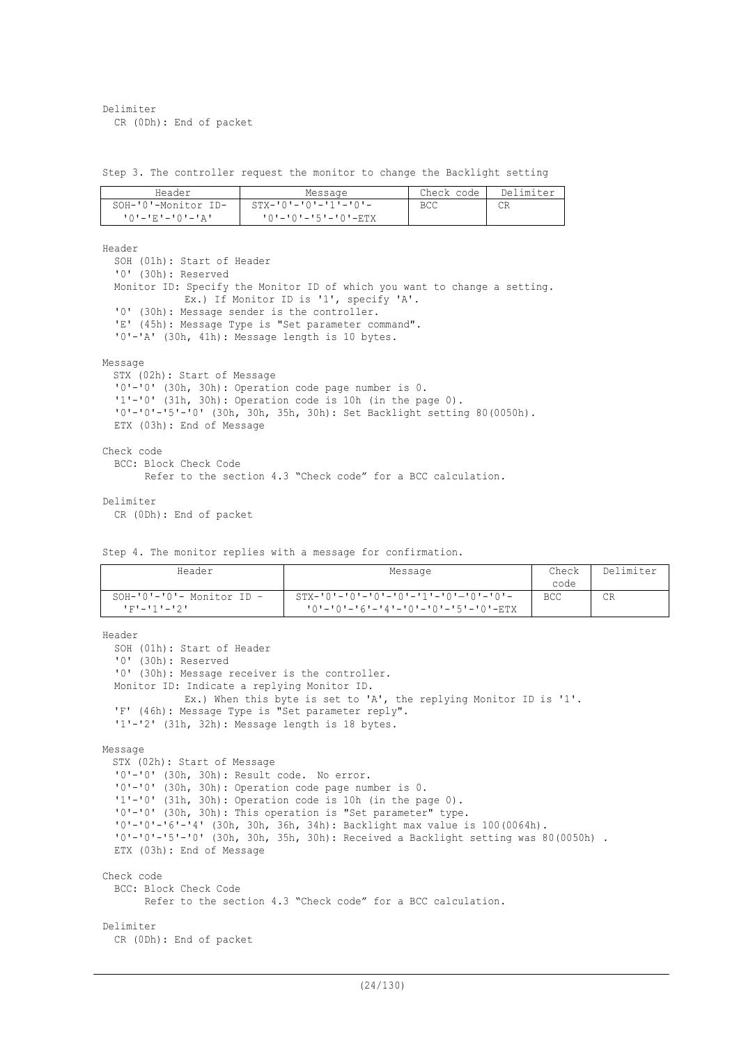Delimiter
  CR (0Dh): End of packet

Step 3. The controller request the monitor to change the Backlight setting

| Header | Message | Check code | Delimiter |
|---|---|---|---|
| SOH-'0'-Monitor ID-'0'-'E'-'0'-'A' | STX-'0'-'0'-'1'-'0'-'0'-'0'-'5'-'0'-ETX | BCC | CR |

Header
  SOH (01h): Start of Header
  '0' (30h): Reserved
  Monitor ID: Specify the Monitor ID of which you want to change a setting.
        Ex.) If Monitor ID is '1', specify 'A'.
  '0' (30h): Message sender is the controller.
  'E' (45h): Message Type is "Set parameter command".
  '0'-'A' (30h, 41h): Message length is 10 bytes.

Message
  STX (02h): Start of Message
  '0'-'0' (30h, 30h): Operation code page number is 0.
  '1'-'0' (31h, 30h): Operation code is 10h (in the page 0).
  '0'-'0'-'5'-'0' (30h, 30h, 35h, 30h): Set Backlight setting 80(0050h).
  ETX (03h): End of Message

Check code
  BCC: Block Check Code
    Refer to the section 4.3 "Check code" for a BCC calculation.

Delimiter
  CR (0Dh): End of packet

Step 4. The monitor replies with a message for confirmation.

| Header | Message | Check code | Delimiter |
|---|---|---|---|
| SOH-'0'-'0'- Monitor ID -'F'-'1'-'2' | STX-'0'-'0'-'0'-'0'-'1'-'0'-'0'-'0'-'0'-'0'-'6'-'4'-'0'-'0'-'5'-'0'-ETX | BCC | CR |

Header
  SOH (01h): Start of Header
  '0' (30h): Reserved
  '0' (30h): Message receiver is the controller.
  Monitor ID: Indicate a replying Monitor ID.
        Ex.) When this byte is set to 'A', the replying Monitor ID is '1'.
  'F' (46h): Message Type is "Set parameter reply".
  '1'-'2' (31h, 32h): Message length is 18 bytes.

Message
  STX (02h): Start of Message
  '0'-'0' (30h, 30h): Result code. No error.
  '0'-'0' (30h, 30h): Operation code page number is 0.
  '1'-'0' (31h, 30h): Operation code is 10h (in the page 0).
  '0'-'0' (30h, 30h): This operation is "Set parameter" type.
  '0'-'0'-'6'-'4' (30h, 30h, 36h, 34h): Backlight max value is 100(0064h).
  '0'-'0'-'5'-'0' (30h, 30h, 35h, 30h): Received a Backlight setting was 80(0050h) .
  ETX (03h): End of Message

Check code
  BCC: Block Check Code
    Refer to the section 4.3 "Check code" for a BCC calculation.

Delimiter
  CR (0Dh): End of packet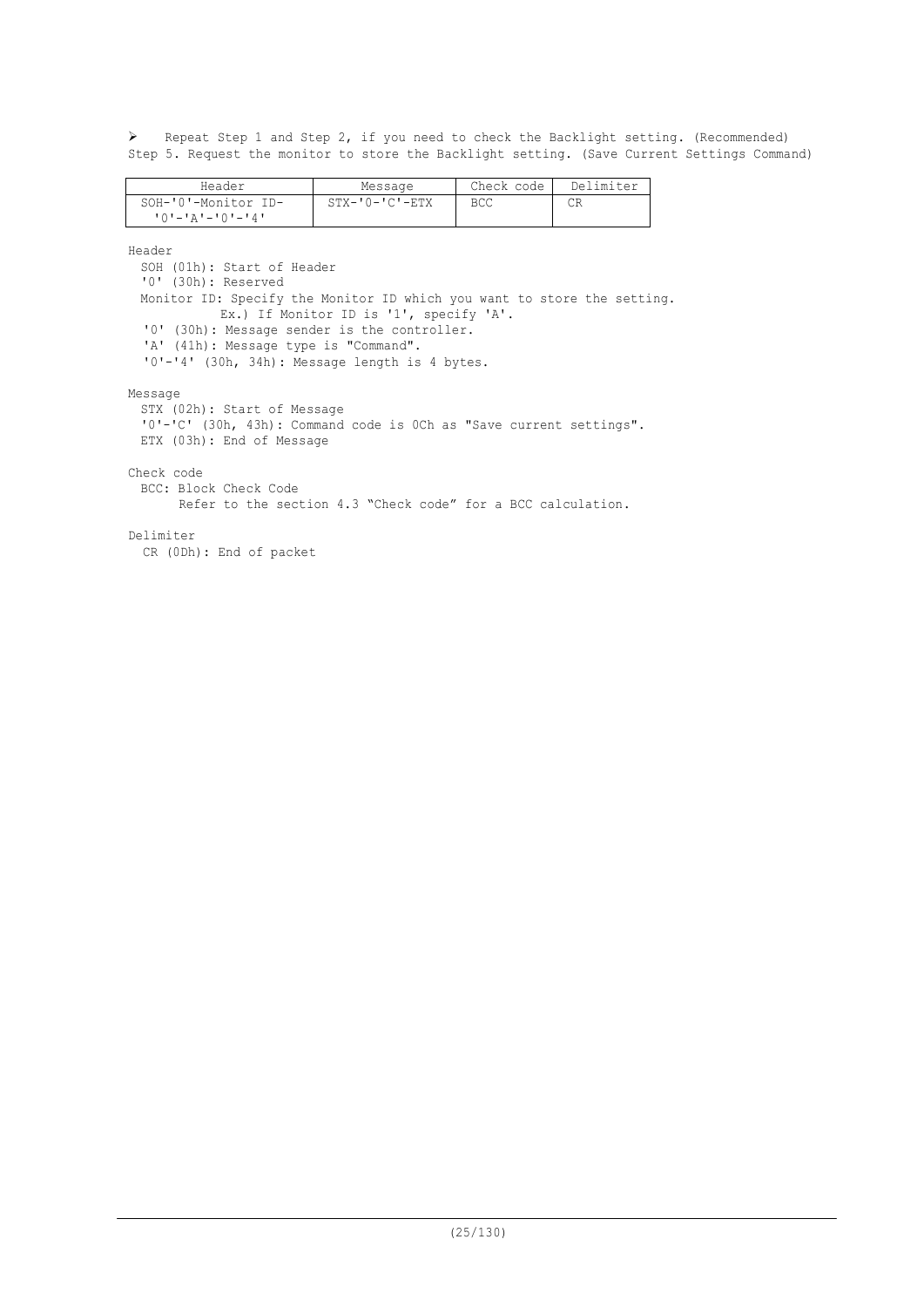➢ Repeat Step 1 and Step 2, if you need to check the Backlight setting. (Recommended)
Step 5. Request the monitor to store the Backlight setting. (Save Current Settings Command)

| Header | Message | Check code | Delimiter |
|---|---|---|---|
| SOH-'0'-Monitor ID-'0'-'A'-'0'-'4' | STX-'0-'C'-ETX | BCC | CR |

Header
SOH (01h): Start of Header
'0' (30h): Reserved
Monitor ID: Specify the Monitor ID which you want to store the setting.
Ex.) If Monitor ID is '1', specify 'A'.
'0' (30h): Message sender is the controller.
'A' (41h): Message type is "Command".
'0'-'4' (30h, 34h): Message length is 4 bytes.

Message
STX (02h): Start of Message
'0'-'C' (30h, 43h): Command code is 0Ch as "Save current settings".
ETX (03h): End of Message

Check code
BCC: Block Check Code
Refer to the section 4.3 "Check code" for a BCC calculation.

Delimiter
CR (0Dh): End of packet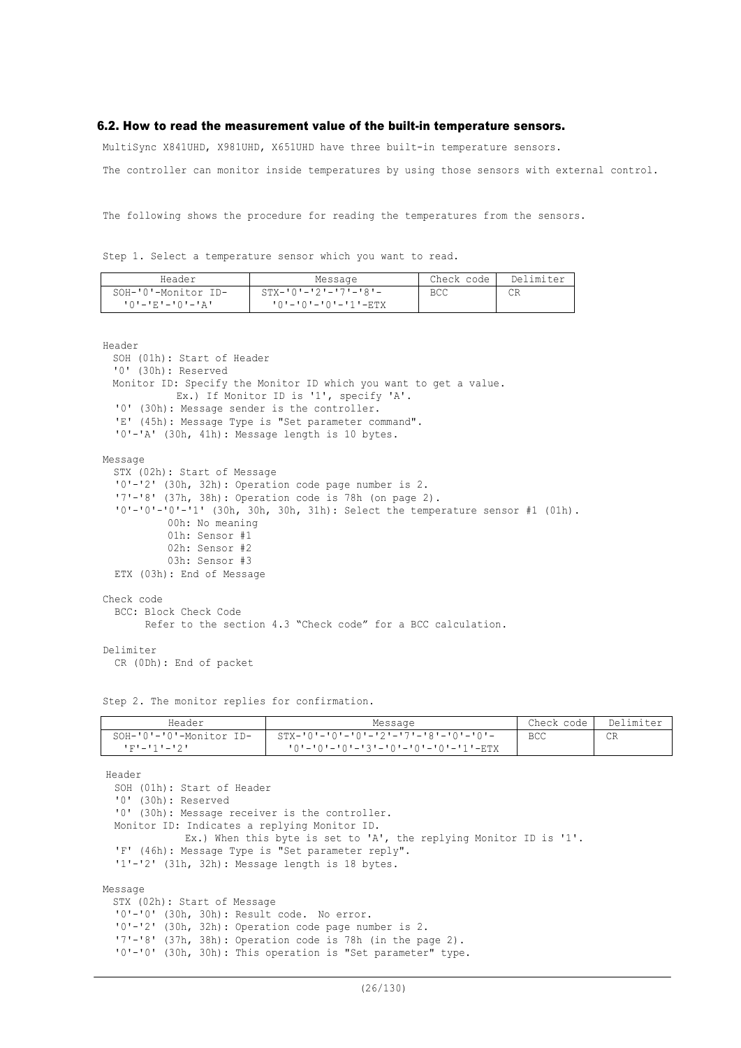### 6.2. How to read the measurement value of the built-in temperature sensors.

MultiSync X841UHD, X981UHD, X651UHD have three built-in temperature sensors.

The controller can monitor inside temperatures by using those sensors with external control.

The following shows the procedure for reading the temperatures from the sensors.

Step 1. Select a temperature sensor which you want to read.

| Header | Message | Check code | Delimiter |
|---|---|---|---|
| SOH-'0'-Monitor ID-'0'-'E'-'0'-'A' | STX-'0'-'2'-'7'-'8'-'0'-'0'-'0'-'1'-ETX | BCC | CR |

Header
  SOH (01h): Start of Header
  '0' (30h): Reserved
  Monitor ID: Specify the Monitor ID which you want to get a value.
  Ex.) If Monitor ID is '1', specify 'A'.
  '0' (30h): Message sender is the controller.
  'E' (45h): Message Type is "Set parameter command".
  '0'-'A' (30h, 41h): Message length is 10 bytes.

Message
  STX (02h): Start of Message
  '0'-'2' (30h, 32h): Operation code page number is 2.
  '7'-'8' (37h, 38h): Operation code is 78h (on page 2).
  '0'-'0'-'0'-'1' (30h, 30h, 30h, 31h): Select the temperature sensor #1 (01h).
  00h: No meaning
  01h: Sensor #1
  02h: Sensor #2
  03h: Sensor #3
  ETX (03h): End of Message

Check code
  BCC: Block Check Code
  Refer to the section 4.3 "Check code" for a BCC calculation.

Delimiter
  CR (0Dh): End of packet

Step 2. The monitor replies for confirmation.

| Header | Message | Check code | Delimiter |
|---|---|---|---|
| SOH-'0'-'0'-Monitor ID-'F'-'1'-'2' | STX-'0'-'0'-'0'-'2'-'7'-'8'-'0'-'0'-'0'-'0'-'0'-'3'-'0'-'0'-'0'-'1'-ETX | BCC | CR |

Header
  SOH (01h): Start of Header
  '0' (30h): Reserved
  '0' (30h): Message receiver is the controller.
  Monitor ID: Indicates a replying Monitor ID.
  Ex.) When this byte is set to 'A', the replying Monitor ID is '1'.
  'F' (46h): Message Type is "Set parameter reply".
  '1'-'2' (31h, 32h): Message length is 18 bytes.

Message
  STX (02h): Start of Message
  '0'-'0' (30h, 30h): Result code. No error.
  '0'-'2' (30h, 32h): Operation code page number is 2.
  '7'-'8' (37h, 38h): Operation code is 78h (in the page 2).
  '0'-'0' (30h, 30h): This operation is "Set parameter" type.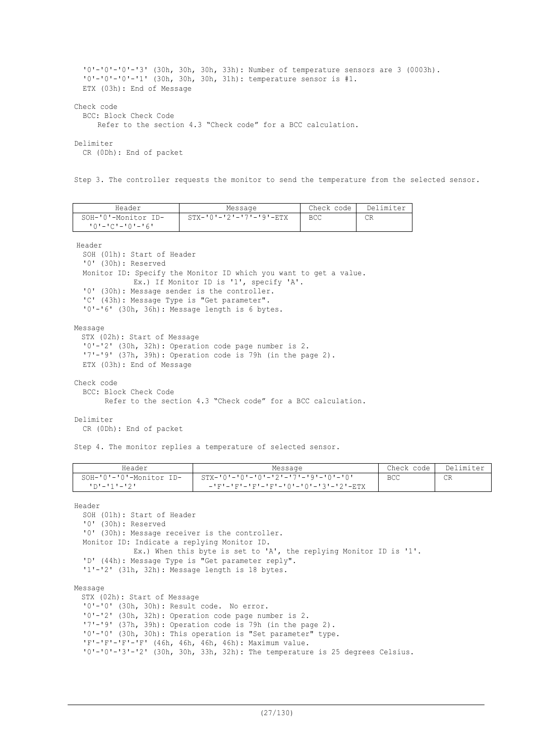'0'-'0'-'0'-'3' (30h, 30h, 30h, 33h): Number of temperature sensors are 3 (0003h).
'0'-'0'-'0'-'1' (30h, 30h, 30h, 31h): temperature sensor is #1.
ETX (03h): End of Message

Check code
BCC: Block Check Code
Refer to the section 4.3 "Check code" for a BCC calculation.

Delimiter
CR (0Dh): End of packet

Step 3. The controller requests the monitor to send the temperature from the selected sensor.

| Header | Message | Check code | Delimiter |
|---|---|---|---|
| SOH-'0'-Monitor ID-'0'-'C'-'0'-'6' | STX-'0'-'2'-'7'-'9'-ETX | BCC | CR |

Header
SOH (01h): Start of Header
'0' (30h): Reserved
Monitor ID: Specify the Monitor ID which you want to get a value.
Ex.) If Monitor ID is '1', specify 'A'.
'0' (30h): Message sender is the controller.
'C' (43h): Message Type is "Get parameter".
'0'-'6' (30h, 36h): Message length is 6 bytes.

Message
STX (02h): Start of Message
'0'-'2' (30h, 32h): Operation code page number is 2.
'7'-'9' (37h, 39h): Operation code is 79h (in the page 2).
ETX (03h): End of Message

Check code
BCC: Block Check Code
Refer to the section 4.3 "Check code" for a BCC calculation.

Delimiter
CR (0Dh): End of packet

Step 4. The monitor replies a temperature of selected sensor.

| Header | Message | Check code | Delimiter |
|---|---|---|---|
| SOH-'0'-'0'-Monitor ID-'D'-'1'-'2' | STX-'0'-'0'-'0'-'2'-'7'-'9'-'0'-'0'-'F'-'F'-'F'-'F'-'0'-'0'-'3'-'2'-ETX | BCC | CR |

Header
SOH (01h): Start of Header
'0' (30h): Reserved
'0' (30h): Message receiver is the controller.
Monitor ID: Indicate a replying Monitor ID.
Ex.) When this byte is set to 'A', the replying Monitor ID is '1'.
'D' (44h): Message Type is "Get parameter reply".
'1'-'2' (31h, 32h): Message length is 18 bytes.

Message
STX (02h): Start of Message
'0'-'0' (30h, 30h): Result code. No error.
'0'-'2' (30h, 32h): Operation code page number is 2.
'7'-'9' (37h, 39h): Operation code is 79h (in the page 2).
'0'-'0' (30h, 30h): This operation is "Set parameter" type.
'F'-'F'-'F'-'F' (46h, 46h, 46h, 46h): Maximum value.
'0'-'0'-'3'-'2' (30h, 30h, 33h, 32h): The temperature is 25 degrees Celsius.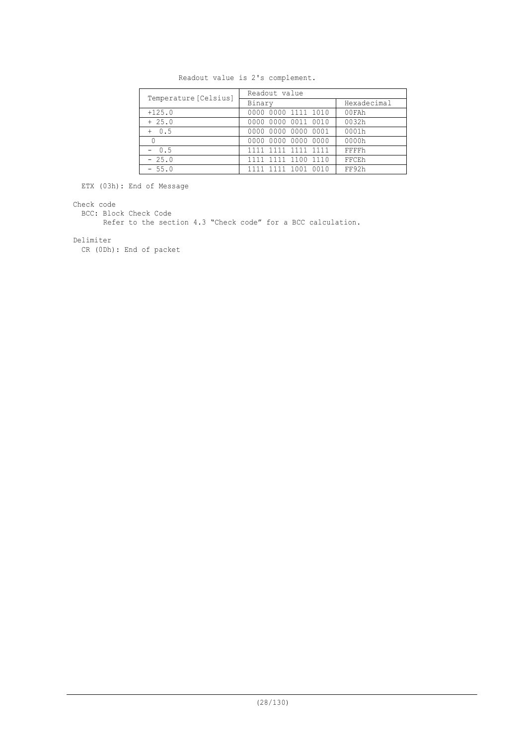Readout value is 2's complement.

| Temperature [Celsius] | Readout value | |
|---|---|---|
| | Binary | Hexadecimal |
| +125.0 | 0000 0000 1111 1010 | 00FAh |
| + 25.0 | 0000 0000 0011 0010 | 0032h |
| + 0.5 | 0000 0000 0000 0001 | 0001h |
| 0 | 0000 0000 0000 0000 | 0000h |
| - 0.5 | 1111 1111 1111 1111 | FFFFh |
| - 25.0 | 1111 1111 1100 1110 | FFCEh |
| - 55.0 | 1111 1111 1001 0010 | FF92h |

ETX (03h): End of Message

Check code

BCC: Block Check Code

Refer to the section 4.3 “Check code” for a BCC calculation.

Delimiter

CR (0Dh): End of packet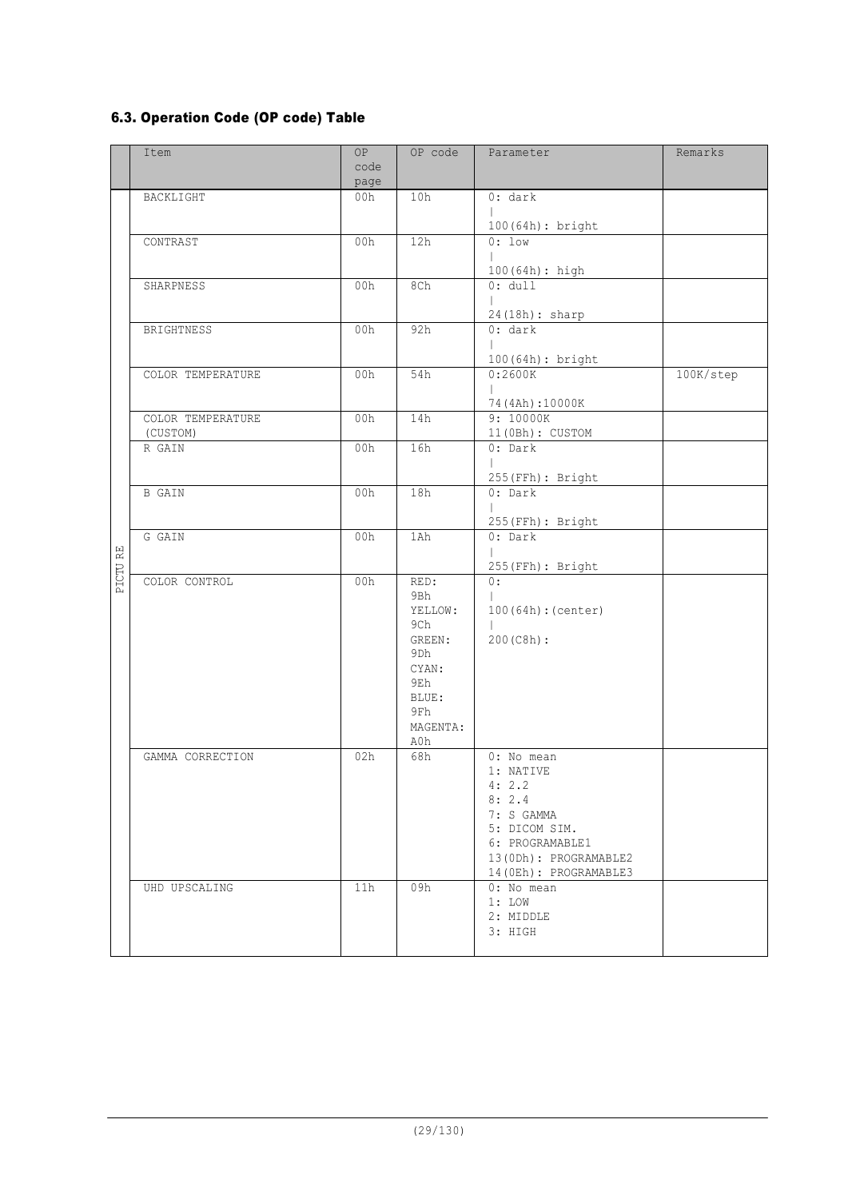### 6.3. Operation Code (OP code) Table

| | Item | OP code page | OP code | Parameter | Remarks |
|---|---|---|---|---|---|
| PICTURE | BACKLIGHT | 00h | 10h | 0: dark<br>\|<br>100(64h): bright | |
| | CONTRAST | 00h | 12h | 0: low<br>\|<br>100(64h): high | |
| | SHARPNESS | 00h | 8Ch | 0: dull<br>\|<br>24(18h): sharp | |
| | BRIGHTNESS | 00h | 92h | 0: dark<br>\|<br>100(64h): bright | |
| | COLOR TEMPERATURE | 00h | 54h | 0:2600K<br>\|<br>74(4Ah):10000K | 100K/step |
| | COLOR TEMPERATURE (CUSTOM) | 00h | 14h | 9: 10000K<br>11(0Bh): CUSTOM | |
| | R GAIN | 00h | 16h | 0: Dark<br>\|<br>255(FFh): Bright | |
| | B GAIN | 00h | 18h | 0: Dark<br>\|<br>255(FFh): Bright | |
| | G GAIN | 00h | 1Ah | 0: Dark<br>\|<br>255(FFh): Bright | |
| | COLOR CONTROL | 00h | RED: 9Bh<br>YELLOW: 9Ch<br>GREEN: 9Dh<br>CYAN: 9Eh<br>BLUE: 9Fh<br>MAGENTA: A0h | 0:<br>\|<br>100(64h):(center)<br>\|<br>200(C8h): | |
| | GAMMA CORRECTION | 02h | 68h | 0: No mean<br>1: NATIVE<br>4: 2.2<br>8: 2.4<br>7: S GAMMA<br>5: DICOM SIM.<br>6: PROGRAMABLE1<br>13(0Dh): PROGRAMABLE2<br>14(0Eh): PROGRAMABLE3 | |
| | UHD UPSCALING | 11h | 09h | 0: No mean<br>1: LOW<br>2: MIDDLE<br>3: HIGH | |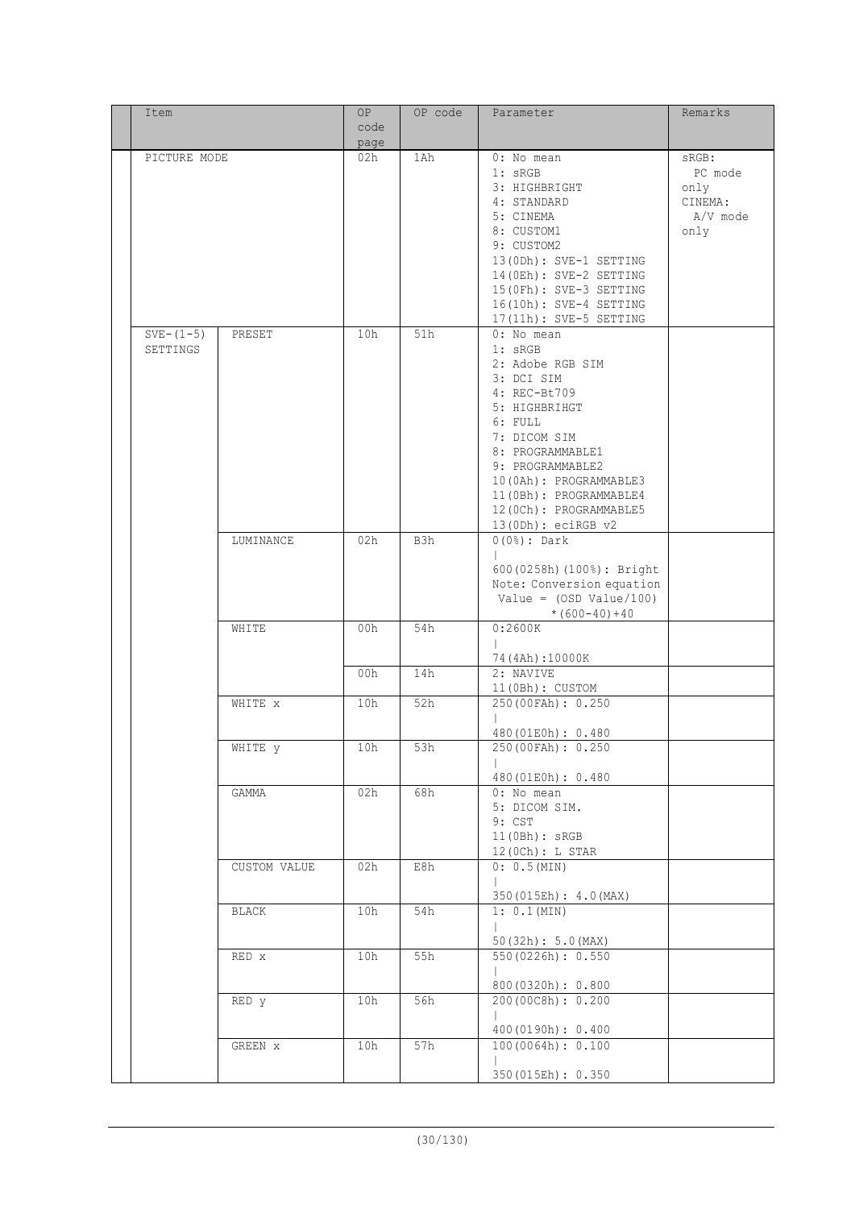| Item | | OP code page | OP code | Parameter | Remarks |
|---|---|---|---|---|---|
| PICTURE MODE | | 02h | 1Ah | 0: No mean<br>1: sRGB<br>3: HIGHBRIGHT<br>4: STANDARD<br>5: CINEMA<br>8: CUSTOM1<br>9: CUSTOM2<br>13(0Dh): SVE-1 SETTING<br>14(0Eh): SVE-2 SETTING<br>15(0Fh): SVE-3 SETTING<br>16(10h): SVE-4 SETTING<br>17(11h): SVE-5 SETTING | sRGB: PC mode only<br>CINEMA: A/V mode only |
| SVE-(1-5) SETTINGS | PRESET | 10h | 51h | 0: No mean<br>1: sRGB<br>2: Adobe RGB SIM<br>3: DCI SIM<br>4: REC-Bt709<br>5: HIGHBRIHGT<br>6: FULL<br>7: DICOM SIM<br>8: PROGRAMMABLE1<br>9: PROGRAMMABLE2<br>10(0Ah): PROGRAMMABLE3<br>11(0Bh): PROGRAMMABLE4<br>12(0Ch): PROGRAMMABLE5<br>13(0Dh): eciRGB v2 | |
| | LUMINANCE | 02h | B3h | 0(0%): Dark<br>\|<br>600(0258h)(100%): Bright<br>Note: Conversion equation<br>Value = (OSD Value/100) *(600-40)+40 | |
| | WHITE | 00h | 54h | 0:2600K<br>\|<br>74(4Ah):10000K | |
| | | 00h | 14h | 2: NAVIVE<br>11(0Bh): CUSTOM | |
| | WHITE x | 10h | 52h | 250(00FAh): 0.250<br>\|<br>480(01E0h): 0.480 | |
| | WHITE y | 10h | 53h | 250(00FAh): 0.250<br>\|<br>480(01E0h): 0.480 | |
| | GAMMA | 02h | 68h | 0: No mean<br>5: DICOM SIM.<br>9: CST<br>11(0Bh): sRGB<br>12(0Ch): L STAR | |
| | CUSTOM VALUE | 02h | E8h | 0: 0.5(MIN)<br>\|<br>350(015Eh): 4.0(MAX) | |
| | BLACK | 10h | 54h | 1: 0.1(MIN)<br>\|<br>50(32h): 5.0(MAX) | |
| | RED x | 10h | 55h | 550(0226h): 0.550<br>\|<br>800(0320h): 0.800 | |
| | RED y | 10h | 56h | 200(00C8h): 0.200<br>\|<br>400(0190h): 0.400 | |
| | GREEN x | 10h | 57h | 100(0064h): 0.100<br>\|<br>350(015Eh): 0.350 | |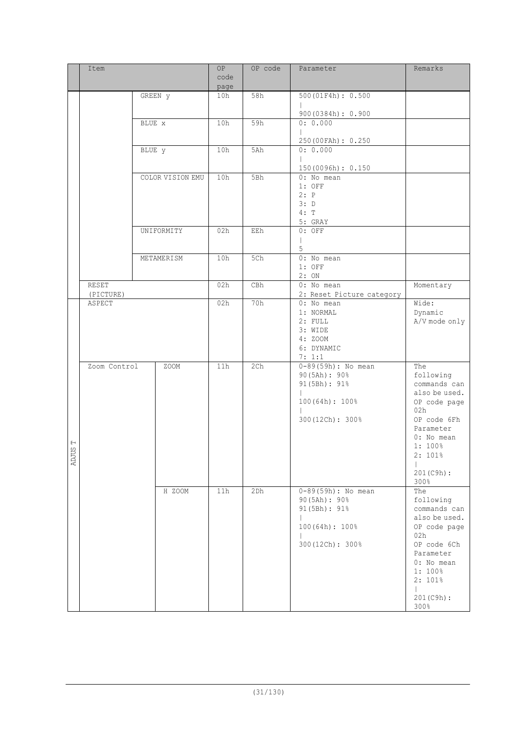| | Item | | OP code page | OP code | Parameter | Remarks |
|---|---|---|---|---|---|---|
| | | GREEN y | 10h | 58h | 500(01F4h): 0.500<br>\|<br>900(0384h): 0.900 | |
| | | BLUE x | 10h | 59h | 0: 0.000<br>\|<br>250(00FAh): 0.250 | |
| | | BLUE y | 10h | 5Ah | 0: 0.000<br>\|<br>150(0096h): 0.150 | |
| | | COLOR VISION EMU | 10h | 5Bh | 0: No mean<br>1: OFF<br>2: P<br>3: D<br>4: T<br>5: GRAY | |
| | | UNIFORMITY | 02h | EEh | 0: OFF<br>\|<br>5 | |
| | | METAMERISM | 10h | 5Ch | 0: No mean<br>1: OFF<br>2: ON | |
| | RESET (PICTURE) | | 02h | CBh | 0: No mean<br>2: Reset Picture category | Momentary |
| ADJUST | ASPECT | | 02h | 70h | 0: No mean<br>1: NORMAL<br>2: FULL<br>3: WIDE<br>4: ZOOM<br>6: DYNAMIC<br>7: 1:1 | Wide: Dynamic A/V mode only |
| ADJUST | Zoom Control | ZOOM | 11h | 2Ch | 0-89(59h): No mean<br>90(5Ah): 90%<br>91(5Bh): 91%<br>\|<br>100(64h): 100%<br>\|<br>300(12Ch): 300% | The following commands can also be used.<br>OP code page 02h<br>OP code 6Fh<br>Parameter<br>0: No mean<br>1: 100%<br>2: 101%<br>\|<br>201(C9h): 300% |
| ADJUST | | H ZOOM | 11h | 2Dh | 0-89(59h): No mean<br>90(5Ah): 90%<br>91(5Bh): 91%<br>\|<br>100(64h): 100%<br>\|<br>300(12Ch): 300% | The following commands can also be used.<br>OP code page 02h<br>OP code 6Ch<br>Parameter<br>0: No mean<br>1: 100%<br>2: 101%<br>\|<br>201(C9h): 300% |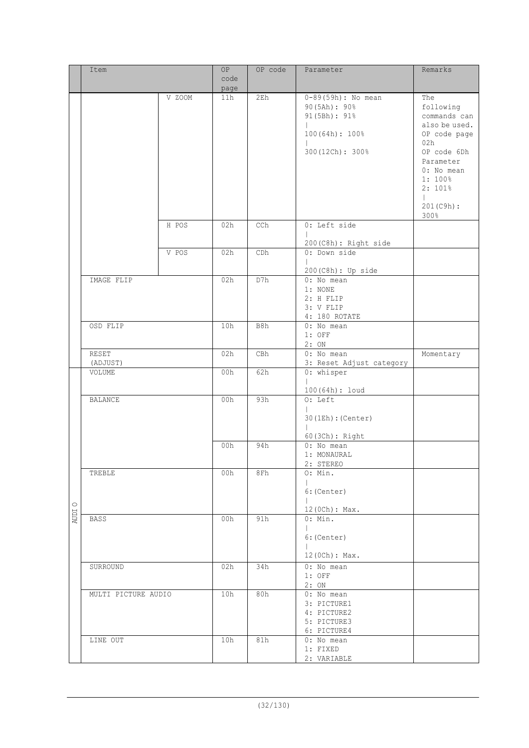| | Item | | OP code page | OP code | Parameter | Remarks |
|---|---|---|---|---|---|---|
| | | V ZOOM | 11h | 2Eh | 0-89(59h): No mean<br>90(5Ah): 90%<br>91(5Bh): 91%<br>\|<br>100(64h): 100%<br>\|<br>300(12Ch): 300% | The following commands can also be used.<br>OP code page 02h<br>OP code 6Dh<br>Parameter<br>0: No mean<br>1: 100%<br>2: 101%<br>\|<br>201(C9h): 300% |
| | | H POS | 02h | CCh | 0: Left side<br>\|<br>200(C8h): Right side | |
| | | V POS | 02h | CDh | 0: Down side<br>\|<br>200(C8h): Up side | |
| | IMAGE FLIP | | 02h | D7h | 0: No mean<br>1: NONE<br>2: H FLIP<br>3: V FLIP<br>4: 180 ROTATE | |
| | OSD FLIP | | 10h | B8h | 0: No mean<br>1: OFF<br>2: ON | |
| | RESET (ADJUST) | | 02h | CBh | 0: No mean<br>3: Reset Adjust category | Momentary |
| AUDIO | VOLUME | | 00h | 62h | 0: whisper<br>\|<br>100(64h): loud | |
| | BALANCE | | 00h | 93h | 0: Left<br>\|<br>30(1Eh):(Center)<br>\|<br>60(3Ch): Right | |
| | | | 00h | 94h | 0: No mean<br>1: MONAURAL<br>2: STEREO | |
| | TREBLE | | 00h | 8Fh | 0: Min.<br>\|<br>6:(Center)<br>\|<br>12(0Ch): Max. | |
| | BASS | | 00h | 91h | 0: Min.<br>\|<br>6:(Center)<br>\|<br>12(0Ch): Max. | |
| | SURROUND | | 02h | 34h | 0: No mean<br>1: OFF<br>2: ON | |
| | MULTI PICTURE AUDIO | | 10h | 80h | 0: No mean<br>3: PICTURE1<br>4: PICTURE2<br>5: PICTURE3<br>6: PICTURE4 | |
| | LINE OUT | | 10h | 81h | 0: No mean<br>1: FIXED<br>2: VARIABLE | |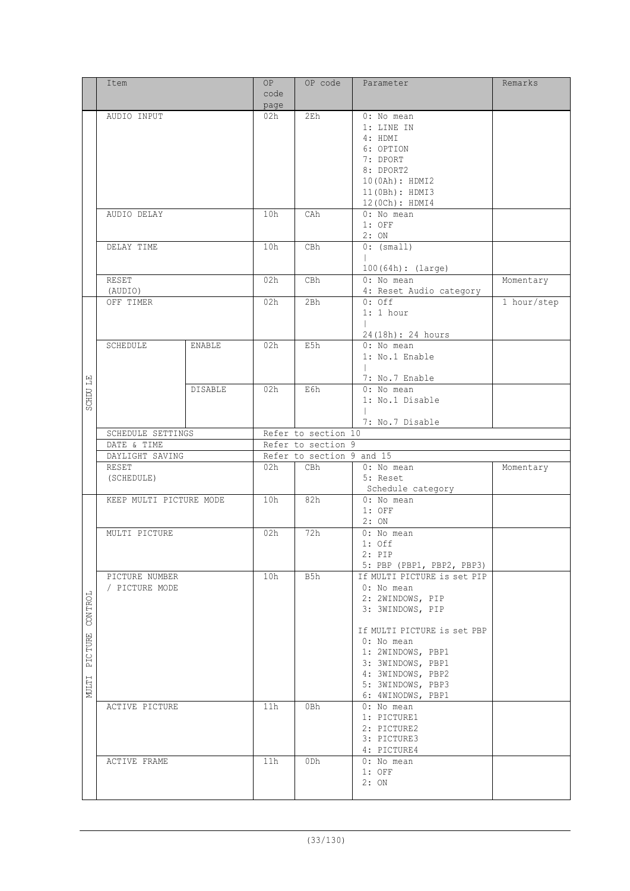| | Item | | OP code page | OP code | Parameter | Remarks |
|---|---|---|---|---|---|---|
| | AUDIO INPUT | | 02h | 2Eh | 0: No mean<br>1: LINE IN<br>4: HDMI<br>6: OPTION<br>7: DPORT<br>8: DPORT2<br>10(0Ah): HDMI2<br>11(0Bh): HDMI3<br>12(0Ch): HDMI4 | |
| | AUDIO DELAY | | 10h | CAh | 0: No mean<br>1: OFF<br>2: ON | |
| | DELAY TIME | | 10h | CBh | 0: (small)<br>\|<br>100(64h): (large) | |
| | RESET<br>(AUDIO) | | 02h | CBh | 0: No mean<br>4: Reset Audio category | Momentary |
| SCHDULE | OFF TIMER | | 02h | 2Bh | 0: Off<br>1: 1 hour<br>\|<br>24(18h): 24 hours | 1 hour/step |
| | SCHEDULE | ENABLE | 02h | E5h | 0: No mean<br>1: No.1 Enable<br>\|<br>7: No.7 Enable | |
| | | DISABLE | 02h | E6h | 0: No mean<br>1: No.1 Disable<br>\|<br>7: No.7 Disable | |
| | SCHEDULE SETTINGS | | Refer to section 10 | | | |
| | DATE & TIME | | Refer to section 9 | | | |
| | DAYLIGHT SAVING | | Refer to section 9 and 15 | | | |
| | RESET<br>(SCHEDULE) | | 02h | CBh | 0: No mean<br>5: Reset<br>Schedule category | Momentary |
| MULTI PICTURE CONTROL | KEEP MULTI PICTURE MODE | | 10h | 82h | 0: No mean<br>1: OFF<br>2: ON | |
| | MULTI PICTURE | | 02h | 72h | 0: No mean<br>1: Off<br>2: PIP<br>5: PBP (PBP1, PBP2, PBP3) | |
| | PICTURE NUMBER<br>/ PICTURE MODE | | 10h | B5h | If MULTI PICTURE is set PIP<br>0: No mean<br>2: 2WINDOWS, PIP<br>3: 3WINDOWS, PIP<br><br>If MULTI PICTURE is set PBP<br>0: No mean<br>1: 2WINDOWS, PBP1<br>3: 3WINDOWS, PBP1<br>4: 3WINDOWS, PBP2<br>5: 3WINDOWS, PBP3<br>6: 4WINODWS, PBP1 | |
| | ACTIVE PICTURE | | 11h | 0Bh | 0: No mean<br>1: PICTURE1<br>2: PICTURE2<br>3: PICTURE3<br>4: PICTURE4 | |
| | ACTIVE FRAME | | 11h | 0Dh | 0: No mean<br>1: OFF<br>2: ON | |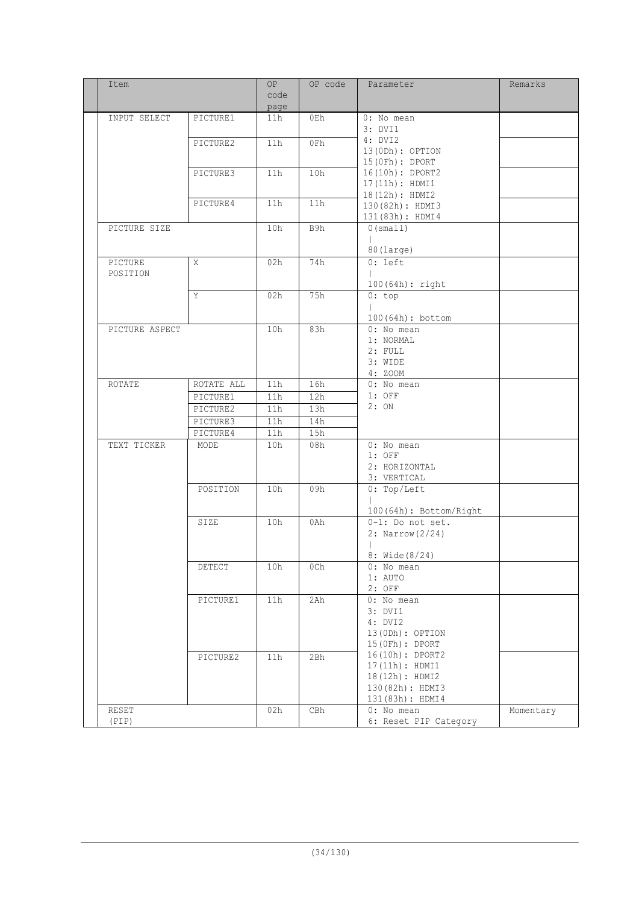| Item | | OP code page | OP code | Parameter | Remarks |
|---|---|---|---|---|---|
| INPUT SELECT | PICTURE1 | 11h | 0Eh | 0: No mean<br>3: DVI1<br>4: DVI2<br>13(0Dh): OPTION<br>15(0Fh): DPORT<br>16(10h): DPORT2<br>17(11h): HDMI1<br>18(12h): HDMI2<br>130(82h): HDMI3<br>131(83h): HDMI4 | |
| | PICTURE2 | 11h | 0Fh | | |
| | PICTURE3 | 11h | 10h | | |
| | PICTURE4 | 11h | 11h | | |
| PICTURE SIZE | | 10h | B9h | 0(small)<br>\|<br>80(large) | |
| PICTURE POSITION | X | 02h | 74h | 0: left<br>\|<br>100(64h): right | |
| | Y | 02h | 75h | 0: top<br>\|<br>100(64h): bottom | |
| PICTURE ASPECT | | 10h | 83h | 0: No mean<br>1: NORMAL<br>2: FULL<br>3: WIDE<br>4: ZOOM | |
| ROTATE | ROTATE ALL | 11h | 16h | 0: No mean<br>1: OFF<br>2: ON | |
| | PICTURE1 | 11h | 12h | | |
| | PICTURE2 | 11h | 13h | | |
| | PICTURE3 | 11h | 14h | | |
| | PICTURE4 | 11h | 15h | | |
| TEXT TICKER | MODE | 10h | 08h | 0: No mean<br>1: OFF<br>2: HORIZONTAL<br>3: VERTICAL | |
| | POSITION | 10h | 09h | 0: Top/Left<br>\|<br>100(64h): Bottom/Right | |
| | SIZE | 10h | 0Ah | 0-1: Do not set.<br>2: Narrow(2/24)<br>\|<br>8: Wide(8/24) | |
| | DETECT | 10h | 0Ch | 0: No mean<br>1: AUTO<br>2: OFF | |
| | PICTURE1 | 11h | 2Ah | 0: No mean<br>3: DVI1<br>4: DVI2<br>13(0Dh): OPTION<br>15(0Fh): DPORT<br>16(10h): DPORT2<br>17(11h): HDMI1<br>18(12h): HDMI2<br>130(82h): HDMI3<br>131(83h): HDMI4 | |
| | PICTURE2 | 11h | 2Bh | | |
| RESET (PIP) | | 02h | CBh | 0: No mean<br>6: Reset PIP Category | Momentary |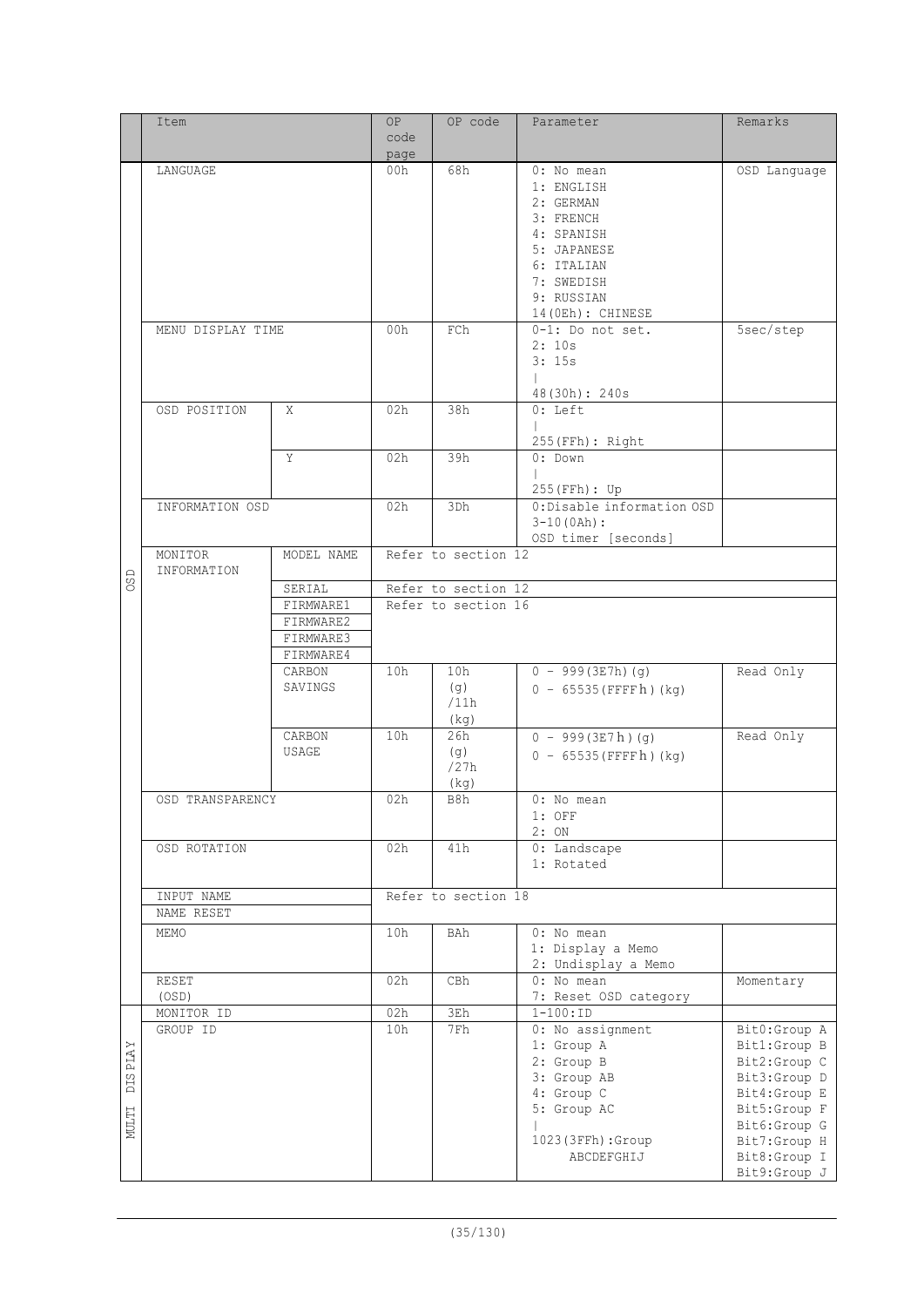| | Item | | OP code page | OP code | Parameter | Remarks |
|---|---|---|---|---|---|---|
| OSD | LANGUAGE | | 00h | 68h | 0: No mean<br>1: ENGLISH<br>2: GERMAN<br>3: FRENCH<br>4: SPANISH<br>5: JAPANESE<br>6: ITALIAN<br>7: SWEDISH<br>9: RUSSIAN<br>14(0Eh): CHINESE | OSD Language |
| | MENU DISPLAY TIME | | 00h | FCh | 0-1: Do not set.<br>2: 10s<br>3: 15s<br>\|<br>48(30h): 240s | 5sec/step |
| | OSD POSITION | X | 02h | 38h | 0: Left<br>\|<br>255(FFh): Right | |
| | | Y | 02h | 39h | 0: Down<br>\|<br>255(FFh): Up | |
| | INFORMATION OSD | | 02h | 3Dh | 0:Disable information OSD<br>3-10(0Ah):<br>OSD timer [seconds] | |
| | MONITOR INFORMATION | MODEL NAME | Refer to section 12 | | | |
| | | SERIAL | Refer to section 12 | | | |
| | | FIRMWARE1<br>FIRMWARE2<br>FIRMWARE3<br>FIRMWARE4 | Refer to section 16 | | | |
| | | CARBON SAVINGS | 10h | 10h (g) /11h (kg) | 0 - 999(3E7h)(g)<br>0 - 65535(FFFFh)(kg) | Read Only |
| | | CARBON USAGE | 10h | 26h (g) /27h (kg) | 0 - 999(3E7h)(g)<br>0 - 65535(FFFFh)(kg) | Read Only |
| | OSD TRANSPARENCY | | 02h | B8h | 0: No mean<br>1: OFF<br>2: ON | |
| | OSD ROTATION | | 02h | 41h | 0: Landscape<br>1: Rotated | |
| | INPUT NAME<br>NAME RESET | | Refer to section 18 | | | |
| | MEMO | | 10h | BAh | 0: No mean<br>1: Display a Memo<br>2: Undisplay a Memo | |
| | RESET (OSD) | | 02h | CBh | 0: No mean<br>7: Reset OSD category | Momentary |
| MULTI DISPLAY | MONITOR ID | | 02h | 3Eh | 1-100:ID | |
| | GROUP ID | | 10h | 7Fh | 0: No assignment<br>1: Group A<br>2: Group B<br>3: Group AB<br>4: Group C<br>5: Group AC<br>\|<br>1023(3FFh):Group ABCDEFGHIJ | Bit0:Group A<br>Bit1:Group B<br>Bit2:Group C<br>Bit3:Group D<br>Bit4:Group E<br>Bit5:Group F<br>Bit6:Group G<br>Bit7:Group H<br>Bit8:Group I<br>Bit9:Group J |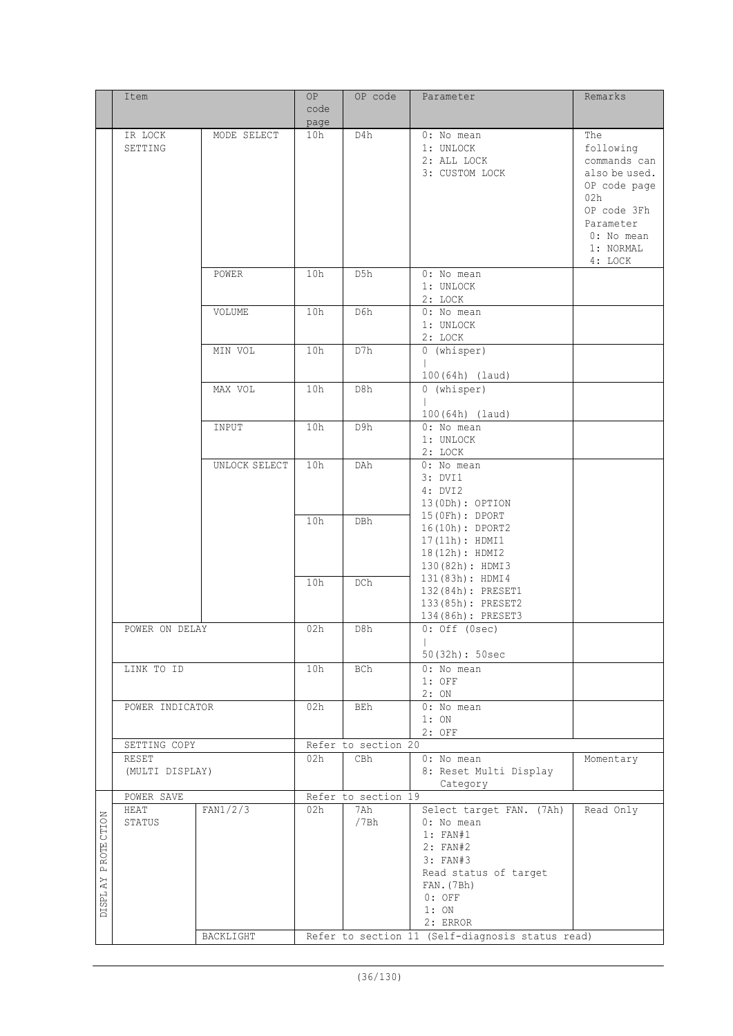| | Item | | OP code page | OP code | Parameter | Remarks |
|---|---|---|---|---|---|---|
| | IR LOCK SETTING | MODE SELECT | 10h | D4h | 0: No mean<br>1: UNLOCK<br>2: ALL LOCK<br>3: CUSTOM LOCK | The following commands can also be used.<br>OP code page 02h<br>OP code 3Fh<br>Parameter<br>0: No mean<br>1: NORMAL<br>4: LOCK |
| | | POWER | 10h | D5h | 0: No mean<br>1: UNLOCK<br>2: LOCK | |
| | | VOLUME | 10h | D6h | 0: No mean<br>1: UNLOCK<br>2: LOCK | |
| | | MIN VOL | 10h | D7h | 0 (whisper)<br>\|<br>100(64h) (laud) | |
| | | MAX VOL | 10h | D8h | 0 (whisper)<br>\|<br>100(64h) (laud) | |
| | | INPUT | 10h | D9h | 0: No mean<br>1: UNLOCK<br>2: LOCK | |
| | | UNLOCK SELECT | 10h<br>10h<br>10h | DAh<br>DBh<br>DCh | 0: No mean<br>3: DVI1<br>4: DVI2<br>13(0Dh): OPTION<br>15(0Fh): DPORT<br>16(10h): DPORT2<br>17(11h): HDMI1<br>18(12h): HDMI2<br>130(82h): HDMI3<br>131(83h): HDMI4<br>132(84h): PRESET1<br>133(85h): PRESET2<br>134(86h): PRESET3 | |
| | POWER ON DELAY | | 02h | D8h | 0: Off (0sec)<br>\|<br>50(32h): 50sec | |
| | LINK TO ID | | 10h | BCh | 0: No mean<br>1: OFF<br>2: ON | |
| | POWER INDICATOR | | 02h | BEh | 0: No mean<br>1: ON<br>2: OFF | |
| | SETTING COPY | | Refer to section 20 | | | |
| | RESET (MULTI DISPLAY) | | 02h | CBh | 0: No mean<br>8: Reset Multi Display Category | Momentary |
| | POWER SAVE | | Refer to section 19 | | | |
| DISPLAY PROTECTION | HEAT STATUS | FAN1/2/3 | 02h | 7Ah<br>/7Bh | Select target FAN. (7Ah)<br>0: No mean<br>1: FAN#1<br>2: FAN#2<br>3: FAN#3<br>Read status of target FAN.(7Bh)<br>0: OFF<br>1: ON<br>2: ERROR | Read Only |
| | | BACKLIGHT | Refer to section 11 (Self-diagnosis status read) | | | |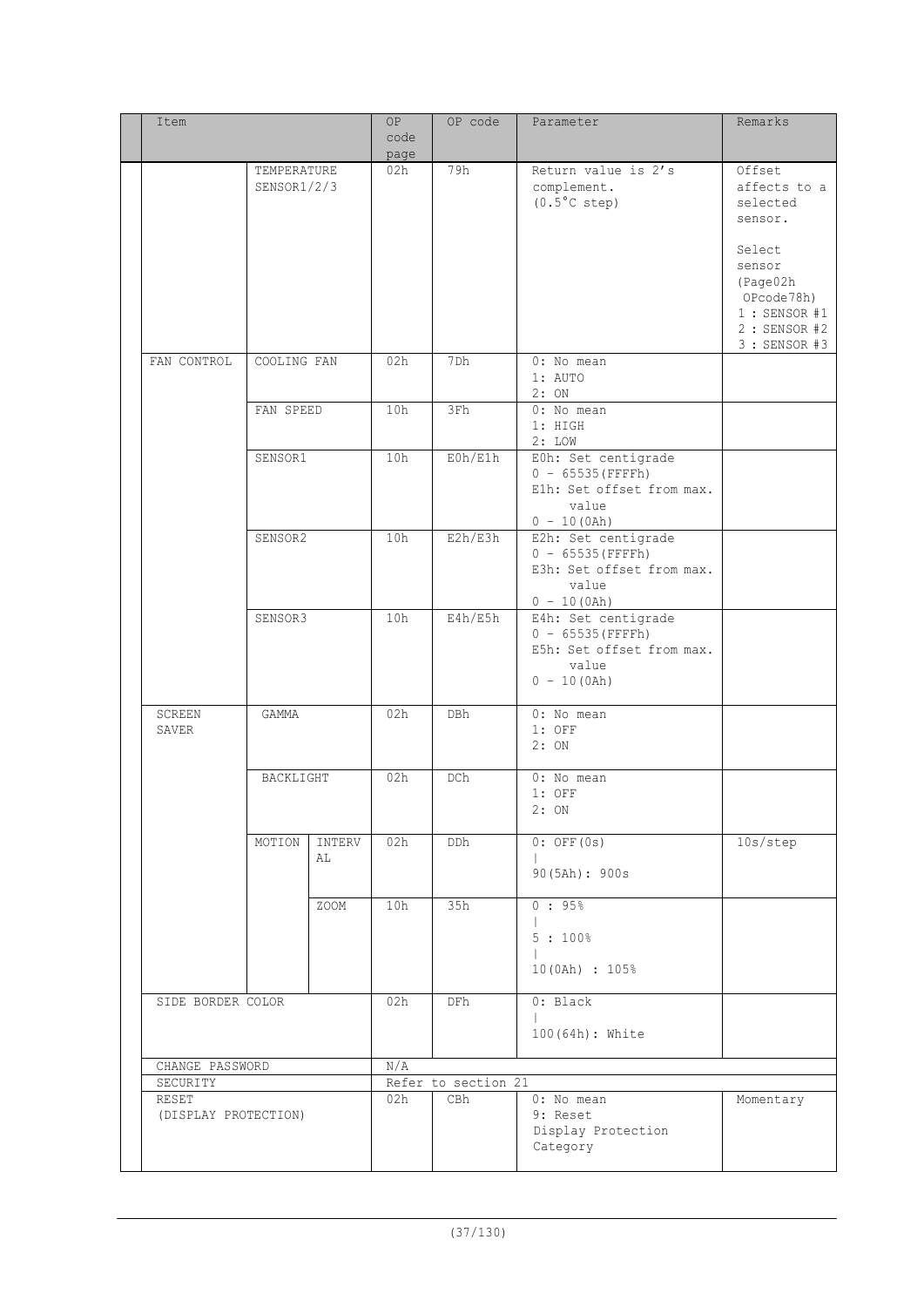| Item | | | OP code page | OP code | Parameter | Remarks |
|---|---|---|---|---|---|---|
| | TEMPERATURE SENSOR1/2/3 | | 02h | 79h | Return value is 2's complement. (0.5°C step) | Offset affects to a selected sensor. Select sensor (Page02h OPcode78h) 1 : SENSOR #1 2 : SENSOR #2 3 : SENSOR #3 |
| FAN CONTROL | COOLING FAN | | 02h | 7Dh | 0: No mean 1: AUTO 2: ON | |
| | FAN SPEED | | 10h | 3Fh | 0: No mean 1: HIGH 2: LOW | |
| | SENSOR1 | | 10h | E0h/E1h | E0h: Set centigrade 0 - 65535(FFFFh) E1h: Set offset from max. value 0 - 10(0Ah) | |
| | SENSOR2 | | 10h | E2h/E3h | E2h: Set centigrade 0 - 65535(FFFFh) E3h: Set offset from max. value 0 - 10(0Ah) | |
| | SENSOR3 | | 10h | E4h/E5h | E4h: Set centigrade 0 - 65535(FFFFh) E5h: Set offset from max. value 0 - 10(0Ah) | |
| SCREEN SAVER | GAMMA | | 02h | DBh | 0: No mean 1: OFF 2: ON | |
| | BACKLIGHT | | 02h | DCh | 0: No mean 1: OFF 2: ON | |
| | MOTION | INTERVAL | 02h | DDh | 0: OFF(0s) \| 90(5Ah): 900s | 10s/step |
| | | ZOOM | 10h | 35h | 0 : 95% \| 5 : 100% \| 10(0Ah) : 105% | |
| SIDE BORDER COLOR | | | 02h | DFh | 0: Black \| 100(64h): White | |
| CHANGE PASSWORD | | | N/A | | | |
| SECURITY | | | Refer to section 21 | | | |
| RESET (DISPLAY PROTECTION) | | | 02h | CBh | 0: No mean 9: Reset Display Protection Category | Momentary |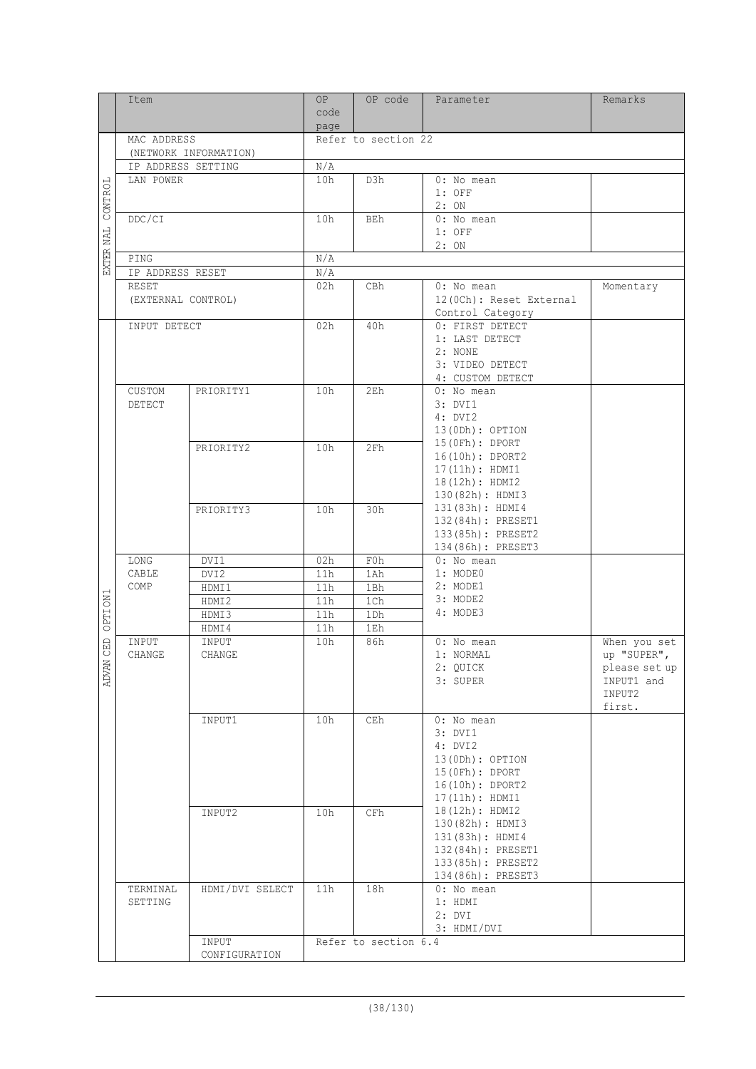|  | Item |  | OP code page | OP code | Parameter | Remarks |
|---|---|---|---|---|---|---|
| EXTERNAL CONTROL | MAC ADDRESS (NETWORK INFORMATION) |  | Refer to section 22 |  |  |  |
|  | IP ADDRESS SETTING |  | N/A |  |  |  |
|  | LAN POWER |  | 10h | D3h | 0: No mean<br>1: OFF<br>2: ON |  |
|  | DDC/CI |  | 10h | BEh | 0: No mean<br>1: OFF<br>2: ON |  |
|  | PING |  | N/A |  |  |  |
|  | IP ADDRESS RESET |  | N/A |  |  |  |
|  | RESET (EXTERNAL CONTROL) |  | 02h | CBh | 0: No mean<br>12(0Ch): Reset External Control Category | Momentary |
| ADVANCED OPTION1 | INPUT DETECT |  | 02h | 40h | 0: FIRST DETECT<br>1: LAST DETECT<br>2: NONE<br>3: VIDEO DETECT<br>4: CUSTOM DETECT |  |
|  | CUSTOM DETECT | PRIORITY1 | 10h | 2Eh | 0: No mean<br>3: DVI1<br>4: DVI2<br>13(0Dh): OPTION<br>15(0Fh): DPORT<br>16(10h): DPORT2<br>17(11h): HDMI1<br>18(12h): HDMI2<br>130(82h): HDMI3<br>131(83h): HDMI4<br>132(84h): PRESET1<br>133(85h): PRESET2<br>134(86h): PRESET3 |  |
|  |  | PRIORITY2 | 10h | 2Fh |  |  |
|  |  | PRIORITY3 | 10h | 30h |  |  |
|  | LONG CABLE COMP | DVI1 | 02h | F0h | 0: No mean<br>1: MODE0<br>2: MODE1<br>3: MODE2<br>4: MODE3 |  |
|  |  | DVI2 | 11h | 1Ah |  |  |
|  |  | HDMI1 | 11h | 1Bh |  |  |
|  |  | HDMI2 | 11h | 1Ch |  |  |
|  |  | HDMI3 | 11h | 1Dh |  |  |
|  |  | HDMI4 | 11h | 1Eh |  |  |
|  | INPUT CHANGE | INPUT CHANGE | 10h | 86h | 0: No mean<br>1: NORMAL<br>2: QUICK<br>3: SUPER | When you set up "SUPER", please set up INPUT1 and INPUT2 first. |
|  |  | INPUT1 | 10h | CEh | 0: No mean<br>3: DVI1<br>4: DVI2<br>13(0Dh): OPTION<br>15(0Fh): DPORT<br>16(10h): DPORT2<br>17(11h): HDMI1<br>18(12h): HDMI2<br>130(82h): HDMI3<br>131(83h): HDMI4<br>132(84h): PRESET1<br>133(85h): PRESET2<br>134(86h): PRESET3 |  |
|  |  | INPUT2 | 10h | CFh |  |  |
|  | TERMINAL SETTING | HDMI/DVI SELECT | 11h | 18h | 0: No mean<br>1: HDMI<br>2: DVI<br>3: HDMI/DVI |  |
|  |  | INPUT CONFIGURATION | Refer to section 6.4 |  |  |  |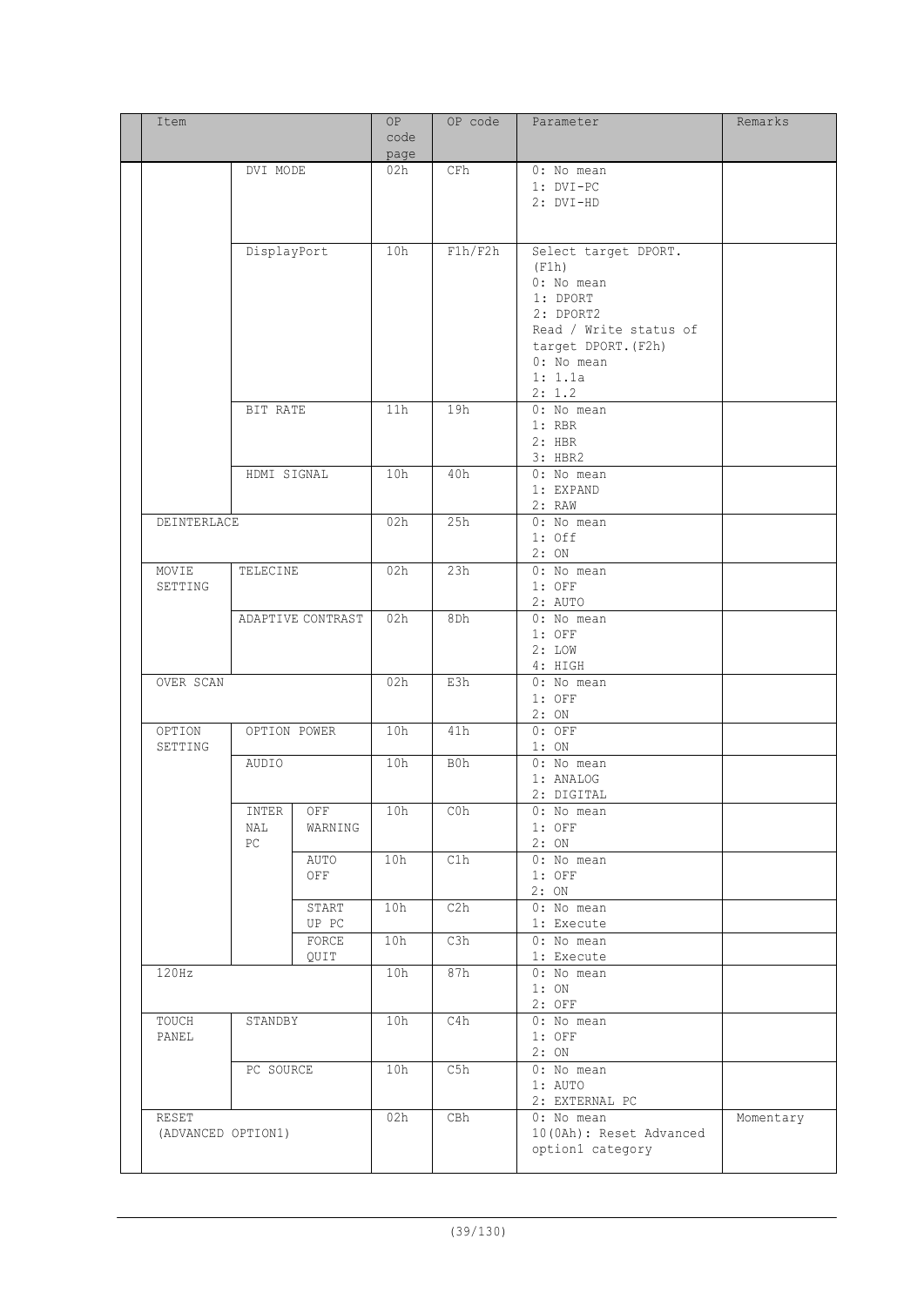| | Item | | | OP code page | OP code | Parameter | Remarks |
|---|---|---|---|---|---|---|---|
| | | DVI MODE | | 02h | CFh | 0: No mean<br>1: DVI-PC<br>2: DVI-HD | |
| | | DisplayPort | | 10h | F1h/F2h | Select target DPORT.(F1h)<br>0: No mean<br>1: DPORT<br>2: DPORT2<br>Read / Write status of target DPORT.(F2h)<br>0: No mean<br>1: 1.1a<br>2: 1.2 | |
| | | BIT RATE | | 11h | 19h | 0: No mean<br>1: RBR<br>2: HBR<br>3: HBR2 | |
| | | HDMI SIGNAL | | 10h | 40h | 0: No mean<br>1: EXPAND<br>2: RAW | |
| | DEINTERLACE | | | 02h | 25h | 0: No mean<br>1: Off<br>2: ON | |
| | MOVIE SETTING | TELECINE | | 02h | 23h | 0: No mean<br>1: OFF<br>2: AUTO | |
| | | ADAPTIVE CONTRAST | | 02h | 8Dh | 0: No mean<br>1: OFF<br>2: LOW<br>4: HIGH | |
| | OVER SCAN | | | 02h | E3h | 0: No mean<br>1: OFF<br>2: ON | |
| | OPTION SETTING | OPTION POWER | | 10h | 41h | 0: OFF<br>1: ON | |
| | | AUDIO | | 10h | B0h | 0: No mean<br>1: ANALOG<br>2: DIGITAL | |
| | | INTERNAL PC | OFF WARNING | 10h | C0h | 0: No mean<br>1: OFF<br>2: ON | |
| | | | AUTO OFF | 10h | C1h | 0: No mean<br>1: OFF<br>2: ON | |
| | | | START UP PC | 10h | C2h | 0: No mean<br>1: Execute | |
| | | | FORCE QUIT | 10h | C3h | 0: No mean<br>1: Execute | |
| | 120Hz | | | 10h | 87h | 0: No mean<br>1: ON<br>2: OFF | |
| | TOUCH PANEL | STANDBY | | 10h | C4h | 0: No mean<br>1: OFF<br>2: ON | |
| | | PC SOURCE | | 10h | C5h | 0: No mean<br>1: AUTO<br>2: EXTERNAL PC | |
| | RESET (ADVANCED OPTION1) | | | 02h | CBh | 0: No mean<br>10(0Ah): Reset Advanced option1 category | Momentary |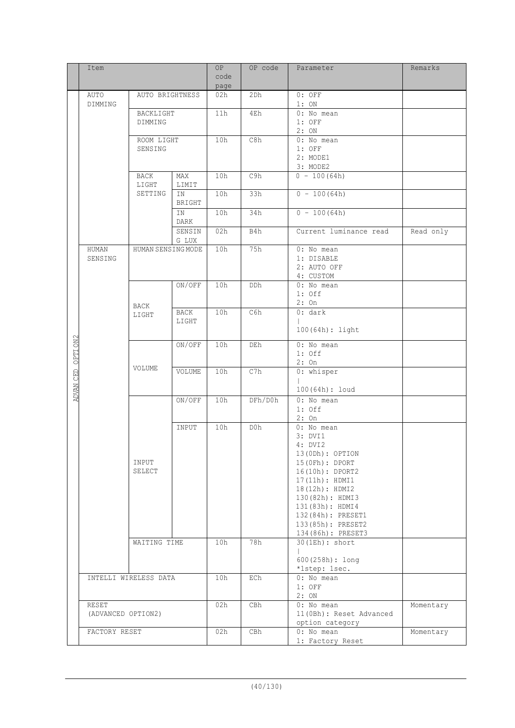| | Item | | | OP code page | OP code | Parameter | Remarks |
|---|---|---|---|---|---|---|---|
| ADVANCED OPTION2 | AUTO DIMMING | AUTO BRIGHTNESS | | 02h | 2Dh | 0: OFF<br>1: ON | |
| | | BACKLIGHT DIMMING | | 11h | 4Eh | 0: No mean<br>1: OFF<br>2: ON | |
| | | ROOM LIGHT SENSING | | 10h | C8h | 0: No mean<br>1: OFF<br>2: MODE1<br>3: MODE2 | |
| | | BACK LIGHT SETTING | MAX LIMIT | 10h | C9h | 0 - 100(64h) | |
| | | | IN BRIGHT | 10h | 33h | 0 - 100(64h) | |
| | | | IN DARK | 10h | 34h | 0 - 100(64h) | |
| | | | SENSING LUX | 02h | B4h | Current luminance read | Read only |
| | HUMAN SENSING | HUMAN SENSING MODE | | 10h | 75h | 0: No mean<br>1: DISABLE<br>2: AUTO OFF<br>4: CUSTOM | |
| | | BACK LIGHT | ON/OFF | 10h | DDh | 0: No mean<br>1: Off<br>2: On | |
| | | | BACK LIGHT | 10h | C6h | 0: dark<br>\|<br>100(64h): light | |
| | | VOLUME | ON/OFF | 10h | DEh | 0: No mean<br>1: Off<br>2: On | |
| | | | VOLUME | 10h | C7h | 0: whisper<br>\|<br>100(64h): loud | |
| | | INPUT SELECT | ON/OFF | 10h | DFh/D0h | 0: No mean<br>1: Off<br>2: On | |
| | | | INPUT | 10h | D0h | 0: No mean<br>3: DVI1<br>4: DVI2<br>13(0Dh): OPTION<br>15(0Fh): DPORT<br>16(10h): DPORT2<br>17(11h): HDMI1<br>18(12h): HDMI2<br>130(82h): HDMI3<br>131(83h): HDMI4<br>132(84h): PRESET1<br>133(85h): PRESET2<br>134(86h): PRESET3 | |
| | | WAITING TIME | | 10h | 78h | 30(1Eh): short<br>\|<br>600(258h): long<br>*1step: 1sec. | |
| | INTELLI WIRELESS DATA | | | 10h | ECh | 0: No mean<br>1: OFF<br>2: ON | |
| | RESET (ADVANCED OPTION2) | | | 02h | CBh | 0: No mean<br>11(0Bh): Reset Advanced option category | Momentary |
| | FACTORY RESET | | | 02h | CBh | 0: No mean<br>1: Factory Reset | Momentary |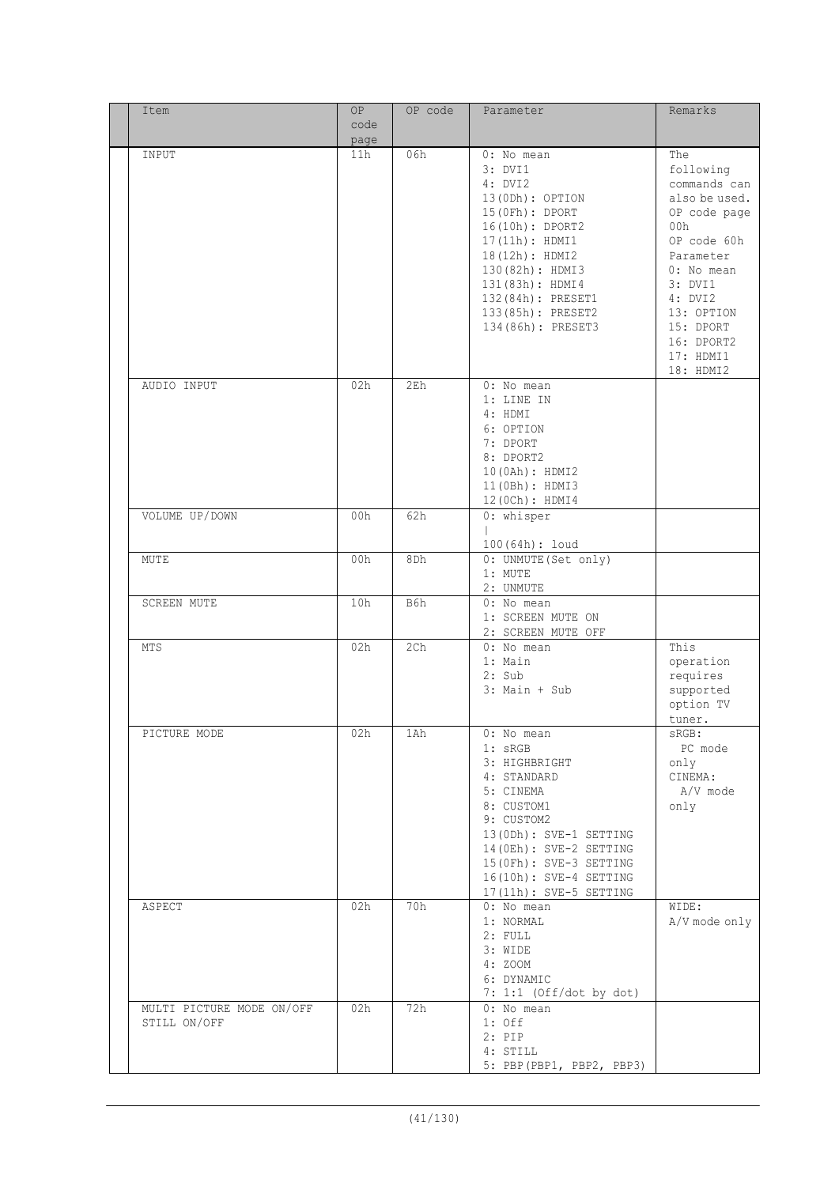| Item | OP code page | OP code | Parameter | Remarks |
|---|---|---|---|---|
| INPUT | 11h | 06h | 0: No mean<br>3: DVI1<br>4: DVI2<br>13(0Dh): OPTION<br>15(0Fh): DPORT<br>16(10h): DPORT2<br>17(11h): HDMI1<br>18(12h): HDMI2<br>130(82h): HDMI3<br>131(83h): HDMI4<br>132(84h): PRESET1<br>133(85h): PRESET2<br>134(86h): PRESET3 | The following commands can also be used.<br>OP code page 00h<br>OP code 60h<br>Parameter<br>0: No mean<br>3: DVI1<br>4: DVI2<br>13: OPTION<br>15: DPORT<br>16: DPORT2<br>17: HDMI1<br>18: HDMI2 |
| AUDIO INPUT | 02h | 2Eh | 0: No mean<br>1: LINE IN<br>4: HDMI<br>6: OPTION<br>7: DPORT<br>8: DPORT2<br>10(0Ah): HDMI2<br>11(0Bh): HDMI3<br>12(0Ch): HDMI4 | |
| VOLUME UP/DOWN | 00h | 62h | 0: whisper<br>\|<br>100(64h): loud | |
| MUTE | 00h | 8Dh | 0: UNMUTE(Set only)<br>1: MUTE<br>2: UNMUTE | |
| SCREEN MUTE | 10h | B6h | 0: No mean<br>1: SCREEN MUTE ON<br>2: SCREEN MUTE OFF | |
| MTS | 02h | 2Ch | 0: No mean<br>1: Main<br>2: Sub<br>3: Main + Sub | This operation requires supported option TV tuner. |
| PICTURE MODE | 02h | 1Ah | 0: No mean<br>1: sRGB<br>3: HIGHBRIGHT<br>4: STANDARD<br>5: CINEMA<br>8: CUSTOM1<br>9: CUSTOM2<br>13(0Dh): SVE-1 SETTING<br>14(0Eh): SVE-2 SETTING<br>15(0Fh): SVE-3 SETTING<br>16(10h): SVE-4 SETTING<br>17(11h): SVE-5 SETTING | sRGB:<br>PC mode only<br>CINEMA:<br>A/V mode only |
| ASPECT | 02h | 70h | 0: No mean<br>1: NORMAL<br>2: FULL<br>3: WIDE<br>4: ZOOM<br>6: DYNAMIC<br>7: 1:1 (Off/dot by dot) | WIDE:<br>A/V mode only |
| MULTI PICTURE MODE ON/OFF STILL ON/OFF | 02h | 72h | 0: No mean<br>1: Off<br>2: PIP<br>4: STILL<br>5: PBP(PBP1, PBP2, PBP3) | |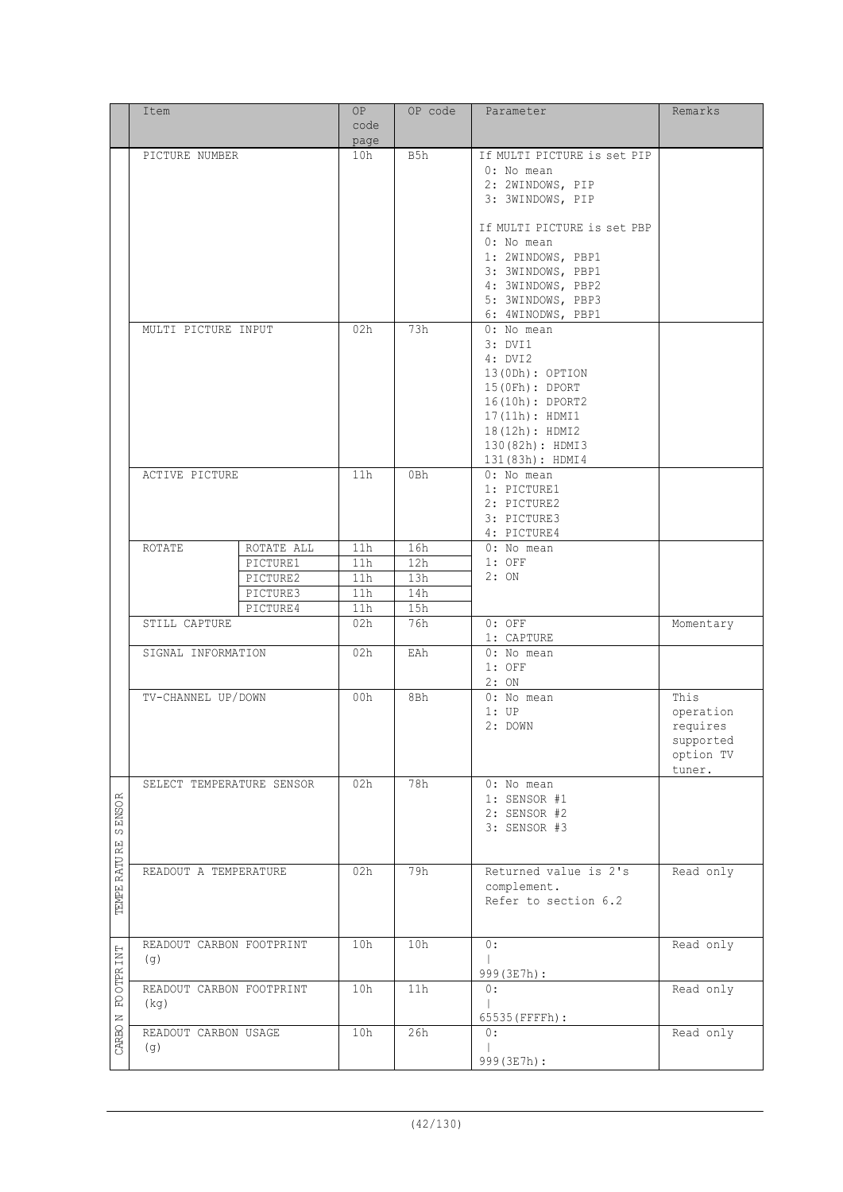| | Item | | OP code page | OP code | Parameter | Remarks |
|---|---|---|---|---|---|---|
| | PICTURE NUMBER | | 10h | B5h | If MULTI PICTURE is set PIP<br>0: No mean<br>2: 2WINDOWS, PIP<br>3: 3WINDOWS, PIP<br><br>If MULTI PICTURE is set PBP<br>0: No mean<br>1: 2WINDOWS, PBP1<br>3: 3WINDOWS, PBP1<br>4: 3WINDOWS, PBP2<br>5: 3WINDOWS, PBP3<br>6: 4WINODWS, PBP1 | |
| | MULTI PICTURE INPUT | | 02h | 73h | 0: No mean<br>3: DVI1<br>4: DVI2<br>13(0Dh): OPTION<br>15(0Fh): DPORT<br>16(10h): DPORT2<br>17(11h): HDMI1<br>18(12h): HDMI2<br>130(82h): HDMI3<br>131(83h): HDMI4 | |
| | ACTIVE PICTURE | | 11h | 0Bh | 0: No mean<br>1: PICTURE1<br>2: PICTURE2<br>3: PICTURE3<br>4: PICTURE4 | |
| | ROTATE | ROTATE ALL | 11h | 16h | 0: No mean<br>1: OFF<br>2: ON | |
| | | PICTURE1 | 11h | 12h | | |
| | | PICTURE2 | 11h | 13h | | |
| | | PICTURE3 | 11h | 14h | | |
| | | PICTURE4 | 11h | 15h | | |
| | STILL CAPTURE | | 02h | 76h | 0: OFF<br>1: CAPTURE | Momentary |
| | SIGNAL INFORMATION | | 02h | EAh | 0: No mean<br>1: OFF<br>2: ON | |
| | TV-CHANNEL UP/DOWN | | 00h | 8Bh | 0: No mean<br>1: UP<br>2: DOWN | This operation requires supported option TV tuner. |
| TEMPERATURE SENSOR | SELECT TEMPERATURE SENSOR | | 02h | 78h | 0: No mean<br>1: SENSOR #1<br>2: SENSOR #2<br>3: SENSOR #3 | |
| | READOUT A TEMPERATURE | | 02h | 79h | Returned value is 2's complement.<br>Refer to section 6.2 | Read only |
| CARBON FOOTPRINT | READOUT CARBON FOOTPRINT (g) | | 10h | 10h | 0:<br>\|<br>999(3E7h): | Read only |
| | READOUT CARBON FOOTPRINT (kg) | | 10h | 11h | 0:<br>\|<br>65535(FFFFh): | Read only |
| | READOUT CARBON USAGE (g) | | 10h | 26h | 0:<br>\|<br>999(3E7h): | Read only |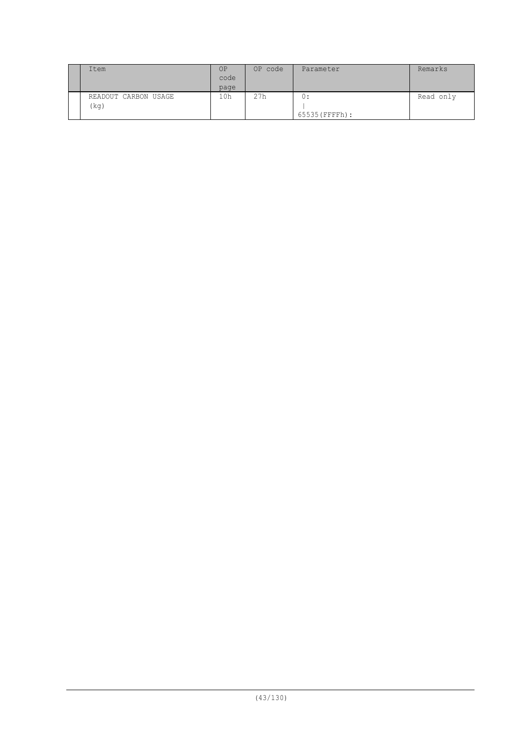| | Item | OP code page | OP code | Parameter | Remarks |
|---|---|---|---|---|---|
| | READOUT CARBON USAGE (kg) | 10h | 27h | 0:<br>\|<br>65535(FFFFh): | Read only |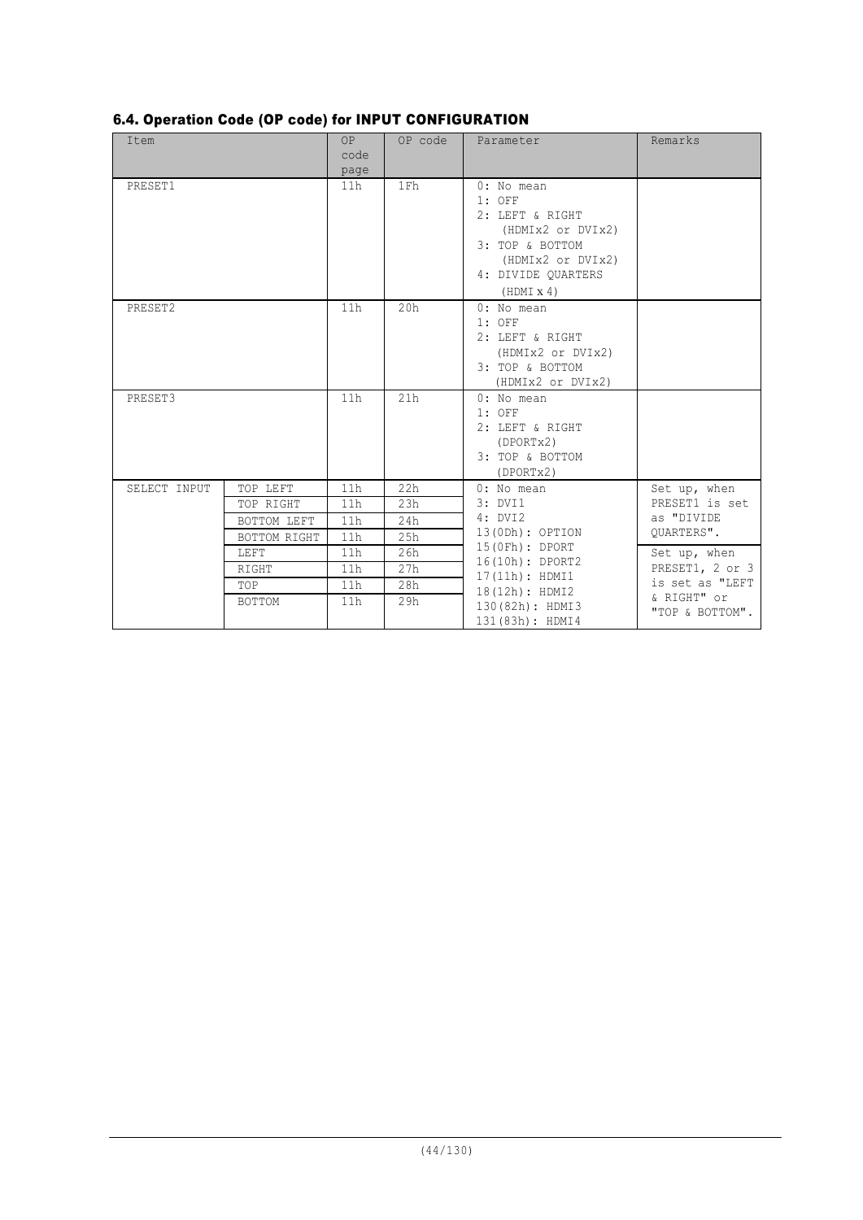### 6.4. Operation Code (OP code) for INPUT CONFIGURATION

| Item | | OP code page | OP code | Parameter | Remarks |
|---|---|---|---|---|---|
| PRESET1 | | 11h | 1Fh | 0: No mean<br>1: OFF<br>2: LEFT & RIGHT (HDMIx2 or DVIx2)<br>3: TOP & BOTTOM (HDMIx2 or DVIx2)<br>4: DIVIDE QUARTERS (HDMI x 4) | |
| PRESET2 | | 11h | 20h | 0: No mean<br>1: OFF<br>2: LEFT & RIGHT (HDMIx2 or DVIx2)<br>3: TOP & BOTTOM (HDMIx2 or DVIx2) | |
| PRESET3 | | 11h | 21h | 0: No mean<br>1: OFF<br>2: LEFT & RIGHT (DPORTx2)<br>3: TOP & BOTTOM (DPORTx2) | |
| SELECT INPUT | TOP LEFT | 11h | 22h | 0: No mean<br>3: DVI1<br>4: DVI2<br>13(0Dh): OPTION<br>15(0Fh): DPORT<br>16(10h): DPORT2<br>17(11h): HDMI1<br>18(12h): HDMI2<br>130(82h): HDMI3<br>131(83h): HDMI4 | Set up, when PRESET1 is set as "DIVIDE QUARTERS". |
| | TOP RIGHT | 11h | 23h | | |
| | BOTTOM LEFT | 11h | 24h | | |
| | BOTTOM RIGHT | 11h | 25h | | |
| | LEFT | 11h | 26h | | Set up, when PRESET1, 2 or 3 is set as "LEFT & RIGHT" or "TOP & BOTTOM". |
| | RIGHT | 11h | 27h | | |
| | TOP | 11h | 28h | | |
| | BOTTOM | 11h | 29h | | |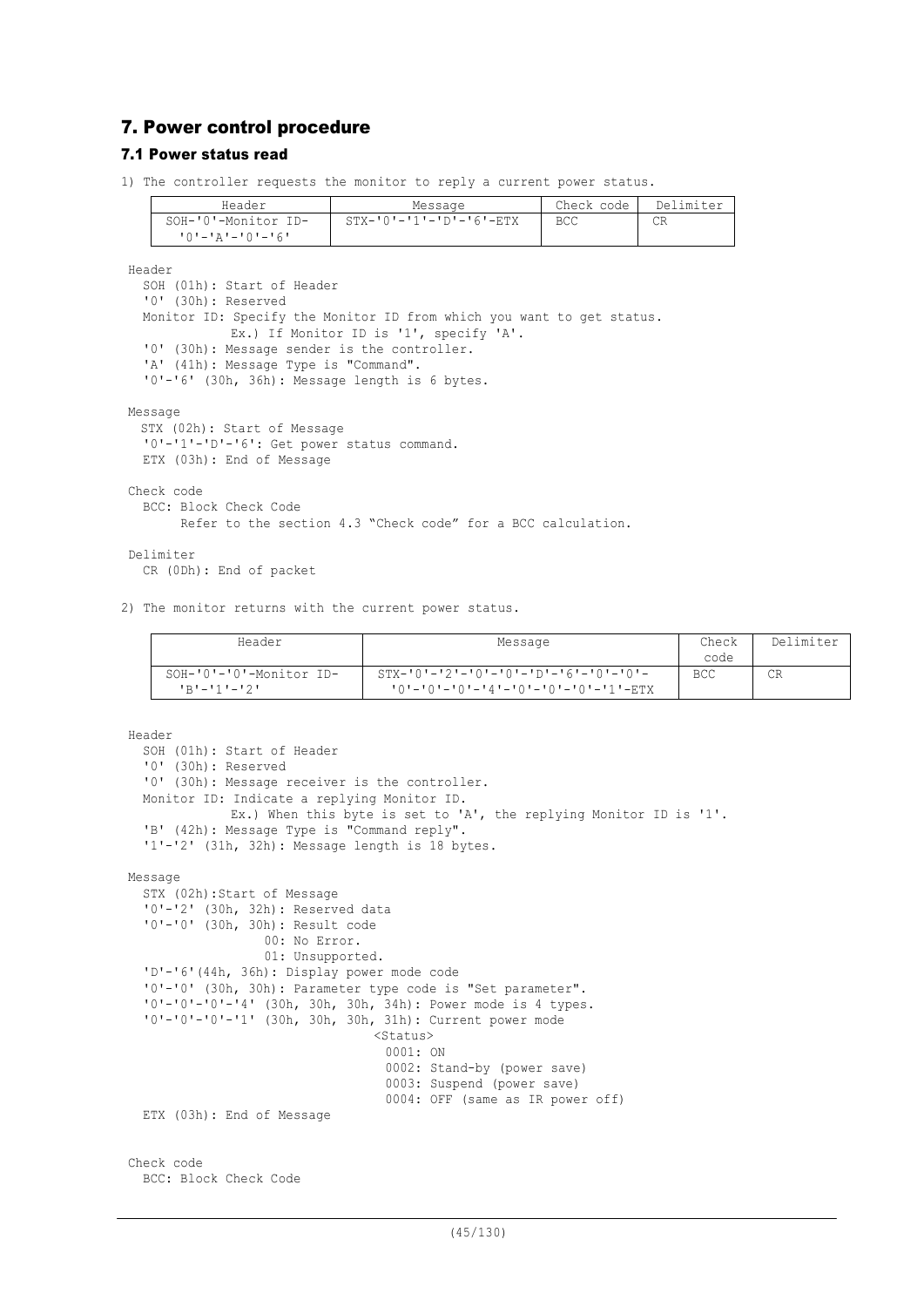## 7. Power control procedure

### 7.1 Power status read

1) The controller requests the monitor to reply a current power status.

| Header | Message | Check code | Delimiter |
|---|---|---|---|
| SOH-'0'-Monitor ID-'0'-'A'-'0'-'6' | STX-'0'-'1'-'D'-'6'-ETX | BCC | CR |

Header
  SOH (01h): Start of Header
  '0' (30h): Reserved
  Monitor ID: Specify the Monitor ID from which you want to get status.
            Ex.) If Monitor ID is '1', specify 'A'.
  '0' (30h): Message sender is the controller.
  'A' (41h): Message Type is "Command".
  '0'-'6' (30h, 36h): Message length is 6 bytes.

Message
  STX (02h): Start of Message
  '0'-'1'-'D'-'6': Get power status command.
  ETX (03h): End of Message

Check code
  BCC: Block Check Code
       Refer to the section 4.3 "Check code" for a BCC calculation.

Delimiter
  CR (0Dh): End of packet

2) The monitor returns with the current power status.

| Header | Message | Check code | Delimiter |
|---|---|---|---|
| SOH-'0'-'0'-Monitor ID-'B'-'1'-'2' | STX-'0'-'2'-'0'-'0'-'D'-'6'-'0'-'0'-'0'-'0'-'0'-'4'-'0'-'0'-'0'-'1'-ETX | BCC | CR |

Header
  SOH (01h): Start of Header
  '0' (30h): Reserved
  '0' (30h): Message receiver is the controller.
  Monitor ID: Indicate a replying Monitor ID.
            Ex.) When this byte is set to 'A', the replying Monitor ID is '1'.
  'B' (42h): Message Type is "Command reply".
  '1'-'2' (31h, 32h): Message length is 18 bytes.

Message
  STX (02h):Start of Message
  '0'-'2' (30h, 32h): Reserved data
  '0'-'0' (30h, 30h): Result code
                 00: No Error.
                 01: Unsupported.
  'D'-'6'(44h, 36h): Display power mode code
  '0'-'0' (30h, 30h): Parameter type code is "Set parameter".
  '0'-'0'-'0'-'4' (30h, 30h, 30h, 34h): Power mode is 4 types.
  '0'-'0'-'0'-'1' (30h, 30h, 30h, 31h): Current power mode
                                  <Status>
                                   0001: ON
                                   0002: Stand-by (power save)
                                   0003: Suspend (power save)
                                   0004: OFF (same as IR power off)
  ETX (03h): End of Message

Check code
  BCC: Block Check Code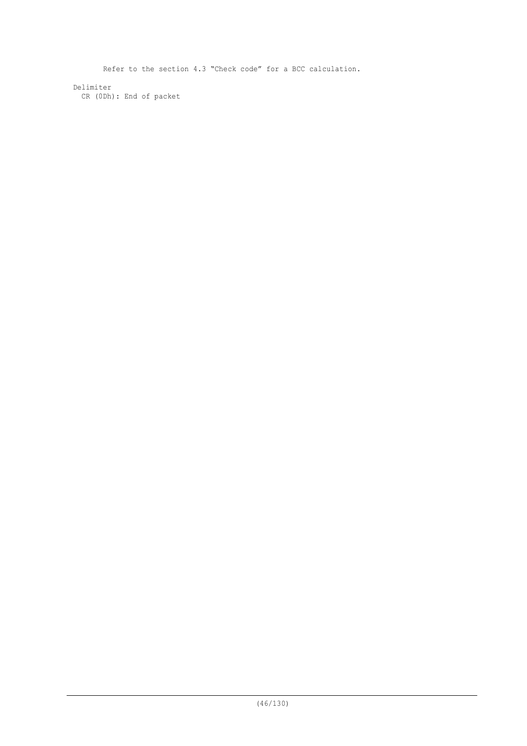Refer to the section 4.3 “Check code” for a BCC calculation.

Delimiter

CR (0Dh): End of packet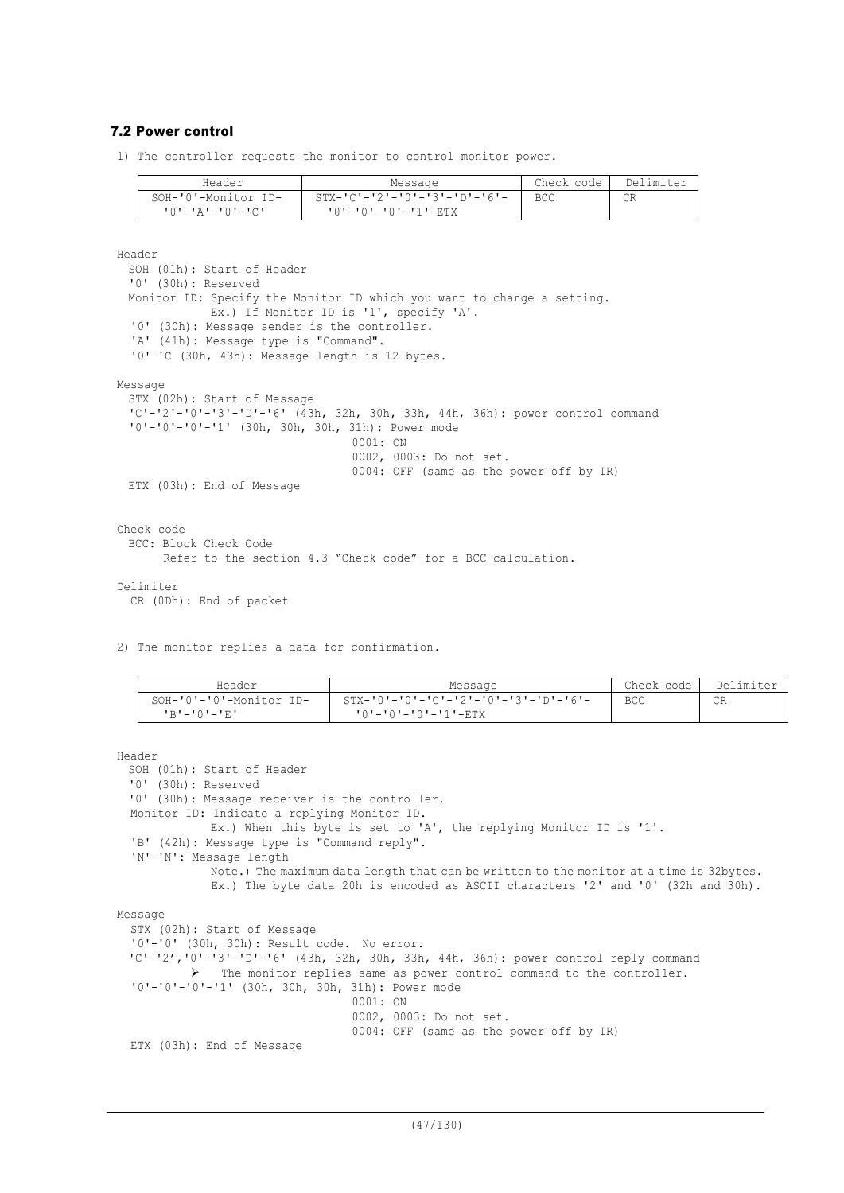### 7.2 Power control

1) The controller requests the monitor to control monitor power.

| Header | Message | Check code | Delimiter |
|---|---|---|---|
| SOH-'0'-Monitor ID- '0'-'A'-'0'-'C' | STX-'C'-'2'-'0'-'3'-'D'-'6'- '0'-'0'-'0'-'1'-ETX | BCC | CR |

Header
  SOH (01h): Start of Header
  '0' (30h): Reserved
  Monitor ID: Specify the Monitor ID which you want to change a setting.
    Ex.) If Monitor ID is '1', specify 'A'.
  '0' (30h): Message sender is the controller.
  'A' (41h): Message type is "Command".
  '0'-'C (30h, 43h): Message length is 12 bytes.

Message
  STX (02h): Start of Message
  'C'-'2'-'0'-'3'-'D'-'6' (43h, 32h, 30h, 33h, 44h, 36h): power control command
  '0'-'0'-'0'-'1' (30h, 30h, 30h, 31h): Power mode
    0001: ON
    0002, 0003: Do not set.
    0004: OFF (same as the power off by IR)
  ETX (03h): End of Message

Check code
  BCC: Block Check Code
    Refer to the section 4.3 "Check code" for a BCC calculation.

Delimiter
  CR (0Dh): End of packet

2) The monitor replies a data for confirmation.

| Header | Message | Check code | Delimiter |
|---|---|---|---|
| SOH-'0'-'0'-Monitor ID- 'B'-'0'-'E' | STX-'0'-'0'-'C'-'2'-'0'-'3'-'D'-'6'- '0'-'0'-'0'-'1'-ETX | BCC | CR |

Header
  SOH (01h): Start of Header
  '0' (30h): Reserved
  '0' (30h): Message receiver is the controller.
  Monitor ID: Indicate a replying Monitor ID.
    Ex.) When this byte is set to 'A', the replying Monitor ID is '1'.
  'B' (42h): Message type is "Command reply".
  'N'-'N': Message length
    Note.) The maximum data length that can be written to the monitor at a time is 32bytes.
    Ex.) The byte data 20h is encoded as ASCII characters '2' and '0' (32h and 30h).

Message
  STX (02h): Start of Message
  '0'-'0' (30h, 30h): Result code. No error.
  'C'-'2','0'-'3'-'D'-'6' (43h, 32h, 30h, 33h, 44h, 36h): power control reply command
    ➢ The monitor replies same as power control command to the controller.
  '0'-'0'-'0'-'1' (30h, 30h, 30h, 31h): Power mode
    0001: ON
    0002, 0003: Do not set.
    0004: OFF (same as the power off by IR)
  ETX (03h): End of Message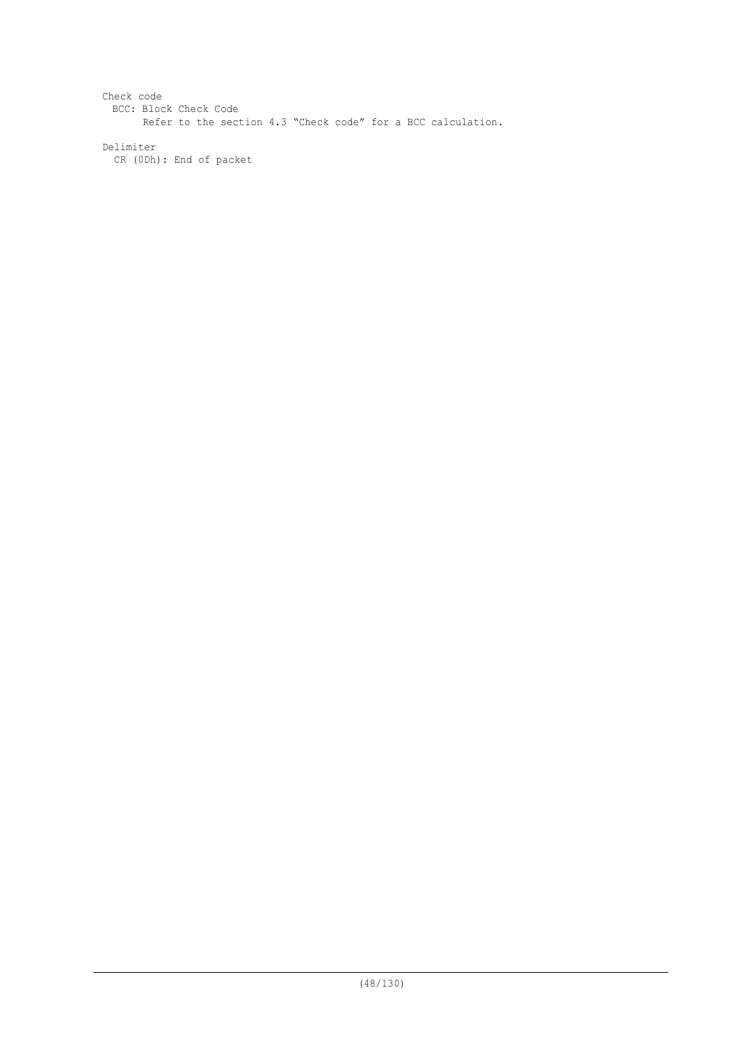Check code

BCC: Block Check Code

Refer to the section 4.3 “Check code” for a BCC calculation.

Delimiter

CR (0Dh): End of packet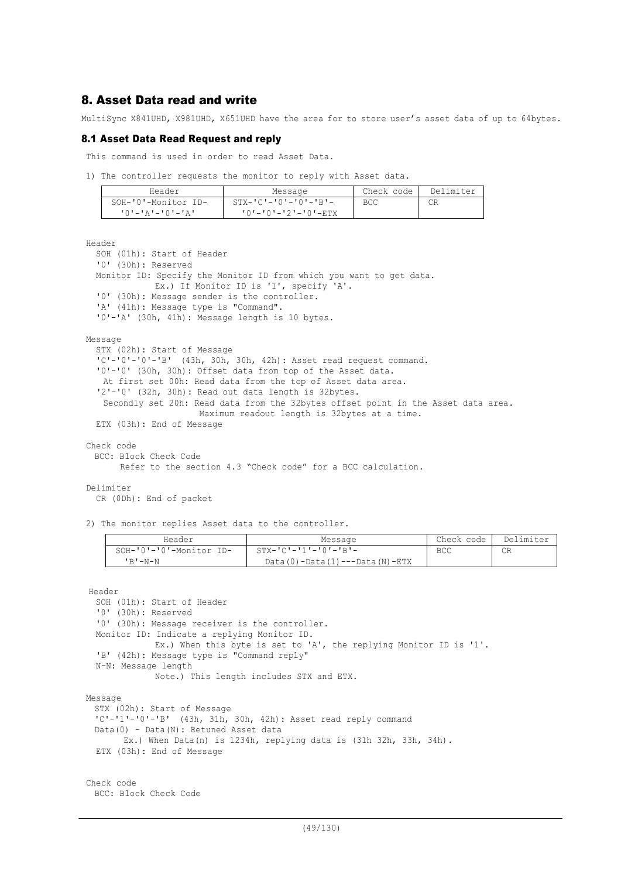## 8. Asset Data read and write

MultiSync X841UHD, X981UHD, X651UHD have the area for to store user's asset data of up to 64bytes.

### 8.1 Asset Data Read Request and reply

This command is used in order to read Asset Data.

1) The controller requests the monitor to reply with Asset data.

| Header | Message | Check code | Delimiter |
|---|---|---|---|
| SOH-'0'-Monitor ID-'0'-'A'-'0'-'A' | STX-'C'-'0'-'0'-'B'-'0'-'0'-'2'-'0'-ETX | BCC | CR |

Header
- SOH (01h): Start of Header
- '0' (30h): Reserved
- Monitor ID: Specify the Monitor ID from which you want to get data.
  Ex.) If Monitor ID is '1', specify 'A'.
- '0' (30h): Message sender is the controller.
- 'A' (41h): Message type is "Command".
- '0'-'A' (30h, 41h): Message length is 10 bytes.

Message
- STX (02h): Start of Message
- 'C'-'0'-'0'-'B' (43h, 30h, 30h, 42h): Asset read request command.
- '0'-'0' (30h, 30h): Offset data from top of the Asset data.
  At first set 00h: Read data from the top of Asset data area.
- '2'-'0' (32h, 30h): Read out data length is 32bytes.
  Secondly set 20h: Read data from the 32bytes offset point in the Asset data area.
  Maximum readout length is 32bytes at a time.
- ETX (03h): End of Message

Check code
- BCC: Block Check Code
  Refer to the section 4.3 "Check code" for a BCC calculation.

Delimiter
- CR (0Dh): End of packet

2) The monitor replies Asset data to the controller.

| Header | Message | Check code | Delimiter |
|---|---|---|---|
| SOH-'0'-'0'-Monitor ID-'B'-N-N | STX-'C'-'1'-'0'-'B'-Data(0)-Data(1)---Data(N)-ETX | BCC | CR |

Header
- SOH (01h): Start of Header
- '0' (30h): Reserved
- '0' (30h): Message receiver is the controller.
- Monitor ID: Indicate a replying Monitor ID.
  Ex.) When this byte is set to 'A', the replying Monitor ID is '1'.
- 'B' (42h): Message type is "Command reply"
- N-N: Message length
  Note.) This length includes STX and ETX.

Message
- STX (02h): Start of Message
- 'C'-'1'-'0'-'B' (43h, 31h, 30h, 42h): Asset read reply command
- Data(0) – Data(N): Retuned Asset data
  Ex.) When Data(n) is 1234h, replying data is (31h 32h, 33h, 34h).
- ETX (03h): End of Message

Check code
- BCC: Block Check Code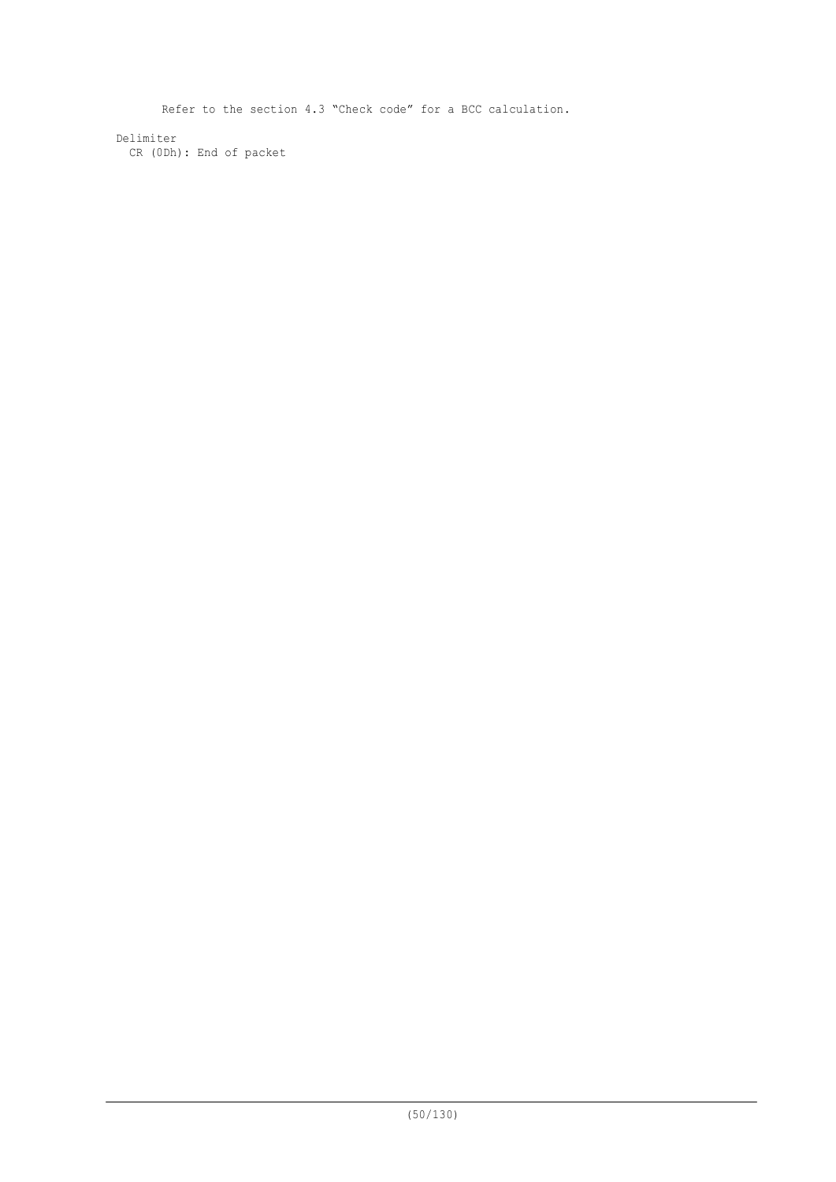Refer to the section 4.3 “Check code” for a BCC calculation.

Delimiter

CR (0Dh): End of packet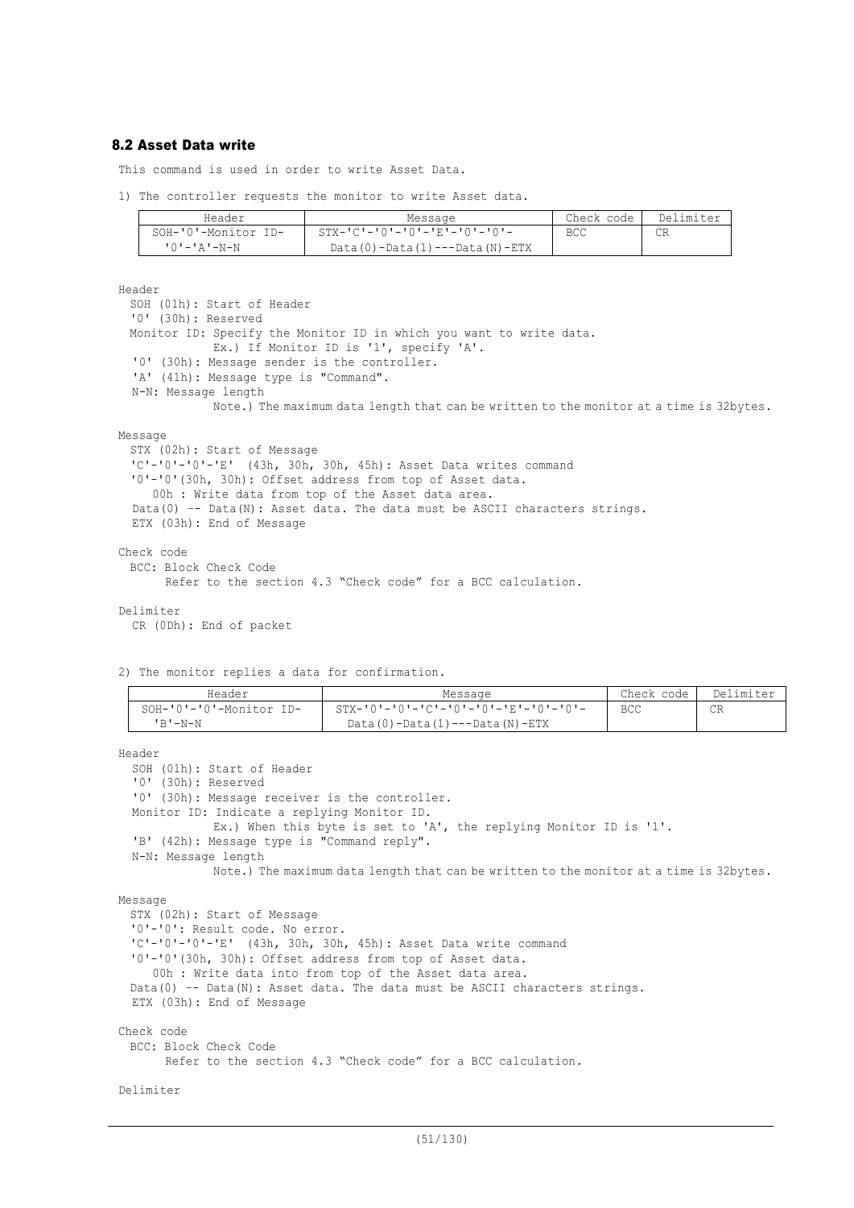## 8.2 Asset Data write

This command is used in order to write Asset Data.

1) The controller requests the monitor to write Asset data.

| Header | Message | Check code | Delimiter |
|---|---|---|---|
| SOH-'0'-Monitor ID-'0'-'A'-N-N | STX-'C'-'0'-'0'-'E'-'0'-'0'-Data(0)-Data(1)---Data(N)-ETX | BCC | CR |

Header
- SOH (01h): Start of Header
- '0' (30h): Reserved
- Monitor ID: Specify the Monitor ID in which you want to write data.
  - Ex.) If Monitor ID is '1', specify 'A'.
- '0' (30h): Message sender is the controller.
- 'A' (41h): Message type is "Command".
- N-N: Message length
  - Note.) The maximum data length that can be written to the monitor at a time is 32bytes.

Message
- STX (02h): Start of Message
- 'C'-'0'-'0'-'E' (43h, 30h, 30h, 45h): Asset Data writes command
- '0'-'0'(30h, 30h): Offset address from top of Asset data.
  - 00h : Write data from top of the Asset data area.
- Data(0) -- Data(N): Asset data. The data must be ASCII characters strings.
- ETX (03h): End of Message

Check code
- BCC: Block Check Code
  - Refer to the section 4.3 "Check code" for a BCC calculation.

Delimiter
- CR (0Dh): End of packet

2) The monitor replies a data for confirmation.

| Header | Message | Check code | Delimiter |
|---|---|---|---|
| SOH-'0'-'0'-Monitor ID-'B'-N-N | STX-'0'-'0'-'C'-'0'-'0'-'E'-'0'-'0'-Data(0)-Data(1)---Data(N)-ETX | BCC | CR |

Header
- SOH (01h): Start of Header
- '0' (30h): Reserved
- '0' (30h): Message receiver is the controller.
- Monitor ID: Indicate a replying Monitor ID.
  - Ex.) When this byte is set to 'A', the replying Monitor ID is '1'.
- 'B' (42h): Message type is "Command reply".
- N-N: Message length
  - Note.) The maximum data length that can be written to the monitor at a time is 32bytes.

Message
- STX (02h): Start of Message
- '0'-'0': Result code. No error.
- 'C'-'0'-'0'-'E' (43h, 30h, 30h, 45h): Asset Data write command
- '0'-'0'(30h, 30h): Offset address from top of Asset data.
  - 00h : Write data into from top of the Asset data area.
- Data(0) -- Data(N): Asset data. The data must be ASCII characters strings.
- ETX (03h): End of Message

Check code
- BCC: Block Check Code
  - Refer to the section 4.3 "Check code" for a BCC calculation.

Delimiter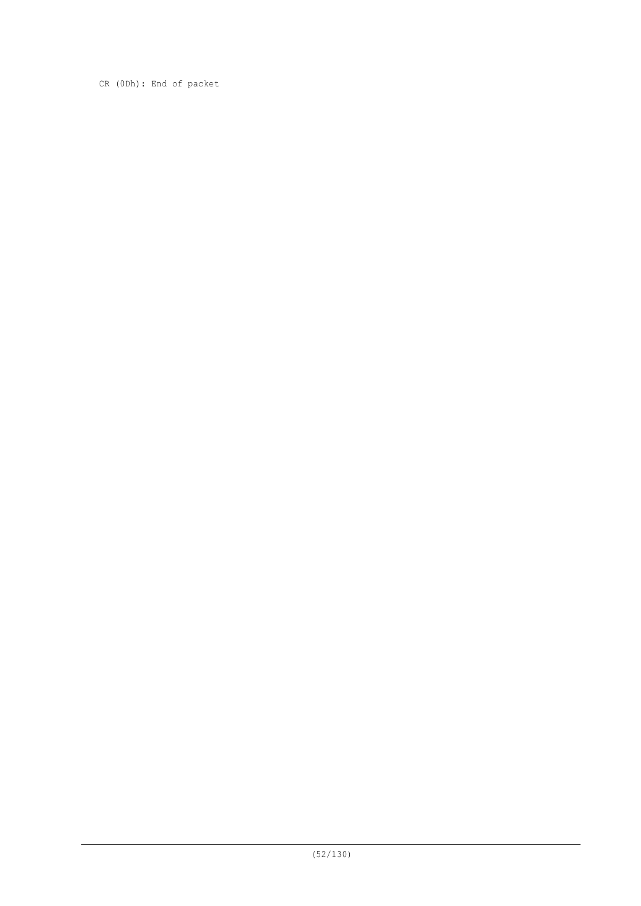CR (0Dh): End of packet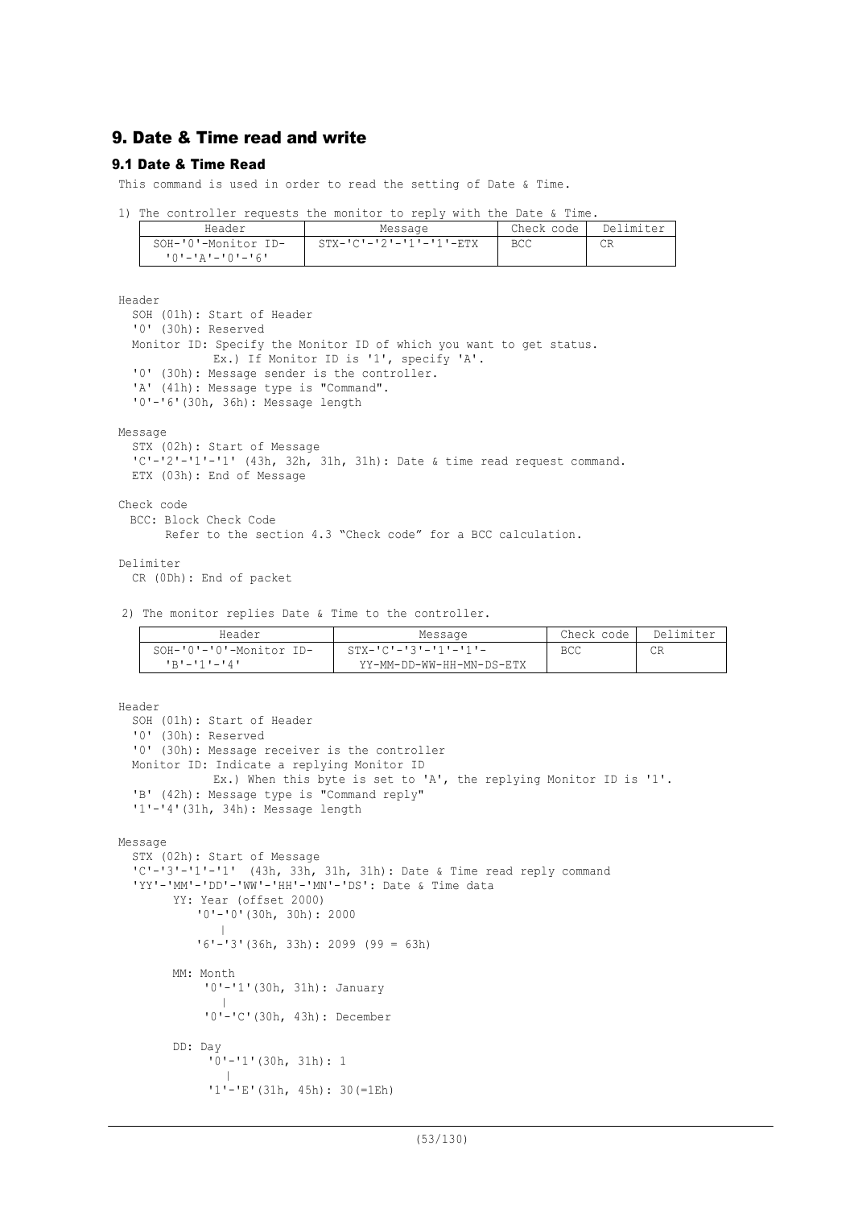# 9. Date & Time read and write

## 9.1 Date & Time Read

This command is used in order to read the setting of Date & Time.

1) The controller requests the monitor to reply with the Date & Time.

| Header | Message | Check code | Delimiter |
|---|---|---|---|
| SOH-'0'-Monitor ID-'0'-'A'-'0'-'6' | STX-'C'-'2'-'1'-'1'-ETX | BCC | CR |

Header
  SOH (01h): Start of Header
  '0' (30h): Reserved
  Monitor ID: Specify the Monitor ID of which you want to get status.
            Ex.) If Monitor ID is '1', specify 'A'.
  '0' (30h): Message sender is the controller.
  'A' (41h): Message type is "Command".
  '0'-'6'(30h, 36h): Message length

Message
  STX (02h): Start of Message
  'C'-'2'-'1'-'1' (43h, 32h, 31h, 31h): Date & time read request command.
  ETX (03h): End of Message

Check code
  BCC: Block Check Code
      Refer to the section 4.3 "Check code" for a BCC calculation.

Delimiter
  CR (0Dh): End of packet

2) The monitor replies Date & Time to the controller.

| Header | Message | Check code | Delimiter |
|---|---|---|---|
| SOH-'0'-'0'-Monitor ID-'B'-'1'-'4' | STX-'C'-'3'-'1'-'1'-YY-MM-DD-WW-HH-MN-DS-ETX | BCC | CR |

Header
  SOH (01h): Start of Header
  '0' (30h): Reserved
  '0' (30h): Message receiver is the controller
  Monitor ID: Indicate a replying Monitor ID
            Ex.) When this byte is set to 'A', the replying Monitor ID is '1'.
  'B' (42h): Message type is "Command reply"
  '1'-'4'(31h, 34h): Message length

Message
  STX (02h): Start of Message
  'C'-'3'-'1'-'1'  (43h, 33h, 31h, 31h): Date & Time read reply command
  'YY'-'MM'-'DD'-'WW'-'HH'-'MN'-'DS': Date & Time data
      YY: Year (offset 2000)
          '0'-'0'(30h, 30h): 2000
            |
          '6'-'3'(36h, 33h): 2099 (99 = 63h)

      MM: Month
          '0'-'1'(30h, 31h): January
            |
          '0'-'C'(30h, 43h): December

      DD: Day
          '0'-'1'(30h, 31h): 1
            |
          '1'-'E'(31h, 45h): 30(=1Eh)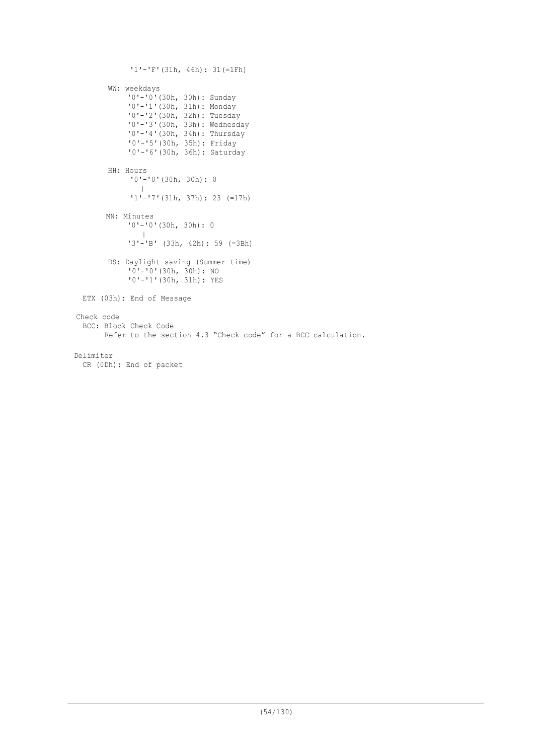'1'-'F'(31h, 46h): 31(=1Fh)

WW: weekdays
- '0'-'0'(30h, 30h): Sunday
- '0'-'1'(30h, 31h): Monday
- '0'-'2'(30h, 32h): Tuesday
- '0'-'3'(30h, 33h): Wednesday
- '0'-'4'(30h, 34h): Thursday
- '0'-'5'(30h, 35h): Friday
- '0'-'6'(30h, 36h): Saturday

HH: Hours

```
'0'-'0'(30h, 30h): 0
   |
'1'-'7'(31h, 37h): 23 (=17h)
```

MN: Minutes

```
'0'-'0'(30h, 30h): 0
   |
'3'-'B' (33h, 42h): 59 (=3Bh)
```

DS: Daylight saving (Summer time)
- '0'-'0'(30h, 30h): NO
- '0'-'1'(30h, 31h): YES

ETX (03h): End of Message

Check code

BCC: Block Check Code

Refer to the section 4.3 “Check code” for a BCC calculation.

Delimiter

CR (0Dh): End of packet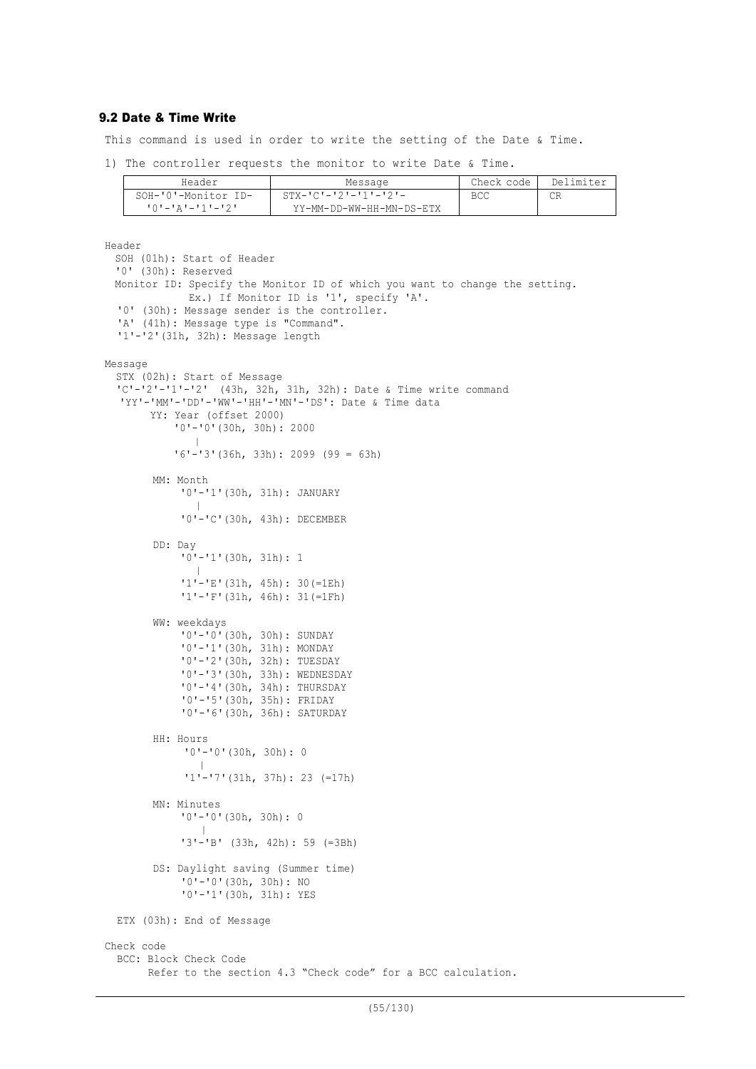### 9.2 Date & Time Write

This command is used in order to write the setting of the Date & Time.

1) The controller requests the monitor to write Date & Time.

| Header | Message | Check code | Delimiter |
|---|---|---|---|
| SOH-'0'-Monitor ID-'0'-'A'-'1'-'2' | STX-'C'-'2'-'1'-'2'-YY-MM-DD-WW-HH-MN-DS-ETX | BCC | CR |

```
Header
  SOH (01h): Start of Header
  '0' (30h): Reserved
  Monitor ID: Specify the Monitor ID of which you want to change the setting.
             Ex.) If Monitor ID is '1', specify 'A'.
  '0' (30h): Message sender is the controller.
  'A' (41h): Message type is "Command".
  '1'-'2'(31h, 32h): Message length

Message
  STX (02h): Start of Message
  'C'-'2'-'1'-'2'  (43h, 32h, 31h, 32h): Date & Time write command
  'YY'-'MM'-'DD'-'WW'-'HH'-'MN'-'DS': Date & Time data
       YY: Year (offset 2000)
           '0'-'0'(30h, 30h): 2000
              |
           '6'-'3'(36h, 33h): 2099 (99 = 63h)

       MM: Month
            '0'-'1'(30h, 31h): JANUARY
               |
            '0'-'C'(30h, 43h): DECEMBER

       DD: Day
            '0'-'1'(30h, 31h): 1
               |
            '1'-'E'(31h, 45h): 30(=1Eh)
            '1'-'F'(31h, 46h): 31(=1Fh)

       WW: weekdays
            '0'-'0'(30h, 30h): SUNDAY
            '0'-'1'(30h, 31h): MONDAY
            '0'-'2'(30h, 32h): TUESDAY
            '0'-'3'(30h, 33h): WEDNESDAY
            '0'-'4'(30h, 34h): THURSDAY
            '0'-'5'(30h, 35h): FRIDAY
            '0'-'6'(30h, 36h): SATURDAY

       HH: Hours
            '0'-'0'(30h, 30h): 0
               |
            '1'-'7'(31h, 37h): 23 (=17h)

       MN: Minutes
            '0'-'0'(30h, 30h): 0
               |
            '3'-'B' (33h, 42h): 59 (=3Bh)

       DS: Daylight saving (Summer time)
            '0'-'0'(30h, 30h): NO
            '0'-'1'(30h, 31h): YES

  ETX (03h): End of Message

Check code
  BCC: Block Check Code
       Refer to the section 4.3 "Check code" for a BCC calculation.
```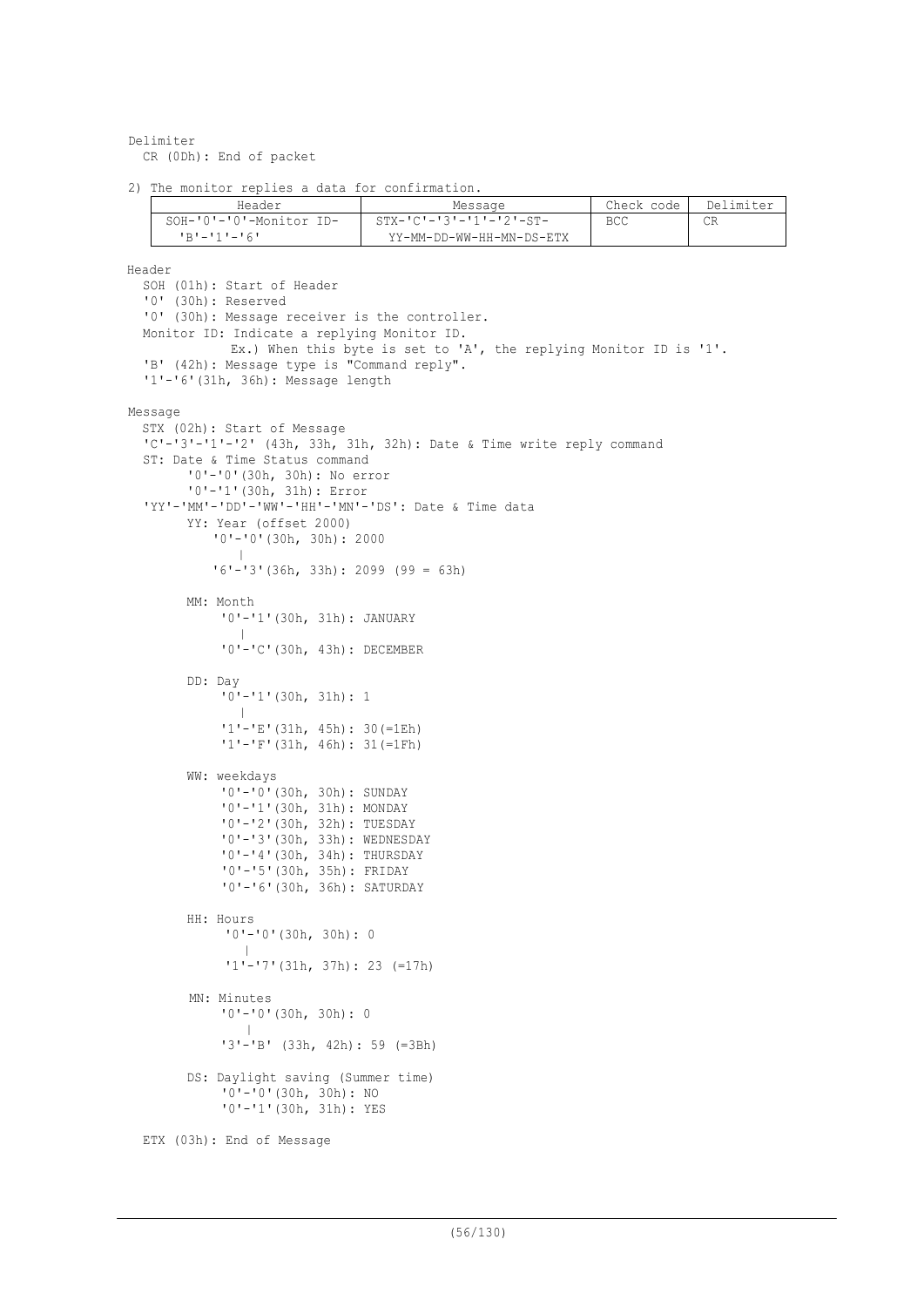Delimiter
  CR (0Dh): End of packet

2) The monitor replies a data for confirmation.

| Header | Message | Check code | Delimiter |
|---|---|---|---|
| SOH-'0'-'0'-Monitor ID-'B'-'1'-'6' | STX-'C'-'3'-'1'-'2'-ST-YY-MM-DD-WW-HH-MN-DS-ETX | BCC | CR |

Header
  SOH (01h): Start of Header
  '0' (30h): Reserved
  '0' (30h): Message receiver is the controller.
  Monitor ID: Indicate a replying Monitor ID.
    Ex.) When this byte is set to 'A', the replying Monitor ID is '1'.
  'B' (42h): Message type is "Command reply".
  '1'-'6'(31h, 36h): Message length

Message
  STX (02h): Start of Message
  'C'-'3'-'1'-'2' (43h, 33h, 31h, 32h): Date & Time write reply command
  ST: Date & Time Status command
    '0'-'0'(30h, 30h): No error
    '0'-'1'(30h, 31h): Error
  'YY'-'MM'-'DD'-'WW'-'HH'-'MN'-'DS': Date & Time data
    YY: Year (offset 2000)
      '0'-'0'(30h, 30h): 2000
        |
      '6'-'3'(36h, 33h): 2099 (99 = 63h)

    MM: Month
      '0'-'1'(30h, 31h): JANUARY
        |
      '0'-'C'(30h, 43h): DECEMBER

    DD: Day
      '0'-'1'(30h, 31h): 1
        |
      '1'-'E'(31h, 45h): 30(=1Eh)
      '1'-'F'(31h, 46h): 31(=1Fh)

    WW: weekdays
      '0'-'0'(30h, 30h): SUNDAY
      '0'-'1'(30h, 31h): MONDAY
      '0'-'2'(30h, 32h): TUESDAY
      '0'-'3'(30h, 33h): WEDNESDAY
      '0'-'4'(30h, 34h): THURSDAY
      '0'-'5'(30h, 35h): FRIDAY
      '0'-'6'(30h, 36h): SATURDAY

    HH: Hours
      '0'-'0'(30h, 30h): 0
        |
      '1'-'7'(31h, 37h): 23 (=17h)

    MN: Minutes
      '0'-'0'(30h, 30h): 0
        |
      '3'-'B' (33h, 42h): 59 (=3Bh)

    DS: Daylight saving (Summer time)
      '0'-'0'(30h, 30h): NO
      '0'-'1'(30h, 31h): YES

  ETX (03h): End of Message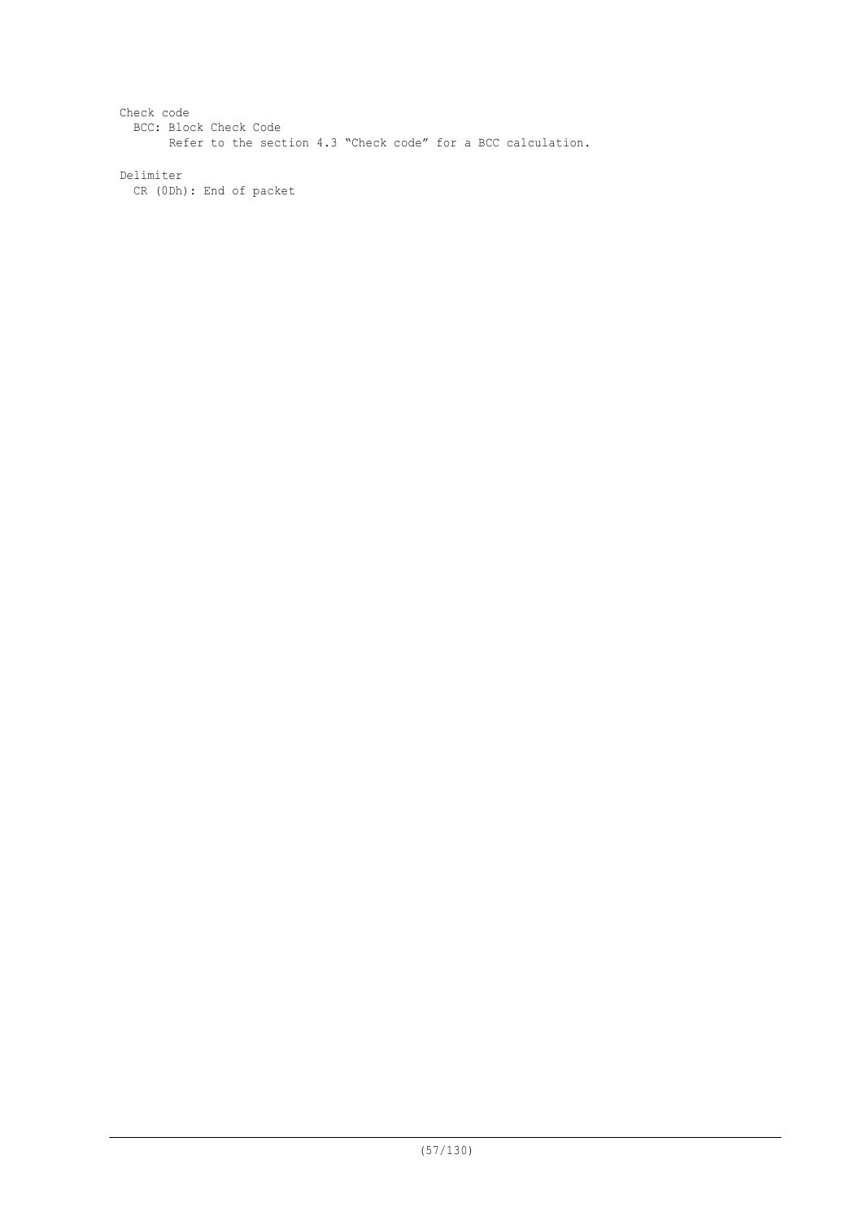Check code

BCC: Block Check Code

Refer to the section 4.3 “Check code” for a BCC calculation.

Delimiter

CR (0Dh): End of packet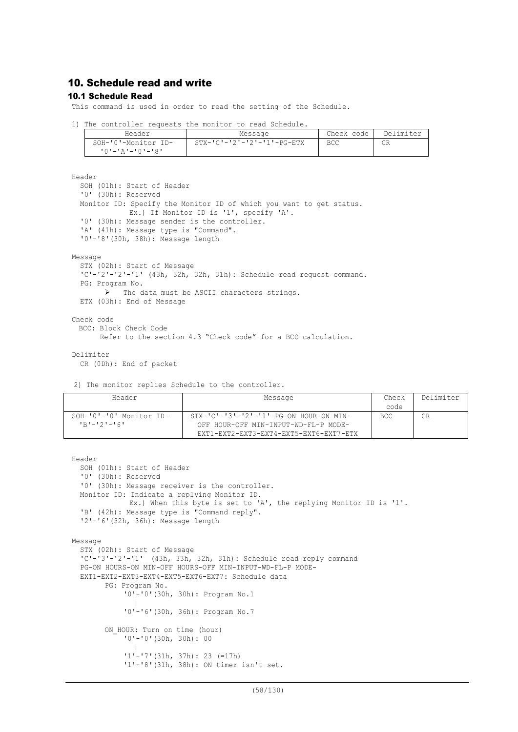## 10. Schedule read and write

### 10.1 Schedule Read

This command is used in order to read the setting of the Schedule.

1) The controller requests the monitor to read Schedule.

| Header | Message | Check code | Delimiter |
|---|---|---|---|
| SOH-'0'-Monitor ID-'0'-'A'-'0'-'8' | STX-'C'-'2'-'2'-'1'-PG-ETX | BCC | CR |

Header
- SOH (01h): Start of Header
- '0' (30h): Reserved
- Monitor ID: Specify the Monitor ID of which you want to get status.
  - Ex.) If Monitor ID is '1', specify 'A'.
- '0' (30h): Message sender is the controller.
- 'A' (41h): Message type is "Command".
- '0'-'8'(30h, 38h): Message length

Message
- STX (02h): Start of Message
- 'C'-'2'-'2'-'1' (43h, 32h, 32h, 31h): Schedule read request command.
- PG: Program No.
  - ➤ The data must be ASCII characters strings.
- ETX (03h): End of Message

Check code
- BCC: Block Check Code
  - Refer to the section 4.3 "Check code" for a BCC calculation.

Delimiter
- CR (0Dh): End of packet

2) The monitor replies Schedule to the controller.

| Header | Message | Check code | Delimiter |
|---|---|---|---|
| SOH-'0'-'0'-Monitor ID-'B'-'2'-'6' | STX-'C'-'3'-'2'-'1'-PG-ON HOUR-ON MIN-OFF HOUR-OFF MIN-INPUT-WD-FL-P MODE-EXT1-EXT2-EXT3-EXT4-EXT5-EXT6-EXT7-ETX | BCC | CR |

Header
- SOH (01h): Start of Header
- '0' (30h): Reserved
- '0' (30h): Message receiver is the controller.
- Monitor ID: Indicate a replying Monitor ID.
  - Ex.) When this byte is set to 'A', the replying Monitor ID is '1'.
- 'B' (42h): Message type is "Command reply".
- '2'-'6'(32h, 36h): Message length

Message
- STX (02h): Start of Message
- 'C'-'3'-'2'-'1' (43h, 33h, 32h, 31h): Schedule read reply command
- PG-ON HOURS-ON MIN-OFF HOURS-OFF MIN-INPUT-WD-FL-P MODE-EXT1-EXT2-EXT3-EXT4-EXT5-EXT6-EXT7: Schedule data
  - PG: Program No.
    - '0'-'0'(30h, 30h): Program No.1
    - |
    - '0'-'6'(30h, 36h): Program No.7
  - ON_HOUR: Turn on time (hour)
    - '0'-'0'(30h, 30h): 00
    - |
    - '1'-'7'(31h, 37h): 23 (=17h)
    - '1'-'8'(31h, 38h): ON timer isn't set.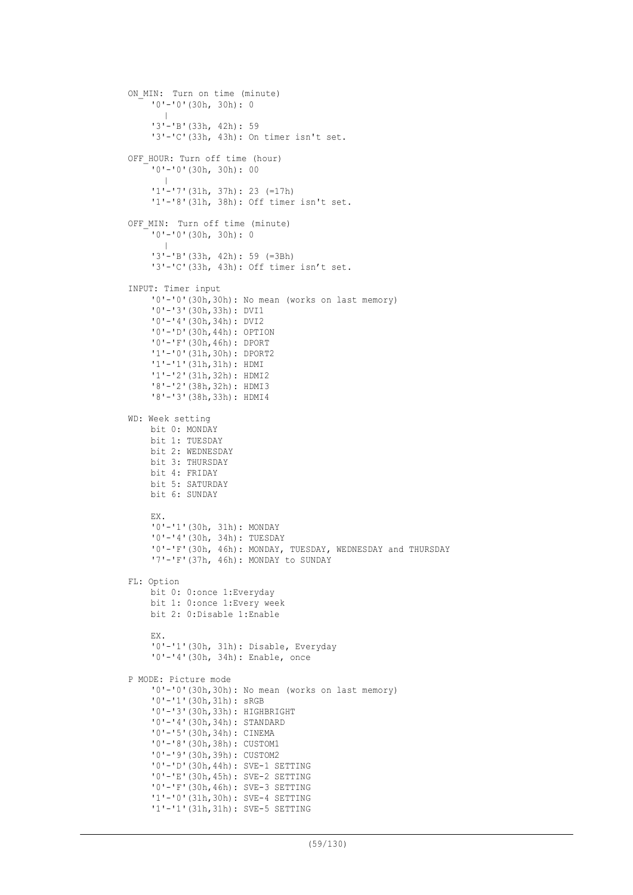```
ON_MIN:  Turn on time (minute)
    '0'-'0'(30h, 30h): 0
      |
    '3'-'B'(33h, 42h): 59
    '3'-'C'(33h, 43h): On timer isn't set.

OFF_HOUR: Turn off time (hour)
    '0'-'0'(30h, 30h): 00
      |
    '1'-'7'(31h, 37h): 23 (=17h)
    '1'-'8'(31h, 38h): Off timer isn't set.

OFF_MIN:  Turn off time (minute)
    '0'-'0'(30h, 30h): 0
      |
    '3'-'B'(33h, 42h): 59 (=3Bh)
    '3'-'C'(33h, 43h): Off timer isn't set.

INPUT: Timer input
    '0'-'0'(30h,30h): No mean (works on last memory)
    '0'-'3'(30h,33h): DVI1
    '0'-'4'(30h,34h): DVI2
    '0'-'D'(30h,44h): OPTION
    '0'-'F'(30h,46h): DPORT
    '1'-'0'(31h,30h): DPORT2
    '1'-'1'(31h,31h): HDMI
    '1'-'2'(31h,32h): HDMI2
    '8'-'2'(38h,32h): HDMI3
    '8'-'3'(38h,33h): HDMI4

WD: Week setting
    bit 0: MONDAY
    bit 1: TUESDAY
    bit 2: WEDNESDAY
    bit 3: THURSDAY
    bit 4: FRIDAY
    bit 5: SATURDAY
    bit 6: SUNDAY

    EX.
    '0'-'1'(30h, 31h): MONDAY
    '0'-'4'(30h, 34h): TUESDAY
    '0'-'F'(30h, 46h): MONDAY, TUESDAY, WEDNESDAY and THURSDAY
    '7'-'F'(37h, 46h): MONDAY to SUNDAY

FL: Option
    bit 0: 0:once 1:Everyday
    bit 1: 0:once 1:Every week
    bit 2: 0:Disable 1:Enable

    EX.
    '0'-'1'(30h, 31h): Disable, Everyday
    '0'-'4'(30h, 34h): Enable, once

P MODE: Picture mode
    '0'-'0'(30h,30h): No mean (works on last memory)
    '0'-'1'(30h,31h): sRGB
    '0'-'3'(30h,33h): HIGHBRIGHT
    '0'-'4'(30h,34h): STANDARD
    '0'-'5'(30h,34h): CINEMA
    '0'-'8'(30h,38h): CUSTOM1
    '0'-'9'(30h,39h): CUSTOM2
    '0'-'D'(30h,44h): SVE-1 SETTING
    '0'-'E'(30h,45h): SVE-2 SETTING
    '0'-'F'(30h,46h): SVE-3 SETTING
    '1'-'0'(31h,30h): SVE-4 SETTING
    '1'-'1'(31h,31h): SVE-5 SETTING
```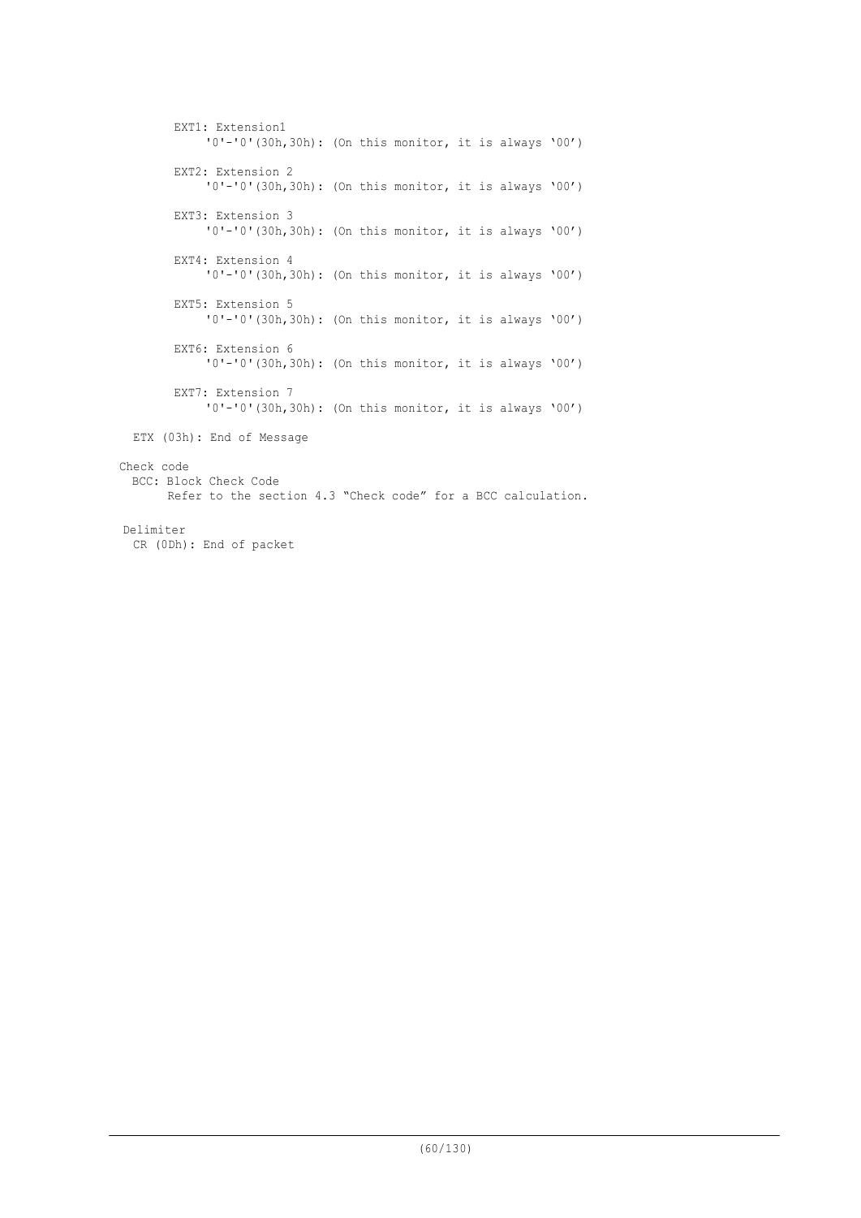EXT1: Extension1
  '0'-'0'(30h,30h): (On this monitor, it is always '00')

EXT2: Extension 2
  '0'-'0'(30h,30h): (On this monitor, it is always '00')

EXT3: Extension 3
  '0'-'0'(30h,30h): (On this monitor, it is always '00')

EXT4: Extension 4
  '0'-'0'(30h,30h): (On this monitor, it is always '00')

EXT5: Extension 5
  '0'-'0'(30h,30h): (On this monitor, it is always '00')

EXT6: Extension 6
  '0'-'0'(30h,30h): (On this monitor, it is always '00')

EXT7: Extension 7
  '0'-'0'(30h,30h): (On this monitor, it is always '00')

ETX (03h): End of Message

Check code
  BCC: Block Check Code
    Refer to the section 4.3 "Check code" for a BCC calculation.

Delimiter
  CR (0Dh): End of packet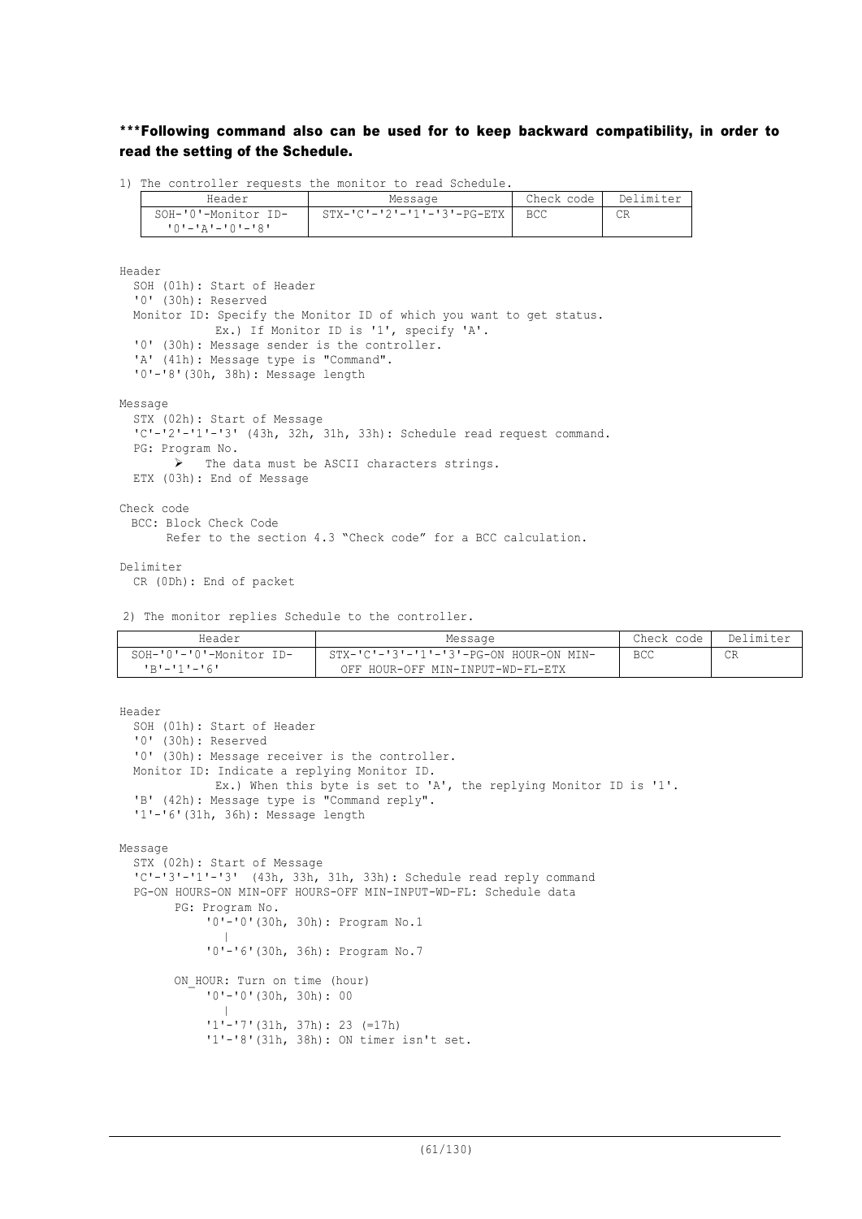**\*\*\*Following command also can be used for to keep backward compatibility, in order to read the setting of the Schedule.**

1) The controller requests the monitor to read Schedule.

| Header | Message | Check code | Delimiter |
|---|---|---|---|
| SOH-'0'-Monitor ID-'0'-'A'-'0'-'8' | STX-'C'-'2'-'1'-'3'-PG-ETX | BCC | CR |

Header
  SOH (01h): Start of Header
  '0' (30h): Reserved
  Monitor ID: Specify the Monitor ID of which you want to get status.
    Ex.) If Monitor ID is '1', specify 'A'.
  '0' (30h): Message sender is the controller.
  'A' (41h): Message type is "Command".
  '0'-'8'(30h, 38h): Message length

Message
  STX (02h): Start of Message
  'C'-'2'-'1'-'3' (43h, 32h, 31h, 33h): Schedule read request command.
  PG: Program No.
  - The data must be ASCII characters strings.

  ETX (03h): End of Message

Check code
  BCC: Block Check Code
    Refer to the section 4.3 "Check code" for a BCC calculation.

Delimiter
  CR (0Dh): End of packet

2) The monitor replies Schedule to the controller.

| Header | Message | Check code | Delimiter |
|---|---|---|---|
| SOH-'0'-'0'-Monitor ID-'B'-'1'-'6' | STX-'C'-'3'-'1'-'3'-PG-ON HOUR-ON MIN-OFF HOUR-OFF MIN-INPUT-WD-FL-ETX | BCC | CR |

Header
  SOH (01h): Start of Header
  '0' (30h): Reserved
  '0' (30h): Message receiver is the controller.
  Monitor ID: Indicate a replying Monitor ID.
    Ex.) When this byte is set to 'A', the replying Monitor ID is '1'.
  'B' (42h): Message type is "Command reply".
  '1'-'6'(31h, 36h): Message length

Message
  STX (02h): Start of Message
  'C'-'3'-'1'-'3' (43h, 33h, 31h, 33h): Schedule read reply command
  PG-ON HOURS-ON MIN-OFF HOURS-OFF MIN-INPUT-WD-FL: Schedule data
    PG: Program No.
      '0'-'0'(30h, 30h): Program No.1
        |
      '0'-'6'(30h, 36h): Program No.7

    ON_HOUR: Turn on time (hour)
      '0'-'0'(30h, 30h): 00
        |
      '1'-'7'(31h, 37h): 23 (=17h)
      '1'-'8'(31h, 38h): ON timer isn't set.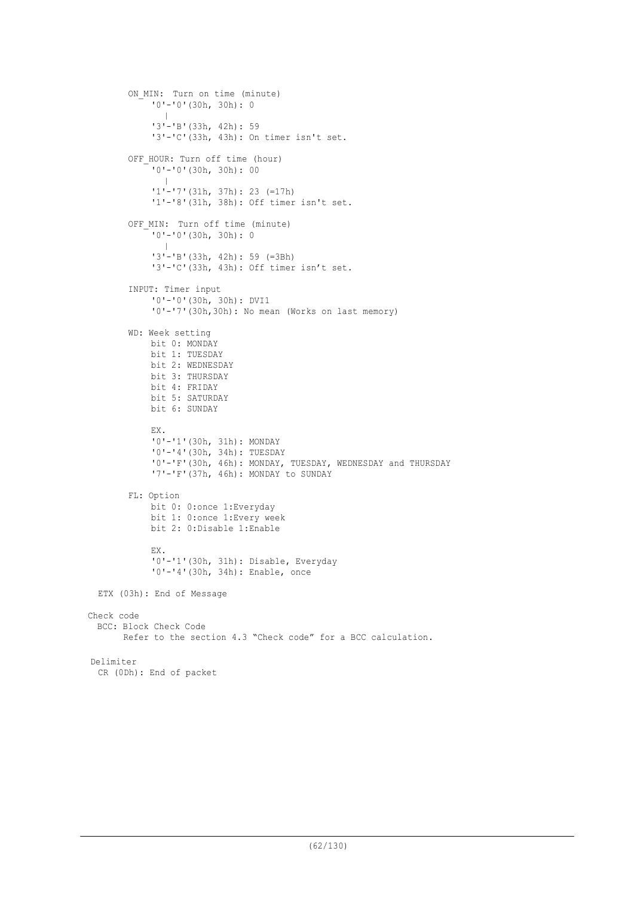```
        ON_MIN:  Turn on time (minute)
             '0'-'0'(30h, 30h): 0
                |
             '3'-'B'(33h, 42h): 59
             '3'-'C'(33h, 43h): On timer isn't set.

        OFF_HOUR: Turn off time (hour)
             '0'-'0'(30h, 30h): 00
                |
             '1'-'7'(31h, 37h): 23 (=17h)
             '1'-'8'(31h, 38h): Off timer isn't set.

        OFF_MIN:  Turn off time (minute)
             '0'-'0'(30h, 30h): 0
                |
             '3'-'B'(33h, 42h): 59 (=3Bh)
             '3'-'C'(33h, 43h): Off timer isn't set.

        INPUT: Timer input
             '0'-'0'(30h, 30h): DVI1
             '0'-'7'(30h,30h): No mean (Works on last memory)

        WD: Week setting
             bit 0: MONDAY
             bit 1: TUESDAY
             bit 2: WEDNESDAY
             bit 3: THURSDAY
             bit 4: FRIDAY
             bit 5: SATURDAY
             bit 6: SUNDAY

             EX.
             '0'-'1'(30h, 31h): MONDAY
             '0'-'4'(30h, 34h): TUESDAY
             '0'-'F'(30h, 46h): MONDAY, TUESDAY, WEDNESDAY and THURSDAY
             '7'-'F'(37h, 46h): MONDAY to SUNDAY

        FL: Option
             bit 0: 0:once 1:Everyday
             bit 1: 0:once 1:Every week
             bit 2: 0:Disable 1:Enable

             EX.
             '0'-'1'(30h, 31h): Disable, Everyday
             '0'-'4'(30h, 34h): Enable, once

  ETX (03h): End of Message

Check code
  BCC: Block Check Code
       Refer to the section 4.3 "Check code" for a BCC calculation.

Delimiter
  CR (0Dh): End of packet
```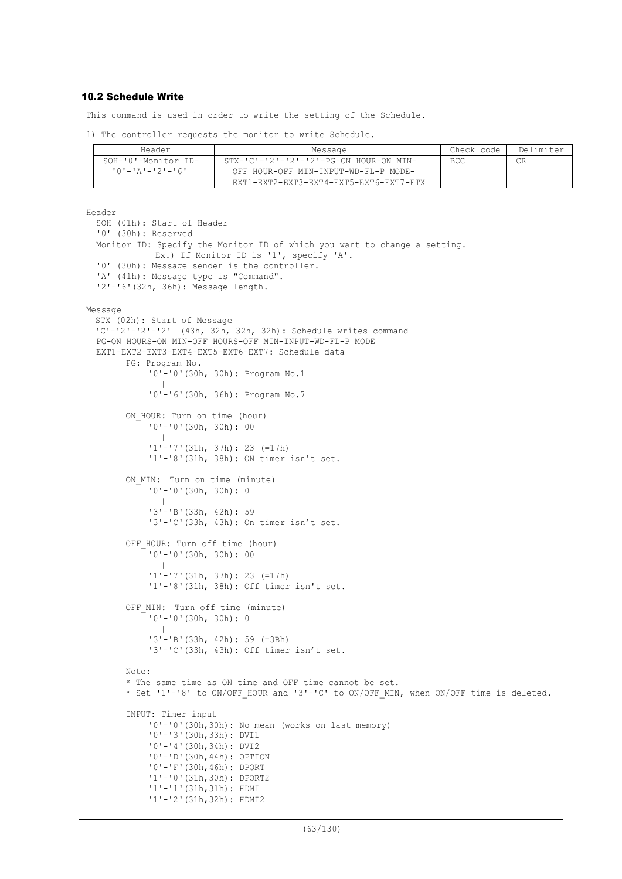## 10.2 Schedule Write

This command is used in order to write the setting of the Schedule.

1) The controller requests the monitor to write Schedule.

| Header | Message | Check code | Delimiter |
|---|---|---|---|
| SOH-'0'-Monitor ID-'0'-'A'-'2'-'6' | STX-'C'-'2'-'2'-'2'-PG-ON HOUR-ON MIN-OFF HOUR-OFF MIN-INPUT-WD-FL-P MODE-EXT1-EXT2-EXT3-EXT4-EXT5-EXT6-EXT7-ETX | BCC | CR |

Header
SOH (01h): Start of Header
'0' (30h): Reserved
Monitor ID: Specify the Monitor ID of which you want to change a setting.
Ex.) If Monitor ID is '1', specify 'A'.
'0' (30h): Message sender is the controller.
'A' (41h): Message type is "Command".
'2'-'6'(32h, 36h): Message length.

Message
STX (02h): Start of Message
'C'-'2'-'2'-'2' (43h, 32h, 32h, 32h): Schedule writes command
PG-ON HOURS-ON MIN-OFF HOURS-OFF MIN-INPUT-WD-FL-P MODE
EXT1-EXT2-EXT3-EXT4-EXT5-EXT6-EXT7: Schedule data

PG: Program No.
'0'-'0'(30h, 30h): Program No.1
|
'0'-'6'(30h, 36h): Program No.7

ON_HOUR: Turn on time (hour)
'0'-'0'(30h, 30h): 00
|
'1'-'7'(31h, 37h): 23 (=17h)
'1'-'8'(31h, 38h): ON timer isn't set.

ON_MIN: Turn on time (minute)
'0'-'0'(30h, 30h): 0
|
'3'-'B'(33h, 42h): 59
'3'-'C'(33h, 43h): On timer isn't set.

OFF_HOUR: Turn off time (hour)
'0'-'0'(30h, 30h): 00
|
'1'-'7'(31h, 37h): 23 (=17h)
'1'-'8'(31h, 38h): Off timer isn't set.

OFF_MIN: Turn off time (minute)
'0'-'0'(30h, 30h): 0
|
'3'-'B'(33h, 42h): 59 (=3Bh)
'3'-'C'(33h, 43h): Off timer isn't set.

Note:
* The same time as ON time and OFF time cannot be set.
* Set '1'-'8' to ON/OFF_HOUR and '3'-'C' to ON/OFF_MIN, when ON/OFF time is deleted.

INPUT: Timer input
'0'-'0'(30h,30h): No mean (works on last memory)
'0'-'3'(30h,33h): DVI1
'0'-'4'(30h,34h): DVI2
'0'-'D'(30h,44h): OPTION
'0'-'F'(30h,46h): DPORT
'1'-'0'(31h,30h): DPORT2
'1'-'1'(31h,31h): HDMI
'1'-'2'(31h,32h): HDMI2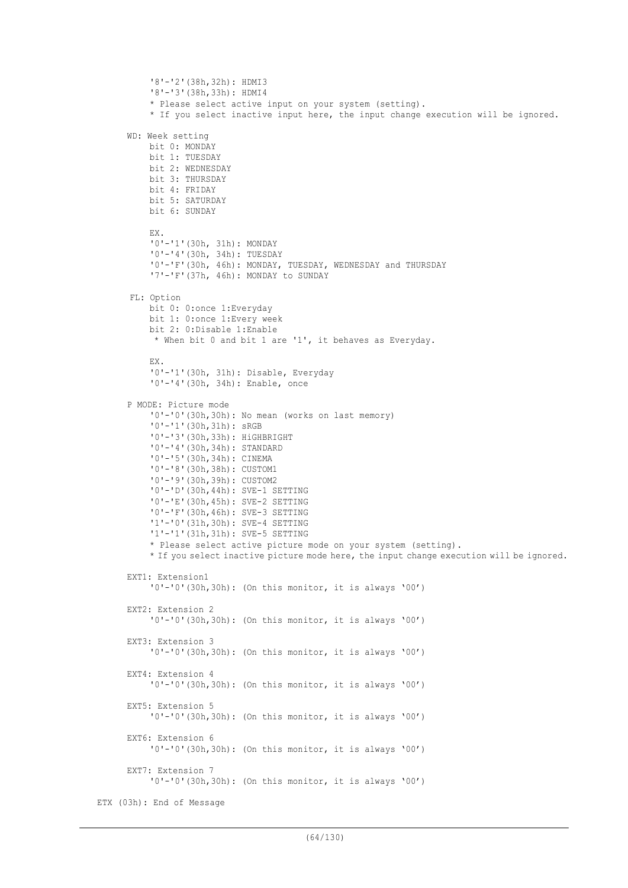```
'8'-'2'(38h,32h): HDMI3
'8'-'3'(38h,33h): HDMI4
* Please select active input on your system (setting).
* If you select inactive input here, the input change execution will be ignored.
```

WD: Week setting

```
bit 0: MONDAY
bit 1: TUESDAY
bit 2: WEDNESDAY
bit 3: THURSDAY
bit 4: FRIDAY
bit 5: SATURDAY
bit 6: SUNDAY

EX.
'0'-'1'(30h, 31h): MONDAY
'0'-'4'(30h, 34h): TUESDAY
'0'-'F'(30h, 46h): MONDAY, TUESDAY, WEDNESDAY and THURSDAY
'7'-'F'(37h, 46h): MONDAY to SUNDAY
```

FL: Option

```
bit 0: 0:once 1:Everyday
bit 1: 0:once 1:Every week
bit 2: 0:Disable 1:Enable
 * When bit 0 and bit 1 are '1', it behaves as Everyday.

EX.
'0'-'1'(30h, 31h): Disable, Everyday
'0'-'4'(30h, 34h): Enable, once
```

P MODE: Picture mode

```
'0'-'0'(30h,30h): No mean (works on last memory)
'0'-'1'(30h,31h): sRGB
'0'-'3'(30h,33h): HiGHBRIGHT
'0'-'4'(30h,34h): STANDARD
'0'-'5'(30h,34h): CINEMA
'0'-'8'(30h,38h): CUSTOM1
'0'-'9'(30h,39h): CUSTOM2
'0'-'D'(30h,44h): SVE-1 SETTING
'0'-'E'(30h,45h): SVE-2 SETTING
'0'-'F'(30h,46h): SVE-3 SETTING
'1'-'0'(31h,30h): SVE-4 SETTING
'1'-'1'(31h,31h): SVE-5 SETTING
* Please select active picture mode on your system (setting).
* If you select inactive picture mode here, the input change execution will be ignored.
```

EXT1: Extension1

```
'0'-'0'(30h,30h): (On this monitor, it is always '00')
```

EXT2: Extension 2

```
'0'-'0'(30h,30h): (On this monitor, it is always '00')
```

EXT3: Extension 3

```
'0'-'0'(30h,30h): (On this monitor, it is always '00')
```

EXT4: Extension 4

```
'0'-'0'(30h,30h): (On this monitor, it is always '00')
```

EXT5: Extension 5

```
'0'-'0'(30h,30h): (On this monitor, it is always '00')
```

EXT6: Extension 6

```
'0'-'0'(30h,30h): (On this monitor, it is always '00')
```

EXT7: Extension 7

```
'0'-'0'(30h,30h): (On this monitor, it is always '00')
```

ETX (03h): End of Message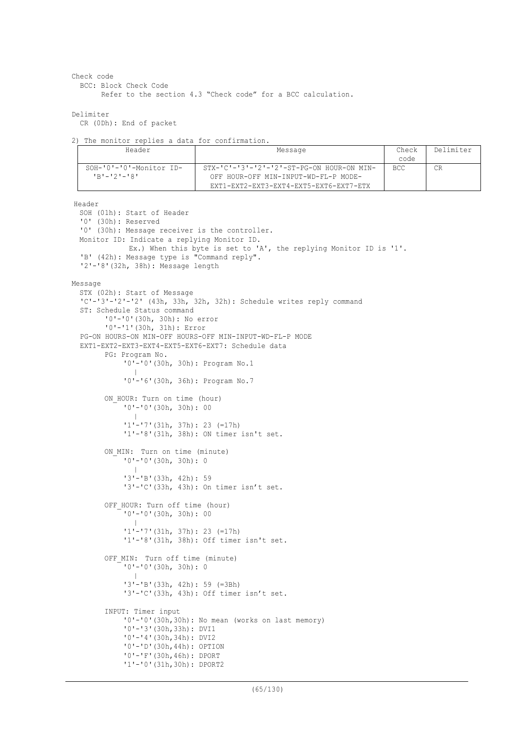Check code

BCC: Block Check Code

Refer to the section 4.3 "Check code" for a BCC calculation.

Delimiter

CR (0Dh): End of packet

2) The monitor replies a data for confirmation.

| Header | Message | Check code | Delimiter |
|---|---|---|---|
| SOH-'0'-'0'-Monitor ID-'B'-'2'-'8' | STX-'C'-'3'-'2'-'2'-ST-PG-ON HOUR-ON MIN-OFF HOUR-OFF MIN-INPUT-WD-FL-P MODE-EXT1-EXT2-EXT3-EXT4-EXT5-EXT6-EXT7-ETX | BCC | CR |

Header

SOH (01h): Start of Header
'0' (30h): Reserved
'0' (30h): Message receiver is the controller.
Monitor ID: Indicate a replying Monitor ID.
Ex.) When this byte is set to 'A', the replying Monitor ID is '1'.
'B' (42h): Message type is "Command reply".
'2'-'8'(32h, 38h): Message length

Message

STX (02h): Start of Message
'C'-'3'-'2'-'2' (43h, 33h, 32h, 32h): Schedule writes reply command
ST: Schedule Status command
'0'-'0'(30h, 30h): No error
'0'-'1'(30h, 31h): Error
PG-ON HOURS-ON MIN-OFF HOURS-OFF MIN-INPUT-WD-FL-P MODE
EXT1-EXT2-EXT3-EXT4-EXT5-EXT6-EXT7: Schedule data

PG: Program No.
'0'-'0'(30h, 30h): Program No.1
|
'0'-'6'(30h, 36h): Program No.7

ON_HOUR: Turn on time (hour)
'0'-'0'(30h, 30h): 00
|
'1'-'7'(31h, 37h): 23 (=17h)
'1'-'8'(31h, 38h): ON timer isn't set.

ON_MIN: Turn on time (minute)
'0'-'0'(30h, 30h): 0
|
'3'-'B'(33h, 42h): 59
'3'-'C'(33h, 43h): On timer isn't set.

OFF_HOUR: Turn off time (hour)
'0'-'0'(30h, 30h): 00
|
'1'-'7'(31h, 37h): 23 (=17h)
'1'-'8'(31h, 38h): Off timer isn't set.

OFF_MIN: Turn off time (minute)
'0'-'0'(30h, 30h): 0
|
'3'-'B'(33h, 42h): 59 (=3Bh)
'3'-'C'(33h, 43h): Off timer isn't set.

INPUT: Timer input
'0'-'0'(30h,30h): No mean (works on last memory)
'0'-'3'(30h,33h): DVI1
'0'-'4'(30h,34h): DVI2
'0'-'D'(30h,44h): OPTION
'0'-'F'(30h,46h): DPORT
'1'-'0'(31h,30h): DPORT2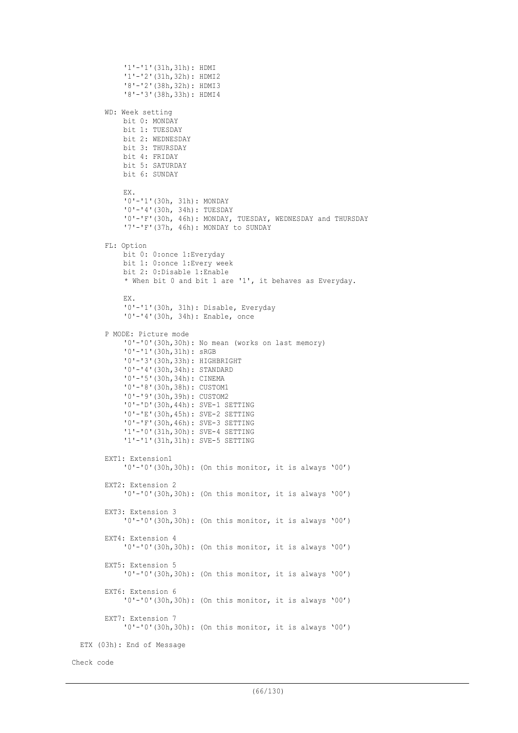```
        '1'-'1'(31h,31h): HDMI
        '1'-'2'(31h,32h): HDMI2
        '8'-'2'(38h,32h): HDMI3
        '8'-'3'(38h,33h): HDMI4

    WD: Week setting
        bit 0: MONDAY
        bit 1: TUESDAY
        bit 2: WEDNESDAY
        bit 3: THURSDAY
        bit 4: FRIDAY
        bit 5: SATURDAY
        bit 6: SUNDAY

        EX.
        '0'-'1'(30h, 31h): MONDAY
        '0'-'4'(30h, 34h): TUESDAY
        '0'-'F'(30h, 46h): MONDAY, TUESDAY, WEDNESDAY and THURSDAY
        '7'-'F'(37h, 46h): MONDAY to SUNDAY

    FL: Option
        bit 0: 0:once 1:Everyday
        bit 1: 0:once 1:Every week
        bit 2: 0:Disable 1:Enable
        * When bit 0 and bit 1 are '1', it behaves as Everyday.

        EX.
        '0'-'1'(30h, 31h): Disable, Everyday
        '0'-'4'(30h, 34h): Enable, once

    P MODE: Picture mode
        '0'-'0'(30h,30h): No mean (works on last memory)
        '0'-'1'(30h,31h): sRGB
        '0'-'3'(30h,33h): HIGHBRIGHT
        '0'-'4'(30h,34h): STANDARD
        '0'-'5'(30h,34h): CINEMA
        '0'-'8'(30h,38h): CUSTOM1
        '0'-'9'(30h,39h): CUSTOM2
        '0'-'D'(30h,44h): SVE-1 SETTING
        '0'-'E'(30h,45h): SVE-2 SETTING
        '0'-'F'(30h,46h): SVE-3 SETTING
        '1'-'0'(31h,30h): SVE-4 SETTING
        '1'-'1'(31h,31h): SVE-5 SETTING

    EXT1: Extension1
        '0'-'0'(30h,30h): (On this monitor, it is always '00')

    EXT2: Extension 2
        '0'-'0'(30h,30h): (On this monitor, it is always '00')

    EXT3: Extension 3
        '0'-'0'(30h,30h): (On this monitor, it is always '00')

    EXT4: Extension 4
        '0'-'0'(30h,30h): (On this monitor, it is always '00')

    EXT5: Extension 5
        '0'-'0'(30h,30h): (On this monitor, it is always '00')

    EXT6: Extension 6
        '0'-'0'(30h,30h): (On this monitor, it is always '00')

    EXT7: Extension 7
        '0'-'0'(30h,30h): (On this monitor, it is always '00')

  ETX (03h): End of Message

Check code
```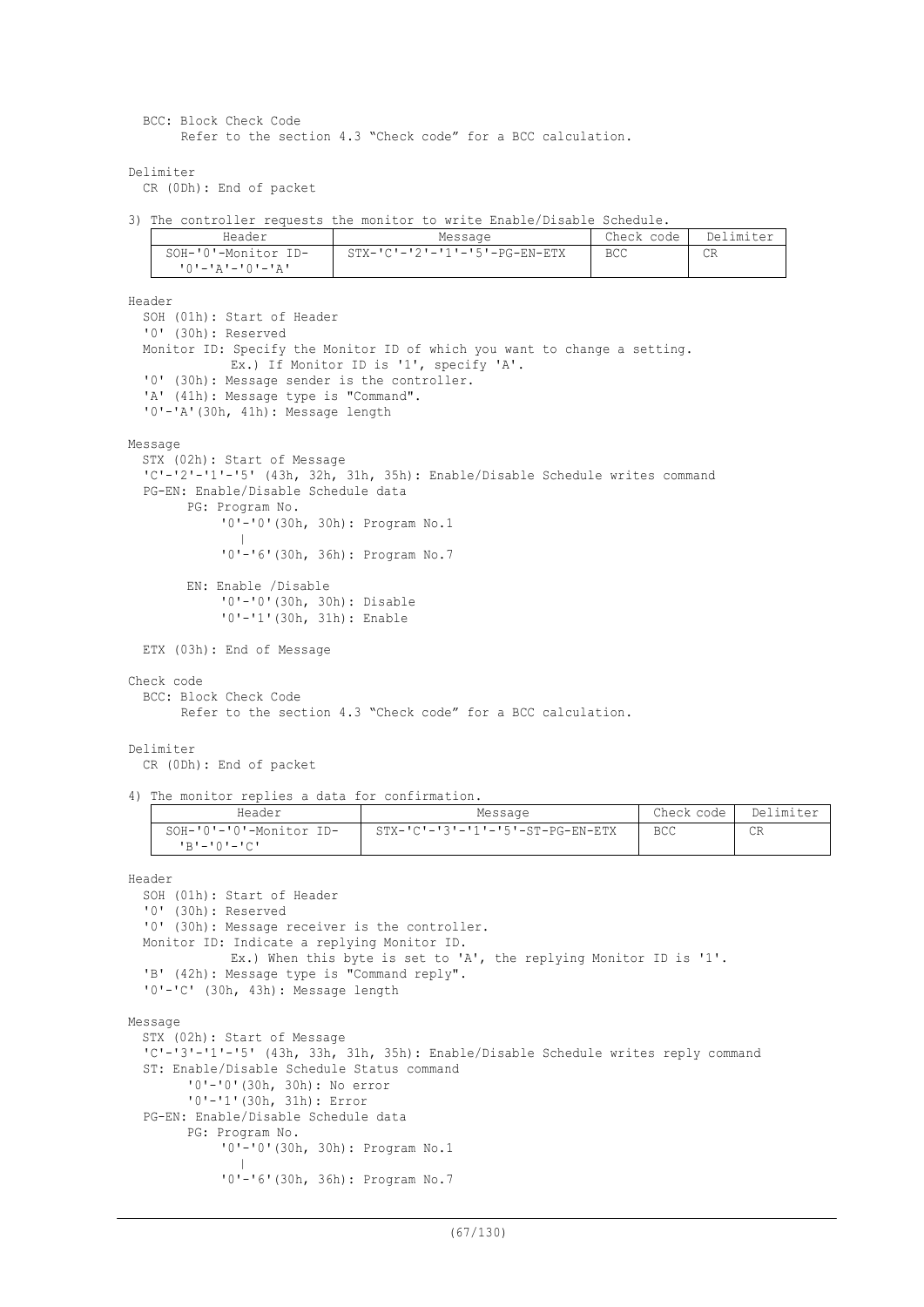BCC: Block Check Code
Refer to the section 4.3 “Check code” for a BCC calculation.

Delimiter
CR (0Dh): End of packet

3) The controller requests the monitor to write Enable/Disable Schedule.

| Header | Message | Check code | Delimiter |
|---|---|---|---|
| SOH-'0'-Monitor ID-'0'-'A'-'0'-'A' | STX-'C'-'2'-'1'-'5'-PG-EN-ETX | BCC | CR |

Header
SOH (01h): Start of Header
'0' (30h): Reserved
Monitor ID: Specify the Monitor ID of which you want to change a setting.
Ex.) If Monitor ID is '1', specify 'A'.
'0' (30h): Message sender is the controller.
'A' (41h): Message type is "Command".
'0'-'A'(30h, 41h): Message length

Message
STX (02h): Start of Message
'C'-'2'-'1'-'5' (43h, 32h, 31h, 35h): Enable/Disable Schedule writes command
PG-EN: Enable/Disable Schedule data
PG: Program No.
'0'-'0'(30h, 30h): Program No.1
|
'0'-'6'(30h, 36h): Program No.7

EN: Enable /Disable
'0'-'0'(30h, 30h): Disable
'0'-'1'(30h, 31h): Enable

ETX (03h): End of Message

Check code
BCC: Block Check Code
Refer to the section 4.3 “Check code” for a BCC calculation.

Delimiter
CR (0Dh): End of packet

4) The monitor replies a data for confirmation.

| Header | Message | Check code | Delimiter |
|---|---|---|---|
| SOH-'0'-'0'-Monitor ID-'B'-'0'-'C' | STX-'C'-'3'-'1'-'5'-ST-PG-EN-ETX | BCC | CR |

Header
SOH (01h): Start of Header
'0' (30h): Reserved
'0' (30h): Message receiver is the controller.
Monitor ID: Indicate a replying Monitor ID.
Ex.) When this byte is set to 'A', the replying Monitor ID is '1'.
'B' (42h): Message type is "Command reply".
'0'-'C' (30h, 43h): Message length

Message
STX (02h): Start of Message
'C'-'3'-'1'-'5' (43h, 33h, 31h, 35h): Enable/Disable Schedule writes reply command
ST: Enable/Disable Schedule Status command
'0'-'0'(30h, 30h): No error
'0'-'1'(30h, 31h): Error
PG-EN: Enable/Disable Schedule data
PG: Program No.
'0'-'0'(30h, 30h): Program No.1
|
'0'-'6'(30h, 36h): Program No.7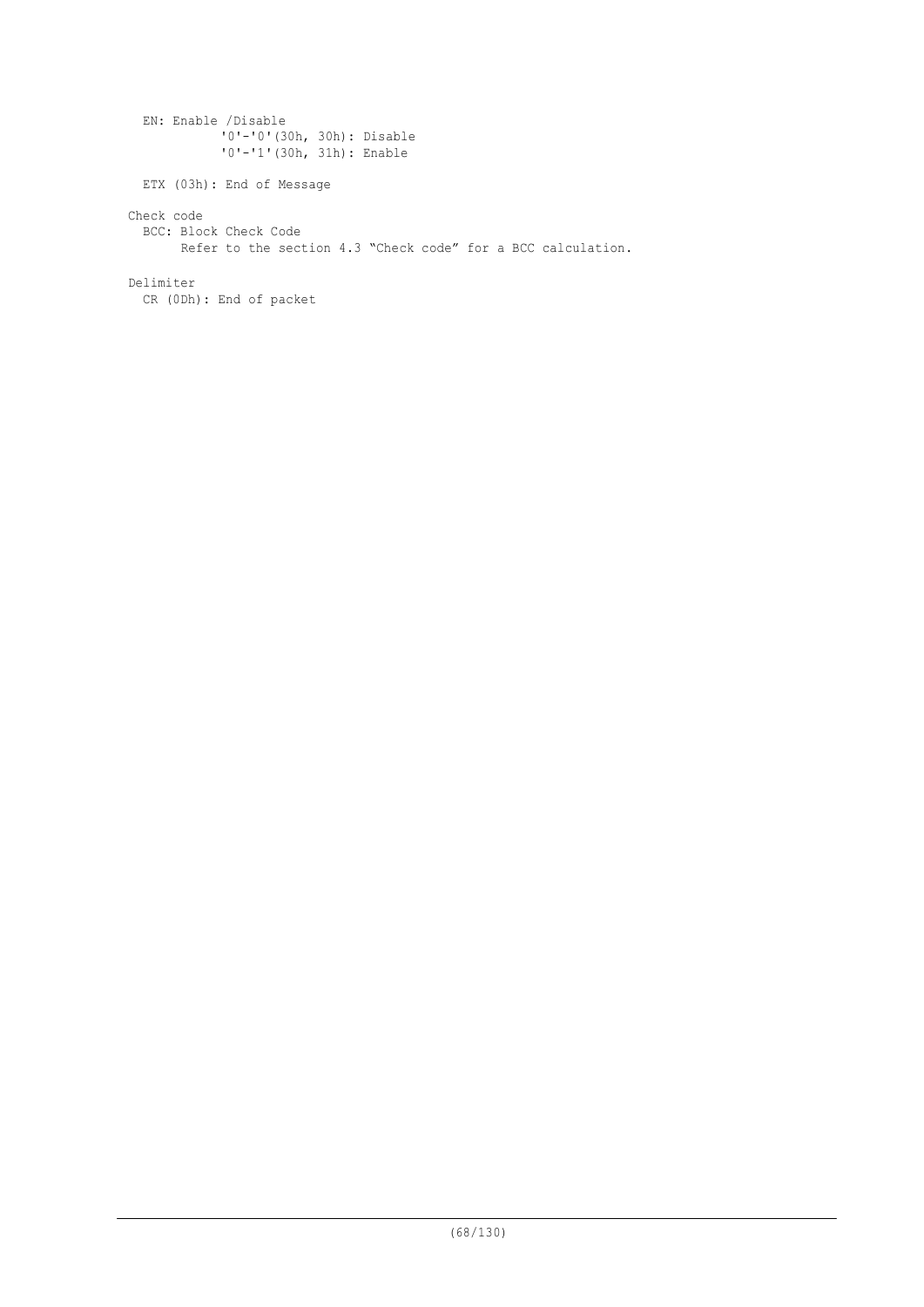EN: Enable /Disable
  '0'-'0'(30h, 30h): Disable
  '0'-'1'(30h, 31h): Enable

ETX (03h): End of Message

Check code
  BCC: Block Check Code
    Refer to the section 4.3 "Check code" for a BCC calculation.

Delimiter
  CR (0Dh): End of packet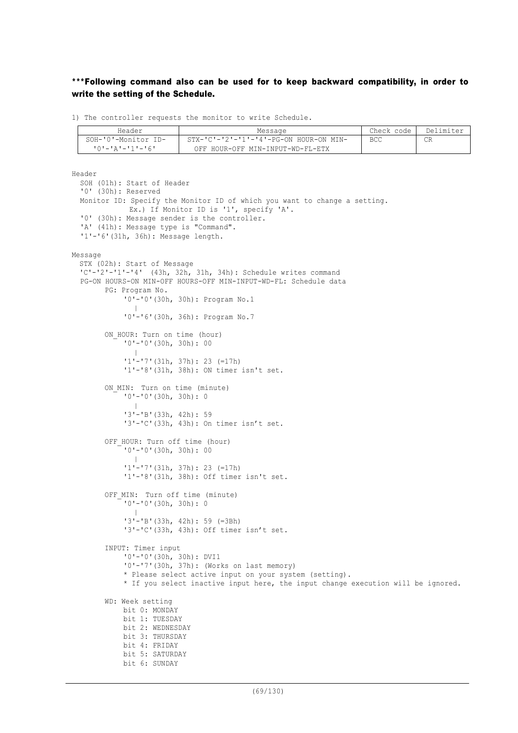**\*\*\*Following command also can be used for to keep backward compatibility, in order to write the setting of the Schedule.**

1) The controller requests the monitor to write Schedule.

| Header | Message | Check code | Delimiter |
|---|---|---|---|
| SOH-'0'-Monitor ID-'0'-'A'-'1'-'6' | STX-'C'-'2'-'1'-'4'-PG-ON HOUR-ON MIN-OFF HOUR-OFF MIN-INPUT-WD-FL-ETX | BCC | CR |

```
Header
  SOH (01h): Start of Header
  '0' (30h): Reserved
  Monitor ID: Specify the Monitor ID of which you want to change a setting.
             Ex.) If Monitor ID is '1', specify 'A'.
  '0' (30h): Message sender is the controller.
  'A' (41h): Message type is "Command".
  '1'-'6'(31h, 36h): Message length.

Message
  STX (02h): Start of Message
  'C'-'2'-'1'-'4'  (43h, 32h, 31h, 34h): Schedule writes command
  PG-ON HOURS-ON MIN-OFF HOURS-OFF MIN-INPUT-WD-FL: Schedule data
        PG: Program No.
            '0'-'0'(30h, 30h): Program No.1
               |
            '0'-'6'(30h, 36h): Program No.7

        ON_HOUR: Turn on time (hour)
            '0'-'0'(30h, 30h): 00
               |
            '1'-'7'(31h, 37h): 23 (=17h)
            '1'-'8'(31h, 38h): ON timer isn't set.

        ON_MIN:  Turn on time (minute)
            '0'-'0'(30h, 30h): 0
               |
            '3'-'B'(33h, 42h): 59
            '3'-'C'(33h, 43h): On timer isn't set.

        OFF_HOUR: Turn off time (hour)
            '0'-'0'(30h, 30h): 00
               |
            '1'-'7'(31h, 37h): 23 (=17h)
            '1'-'8'(31h, 38h): Off timer isn't set.

        OFF_MIN:  Turn off time (minute)
            '0'-'0'(30h, 30h): 0
               |
            '3'-'B'(33h, 42h): 59 (=3Bh)
            '3'-'C'(33h, 43h): Off timer isn't set.

        INPUT: Timer input
            '0'-'0'(30h, 30h): DVI1
            '0'-'7'(30h, 37h): (Works on last memory)
            * Please select active input on your system (setting).
            * If you select inactive input here, the input change execution will be ignored.

        WD: Week setting
            bit 0: MONDAY
            bit 1: TUESDAY
            bit 2: WEDNESDAY
            bit 3: THURSDAY
            bit 4: FRIDAY
            bit 5: SATURDAY
            bit 6: SUNDAY
```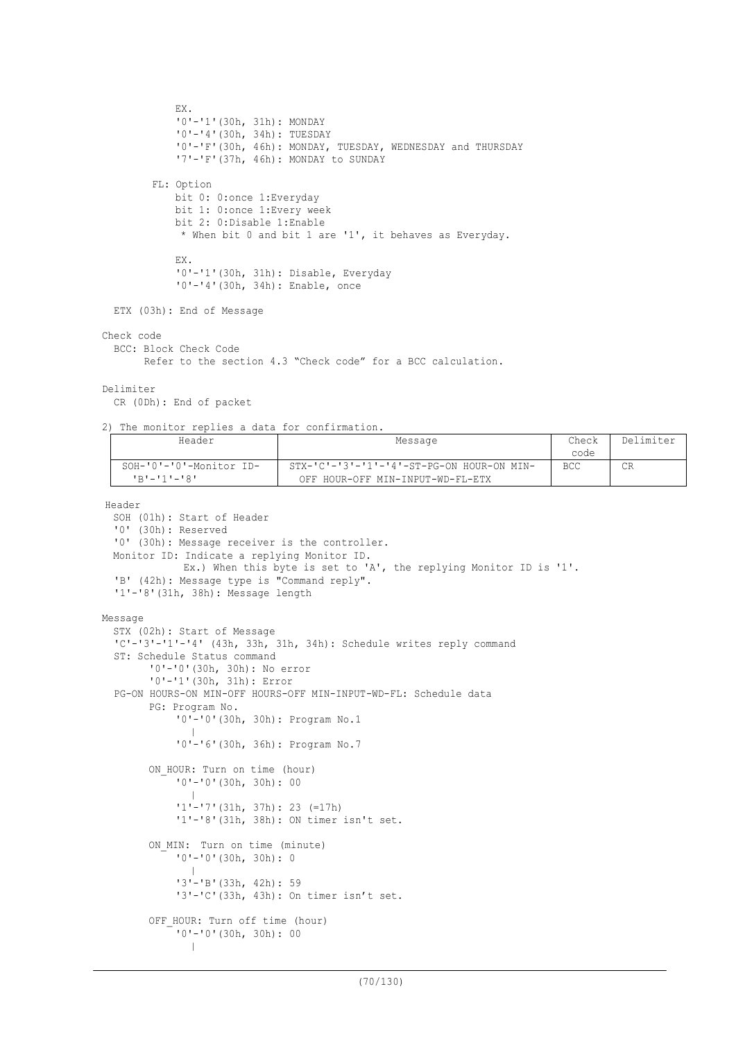EX.
'0'-'1'(30h, 31h): MONDAY
'0'-'4'(30h, 34h): TUESDAY
'0'-'F'(30h, 46h): MONDAY, TUESDAY, WEDNESDAY and THURSDAY
'7'-'F'(37h, 46h): MONDAY to SUNDAY

FL: Option
bit 0: 0:once 1:Everyday
bit 1: 0:once 1:Every week
bit 2: 0:Disable 1:Enable
* When bit 0 and bit 1 are '1', it behaves as Everyday.

EX.
'0'-'1'(30h, 31h): Disable, Everyday
'0'-'4'(30h, 34h): Enable, once

ETX (03h): End of Message

Check code
BCC: Block Check Code
Refer to the section 4.3 "Check code" for a BCC calculation.

Delimiter
CR (0Dh): End of packet

2) The monitor replies a data for confirmation.

| Header | Message | Check code | Delimiter |
|---|---|---|---|
| SOH-'0'-'0'-Monitor ID-'B'-'1'-'8' | STX-'C'-'3'-'1'-'4'-ST-PG-ON HOUR-ON MIN-OFF HOUR-OFF MIN-INPUT-WD-FL-ETX | BCC | CR |

Header
SOH (01h): Start of Header
'0' (30h): Reserved
'0' (30h): Message receiver is the controller.
Monitor ID: Indicate a replying Monitor ID.
Ex.) When this byte is set to 'A', the replying Monitor ID is '1'.
'B' (42h): Message type is "Command reply".
'1'-'8'(31h, 38h): Message length

Message
STX (02h): Start of Message
'C'-'3'-'1'-'4' (43h, 33h, 31h, 34h): Schedule writes reply command
ST: Schedule Status command
'0'-'0'(30h, 30h): No error
'0'-'1'(30h, 31h): Error
PG-ON HOURS-ON MIN-OFF HOURS-OFF MIN-INPUT-WD-FL: Schedule data
PG: Program No.
'0'-'0'(30h, 30h): Program No.1
|
'0'-'6'(30h, 36h): Program No.7

ON_HOUR: Turn on time (hour)
'0'-'0'(30h, 30h): 00
|
'1'-'7'(31h, 37h): 23 (=17h)
'1'-'8'(31h, 38h): ON timer isn't set.

ON_MIN: Turn on time (minute)
'0'-'0'(30h, 30h): 0
|
'3'-'B'(33h, 42h): 59
'3'-'C'(33h, 43h): On timer isn't set.

OFF_HOUR: Turn off time (hour)
'0'-'0'(30h, 30h): 00
|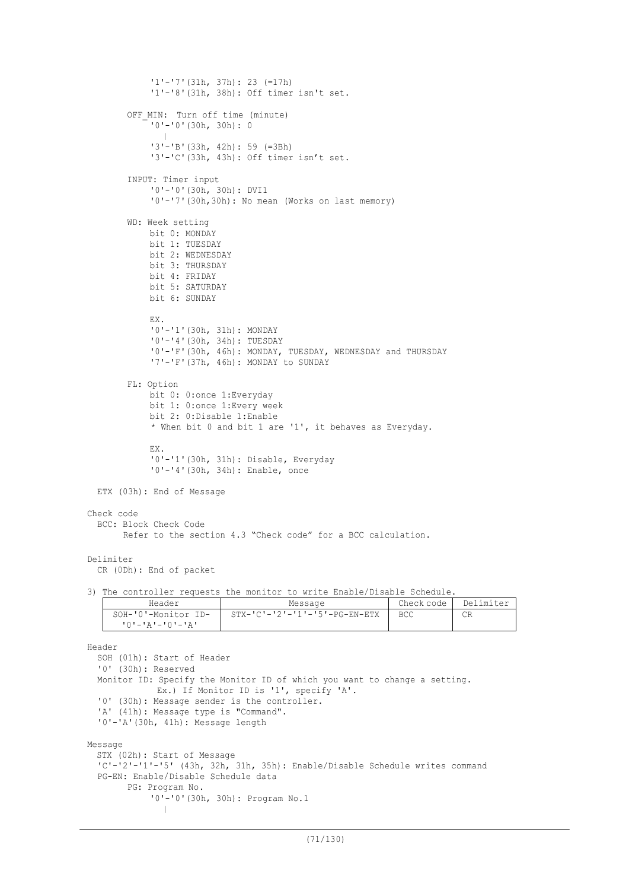'1'-'7'(31h, 37h): 23 (=17h)
'1'-'8'(31h, 38h): Off timer isn't set.

OFF_MIN: Turn off time (minute)
'0'-'0'(30h, 30h): 0
|
'3'-'B'(33h, 42h): 59 (=3Bh)
'3'-'C'(33h, 43h): Off timer isn't set.

INPUT: Timer input
'0'-'0'(30h, 30h): DVI1
'0'-'7'(30h,30h): No mean (Works on last memory)

WD: Week setting
bit 0: MONDAY
bit 1: TUESDAY
bit 2: WEDNESDAY
bit 3: THURSDAY
bit 4: FRIDAY
bit 5: SATURDAY
bit 6: SUNDAY

EX.
'0'-'1'(30h, 31h): MONDAY
'0'-'4'(30h, 34h): TUESDAY
'0'-'F'(30h, 46h): MONDAY, TUESDAY, WEDNESDAY and THURSDAY
'7'-'F'(37h, 46h): MONDAY to SUNDAY

FL: Option
bit 0: 0:once 1:Everyday
bit 1: 0:once 1:Every week
bit 2: 0:Disable 1:Enable
* When bit 0 and bit 1 are '1', it behaves as Everyday.

EX.
'0'-'1'(30h, 31h): Disable, Everyday
'0'-'4'(30h, 34h): Enable, once

ETX (03h): End of Message

Check code
BCC: Block Check Code
Refer to the section 4.3 "Check code" for a BCC calculation.

Delimiter
CR (0Dh): End of packet

3) The controller requests the monitor to write Enable/Disable Schedule.

| Header | Message | Check code | Delimiter |
|---|---|---|---|
| SOH-'0'-Monitor ID-'0'-'A'-'0'-'A' | STX-'C'-'2'-'1'-'5'-PG-EN-ETX | BCC | CR |

Header
SOH (01h): Start of Header
'0' (30h): Reserved
Monitor ID: Specify the Monitor ID of which you want to change a setting.
Ex.) If Monitor ID is '1', specify 'A'.
'0' (30h): Message sender is the controller.
'A' (41h): Message type is "Command".
'0'-'A'(30h, 41h): Message length

Message
STX (02h): Start of Message
'C'-'2'-'1'-'5' (43h, 32h, 31h, 35h): Enable/Disable Schedule writes command
PG-EN: Enable/Disable Schedule data
PG: Program No.
'0'-'0'(30h, 30h): Program No.1
|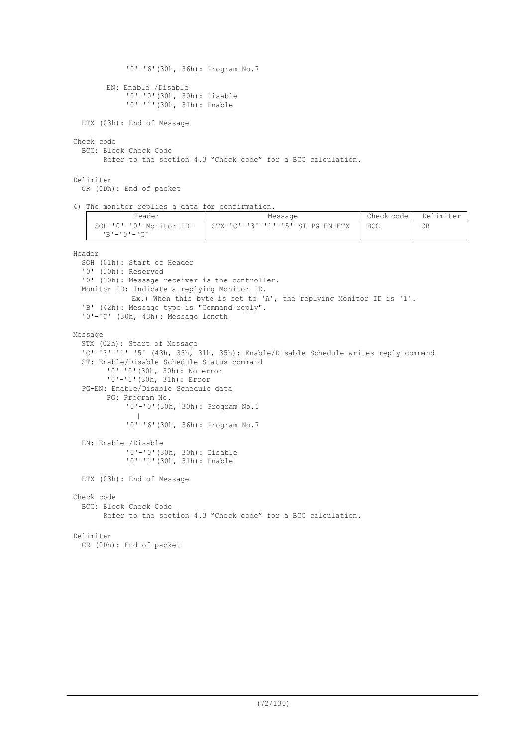'0'-'6'(30h, 36h): Program No.7

EN: Enable /Disable
'0'-'0'(30h, 30h): Disable
'0'-'1'(30h, 31h): Enable

ETX (03h): End of Message

Check code
BCC: Block Check Code
Refer to the section 4.3 "Check code" for a BCC calculation.

Delimiter
CR (0Dh): End of packet

4) The monitor replies a data for confirmation.

| Header | Message | Check code | Delimiter |
|---|---|---|---|
| SOH-'0'-'0'-Monitor ID-'B'-'0'-'C' | STX-'C'-'3'-'1'-'5'-ST-PG-EN-ETX | BCC | CR |

Header
SOH (01h): Start of Header
'0' (30h): Reserved
'0' (30h): Message receiver is the controller.
Monitor ID: Indicate a replying Monitor ID.
Ex.) When this byte is set to 'A', the replying Monitor ID is '1'.
'B' (42h): Message type is "Command reply".
'0'-'C' (30h, 43h): Message length

Message
STX (02h): Start of Message
'C'-'3'-'1'-'5' (43h, 33h, 31h, 35h): Enable/Disable Schedule writes reply command
ST: Enable/Disable Schedule Status command
'0'-'0'(30h, 30h): No error
'0'-'1'(30h, 31h): Error
PG-EN: Enable/Disable Schedule data
PG: Program No.
'0'-'0'(30h, 30h): Program No.1
|
'0'-'6'(30h, 36h): Program No.7

EN: Enable /Disable
'0'-'0'(30h, 30h): Disable
'0'-'1'(30h, 31h): Enable

ETX (03h): End of Message

Check code
BCC: Block Check Code
Refer to the section 4.3 "Check code" for a BCC calculation.

Delimiter
CR (0Dh): End of packet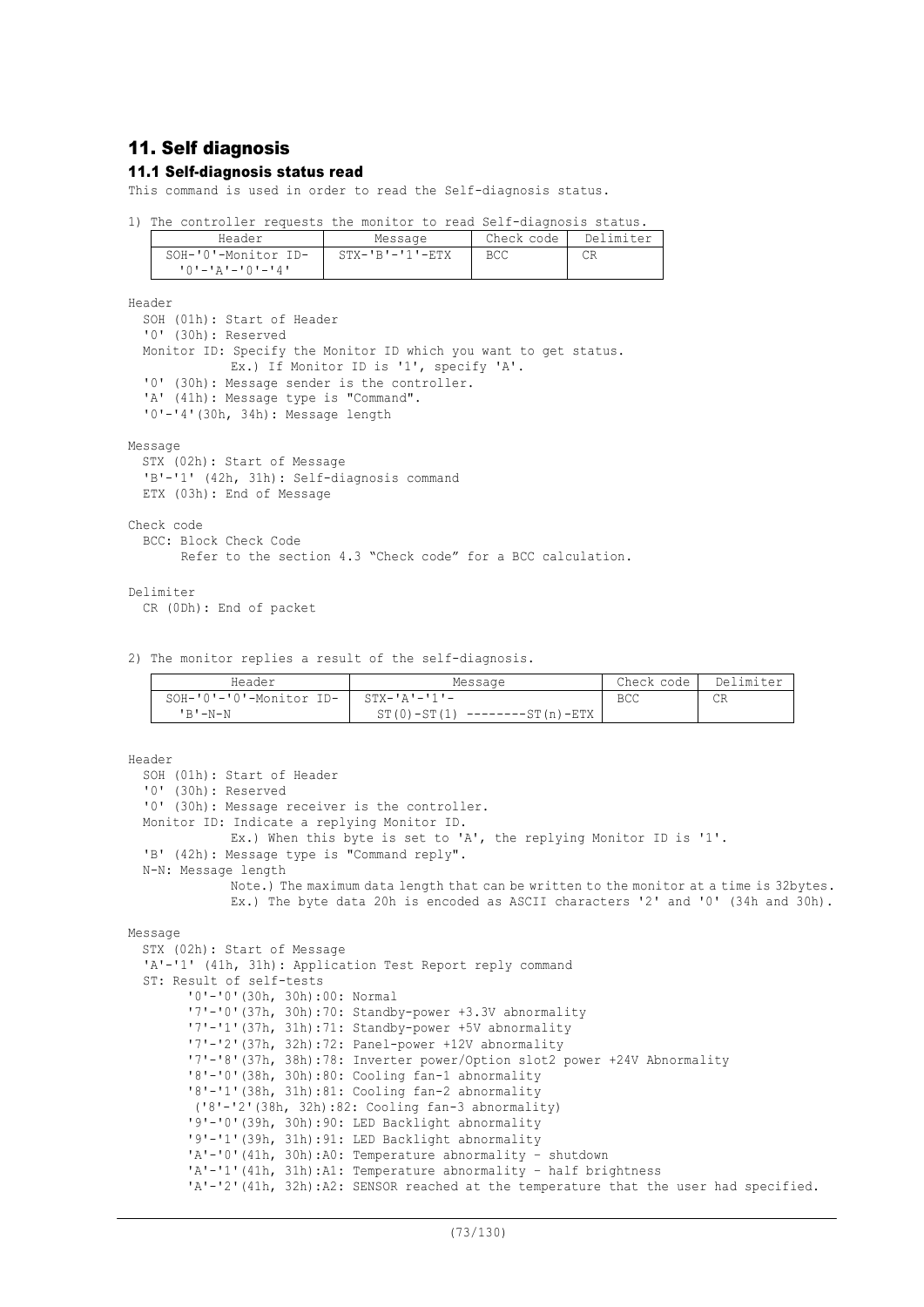# 11. Self diagnosis

## 11.1 Self-diagnosis status read

This command is used in order to read the Self-diagnosis status.

1) The controller requests the monitor to read Self-diagnosis status.

| Header | Message | Check code | Delimiter |
|---|---|---|---|
| SOH-'0'-Monitor ID- '0'-'A'-'0'-'4' | STX-'B'-'1'-ETX | BCC | CR |

Header
  SOH (01h): Start of Header
  '0' (30h): Reserved
  Monitor ID: Specify the Monitor ID which you want to get status.
    Ex.) If Monitor ID is '1', specify 'A'.
  '0' (30h): Message sender is the controller.
  'A' (41h): Message type is "Command".
  '0'-'4'(30h, 34h): Message length

Message
  STX (02h): Start of Message
  'B'-'1' (42h, 31h): Self-diagnosis command
  ETX (03h): End of Message

Check code
  BCC: Block Check Code
    Refer to the section 4.3 "Check code" for a BCC calculation.

Delimiter
  CR (0Dh): End of packet

2) The monitor replies a result of the self-diagnosis.

| Header | Message | Check code | Delimiter |
|---|---|---|---|
| SOH-'0'-'0'-Monitor ID- 'B'-N-N | STX-'A'-'1'- ST(0)-ST(1) --------ST(n)-ETX | BCC | CR |

Header
  SOH (01h): Start of Header
  '0' (30h): Reserved
  '0' (30h): Message receiver is the controller.
  Monitor ID: Indicate a replying Monitor ID.
    Ex.) When this byte is set to 'A', the replying Monitor ID is '1'.
  'B' (42h): Message type is "Command reply".
  N-N: Message length
    Note.) The maximum data length that can be written to the monitor at a time is 32bytes.
    Ex.) The byte data 20h is encoded as ASCII characters '2' and '0' (34h and 30h).

Message
  STX (02h): Start of Message
  'A'-'1' (41h, 31h): Application Test Report reply command
  ST: Result of self-tests
    '0'-'0'(30h, 30h):00: Normal
    '7'-'0'(37h, 30h):70: Standby-power +3.3V abnormality
    '7'-'1'(37h, 31h):71: Standby-power +5V abnormality
    '7'-'2'(37h, 32h):72: Panel-power +12V abnormality
    '7'-'8'(37h, 38h):78: Inverter power/Option slot2 power +24V Abnormality
    '8'-'0'(38h, 30h):80: Cooling fan-1 abnormality
    '8'-'1'(38h, 31h):81: Cooling fan-2 abnormality
    ('8'-'2'(38h, 32h):82: Cooling fan-3 abnormality)
    '9'-'0'(39h, 30h):90: LED Backlight abnormality
    '9'-'1'(39h, 31h):91: LED Backlight abnormality
    'A'-'0'(41h, 30h):A0: Temperature abnormality – shutdown
    'A'-'1'(41h, 31h):A1: Temperature abnormality – half brightness
    'A'-'2'(41h, 32h):A2: SENSOR reached at the temperature that the user had specified.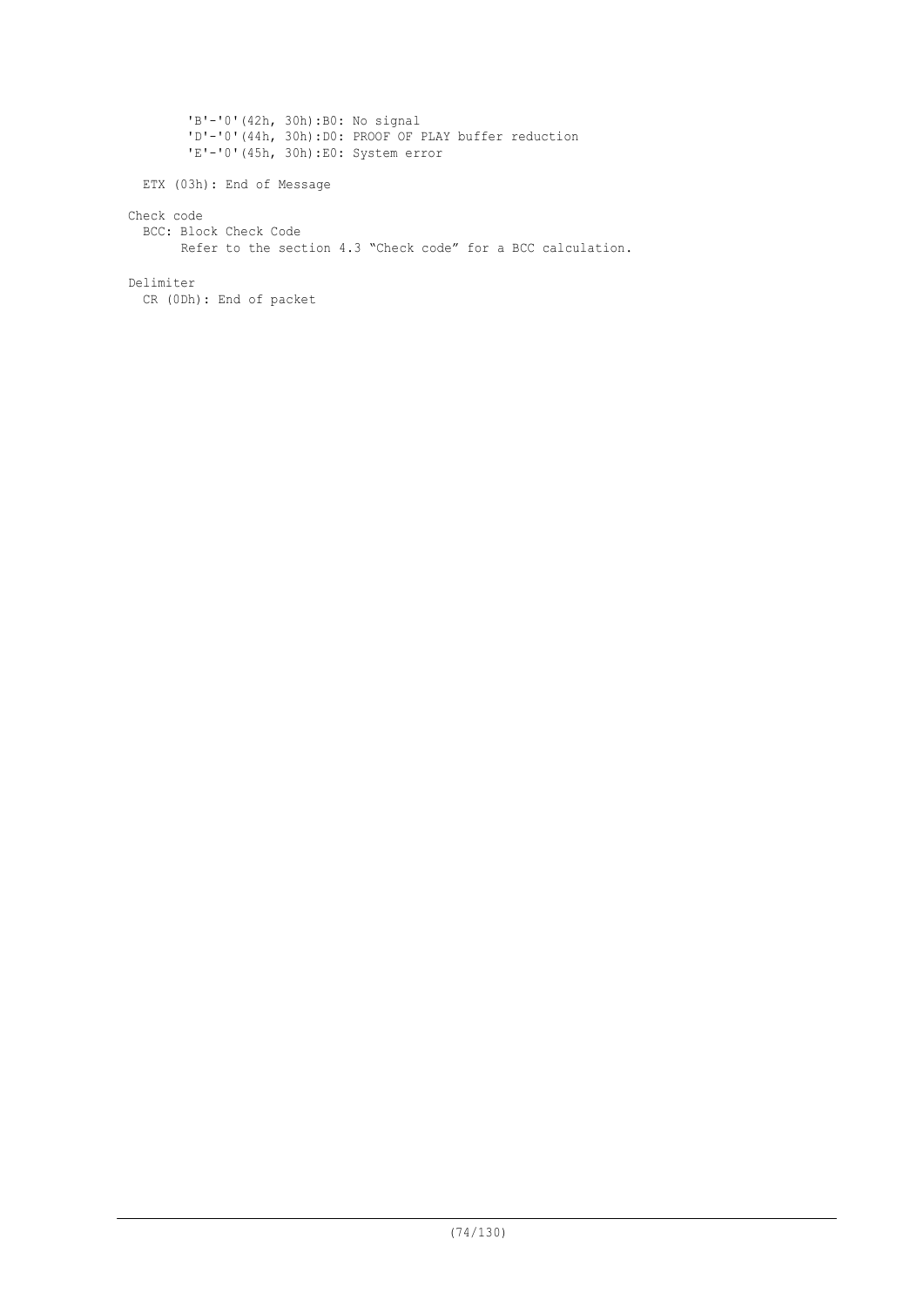'B'-'0'(42h, 30h):B0: No signal
'D'-'0'(44h, 30h):D0: PROOF OF PLAY buffer reduction
'E'-'0'(45h, 30h):E0: System error

ETX (03h): End of Message

Check code

BCC: Block Check Code

Refer to the section 4.3 "Check code" for a BCC calculation.

Delimiter

CR (0Dh): End of packet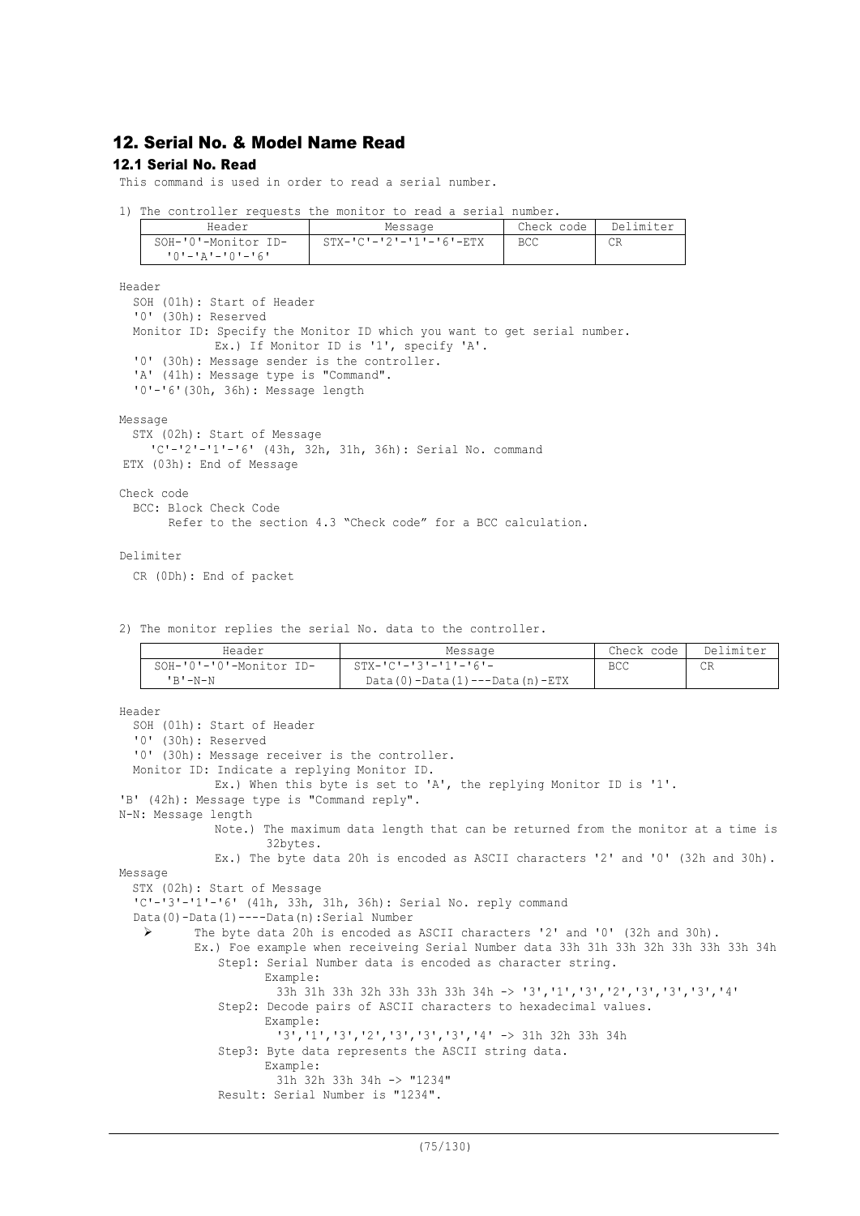## 12. Serial No. & Model Name Read

### 12.1 Serial No. Read

This command is used in order to read a serial number.

1) The controller requests the monitor to read a serial number.

| Header | Message | Check code | Delimiter |
|---|---|---|---|
| SOH-'0'-Monitor ID-'0'-'A'-'0'-'6' | STX-'C'-'2'-'1'-'6'-ETX | BCC | CR |

Header

SOH (01h): Start of Header
'0' (30h): Reserved
Monitor ID: Specify the Monitor ID which you want to get serial number.
Ex.) If Monitor ID is '1', specify 'A'.
'0' (30h): Message sender is the controller.
'A' (41h): Message type is "Command".
'0'-'6'(30h, 36h): Message length

Message

STX (02h): Start of Message
'C'-'2'-'1'-'6' (43h, 32h, 31h, 36h): Serial No. command
ETX (03h): End of Message

Check code

BCC: Block Check Code
Refer to the section 4.3 "Check code" for a BCC calculation.

Delimiter

CR (0Dh): End of packet

2) The monitor replies the serial No. data to the controller.

| Header | Message | Check code | Delimiter |
|---|---|---|---|
| SOH-'0'-'0'-Monitor ID-'B'-N-N | STX-'C'-'3'-'1'-'6'-Data(0)-Data(1)---Data(n)-ETX | BCC | CR |

Header

SOH (01h): Start of Header
'0' (30h): Reserved
'0' (30h): Message receiver is the controller.
Monitor ID: Indicate a replying Monitor ID.
Ex.) When this byte is set to 'A', the replying Monitor ID is '1'.
'B' (42h): Message type is "Command reply".
N-N: Message length
Note.) The maximum data length that can be returned from the monitor at a time is 32bytes.
Ex.) The byte data 20h is encoded as ASCII characters '2' and '0' (32h and 30h).

Message

STX (02h): Start of Message
'C'-'3'-'1'-'6' (41h, 33h, 31h, 36h): Serial No. reply command
Data(0)-Data(1)----Data(n):Serial Number

- The byte data 20h is encoded as ASCII characters '2' and '0' (32h and 30h).
  Ex.) Foe example when receiveing Serial Number data 33h 31h 33h 32h 33h 33h 33h 34h
  - Step1: Serial Number data is encoded as character string.
    Example:
    33h 31h 33h 32h 33h 33h 33h 34h -> '3','1','3','2','3','3','3','4'
  - Step2: Decode pairs of ASCII characters to hexadecimal values.
    Example:
    '3','1','3','2','3','3','3','4' -> 31h 32h 33h 34h
  - Step3: Byte data represents the ASCII string data.
    Example:
    31h 32h 33h 34h -> "1234"
  - Result: Serial Number is "1234".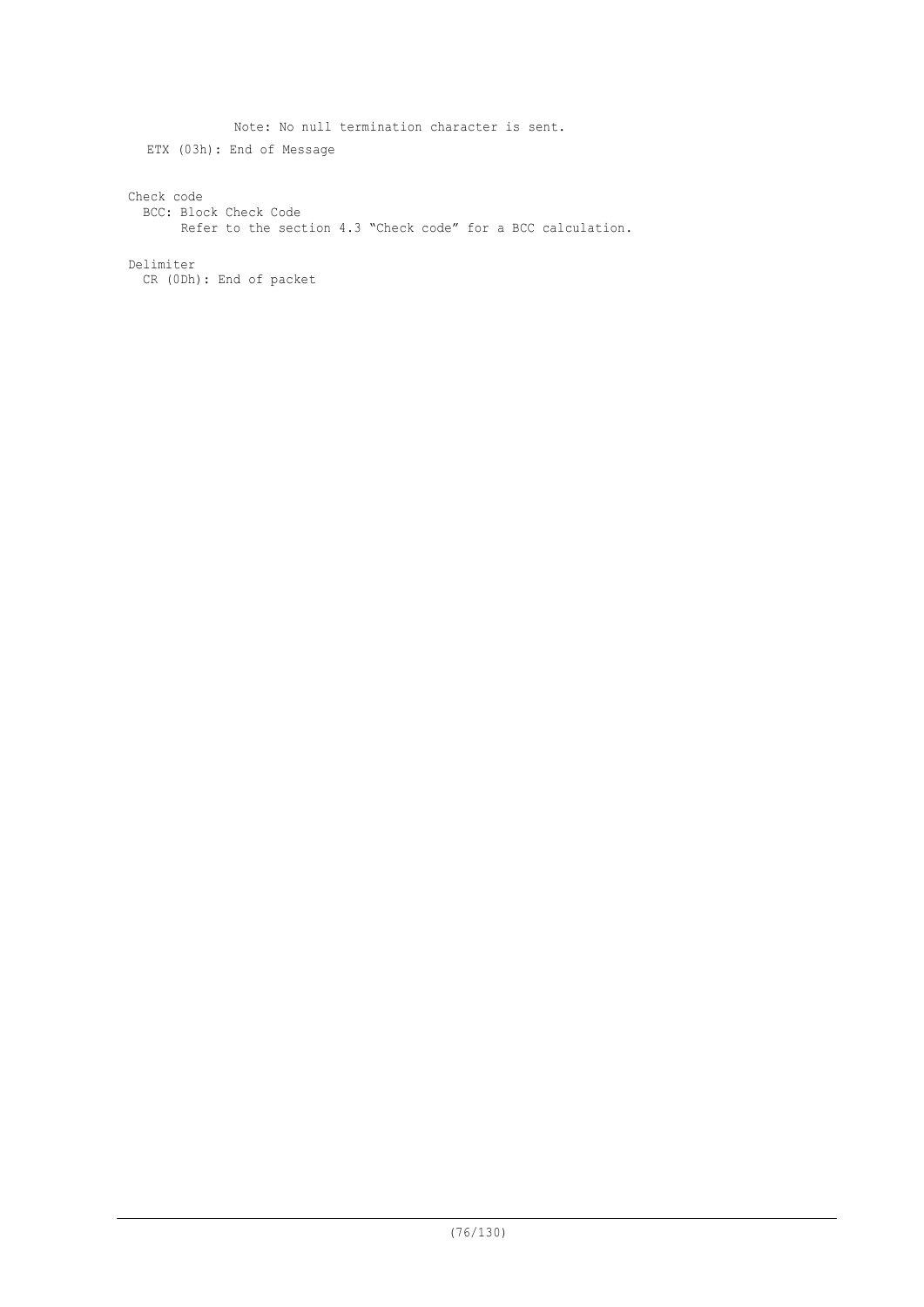Note: No null termination character is sent.

ETX (03h): End of Message

Check code

BCC: Block Check Code

Refer to the section 4.3 “Check code” for a BCC calculation.

Delimiter

CR (0Dh): End of packet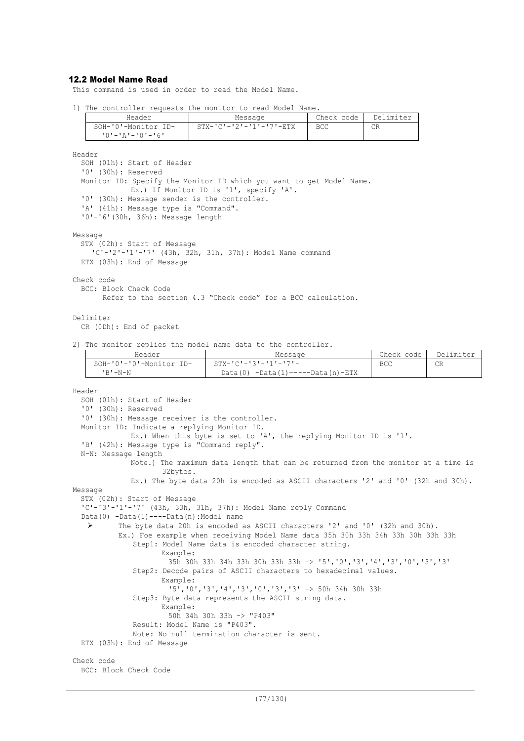## 12.2 Model Name Read

This command is used in order to read the Model Name.

1) The controller requests the monitor to read Model Name.

| Header | Message | Check code | Delimiter |
|---|---|---|---|
| SOH-'0'-Monitor ID-'0'-'A'-'0'-'6' | STX-'C'-'2'-'1'-'7'-ETX | BCC | CR |

Header
  SOH (01h): Start of Header
  '0' (30h): Reserved
  Monitor ID: Specify the Monitor ID which you want to get Model Name.
    Ex.) If Monitor ID is '1', specify 'A'.
  '0' (30h): Message sender is the controller.
  'A' (41h): Message type is "Command".
  '0'-'6'(30h, 36h): Message length

Message
  STX (02h): Start of Message
  'C'-'2'-'1'-'7' (43h, 32h, 31h, 37h): Model Name command
  ETX (03h): End of Message

Check code
  BCC: Block Check Code
    Refer to the section 4.3 "Check code" for a BCC calculation.

Delimiter
  CR (0Dh): End of packet

2) The monitor replies the model name data to the controller.

| Header | Message | Check code | Delimiter |
|---|---|---|---|
| SOH-'0'-'0'-Monitor ID-'B'-N-N | STX-'C'-'3'-'1'-'7'-Data(0) -Data(1)-----Data(n)-ETX | BCC | CR |

Header
  SOH (01h): Start of Header
  '0' (30h): Reserved
  '0' (30h): Message receiver is the controller.
  Monitor ID: Indicate a replying Monitor ID.
    Ex.) When this byte is set to 'A', the replying Monitor ID is '1'.
  'B' (42h): Message type is "Command reply".
  N-N: Message length
    Note.) The maximum data length that can be returned from the monitor at a time is 32bytes.
    Ex.) The byte data 20h is encoded as ASCII characters '2' and '0' (32h and 30h).

Message
  STX (02h): Start of Message
  'C'-'3'-'1'-'7' (43h, 33h, 31h, 37h): Model Name reply Command
  Data(0) -Data(1)----Data(n):Model name

- The byte data 20h is encoded as ASCII characters '2' and '0' (32h and 30h).
  Ex.) Foe example when receiving Model Name data 35h 30h 33h 34h 33h 30h 33h 33h
    Step1: Model Name data is encoded character string.
      Example:
        35h 30h 33h 34h 33h 30h 33h 33h -> '5','0','3','4','3','0','3','3'
    Step2: Decode pairs of ASCII characters to hexadecimal values.
      Example:
        '5','0','3','4','3','0','3','3' -> 50h 34h 30h 33h
    Step3: Byte data represents the ASCII string data.
      Example:
        50h 34h 30h 33h -> "P403"
    Result: Model Name is "P403".
    Note: No null termination character is sent.

  ETX (03h): End of Message

Check code
  BCC: Block Check Code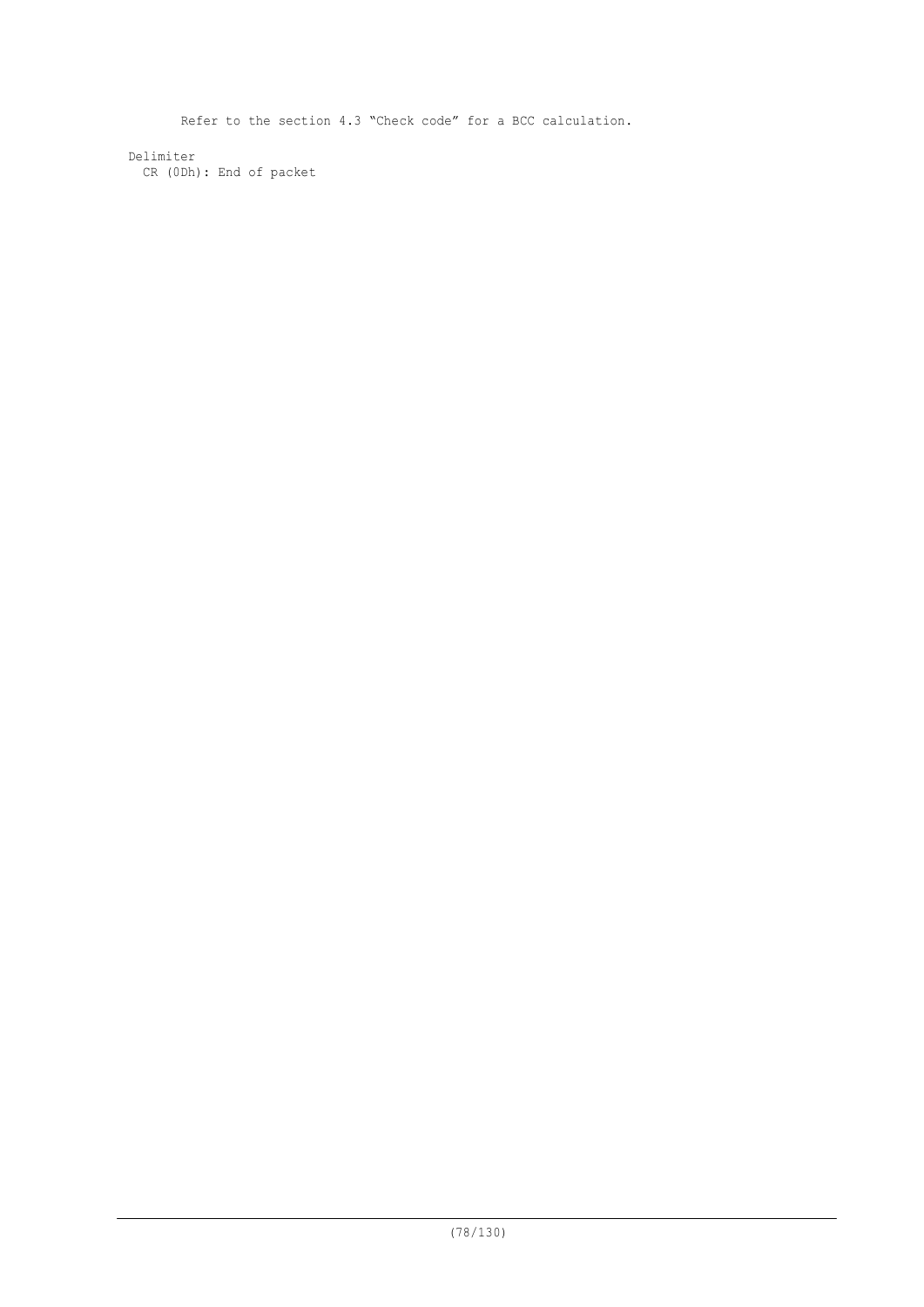Refer to the section 4.3 “Check code” for a BCC calculation.

Delimiter

CR (0Dh): End of packet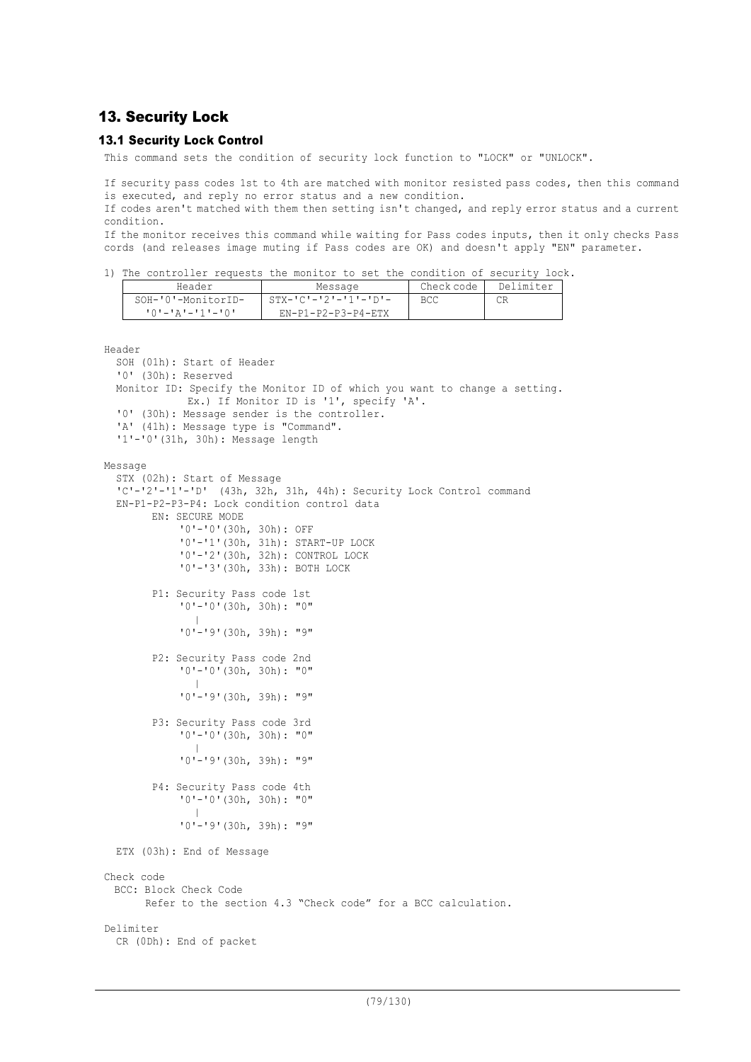## 13. Security Lock

### 13.1 Security Lock Control

This command sets the condition of security lock function to "LOCK" or "UNLOCK".

If security pass codes 1st to 4th are matched with monitor resisted pass codes, then this command is executed, and reply no error status and a new condition.
If codes aren't matched with them then setting isn't changed, and reply error status and a current condition.
If the monitor receives this command while waiting for Pass codes inputs, then it only checks Pass cords (and releases image muting if Pass codes are OK) and doesn't apply "EN" parameter.

1) The controller requests the monitor to set the condition of security lock.

| Header | Message | Check code | Delimiter |
|---|---|---|---|
| SOH-'0'-MonitorID-'0'-'A'-'1'-'0' | STX-'C'-'2'-'1'-'D'-EN-P1-P2-P3-P4-ETX | BCC | CR |

```
Header
  SOH (01h): Start of Header
  '0' (30h): Reserved
  Monitor ID: Specify the Monitor ID of which you want to change a setting.
             Ex.) If Monitor ID is '1', specify 'A'.
  '0' (30h): Message sender is the controller.
  'A' (41h): Message type is "Command".
  '1'-'0'(31h, 30h): Message length

Message
  STX (02h): Start of Message
  'C'-'2'-'1'-'D'  (43h, 32h, 31h, 44h): Security Lock Control command
  EN-P1-P2-P3-P4: Lock condition control data
       EN: SECURE MODE
            '0'-'0'(30h, 30h): OFF
            '0'-'1'(30h, 31h): START-UP LOCK
            '0'-'2'(30h, 32h): CONTROL LOCK
            '0'-'3'(30h, 33h): BOTH LOCK

       P1: Security Pass code 1st
            '0'-'0'(30h, 30h): "0"
               |
            '0'-'9'(30h, 39h): "9"

       P2: Security Pass code 2nd
            '0'-'0'(30h, 30h): "0"
               |
            '0'-'9'(30h, 39h): "9"

       P3: Security Pass code 3rd
            '0'-'0'(30h, 30h): "0"
               |
            '0'-'9'(30h, 39h): "9"

       P4: Security Pass code 4th
            '0'-'0'(30h, 30h): "0"
               |
            '0'-'9'(30h, 39h): "9"

  ETX (03h): End of Message

Check code
  BCC: Block Check Code
      Refer to the section 4.3 "Check code" for a BCC calculation.

Delimiter
  CR (0Dh): End of packet
```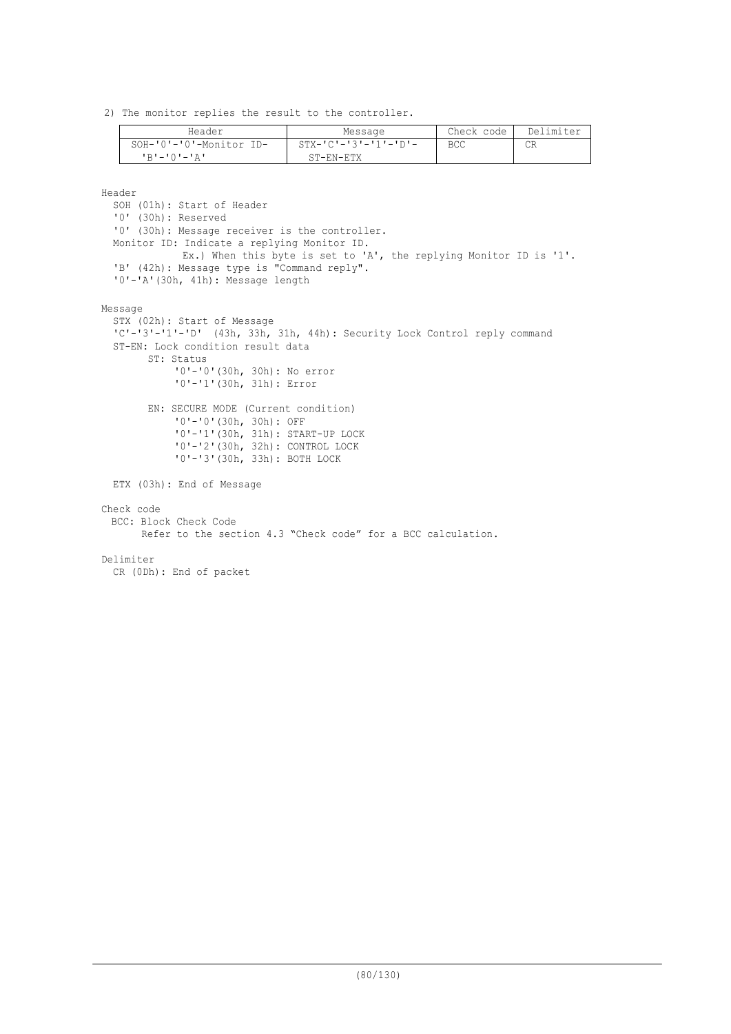2) The monitor replies the result to the controller.

| Header | Message | Check code | Delimiter |
|---|---|---|---|
| SOH-'0'-'0'-Monitor ID-'B'-'0'-'A' | STX-'C'-'3'-'1'-'D'-ST-EN-ETX | BCC | CR |

Header

SOH (01h): Start of Header
'0' (30h): Reserved
'0' (30h): Message receiver is the controller.
Monitor ID: Indicate a replying Monitor ID.
Ex.) When this byte is set to 'A', the replying Monitor ID is '1'.
'B' (42h): Message type is "Command reply".
'0'-'A'(30h, 41h): Message length

Message

STX (02h): Start of Message
'C'-'3'-'1'-'D' (43h, 33h, 31h, 44h): Security Lock Control reply command
ST-EN: Lock condition result data

- ST: Status
  - '0'-'0'(30h, 30h): No error
  - '0'-'1'(30h, 31h): Error

- EN: SECURE MODE (Current condition)
  - '0'-'0'(30h, 30h): OFF
  - '0'-'1'(30h, 31h): START-UP LOCK
  - '0'-'2'(30h, 32h): CONTROL LOCK
  - '0'-'3'(30h, 33h): BOTH LOCK

ETX (03h): End of Message

Check code

BCC: Block Check Code
Refer to the section 4.3 “Check code” for a BCC calculation.

Delimiter

CR (0Dh): End of packet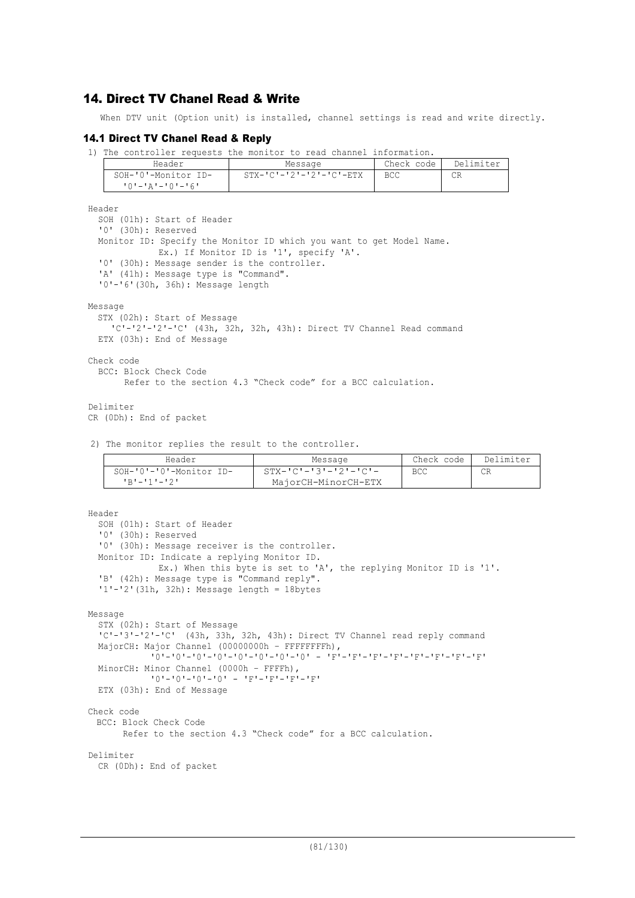## 14. Direct TV Chanel Read & Write

When DTV unit (Option unit) is installed, channel settings is read and write directly.

### 14.1 Direct TV Chanel Read & Reply

1) The controller requests the monitor to read channel information.

| Header | Message | Check code | Delimiter |
|---|---|---|---|
| SOH-'0'-Monitor ID-'0'-'A'-'0'-'6' | STX-'C'-'2'-'2'-'C'-ETX | BCC | CR |

Header
- SOH (01h): Start of Header
- '0' (30h): Reserved
- Monitor ID: Specify the Monitor ID which you want to get Model Name.
  Ex.) If Monitor ID is '1', specify 'A'.
- '0' (30h): Message sender is the controller.
- 'A' (41h): Message type is "Command".
- '0'-'6'(30h, 36h): Message length

Message
- STX (02h): Start of Message
  - 'C'-'2'-'2'-'C' (43h, 32h, 32h, 43h): Direct TV Channel Read command
- ETX (03h): End of Message

Check code
- BCC: Block Check Code
  Refer to the section 4.3 "Check code" for a BCC calculation.

Delimiter
CR (0Dh): End of packet

2) The monitor replies the result to the controller.

| Header | Message | Check code | Delimiter |
|---|---|---|---|
| SOH-'0'-'0'-Monitor ID-'B'-'1'-'2' | STX-'C'-'3'-'2'-'C'-MajorCH-MinorCH-ETX | BCC | CR |

Header
- SOH (01h): Start of Header
- '0' (30h): Reserved
- '0' (30h): Message receiver is the controller.
- Monitor ID: Indicate a replying Monitor ID.
  Ex.) When this byte is set to 'A', the replying Monitor ID is '1'.
- 'B' (42h): Message type is "Command reply".
- '1'-'2'(31h, 32h): Message length = 18bytes

Message
- STX (02h): Start of Message
- 'C'-'3'-'2'-'C' (43h, 33h, 32h, 43h): Direct TV Channel read reply command
- MajorCH: Major Channel (00000000h – FFFFFFFFh),
  '0'-'0'-'0'-'0'-'0'-'0'-'0'-'0' - 'F'-'F'-'F'-'F'-'F'-'F'-'F'-'F'
- MinorCH: Minor Channel (0000h – FFFFh),
  '0'-'0'-'0'-'0' - 'F'-'F'-'F'-'F'
- ETX (03h): End of Message

Check code
- BCC: Block Check Code
  Refer to the section 4.3 "Check code" for a BCC calculation.

Delimiter
- CR (0Dh): End of packet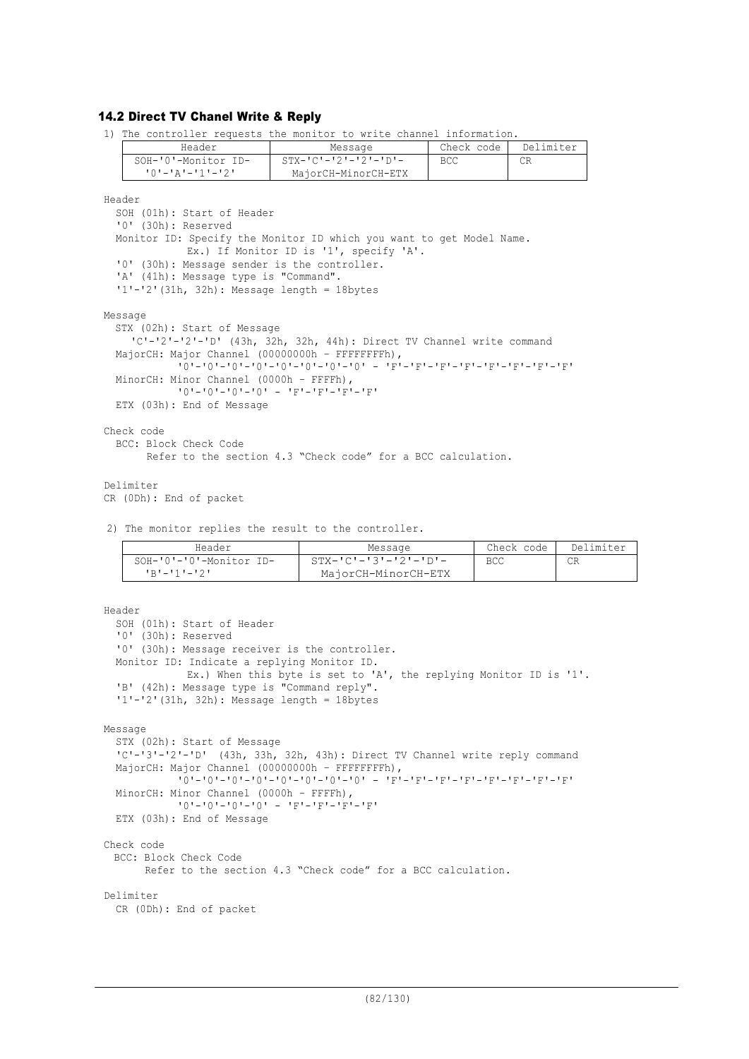### 14.2 Direct TV Chanel Write & Reply

1) The controller requests the monitor to write channel information.

| Header | Message | Check code | Delimiter |
|---|---|---|---|
| SOH-'0'-Monitor ID-'0'-'A'-'1'-'2' | STX-'C'-'2'-'2'-'D'-MajorCH-MinorCH-ETX | BCC | CR |

Header
  SOH (01h): Start of Header
  '0' (30h): Reserved
  Monitor ID: Specify the Monitor ID which you want to get Model Name.
    Ex.) If Monitor ID is '1', specify 'A'.
  '0' (30h): Message sender is the controller.
  'A' (41h): Message type is "Command".
  '1'-'2'(31h, 32h): Message length = 18bytes

Message
  STX (02h): Start of Message
  'C'-'2'-'2'-'D' (43h, 32h, 32h, 44h): Direct TV Channel write command
  MajorCH: Major Channel (00000000h – FFFFFFFFh),
    '0'-'0'-'0'-'0'-'0'-'0'-'0'-'0' – 'F'-'F'-'F'-'F'-'F'-'F'-'F'-'F'
  MinorCH: Minor Channel (0000h – FFFFh),
    '0'-'0'-'0'-'0' – 'F'-'F'-'F'-'F'
  ETX (03h): End of Message

Check code
  BCC: Block Check Code
    Refer to the section 4.3 "Check code" for a BCC calculation.

Delimiter
CR (0Dh): End of packet

2) The monitor replies the result to the controller.

| Header | Message | Check code | Delimiter |
|---|---|---|---|
| SOH-'0'-'0'-Monitor ID-'B'-'1'-'2' | STX-'C'-'3'-'2'-'D'-MajorCH-MinorCH-ETX | BCC | CR |

Header
  SOH (01h): Start of Header
  '0' (30h): Reserved
  '0' (30h): Message receiver is the controller.
  Monitor ID: Indicate a replying Monitor ID.
    Ex.) When this byte is set to 'A', the replying Monitor ID is '1'.
  'B' (42h): Message type is "Command reply".
  '1'-'2'(31h, 32h): Message length = 18bytes

Message
  STX (02h): Start of Message
  'C'-'3'-'2'-'D' (43h, 33h, 32h, 43h): Direct TV Channel write reply command
  MajorCH: Major Channel (00000000h – FFFFFFFFh),
    '0'-'0'-'0'-'0'-'0'-'0'-'0'-'0' – 'F'-'F'-'F'-'F'-'F'-'F'-'F'-'F'
  MinorCH: Minor Channel (0000h – FFFFh),
    '0'-'0'-'0'-'0' – 'F'-'F'-'F'-'F'
  ETX (03h): End of Message

Check code
  BCC: Block Check Code
    Refer to the section 4.3 "Check code" for a BCC calculation.

Delimiter
  CR (0Dh): End of packet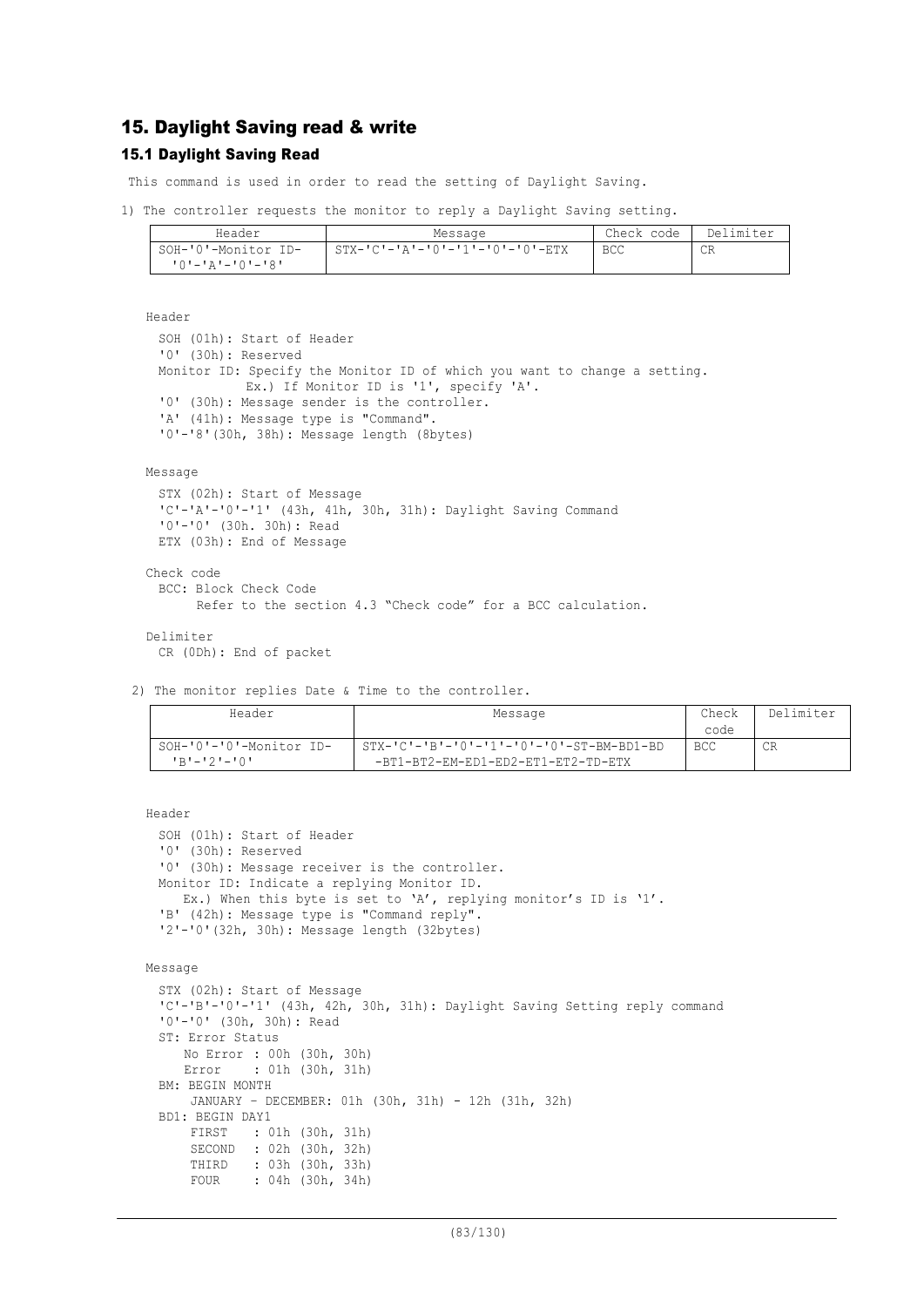## 15. Daylight Saving read & write

### 15.1 Daylight Saving Read

This command is used in order to read the setting of Daylight Saving.

1) The controller requests the monitor to reply a Daylight Saving setting.

| Header | Message | Check code | Delimiter |
|---|---|---|---|
| SOH-'0'-Monitor ID-'0'-'A'-'0'-'8' | STX-'C'-'A'-'0'-'1'-'0'-'0'-ETX | BCC | CR |

Header

SOH (01h): Start of Header
'0' (30h): Reserved
Monitor ID: Specify the Monitor ID of which you want to change a setting.
Ex.) If Monitor ID is '1', specify 'A'.
'0' (30h): Message sender is the controller.
'A' (41h): Message type is "Command".
'0'-'8'(30h, 38h): Message length (8bytes)

Message

STX (02h): Start of Message
'C'-'A'-'0'-'1' (43h, 41h, 30h, 31h): Daylight Saving Command
'0'-'0' (30h. 30h): Read
ETX (03h): End of Message

Check code

BCC: Block Check Code
Refer to the section 4.3 “Check code” for a BCC calculation.

Delimiter

CR (0Dh): End of packet

2) The monitor replies Date & Time to the controller.

| Header | Message | Check code | Delimiter |
|---|---|---|---|
| SOH-'0'-'0'-Monitor ID-'B'-'2'-'0' | STX-'C'-'B'-'0'-'1'-'0'-'0'-ST-BM-BD1-BD-BT1-BT2-EM-ED1-ED2-ET1-ET2-TD-ETX | BCC | CR |

Header

SOH (01h): Start of Header
'0' (30h): Reserved
'0' (30h): Message receiver is the controller.
Monitor ID: Indicate a replying Monitor ID.
Ex.) When this byte is set to ‘A’, replying monitor’s ID is ‘1’.
'B' (42h): Message type is "Command reply".
'2'-'0'(32h, 30h): Message length (32bytes)

Message

STX (02h): Start of Message
'C'-'B'-'0'-'1' (43h, 42h, 30h, 31h): Daylight Saving Setting reply command
'0'-'0' (30h, 30h): Read
ST: Error Status
No Error : 00h (30h, 30h)
Error : 01h (30h, 31h)
BM: BEGIN MONTH
JANUARY – DECEMBER: 01h (30h, 31h) - 12h (31h, 32h)
BD1: BEGIN DAY1
FIRST : 01h (30h, 31h)
SECOND : 02h (30h, 32h)
THIRD : 03h (30h, 33h)
FOUR : 04h (30h, 34h)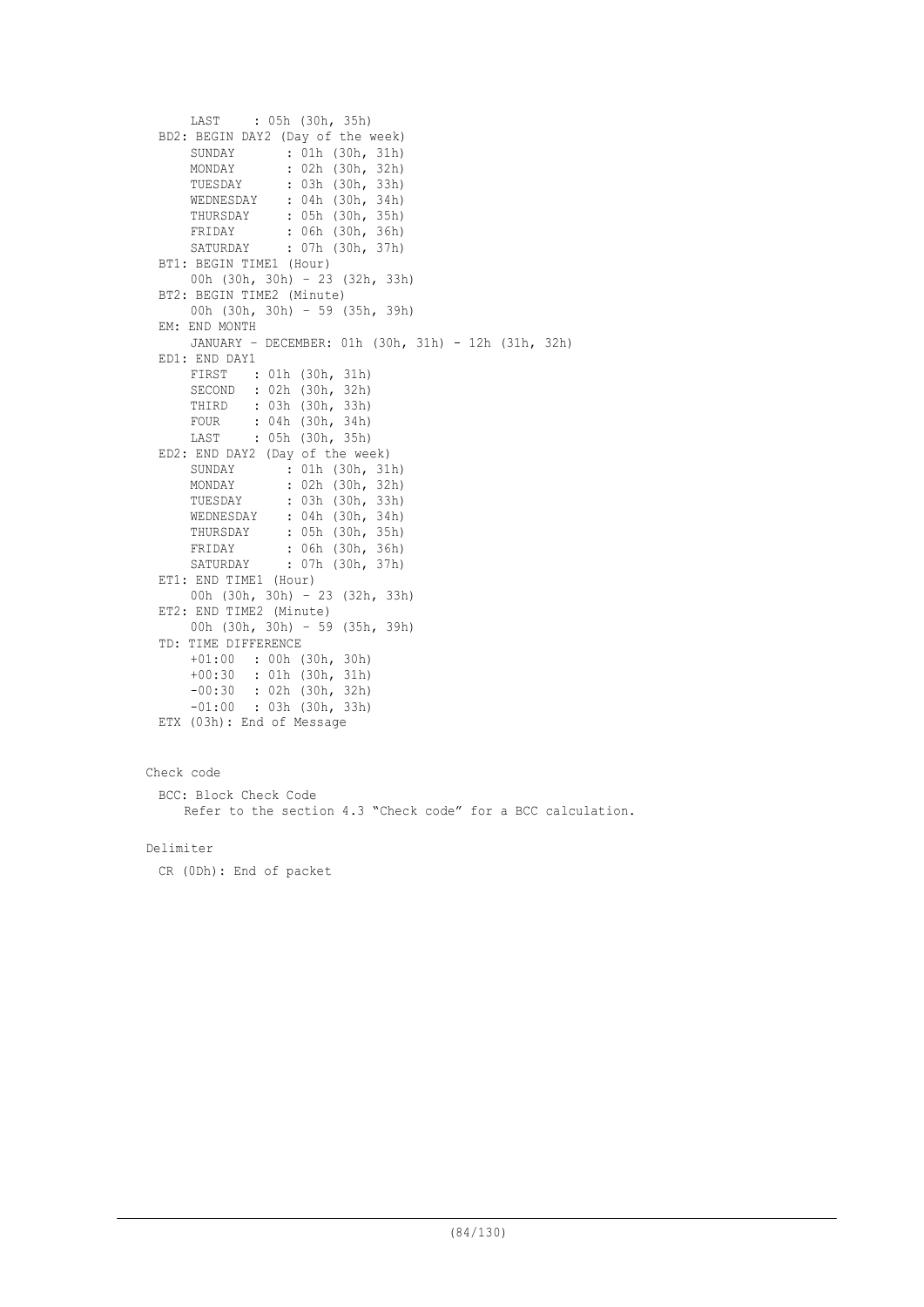```
     LAST    : 05h (30h, 35h)
  BD2: BEGIN DAY2 (Day of the week)
     SUNDAY       : 01h (30h, 31h)
     MONDAY       : 02h (30h, 32h)
     TUESDAY      : 03h (30h, 33h)
     WEDNESDAY    : 04h (30h, 34h)
     THURSDAY     : 05h (30h, 35h)
     FRIDAY       : 06h (30h, 36h)
     SATURDAY     : 07h (30h, 37h)
  BT1: BEGIN TIME1 (Hour)
     00h (30h, 30h) – 23 (32h, 33h)
  BT2: BEGIN TIME2 (Minute)
     00h (30h, 30h) – 59 (35h, 39h)
  EM: END MONTH
     JANUARY – DECEMBER: 01h (30h, 31h) - 12h (31h, 32h)
  ED1: END DAY1
     FIRST   : 01h (30h, 31h)
     SECOND  : 02h (30h, 32h)
     THIRD   : 03h (30h, 33h)
     FOUR    : 04h (30h, 34h)
     LAST    : 05h (30h, 35h)
  ED2: END DAY2 (Day of the week)
     SUNDAY       : 01h (30h, 31h)
     MONDAY       : 02h (30h, 32h)
     TUESDAY      : 03h (30h, 33h)
     WEDNESDAY    : 04h (30h, 34h)
     THURSDAY     : 05h (30h, 35h)
     FRIDAY       : 06h (30h, 36h)
     SATURDAY     : 07h (30h, 37h)
  ET1: END TIME1 (Hour)
     00h (30h, 30h) – 23 (32h, 33h)
  ET2: END TIME2 (Minute)
     00h (30h, 30h) – 59 (35h, 39h)
  TD: TIME DIFFERENCE
     +01:00  : 00h (30h, 30h)
     +00:30  : 01h (30h, 31h)
     -00:30  : 02h (30h, 32h)
     -01:00  : 03h (30h, 33h)
  ETX (03h): End of Message
```

Check code

BCC: Block Check Code
Refer to the section 4.3 "Check code" for a BCC calculation.

Delimiter

CR (0Dh): End of packet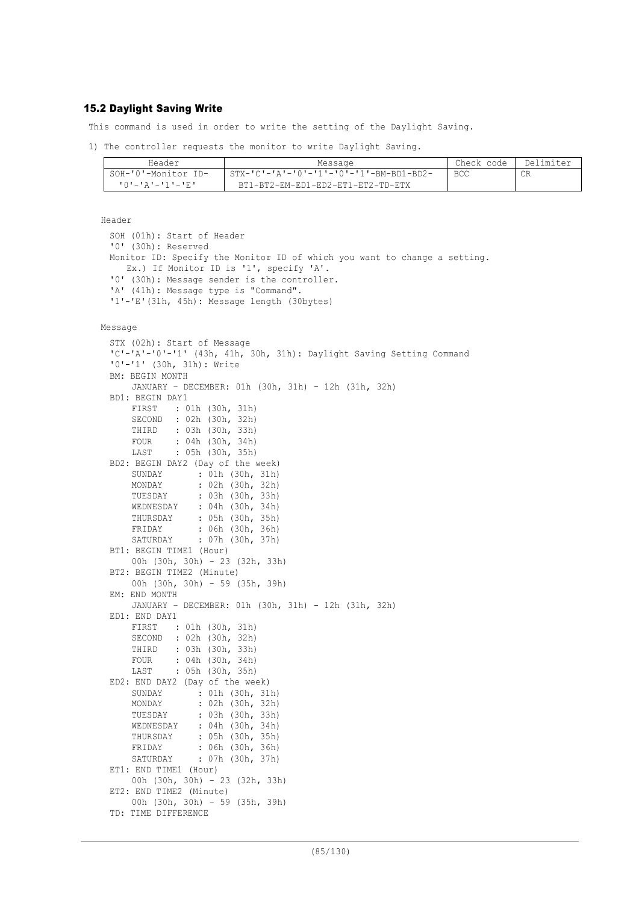## 15.2 Daylight Saving Write

This command is used in order to write the setting of the Daylight Saving.

1) The controller requests the monitor to write Daylight Saving.

| Header | Message | Check code | Delimiter |
|---|---|---|---|
| SOH-'0'-Monitor ID-'0'-'A'-'1'-'E' | STX-'C'-'A'-'0'-'1'-'0'-'1'-BM-BD1-BD2-BT1-BT2-EM-ED1-ED2-ET1-ET2-TD-ETX | BCC | CR |

Header

SOH (01h): Start of Header
'0' (30h): Reserved
Monitor ID: Specify the Monitor ID of which you want to change a setting.
  Ex.) If Monitor ID is '1', specify 'A'.
'0' (30h): Message sender is the controller.
'A' (41h): Message type is "Command".
'1'-'E'(31h, 45h): Message length (30bytes)

Message

STX (02h): Start of Message
'C'-'A'-'0'-'1' (43h, 41h, 30h, 31h): Daylight Saving Setting Command
'0'-'1' (30h, 31h): Write
BM: BEGIN MONTH
  JANUARY - DECEMBER: 01h (30h, 31h) - 12h (31h, 32h)
BD1: BEGIN DAY1
  FIRST : 01h (30h, 31h)
  SECOND : 02h (30h, 32h)
  THIRD : 03h (30h, 33h)
  FOUR : 04h (30h, 34h)
  LAST : 05h (30h, 35h)
BD2: BEGIN DAY2 (Day of the week)
  SUNDAY : 01h (30h, 31h)
  MONDAY : 02h (30h, 32h)
  TUESDAY : 03h (30h, 33h)
  WEDNESDAY : 04h (30h, 34h)
  THURSDAY : 05h (30h, 35h)
  FRIDAY : 06h (30h, 36h)
  SATURDAY : 07h (30h, 37h)
BT1: BEGIN TIME1 (Hour)
  00h (30h, 30h) – 23 (32h, 33h)
BT2: BEGIN TIME2 (Minute)
  00h (30h, 30h) – 59 (35h, 39h)
EM: END MONTH
  JANUARY - DECEMBER: 01h (30h, 31h) - 12h (31h, 32h)
ED1: END DAY1
  FIRST : 01h (30h, 31h)
  SECOND : 02h (30h, 32h)
  THIRD : 03h (30h, 33h)
  FOUR : 04h (30h, 34h)
  LAST : 05h (30h, 35h)
ED2: END DAY2 (Day of the week)
  SUNDAY : 01h (30h, 31h)
  MONDAY : 02h (30h, 32h)
  TUESDAY : 03h (30h, 33h)
  WEDNESDAY : 04h (30h, 34h)
  THURSDAY : 05h (30h, 35h)
  FRIDAY : 06h (30h, 36h)
  SATURDAY : 07h (30h, 37h)
ET1: END TIME1 (Hour)
  00h (30h, 30h) – 23 (32h, 33h)
ET2: END TIME2 (Minute)
  00h (30h, 30h) – 59 (35h, 39h)
TD: TIME DIFFERENCE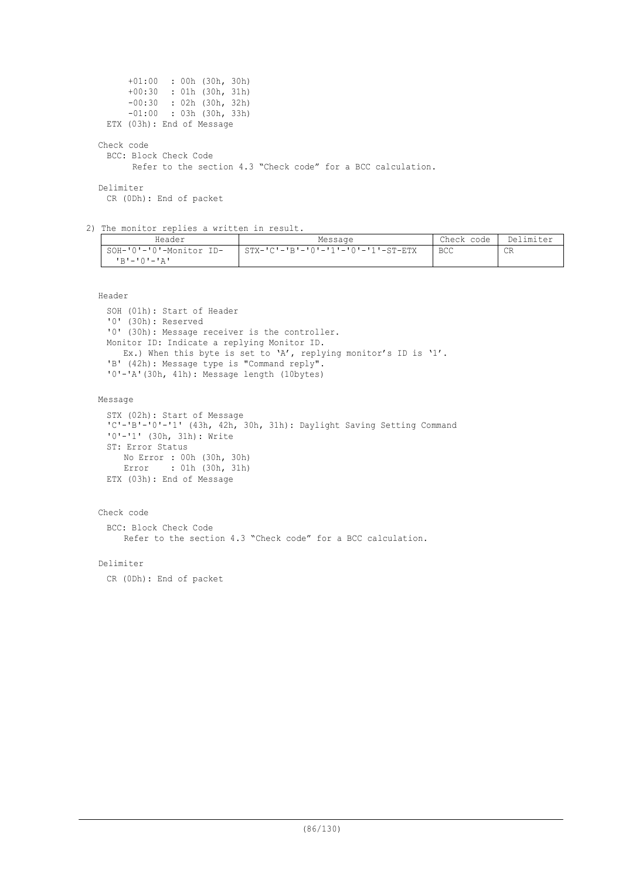+01:00 : 00h (30h, 30h)
+00:30 : 01h (30h, 31h)
-00:30 : 02h (30h, 32h)
-01:00 : 03h (30h, 33h)

ETX (03h): End of Message

Check code

BCC: Block Check Code

Refer to the section 4.3 “Check code” for a BCC calculation.

Delimiter

CR (0Dh): End of packet

2) The monitor replies a written in result.

| Header | Message | Check code | Delimiter |
|---|---|---|---|
| SOH-'0'-'0'-Monitor ID-'B'-'0'-'A' | STX-'C'-'B'-'0'-'1'-'0'-'1'-ST-ETX | BCC | CR |

Header

SOH (01h): Start of Header
'0' (30h): Reserved
'0' (30h): Message receiver is the controller.
Monitor ID: Indicate a replying Monitor ID.
Ex.) When this byte is set to ‘A’, replying monitor’s ID is ‘1’.
'B' (42h): Message type is "Command reply".
'0'-'A'(30h, 41h): Message length (10bytes)

Message

STX (02h): Start of Message
'C'-'B'-'0'-'1' (43h, 42h, 30h, 31h): Daylight Saving Setting Command
'0'-'1' (30h, 31h): Write
ST: Error Status
No Error : 00h (30h, 30h)
Error : 01h (30h, 31h)
ETX (03h): End of Message

Check code

BCC: Block Check Code
Refer to the section 4.3 “Check code” for a BCC calculation.

Delimiter

CR (0Dh): End of packet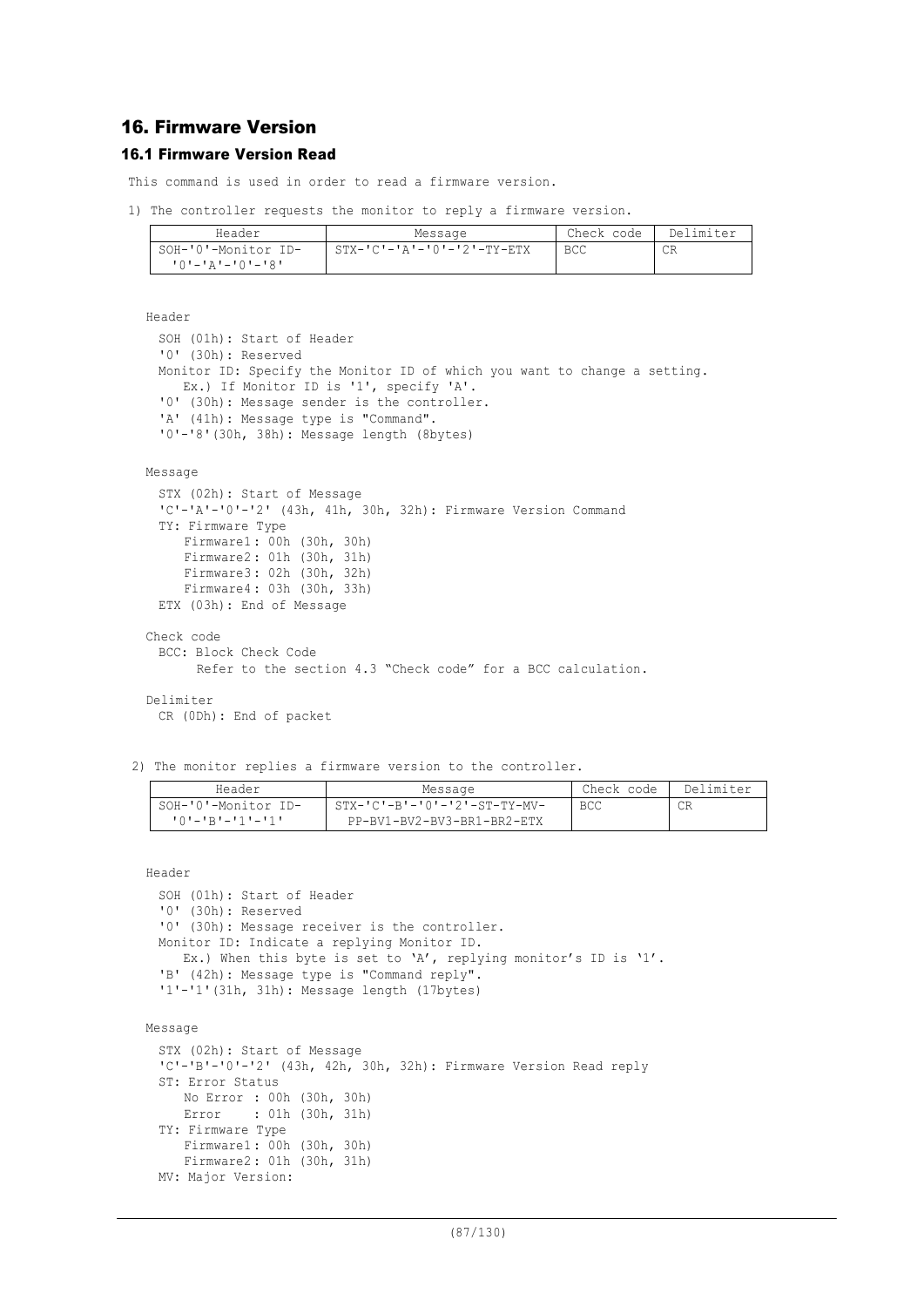## 16. Firmware Version

### 16.1 Firmware Version Read

This command is used in order to read a firmware version.

1) The controller requests the monitor to reply a firmware version.

| Header | Message | Check code | Delimiter |
|---|---|---|---|
| SOH-'0'-Monitor ID-'0'-'A'-'0'-'8' | STX-'C'-'A'-'0'-'2'-TY-ETX | BCC | CR |

Header

SOH (01h): Start of Header
'0' (30h): Reserved
Monitor ID: Specify the Monitor ID of which you want to change a setting.
  Ex.) If Monitor ID is '1', specify 'A'.
'0' (30h): Message sender is the controller.
'A' (41h): Message type is "Command".
'0'-'8'(30h, 38h): Message length (8bytes)

Message

STX (02h): Start of Message
'C'-'A'-'0'-'2' (43h, 41h, 30h, 32h): Firmware Version Command
TY: Firmware Type
  Firmware1: 00h (30h, 30h)
  Firmware2: 01h (30h, 31h)
  Firmware3: 02h (30h, 32h)
  Firmware4: 03h (30h, 33h)
ETX (03h): End of Message

Check code

BCC: Block Check Code
  Refer to the section 4.3 "Check code" for a BCC calculation.

Delimiter

CR (0Dh): End of packet

2) The monitor replies a firmware version to the controller.

| Header | Message | Check code | Delimiter |
|---|---|---|---|
| SOH-'0'-Monitor ID-'0'-'B'-'1'-'1' | STX-'C'-'B'-'0'-'2'-ST-TY-MV-PP-BV1-BV2-BV3-BR1-BR2-ETX | BCC | CR |

Header

SOH (01h): Start of Header
'0' (30h): Reserved
'0' (30h): Message receiver is the controller.
Monitor ID: Indicate a replying Monitor ID.
  Ex.) When this byte is set to 'A', replying monitor's ID is '1'.
'B' (42h): Message type is "Command reply".
'1'-'1'(31h, 31h): Message length (17bytes)

Message

STX (02h): Start of Message
'C'-'B'-'0'-'2' (43h, 42h, 30h, 32h): Firmware Version Read reply
ST: Error Status
  No Error : 00h (30h, 30h)
  Error : 01h (30h, 31h)
TY: Firmware Type
  Firmware1: 00h (30h, 30h)
  Firmware2: 01h (30h, 31h)
MV: Major Version: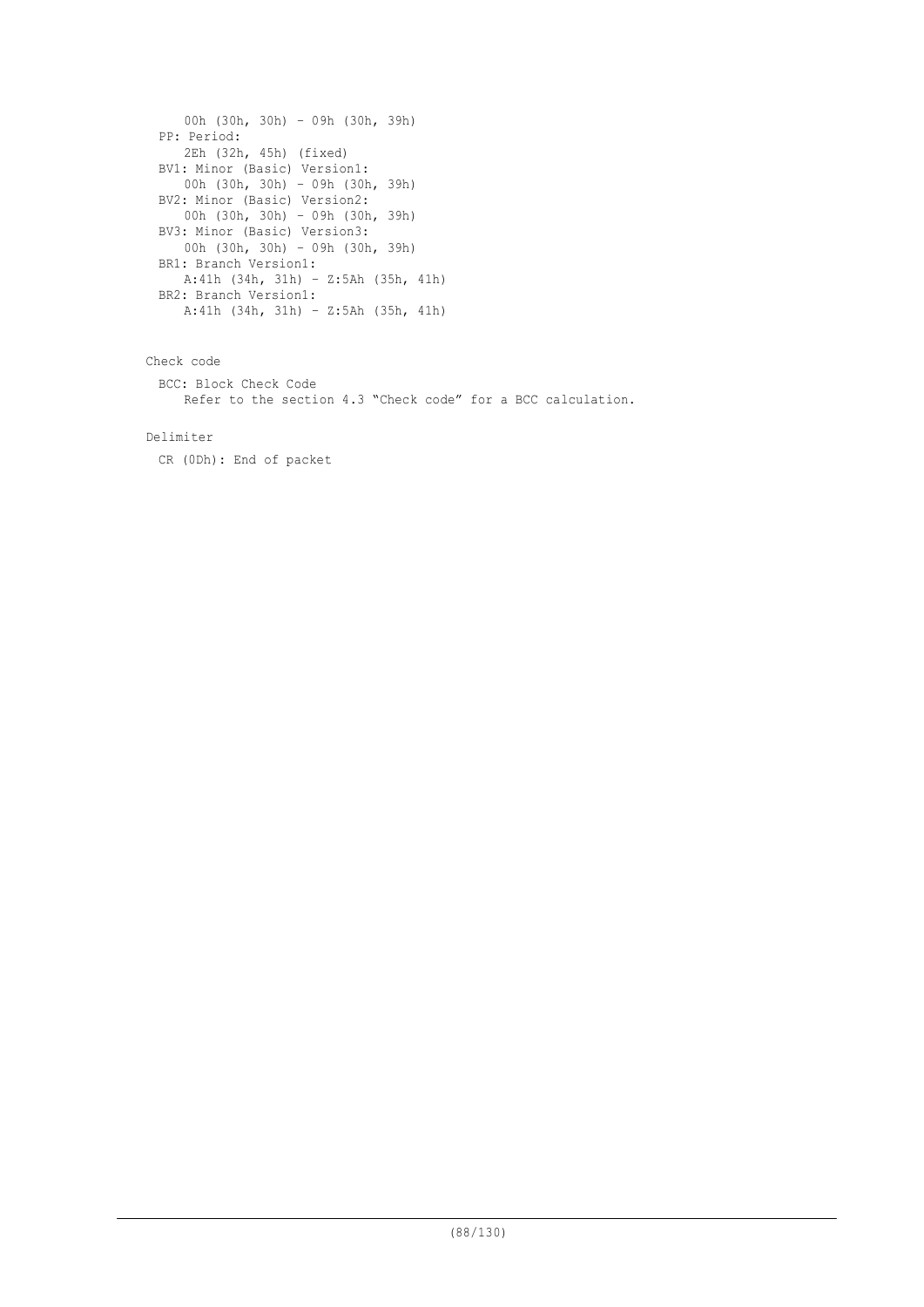00h (30h, 30h) - 09h (30h, 39h)

PP: Period:

2Eh (32h, 45h) (fixed)

BV1: Minor (Basic) Version1:

00h (30h, 30h) - 09h (30h, 39h)

BV2: Minor (Basic) Version2:

00h (30h, 30h) - 09h (30h, 39h)

BV3: Minor (Basic) Version3:

00h (30h, 30h) - 09h (30h, 39h)

BR1: Branch Version1:

A:41h (34h, 31h) - Z:5Ah (35h, 41h)

BR2: Branch Version1:

A:41h (34h, 31h) - Z:5Ah (35h, 41h)

Check code

BCC: Block Check Code

Refer to the section 4.3 “Check code” for a BCC calculation.

Delimiter

CR (0Dh): End of packet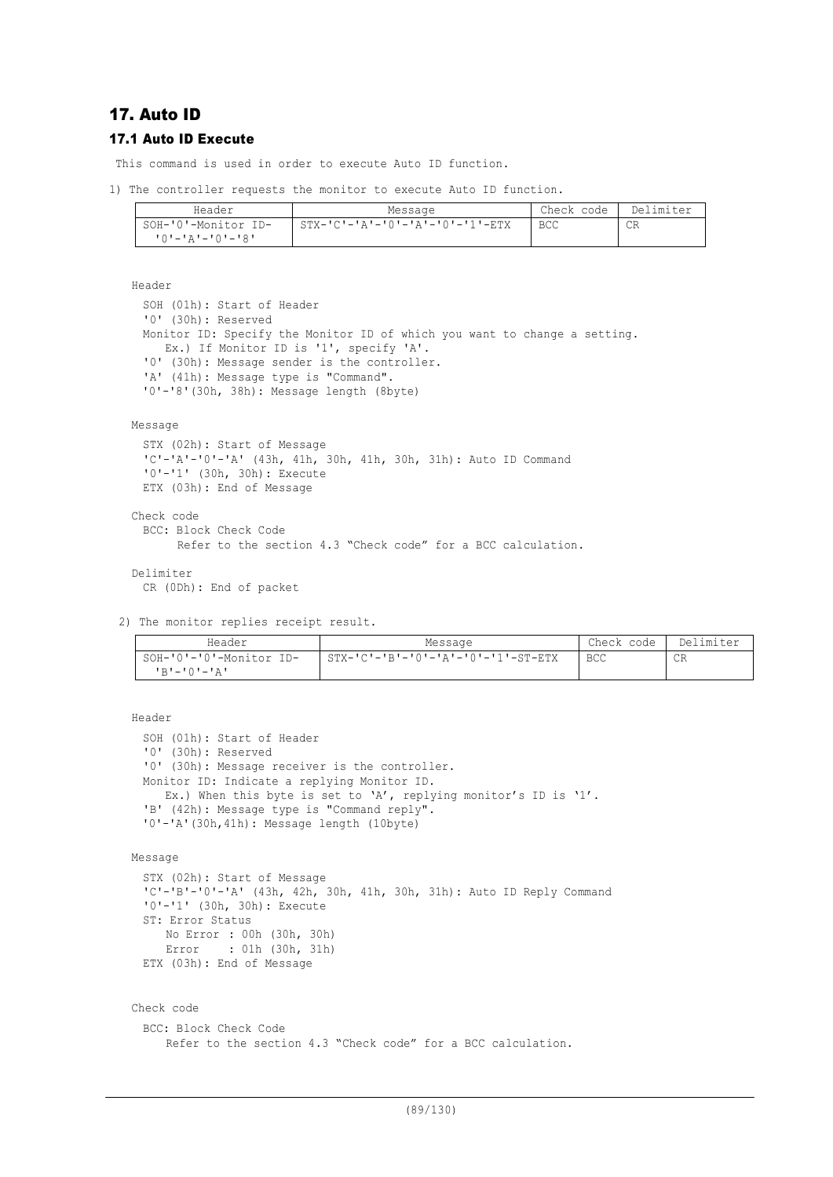## 17. Auto ID

### 17.1 Auto ID Execute

This command is used in order to execute Auto ID function.

1) The controller requests the monitor to execute Auto ID function.

| Header | Message | Check code | Delimiter |
|---|---|---|---|
| SOH-'0'-Monitor ID-'0'-'A'-'0'-'8' | STX-'C'-'A'-'0'-'A'-'0'-'1'-ETX | BCC | CR |

Header

SOH (01h): Start of Header
'0' (30h): Reserved
Monitor ID: Specify the Monitor ID of which you want to change a setting.
Ex.) If Monitor ID is '1', specify 'A'.
'0' (30h): Message sender is the controller.
'A' (41h): Message type is "Command".
'0'-'8'(30h, 38h): Message length (8byte)

Message

STX (02h): Start of Message
'C'-'A'-'0'-'A' (43h, 41h, 30h, 41h, 30h, 31h): Auto ID Command
'0'-'1' (30h, 30h): Execute
ETX (03h): End of Message

Check code

BCC: Block Check Code
Refer to the section 4.3 "Check code" for a BCC calculation.

Delimiter

CR (0Dh): End of packet

2) The monitor replies receipt result.

| Header | Message | Check code | Delimiter |
|---|---|---|---|
| SOH-'0'-'0'-Monitor ID-'B'-'0'-'A' | STX-'C'-'B'-'0'-'A'-'0'-'1'-ST-ETX | BCC | CR |

Header

SOH (01h): Start of Header
'0' (30h): Reserved
'0' (30h): Message receiver is the controller.
Monitor ID: Indicate a replying Monitor ID.
Ex.) When this byte is set to 'A', replying monitor's ID is '1'.
'B' (42h): Message type is "Command reply".
'0'-'A'(30h,41h): Message length (10byte)

Message

STX (02h): Start of Message
'C'-'B'-'0'-'A' (43h, 42h, 30h, 41h, 30h, 31h): Auto ID Reply Command
'0'-'1' (30h, 30h): Execute
ST: Error Status
No Error : 00h (30h, 30h)
Error : 01h (30h, 31h)
ETX (03h): End of Message

Check code

BCC: Block Check Code
Refer to the section 4.3 "Check code" for a BCC calculation.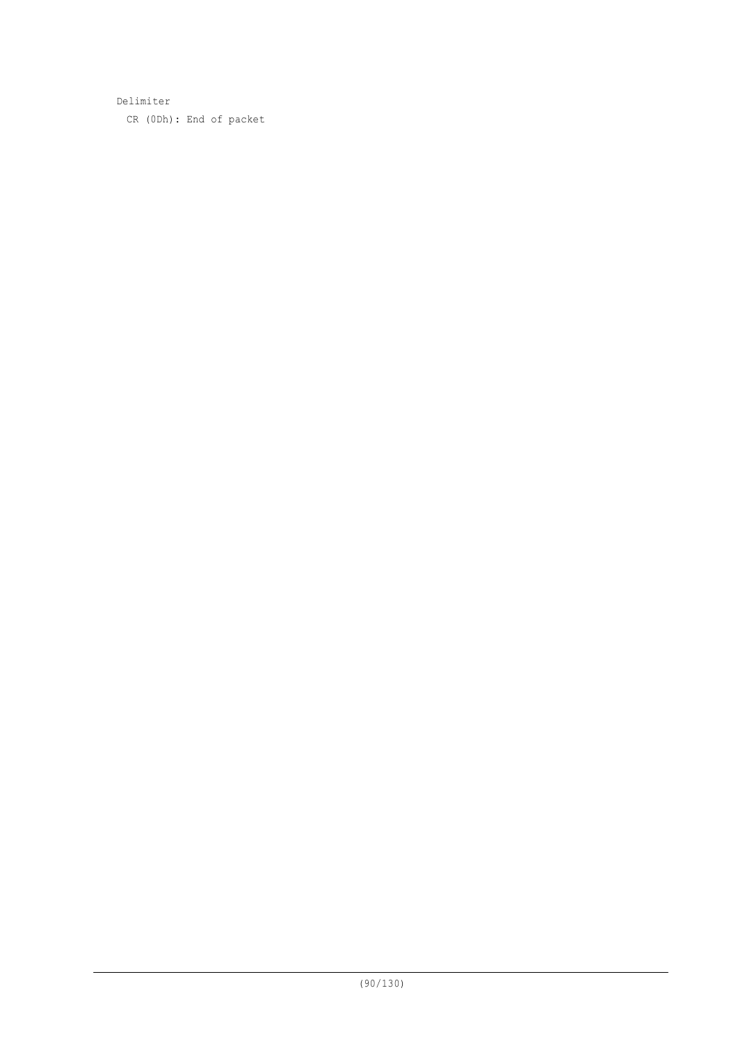Delimiter

CR (0Dh): End of packet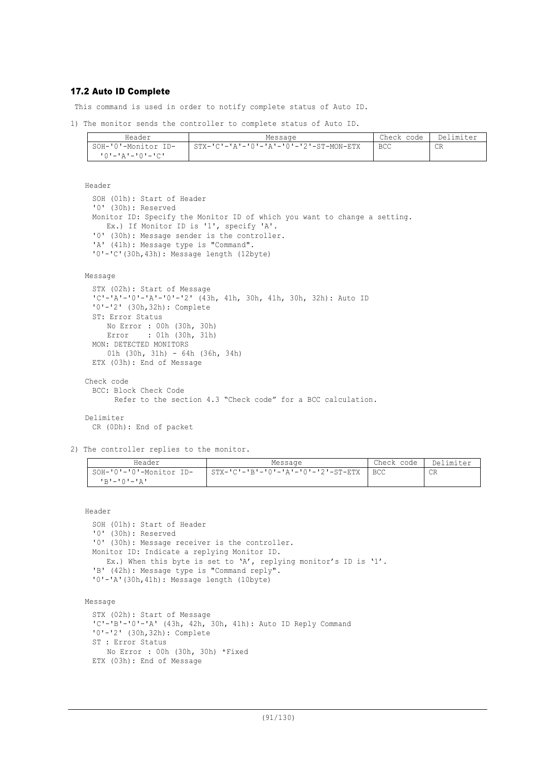### 17.2 Auto ID Complete

This command is used in order to notify complete status of Auto ID.

1) The monitor sends the controller to complete status of Auto ID.

| Header | Message | Check code | Delimiter |
|---|---|---|---|
| SOH-'0'-Monitor ID-'0'-'A'-'0'-'C' | STX-'C'-'A'-'0'-'A'-'0'-'2'-ST-MON-ETX | BCC | CR |

Header

SOH (01h): Start of Header
'0' (30h): Reserved
Monitor ID: Specify the Monitor ID of which you want to change a setting.
  Ex.) If Monitor ID is '1', specify 'A'.
'0' (30h): Message sender is the controller.
'A' (41h): Message type is "Command".
'0'-'C'(30h,43h): Message length (12byte)

Message

STX (02h): Start of Message
'C'-'A'-'0'-'A'-'0'-'2' (43h, 41h, 30h, 41h, 30h, 32h): Auto ID
'0'-'2' (30h,32h): Complete
ST: Error Status
  No Error : 00h (30h, 30h)
  Error : 01h (30h, 31h)
MON: DETECTED MONITORS
  01h (30h, 31h) - 64h (36h, 34h)
ETX (03h): End of Message

Check code

BCC: Block Check Code
  Refer to the section 4.3 “Check code” for a BCC calculation.

Delimiter

CR (0Dh): End of packet

2) The controller replies to the monitor.

| Header | Message | Check code | Delimiter |
|---|---|---|---|
| SOH-'0'-'0'-Monitor ID-'B'-'0'-'A' | STX-'C'-'B'-'0'-'A'-'0'-'2'-ST-ETX | BCC | CR |

Header

SOH (01h): Start of Header
'0' (30h): Reserved
'0' (30h): Message receiver is the controller.
Monitor ID: Indicate a replying Monitor ID.
  Ex.) When this byte is set to ‘A’, replying monitor’s ID is ‘1’.
'B' (42h): Message type is "Command reply".
'0'-'A'(30h,41h): Message length (10byte)

Message

STX (02h): Start of Message
'C'-'B'-'0'-'A' (43h, 42h, 30h, 41h): Auto ID Reply Command
'0'-'2' (30h,32h): Complete
ST : Error Status
  No Error : 00h (30h, 30h) *Fixed
ETX (03h): End of Message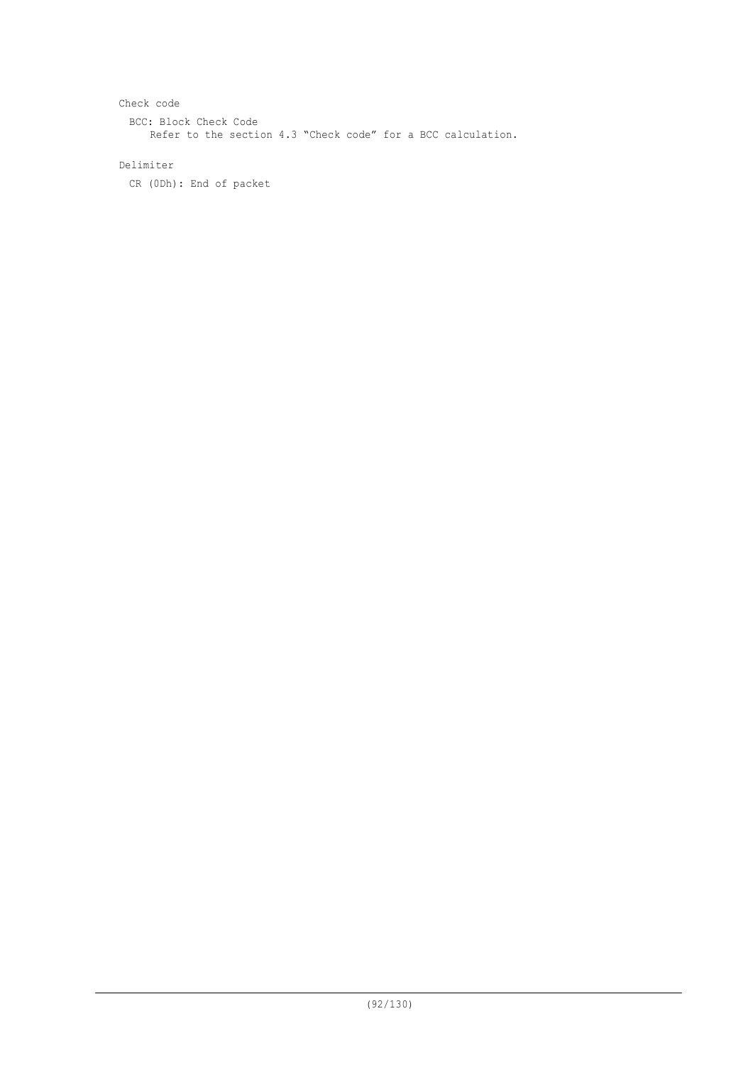Check code

BCC: Block Check Code

Refer to the section 4.3 “Check code” for a BCC calculation.

Delimiter

CR (0Dh): End of packet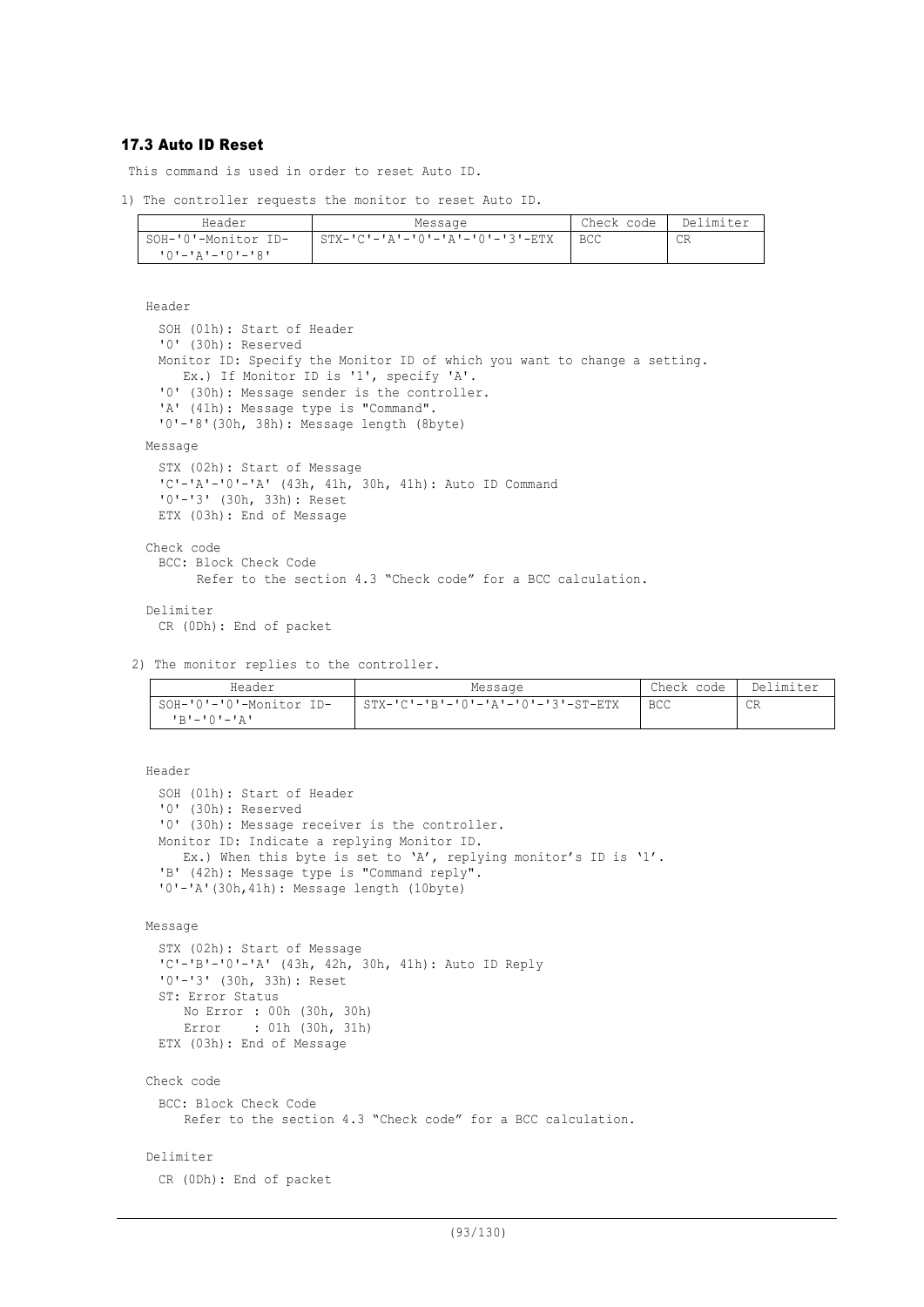### 17.3 Auto ID Reset

This command is used in order to reset Auto ID.

1) The controller requests the monitor to reset Auto ID.

| Header | Message | Check code | Delimiter |
|---|---|---|---|
| SOH-'0'-Monitor ID-'0'-'A'-'0'-'8' | STX-'C'-'A'-'0'-'A'-'0'-'3'-ETX | BCC | CR |

Header

SOH (01h): Start of Header
'0' (30h): Reserved
Monitor ID: Specify the Monitor ID of which you want to change a setting.
    Ex.) If Monitor ID is '1', specify 'A'.
'0' (30h): Message sender is the controller.
'A' (41h): Message type is "Command".
'0'-'8'(30h, 38h): Message length (8byte)

Message

STX (02h): Start of Message
'C'-'A'-'0'-'A' (43h, 41h, 30h, 41h): Auto ID Command
'0'-'3' (30h, 33h): Reset
ETX (03h): End of Message

Check code

BCC: Block Check Code
    Refer to the section 4.3 “Check code” for a BCC calculation.

Delimiter

CR (0Dh): End of packet

2) The monitor replies to the controller.

| Header | Message | Check code | Delimiter |
|---|---|---|---|
| SOH-'0'-'0'-Monitor ID-'B'-'0'-'A' | STX-'C'-'B'-'0'-'A'-'0'-'3'-ST-ETX | BCC | CR |

Header

SOH (01h): Start of Header
'0' (30h): Reserved
'0' (30h): Message receiver is the controller.
Monitor ID: Indicate a replying Monitor ID.
    Ex.) When this byte is set to ‘A’, replying monitor’s ID is ‘1’.
'B' (42h): Message type is "Command reply".
'0'-'A'(30h,41h): Message length (10byte)

Message

STX (02h): Start of Message
'C'-'B'-'0'-'A' (43h, 42h, 30h, 41h): Auto ID Reply
'0'-'3' (30h, 33h): Reset
ST: Error Status
    No Error : 00h (30h, 30h)
    Error : 01h (30h, 31h)
ETX (03h): End of Message

Check code

BCC: Block Check Code
    Refer to the section 4.3 “Check code” for a BCC calculation.

Delimiter

CR (0Dh): End of packet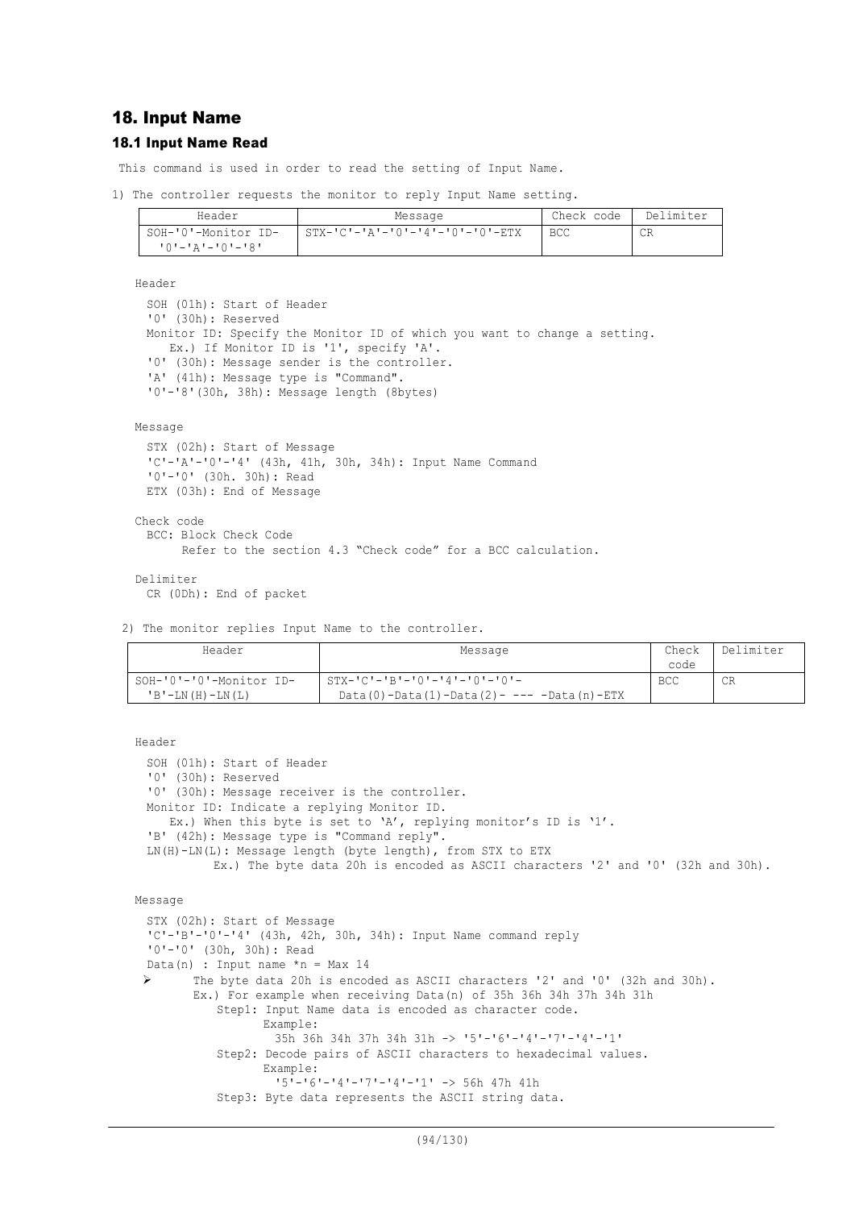# 18. Input Name

## 18.1 Input Name Read

This command is used in order to read the setting of Input Name.

1) The controller requests the monitor to reply Input Name setting.

| Header | Message | Check code | Delimiter |
|---|---|---|---|
| SOH-'0'-Monitor ID-'0'-'A'-'0'-'8' | STX-'C'-'A'-'0'-'4'-'0'-'0'-ETX | BCC | CR |

Header

- SOH (01h): Start of Header
- '0' (30h): Reserved
- Monitor ID: Specify the Monitor ID of which you want to change a setting.
  - Ex.) If Monitor ID is '1', specify 'A'.
- '0' (30h): Message sender is the controller.
- 'A' (41h): Message type is "Command".
- '0'-'8'(30h, 38h): Message length (8bytes)

Message

- STX (02h): Start of Message
- 'C'-'A'-'0'-'4' (43h, 41h, 30h, 34h): Input Name Command
- '0'-'0' (30h. 30h): Read
- ETX (03h): End of Message

Check code

- BCC: Block Check Code
  - Refer to the section 4.3 “Check code” for a BCC calculation.

Delimiter

- CR (0Dh): End of packet

2) The monitor replies Input Name to the controller.

| Header | Message | Check code | Delimiter |
|---|---|---|---|
| SOH-'0'-'0'-Monitor ID-'B'-LN(H)-LN(L) | STX-'C'-'B'-'0'-'4'-'0'-'0'-Data(0)-Data(1)-Data(2)- --- -Data(n)-ETX | BCC | CR |

Header

- SOH (01h): Start of Header
- '0' (30h): Reserved
- '0' (30h): Message receiver is the controller.
- Monitor ID: Indicate a replying Monitor ID.
  - Ex.) When this byte is set to ‘A’, replying monitor’s ID is ‘1’.
- 'B' (42h): Message type is "Command reply".
- LN(H)-LN(L): Message length (byte length), from STX to ETX
  - Ex.) The byte data 20h is encoded as ASCII characters '2' and '0' (32h and 30h).

Message

- STX (02h): Start of Message
- 'C'-'B'-'0'-'4' (43h, 42h, 30h, 34h): Input Name command reply
- '0'-'0' (30h, 30h): Read
- Data(n) : Input name *n = Max 14
  - ➢ The byte data 20h is encoded as ASCII characters '2' and '0' (32h and 30h).
    - Ex.) For example when receiving Data(n) of 35h 36h 34h 37h 34h 31h
      - Step1: Input Name data is encoded as character code.
        - Example:
          - 35h 36h 34h 37h 34h 31h -> '5'-'6'-'4'-'7'-'4'-'1'
      - Step2: Decode pairs of ASCII characters to hexadecimal values.
        - Example:
          - '5'-'6'-'4'-'7'-'4'-'1' -> 56h 47h 41h
      - Step3: Byte data represents the ASCII string data.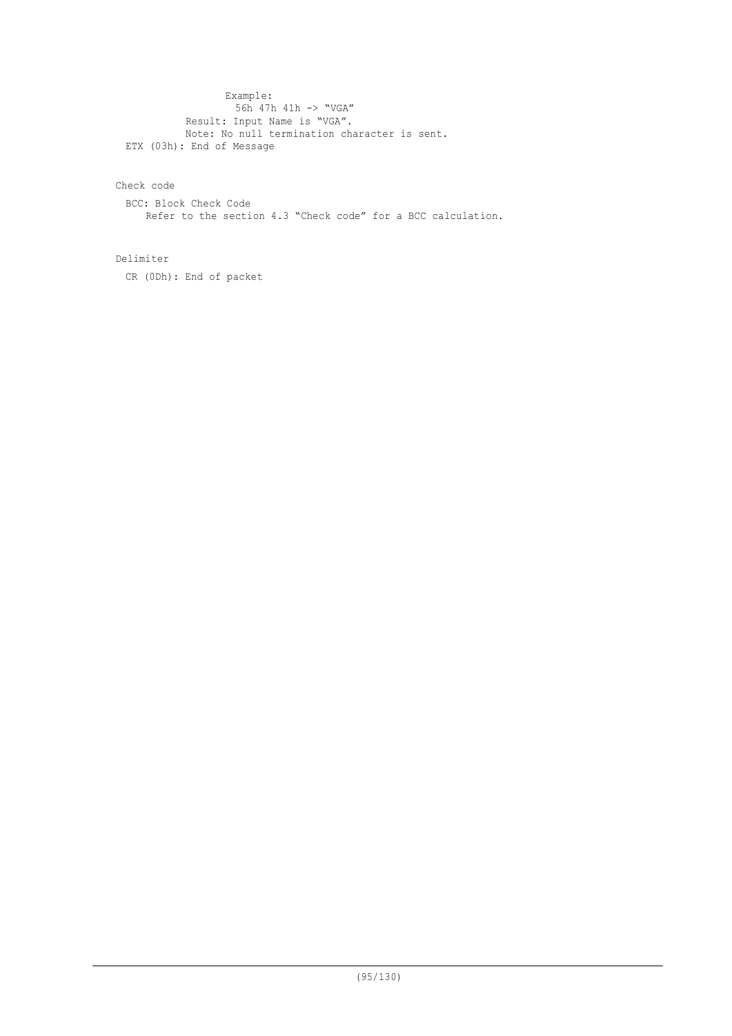Example:

56h 47h 41h -> “VGA”

Result: Input Name is “VGA”.

Note: No null termination character is sent.

ETX (03h): End of Message

Check code

BCC: Block Check Code

Refer to the section 4.3 “Check code” for a BCC calculation.

Delimiter

CR (0Dh): End of packet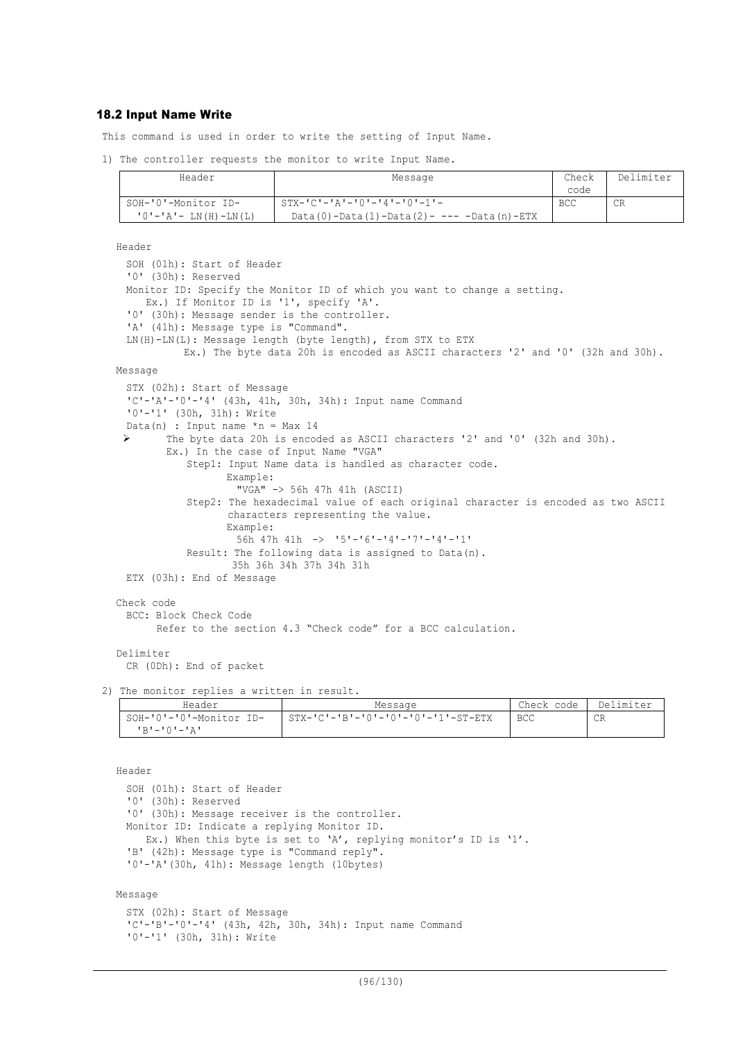## 18.2 Input Name Write

This command is used in order to write the setting of Input Name.

1) The controller requests the monitor to write Input Name.

| Header | Message | Check code | Delimiter |
|---|---|---|---|
| SOH-'0'-Monitor ID- '0'-'A'- LN(H)-LN(L) | STX-'C'-'A'-'0'-'4'-'0'-'1'- Data(0)-Data(1)-Data(2)- --- -Data(n)-ETX | BCC | CR |

Header

SOH (01h): Start of Header
'0' (30h): Reserved
Monitor ID: Specify the Monitor ID of which you want to change a setting.
  Ex.) If Monitor ID is '1', specify 'A'.
'0' (30h): Message sender is the controller.
'A' (41h): Message type is "Command".
LN(H)-LN(L): Message length (byte length), from STX to ETX
  Ex.) The byte data 20h is encoded as ASCII characters '2' and '0' (32h and 30h).

Message

STX (02h): Start of Message
'C'-'A'-'0'-'4' (43h, 41h, 30h, 34h): Input name Command
'0'-'1' (30h, 31h): Write
Data(n) : Input name *n = Max 14

- The byte data 20h is encoded as ASCII characters '2' and '0' (32h and 30h).
  Ex.) In the case of Input Name "VGA"
    Step1: Input Name data is handled as character code.
      Example:
        "VGA" -> 56h 47h 41h (ASCII)
    Step2: The hexadecimal value of each original character is encoded as two ASCII characters representing the value.
      Example:
        56h 47h 41h -> '5'-'6'-'4'-'7'-'4'-'1'
    Result: The following data is assigned to Data(n).
        35h 36h 34h 37h 34h 31h

ETX (03h): End of Message

Check code

BCC: Block Check Code
  Refer to the section 4.3 “Check code” for a BCC calculation.

Delimiter

CR (0Dh): End of packet

2) The monitor replies a written in result.

| Header | Message | Check code | Delimiter |
|---|---|---|---|
| SOH-'0'-'0'-Monitor ID- 'B'-'0'-'A' | STX-'C'-'B'-'0'-'0'-'0'-'1'-ST-ETX | BCC | CR |

Header

SOH (01h): Start of Header
'0' (30h): Reserved
'0' (30h): Message receiver is the controller.
Monitor ID: Indicate a replying Monitor ID.
  Ex.) When this byte is set to ‘A’, replying monitor’s ID is ‘1’.
'B' (42h): Message type is "Command reply".
'0'-'A'(30h, 41h): Message length (10bytes)

Message

STX (02h): Start of Message
'C'-'B'-'0'-'4' (43h, 42h, 30h, 34h): Input name Command
'0'-'1' (30h, 31h): Write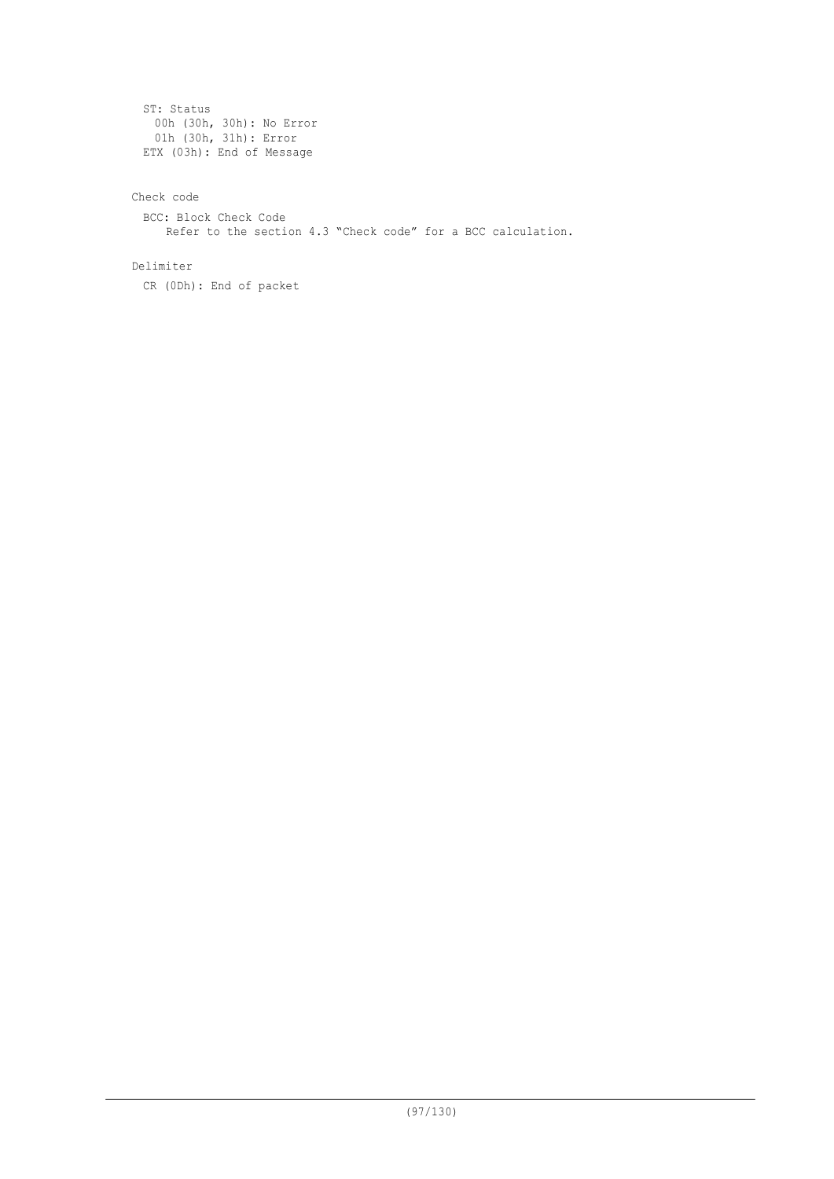ST: Status
  00h (30h, 30h): No Error
  01h (30h, 31h): Error
ETX (03h): End of Message

Check code

BCC: Block Check Code
  Refer to the section 4.3 "Check code" for a BCC calculation.

Delimiter

CR (0Dh): End of packet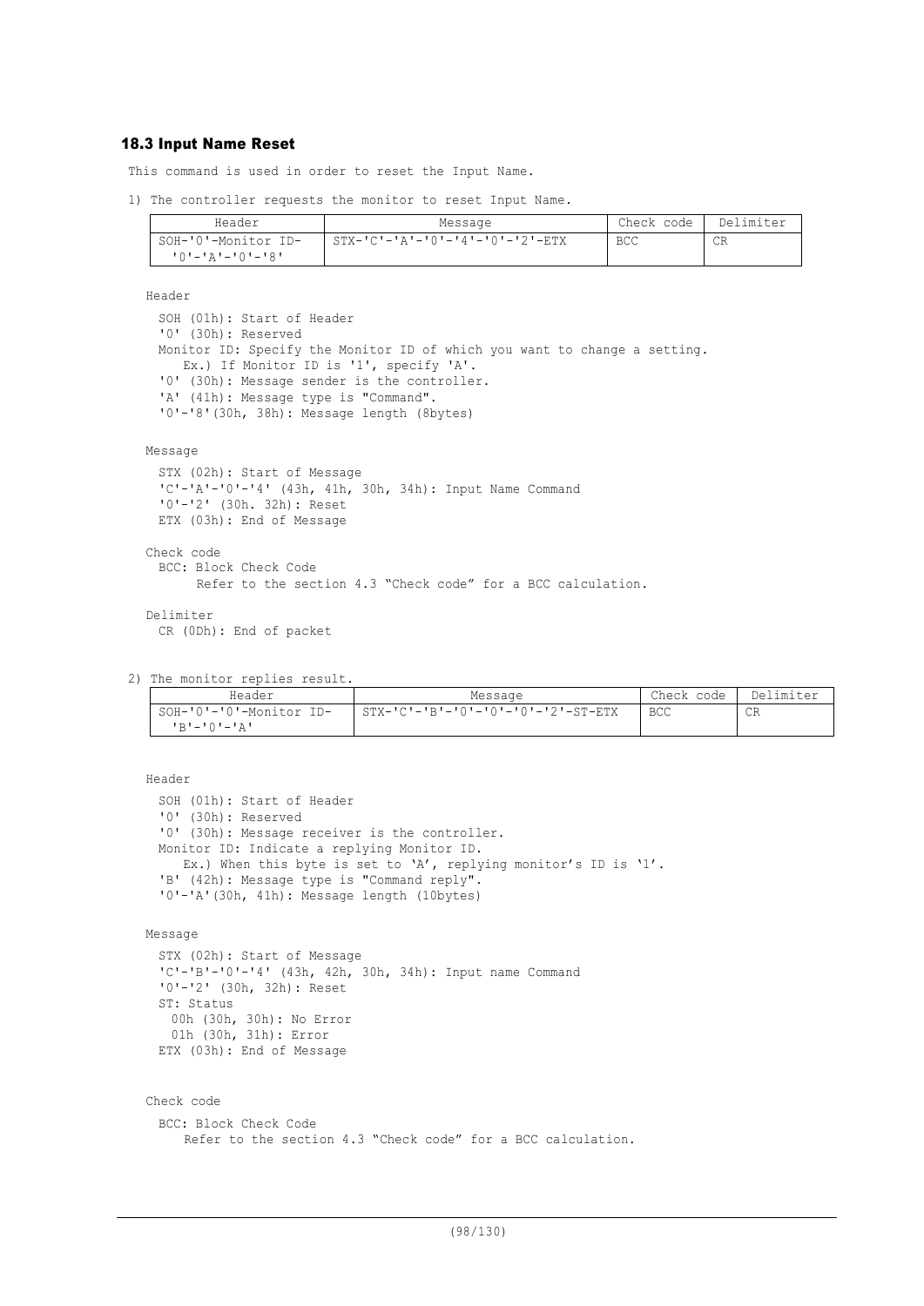### 18.3 Input Name Reset

This command is used in order to reset the Input Name.

1) The controller requests the monitor to reset Input Name.

| Header | Message | Check code | Delimiter |
|---|---|---|---|
| SOH-'0'-Monitor ID-'0'-'A'-'0'-'8' | STX-'C'-'A'-'0'-'4'-'0'-'2'-ETX | BCC | CR |

Header

SOH (01h): Start of Header
'0' (30h): Reserved
Monitor ID: Specify the Monitor ID of which you want to change a setting.
Ex.) If Monitor ID is '1', specify 'A'.
'0' (30h): Message sender is the controller.
'A' (41h): Message type is "Command".
'0'-'8'(30h, 38h): Message length (8bytes)

Message

STX (02h): Start of Message
'C'-'A'-'0'-'4' (43h, 41h, 30h, 34h): Input Name Command
'0'-'2' (30h. 32h): Reset
ETX (03h): End of Message

Check code
BCC: Block Check Code
Refer to the section 4.3 “Check code” for a BCC calculation.

Delimiter
CR (0Dh): End of packet

2) The monitor replies result.

| Header | Message | Check code | Delimiter |
|---|---|---|---|
| SOH-'0'-'0'-Monitor ID-'B'-'0'-'A' | STX-'C'-'B'-'0'-'0'-'0'-'2'-ST-ETX | BCC | CR |

Header

SOH (01h): Start of Header
'0' (30h): Reserved
'0' (30h): Message receiver is the controller.
Monitor ID: Indicate a replying Monitor ID.
Ex.) When this byte is set to ‘A’, replying monitor’s ID is ‘1’.
'B' (42h): Message type is "Command reply".
'0'-'A'(30h, 41h): Message length (10bytes)

Message

STX (02h): Start of Message
'C'-'B'-'0'-'4' (43h, 42h, 30h, 34h): Input name Command
'0'-'2' (30h, 32h): Reset
ST: Status
00h (30h, 30h): No Error
01h (30h, 31h): Error
ETX (03h): End of Message

Check code

BCC: Block Check Code
Refer to the section 4.3 “Check code” for a BCC calculation.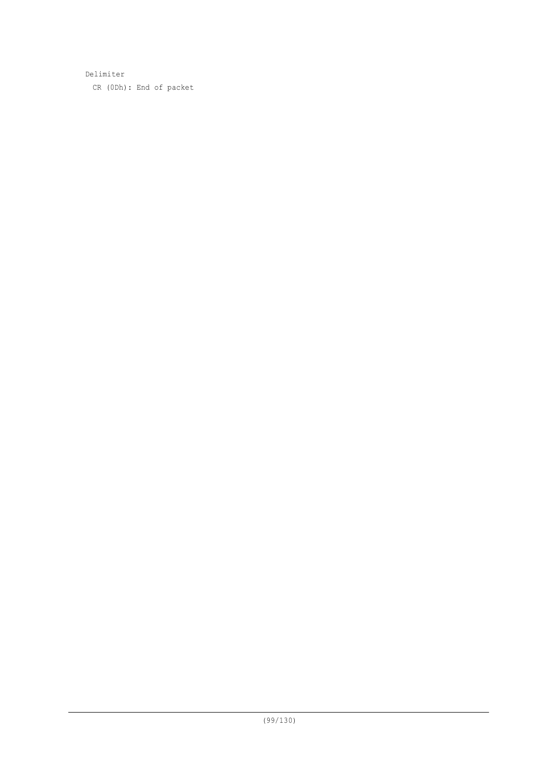Delimiter

  CR (0Dh): End of packet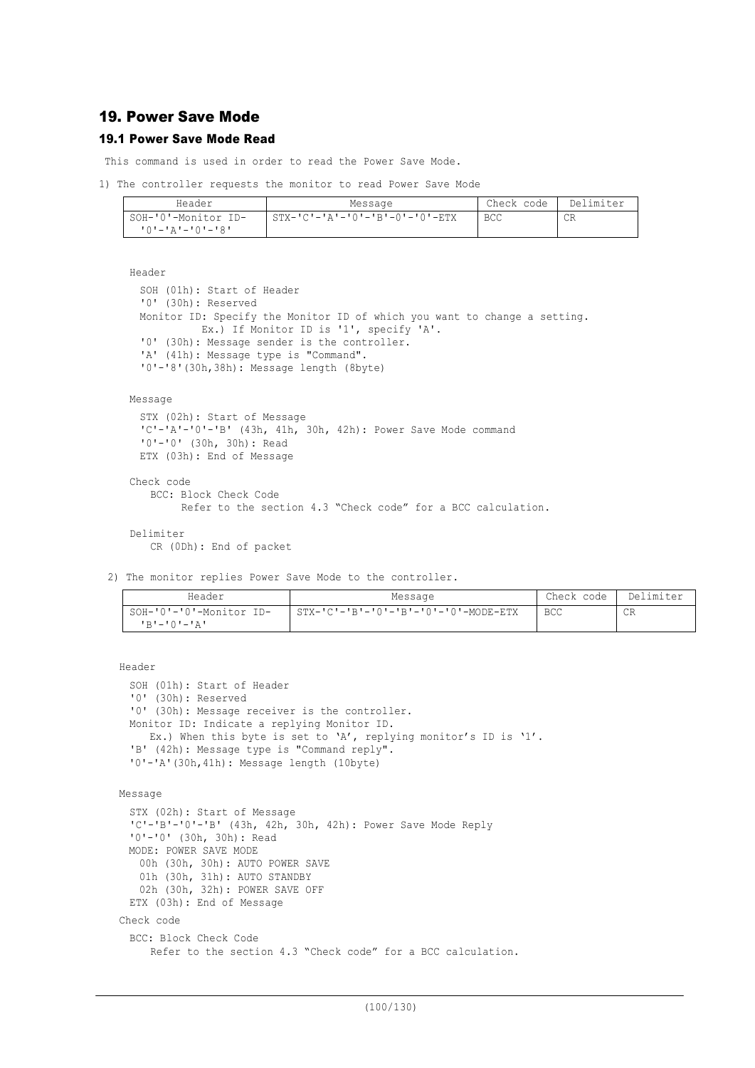## 19. Power Save Mode

### 19.1 Power Save Mode Read

This command is used in order to read the Power Save Mode.

1) The controller requests the monitor to read Power Save Mode

| Header | Message | Check code | Delimiter |
|---|---|---|---|
| SOH-'0'-Monitor ID-'0'-'A'-'0'-'8' | STX-'C'-'A'-'0'-'B'-'0'-'0'-ETX | BCC | CR |

Header

SOH (01h): Start of Header
'0' (30h): Reserved
Monitor ID: Specify the Monitor ID of which you want to change a setting.
Ex.) If Monitor ID is '1', specify 'A'.
'0' (30h): Message sender is the controller.
'A' (41h): Message type is "Command".
'0'-'8'(30h,38h): Message length (8byte)

Message

STX (02h): Start of Message
'C'-'A'-'0'-'B' (43h, 41h, 30h, 42h): Power Save Mode command
'0'-'0' (30h, 30h): Read
ETX (03h): End of Message

Check code

BCC: Block Check Code
Refer to the section 4.3 “Check code” for a BCC calculation.

Delimiter

CR (0Dh): End of packet

2) The monitor replies Power Save Mode to the controller.

| Header | Message | Check code | Delimiter |
|---|---|---|---|
| SOH-'0'-'0'-Monitor ID-'B'-'0'-'A' | STX-'C'-'B'-'0'-'B'-'0'-'0'-MODE-ETX | BCC | CR |

Header

SOH (01h): Start of Header
'0' (30h): Reserved
'0' (30h): Message receiver is the controller.
Monitor ID: Indicate a replying Monitor ID.
Ex.) When this byte is set to ‘A’, replying monitor’s ID is ‘1’.
'B' (42h): Message type is "Command reply".
'0'-'A'(30h,41h): Message length (10byte)

Message

STX (02h): Start of Message
'C'-'B'-'0'-'B' (43h, 42h, 30h, 42h): Power Save Mode Reply
'0'-'0' (30h, 30h): Read
MODE: POWER SAVE MODE
00h (30h, 30h): AUTO POWER SAVE
01h (30h, 31h): AUTO STANDBY
02h (30h, 32h): POWER SAVE OFF
ETX (03h): End of Message

Check code

BCC: Block Check Code
Refer to the section 4.3 “Check code” for a BCC calculation.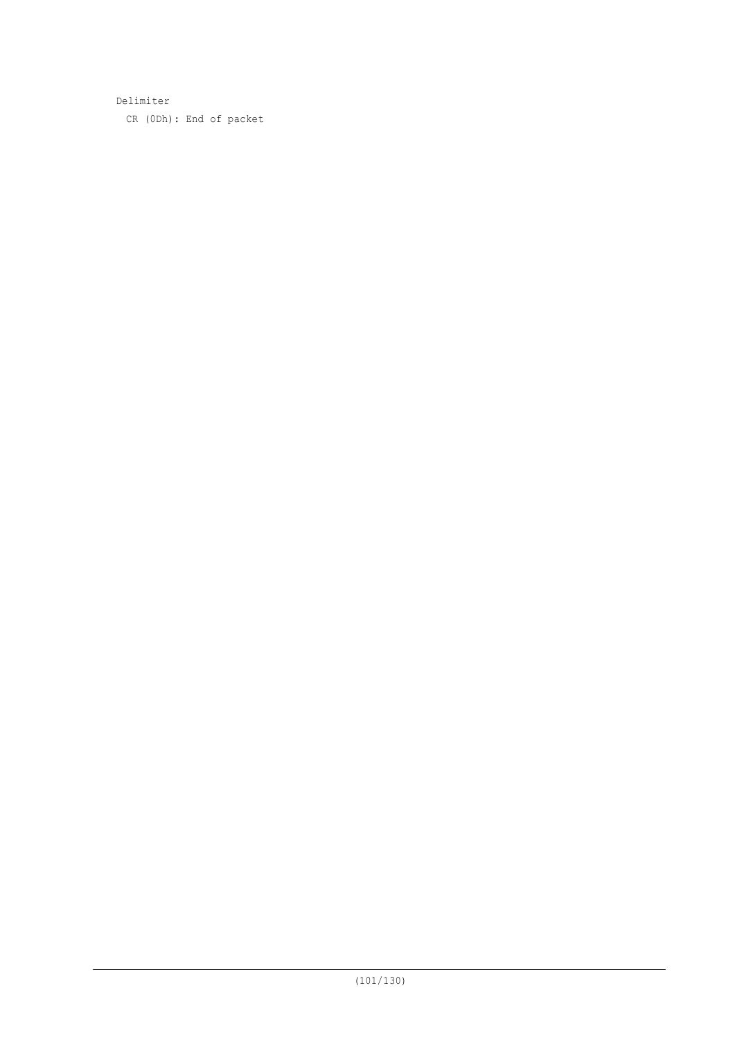Delimiter

CR (0Dh): End of packet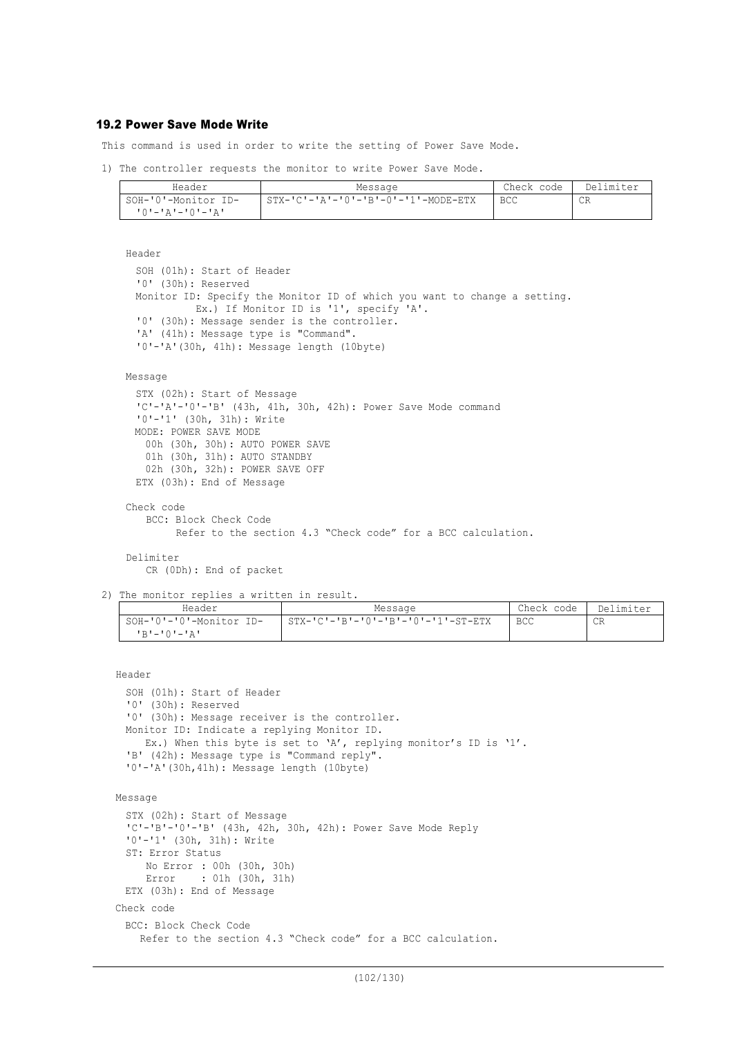### 19.2 Power Save Mode Write

This command is used in order to write the setting of Power Save Mode.

1) The controller requests the monitor to write Power Save Mode.

| Header | Message | Check code | Delimiter |
|---|---|---|---|
| SOH-'0'-Monitor ID-'0'-'A'-'0'-'A' | STX-'C'-'A'-'0'-'B'-0'-'1'-MODE-ETX | BCC | CR |

Header

SOH (01h): Start of Header
'0' (30h): Reserved
Monitor ID: Specify the Monitor ID of which you want to change a setting.
Ex.) If Monitor ID is '1', specify 'A'.
'0' (30h): Message sender is the controller.
'A' (41h): Message type is "Command".
'0'-'A'(30h, 41h): Message length (10byte)

Message

STX (02h): Start of Message
'C'-'A'-'0'-'B' (43h, 41h, 30h, 42h): Power Save Mode command
'0'-'1' (30h, 31h): Write
MODE: POWER SAVE MODE
00h (30h, 30h): AUTO POWER SAVE
01h (30h, 31h): AUTO STANDBY
02h (30h, 32h): POWER SAVE OFF
ETX (03h): End of Message

Check code

BCC: Block Check Code
Refer to the section 4.3 “Check code” for a BCC calculation.

Delimiter

CR (0Dh): End of packet

2) The monitor replies a written in result.

| Header | Message | Check code | Delimiter |
|---|---|---|---|
| SOH-'0'-'0'-Monitor ID-'B'-'0'-'A' | STX-'C'-'B'-'0'-'B'-'0'-'1'-ST-ETX | BCC | CR |

Header

SOH (01h): Start of Header
'0' (30h): Reserved
'0' (30h): Message receiver is the controller.
Monitor ID: Indicate a replying Monitor ID.
Ex.) When this byte is set to ‘A’, replying monitor’s ID is ‘1’.
'B' (42h): Message type is "Command reply".
'0'-'A'(30h,41h): Message length (10byte)

Message

STX (02h): Start of Message
'C'-'B'-'0'-'B' (43h, 42h, 30h, 42h): Power Save Mode Reply
'0'-'1' (30h, 31h): Write
ST: Error Status
No Error : 00h (30h, 30h)
Error : 01h (30h, 31h)
ETX (03h): End of Message

Check code

BCC: Block Check Code
Refer to the section 4.3 “Check code” for a BCC calculation.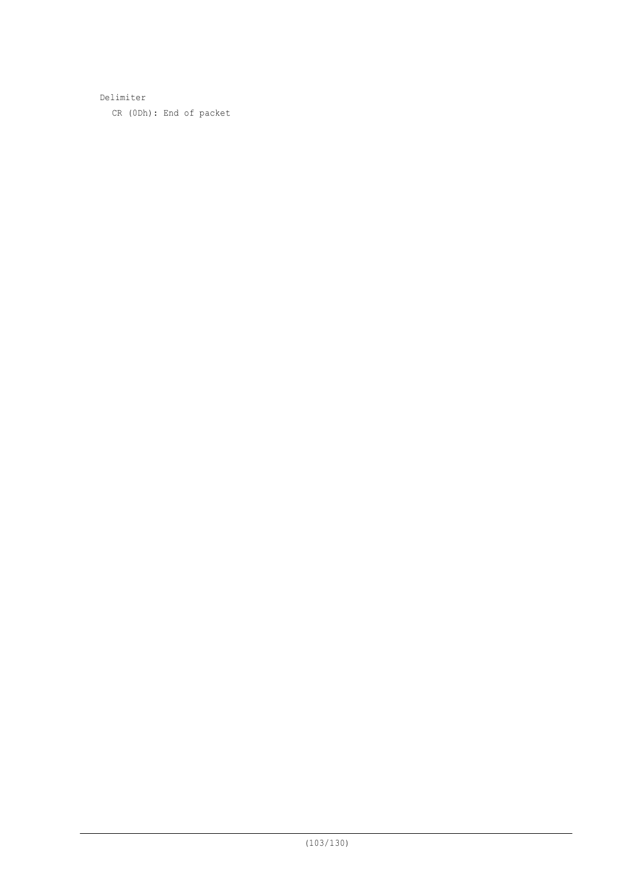Delimiter

CR (0Dh): End of packet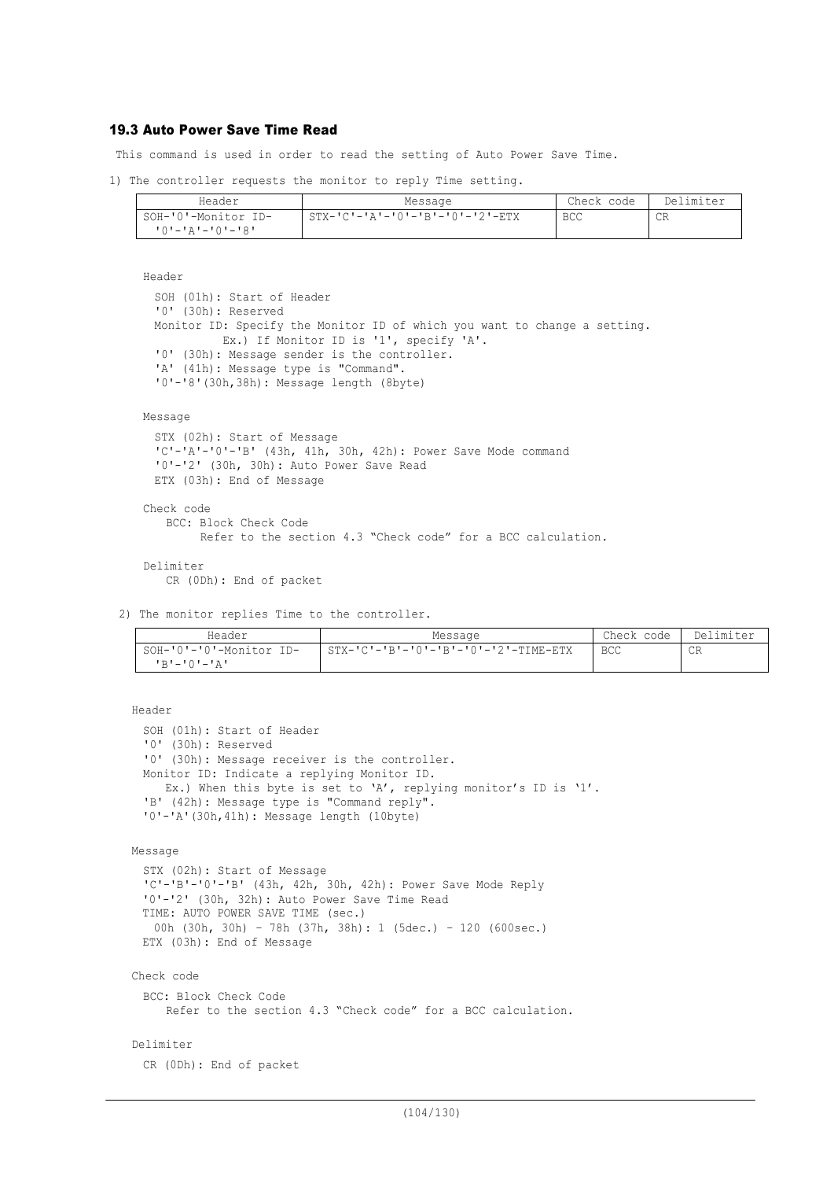### 19.3 Auto Power Save Time Read

This command is used in order to read the setting of Auto Power Save Time.

1) The controller requests the monitor to reply Time setting.

| Header | Message | Check code | Delimiter |
|---|---|---|---|
| SOH-'0'-Monitor ID-'0'-'A'-'0'-'8' | STX-'C'-'A'-'0'-'B'-'0'-'2'-ETX | BCC | CR |

Header

SOH (01h): Start of Header
'0' (30h): Reserved
Monitor ID: Specify the Monitor ID of which you want to change a setting.
Ex.) If Monitor ID is '1', specify 'A'.
'0' (30h): Message sender is the controller.
'A' (41h): Message type is "Command".
'0'-'8'(30h,38h): Message length (8byte)

Message

STX (02h): Start of Message
'C'-'A'-'0'-'B' (43h, 41h, 30h, 42h): Power Save Mode command
'0'-'2' (30h, 30h): Auto Power Save Read
ETX (03h): End of Message

Check code

BCC: Block Check Code
Refer to the section 4.3 "Check code" for a BCC calculation.

Delimiter

CR (0Dh): End of packet

2) The monitor replies Time to the controller.

| Header | Message | Check code | Delimiter |
|---|---|---|---|
| SOH-'0'-'0'-Monitor ID-'B'-'0'-'A' | STX-'C'-'B'-'0'-'B'-'0'-'2'-TIME-ETX | BCC | CR |

Header

SOH (01h): Start of Header
'0' (30h): Reserved
'0' (30h): Message receiver is the controller.
Monitor ID: Indicate a replying Monitor ID.
Ex.) When this byte is set to 'A', replying monitor's ID is '1'.
'B' (42h): Message type is "Command reply".
'0'-'A'(30h,41h): Message length (10byte)

Message

STX (02h): Start of Message
'C'-'B'-'0'-'B' (43h, 42h, 30h, 42h): Power Save Mode Reply
'0'-'2' (30h, 32h): Auto Power Save Time Read
TIME: AUTO POWER SAVE TIME (sec.)
00h (30h, 30h) – 78h (37h, 38h): 1 (5dec.) – 120 (600sec.)
ETX (03h): End of Message

Check code

BCC: Block Check Code
Refer to the section 4.3 "Check code" for a BCC calculation.

Delimiter

CR (0Dh): End of packet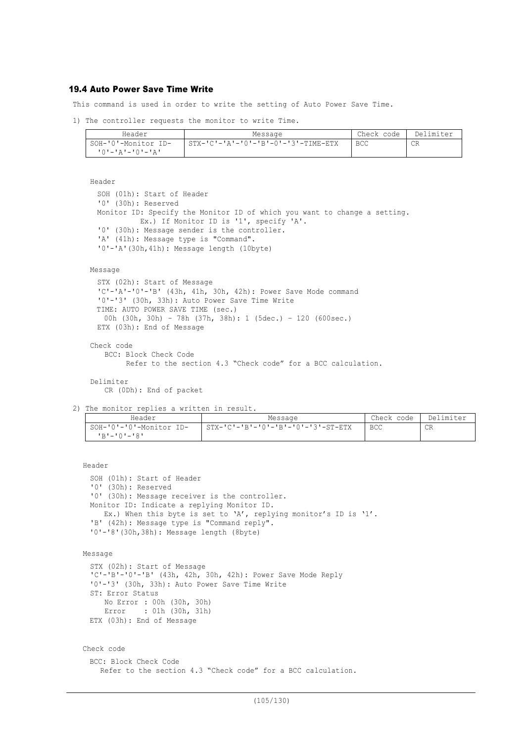### 19.4 Auto Power Save Time Write

This command is used in order to write the setting of Auto Power Save Time.

1) The controller requests the monitor to write Time.

| Header | Message | Check code | Delimiter |
|---|---|---|---|
| SOH-'0'-Monitor ID-'0'-'A'-'0'-'A' | STX-'C'-'A'-'0'-'B'-'0'-'3'-TIME-ETX | BCC | CR |

Header

SOH (01h): Start of Header
'0' (30h): Reserved
Monitor ID: Specify the Monitor ID of which you want to change a setting.
Ex.) If Monitor ID is '1', specify 'A'.
'0' (30h): Message sender is the controller.
'A' (41h): Message type is "Command".
'0'-'A'(30h,41h): Message length (10byte)

Message

STX (02h): Start of Message
'C'-'A'-'0'-'B' (43h, 41h, 30h, 42h): Power Save Mode command
'0'-'3' (30h, 33h): Auto Power Save Time Write
TIME: AUTO POWER SAVE TIME (sec.)
00h (30h, 30h) – 78h (37h, 38h): 1 (5dec.) – 120 (600sec.)
ETX (03h): End of Message

Check code

BCC: Block Check Code
Refer to the section 4.3 “Check code” for a BCC calculation.

Delimiter

CR (0Dh): End of packet

2) The monitor replies a written in result.

| Header | Message | Check code | Delimiter |
|---|---|---|---|
| SOH-'0'-'0'-Monitor ID-'B'-'0'-'8' | STX-'C'-'B'-'0'-'B'-'0'-'3'-ST-ETX | BCC | CR |

Header

SOH (01h): Start of Header
'0' (30h): Reserved
'0' (30h): Message receiver is the controller.
Monitor ID: Indicate a replying Monitor ID.
Ex.) When this byte is set to ‘A’, replying monitor’s ID is ‘1’.
'B' (42h): Message type is "Command reply".
'0'-'8'(30h,38h): Message length (8byte)

Message

STX (02h): Start of Message
'C'-'B'-'0'-'B' (43h, 42h, 30h, 42h): Power Save Mode Reply
'0'-'3' (30h, 33h): Auto Power Save Time Write
ST: Error Status
No Error : 00h (30h, 30h)
Error : 01h (30h, 31h)
ETX (03h): End of Message

Check code

BCC: Block Check Code
Refer to the section 4.3 “Check code” for a BCC calculation.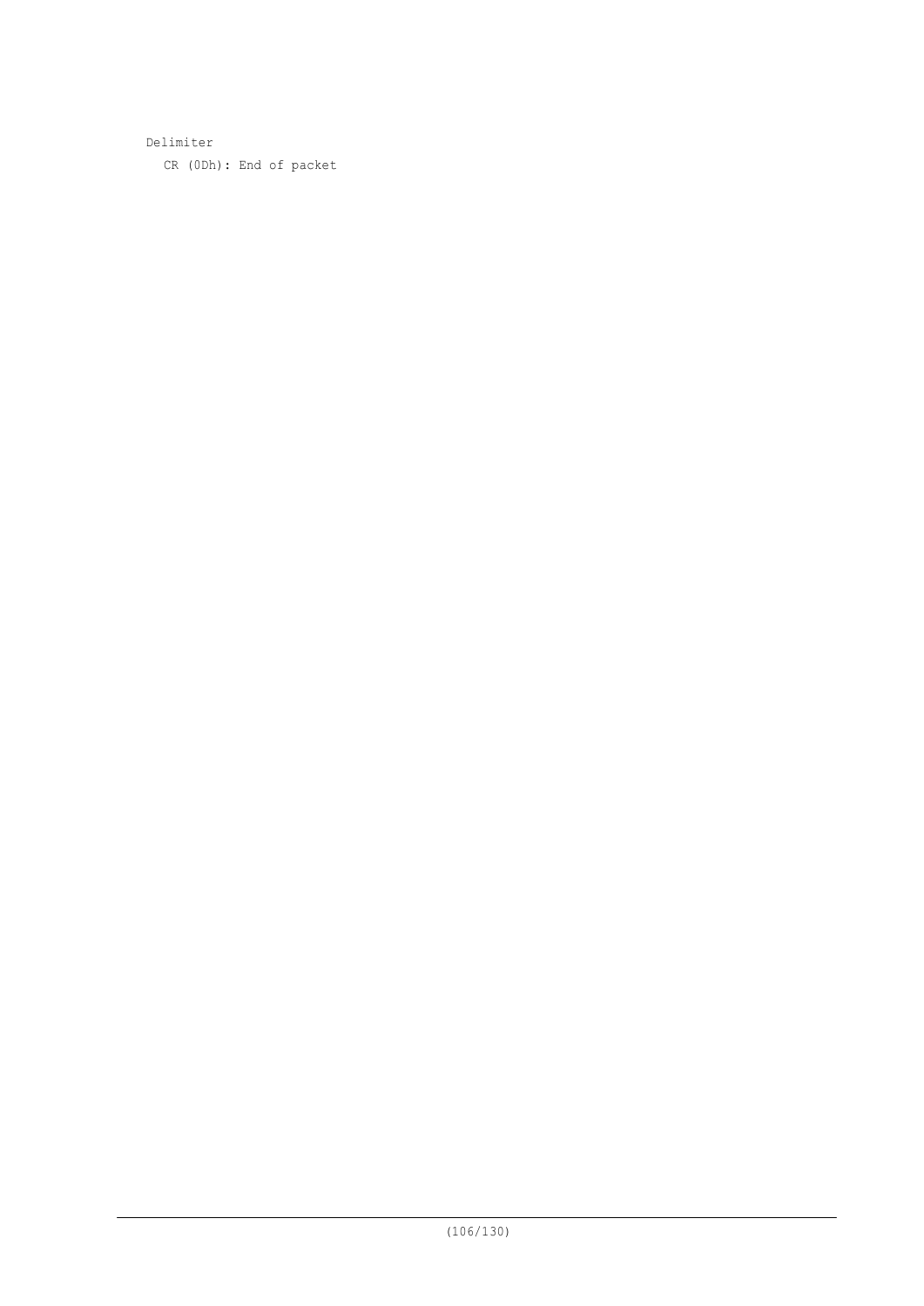Delimiter

CR (0Dh): End of packet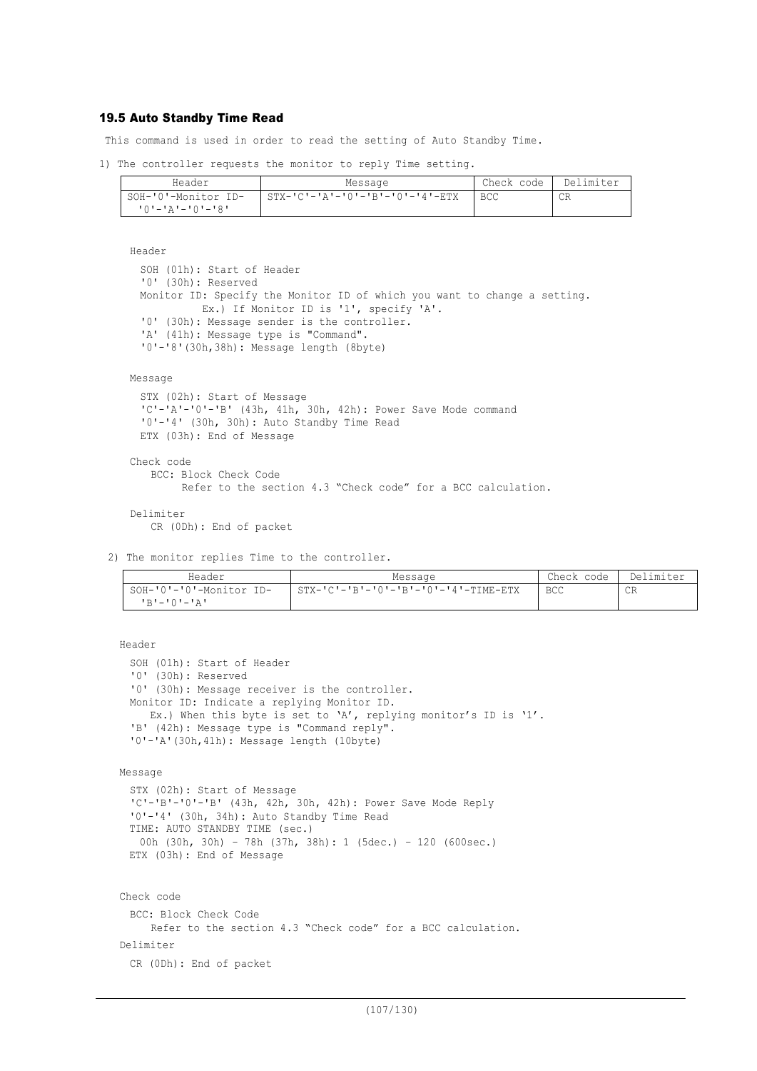### 19.5 Auto Standby Time Read

This command is used in order to read the setting of Auto Standby Time.

1) The controller requests the monitor to reply Time setting.

| Header | Message | Check code | Delimiter |
|---|---|---|---|
| SOH-'0'-Monitor ID-'0'-'A'-'0'-'8' | STX-'C'-'A'-'0'-'B'-'0'-'4'-ETX | BCC | CR |

Header

SOH (01h): Start of Header
'0' (30h): Reserved
Monitor ID: Specify the Monitor ID of which you want to change a setting.
Ex.) If Monitor ID is '1', specify 'A'.
'0' (30h): Message sender is the controller.
'A' (41h): Message type is "Command".
'0'-'8'(30h,38h): Message length (8byte)

Message

STX (02h): Start of Message
'C'-'A'-'0'-'B' (43h, 41h, 30h, 42h): Power Save Mode command
'0'-'4' (30h, 30h): Auto Standby Time Read
ETX (03h): End of Message

Check code

BCC: Block Check Code
Refer to the section 4.3 “Check code” for a BCC calculation.

Delimiter

CR (0Dh): End of packet

2) The monitor replies Time to the controller.

| Header | Message | Check code | Delimiter |
|---|---|---|---|
| SOH-'0'-'0'-Monitor ID-'B'-'0'-'A' | STX-'C'-'B'-'0'-'B'-'0'-'4'-TIME-ETX | BCC | CR |

Header

SOH (01h): Start of Header
'0' (30h): Reserved
'0' (30h): Message receiver is the controller.
Monitor ID: Indicate a replying Monitor ID.
Ex.) When this byte is set to ‘A’, replying monitor’s ID is ‘1’.
'B' (42h): Message type is "Command reply".
'0'-'A'(30h,41h): Message length (10byte)

Message

STX (02h): Start of Message
'C'-'B'-'0'-'B' (43h, 42h, 30h, 42h): Power Save Mode Reply
'0'-'4' (30h, 34h): Auto Standby Time Read
TIME: AUTO STANDBY TIME (sec.)
00h (30h, 30h) – 78h (37h, 38h): 1 (5dec.) – 120 (600sec.)
ETX (03h): End of Message

Check code

BCC: Block Check Code
Refer to the section 4.3 “Check code” for a BCC calculation.

Delimiter

CR (0Dh): End of packet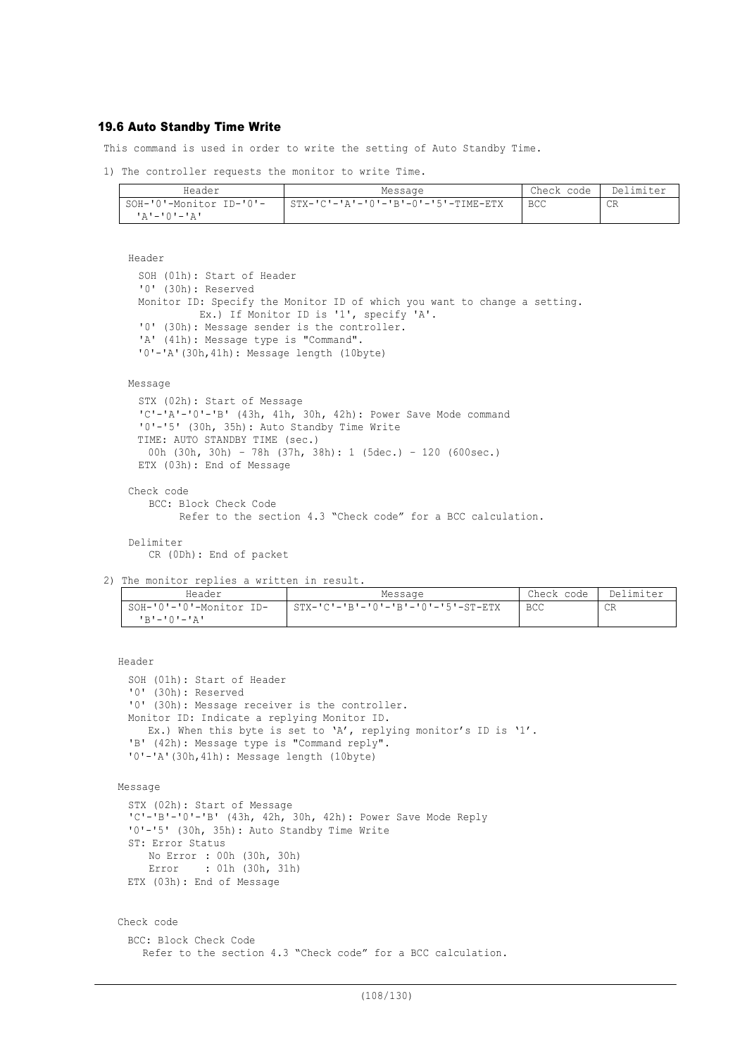### 19.6 Auto Standby Time Write

This command is used in order to write the setting of Auto Standby Time.

1) The controller requests the monitor to write Time.

| Header | Message | Check code | Delimiter |
|---|---|---|---|
| SOH-'0'-Monitor ID-'0'-'A'-'0'-'A' | STX-'C'-'A'-'0'-'B'-0'-'5'-TIME-ETX | BCC | CR |

Header

SOH (01h): Start of Header
'0' (30h): Reserved
Monitor ID: Specify the Monitor ID of which you want to change a setting.
Ex.) If Monitor ID is '1', specify 'A'.
'0' (30h): Message sender is the controller.
'A' (41h): Message type is "Command".
'0'-'A'(30h,41h): Message length (10byte)

Message

STX (02h): Start of Message
'C'-'A'-'0'-'B' (43h, 41h, 30h, 42h): Power Save Mode command
'0'-'5' (30h, 35h): Auto Standby Time Write
TIME: AUTO STANDBY TIME (sec.)
00h (30h, 30h) – 78h (37h, 38h): 1 (5dec.) – 120 (600sec.)
ETX (03h): End of Message

Check code

BCC: Block Check Code
Refer to the section 4.3 "Check code" for a BCC calculation.

Delimiter

CR (0Dh): End of packet

2) The monitor replies a written in result.

| Header | Message | Check code | Delimiter |
|---|---|---|---|
| SOH-'0'-'0'-Monitor ID-'B'-'0'-'A' | STX-'C'-'B'-'0'-'B'-'0'-'5'-ST-ETX | BCC | CR |

Header

SOH (01h): Start of Header
'0' (30h): Reserved
'0' (30h): Message receiver is the controller.
Monitor ID: Indicate a replying Monitor ID.
Ex.) When this byte is set to 'A', replying monitor's ID is '1'.
'B' (42h): Message type is "Command reply".
'0'-'A'(30h,41h): Message length (10byte)

Message

STX (02h): Start of Message
'C'-'B'-'0'-'B' (43h, 42h, 30h, 42h): Power Save Mode Reply
'0'-'5' (30h, 35h): Auto Standby Time Write
ST: Error Status
No Error : 00h (30h, 30h)
Error : 01h (30h, 31h)
ETX (03h): End of Message

Check code

BCC: Block Check Code
Refer to the section 4.3 "Check code" for a BCC calculation.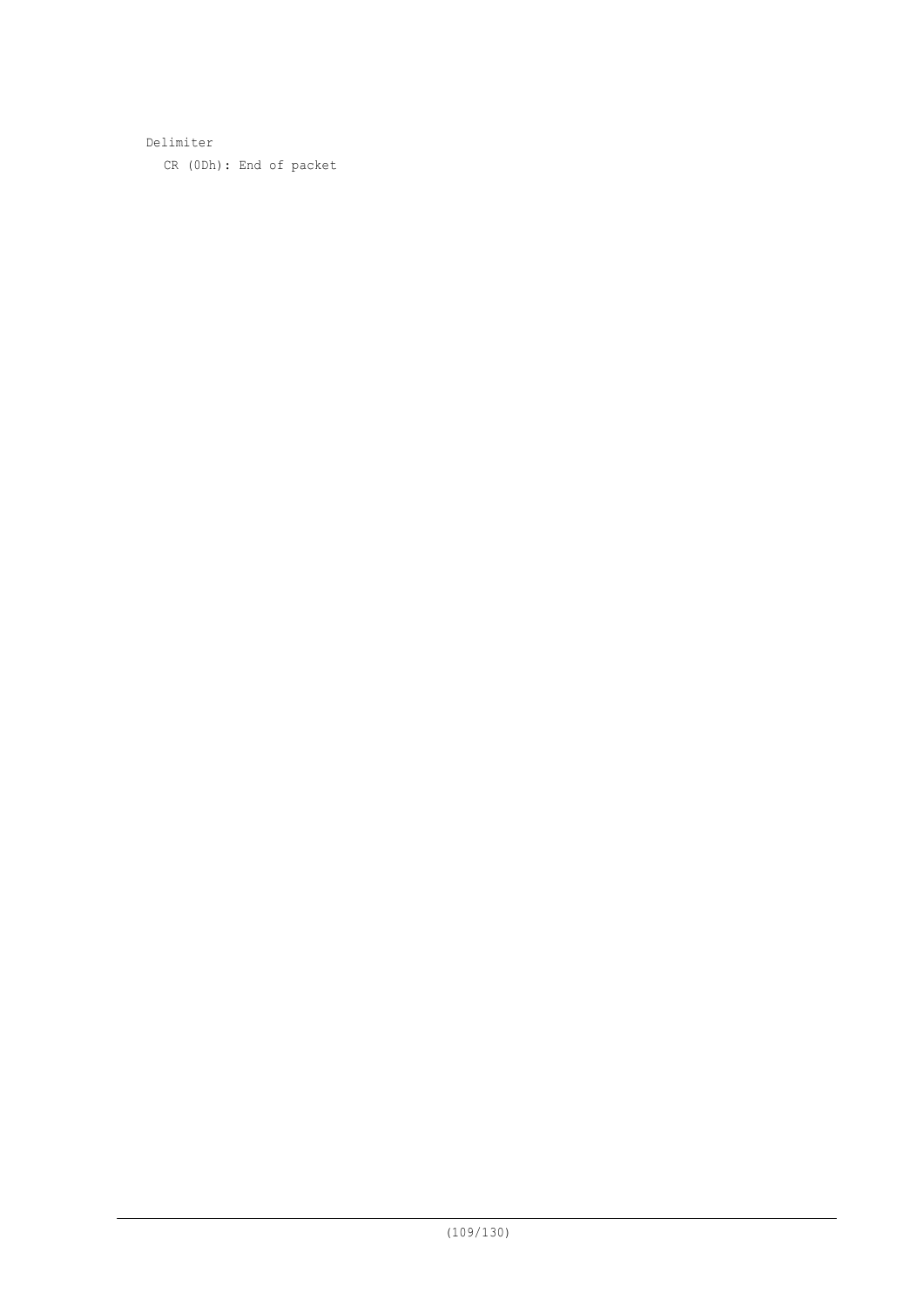Delimiter

CR (0Dh): End of packet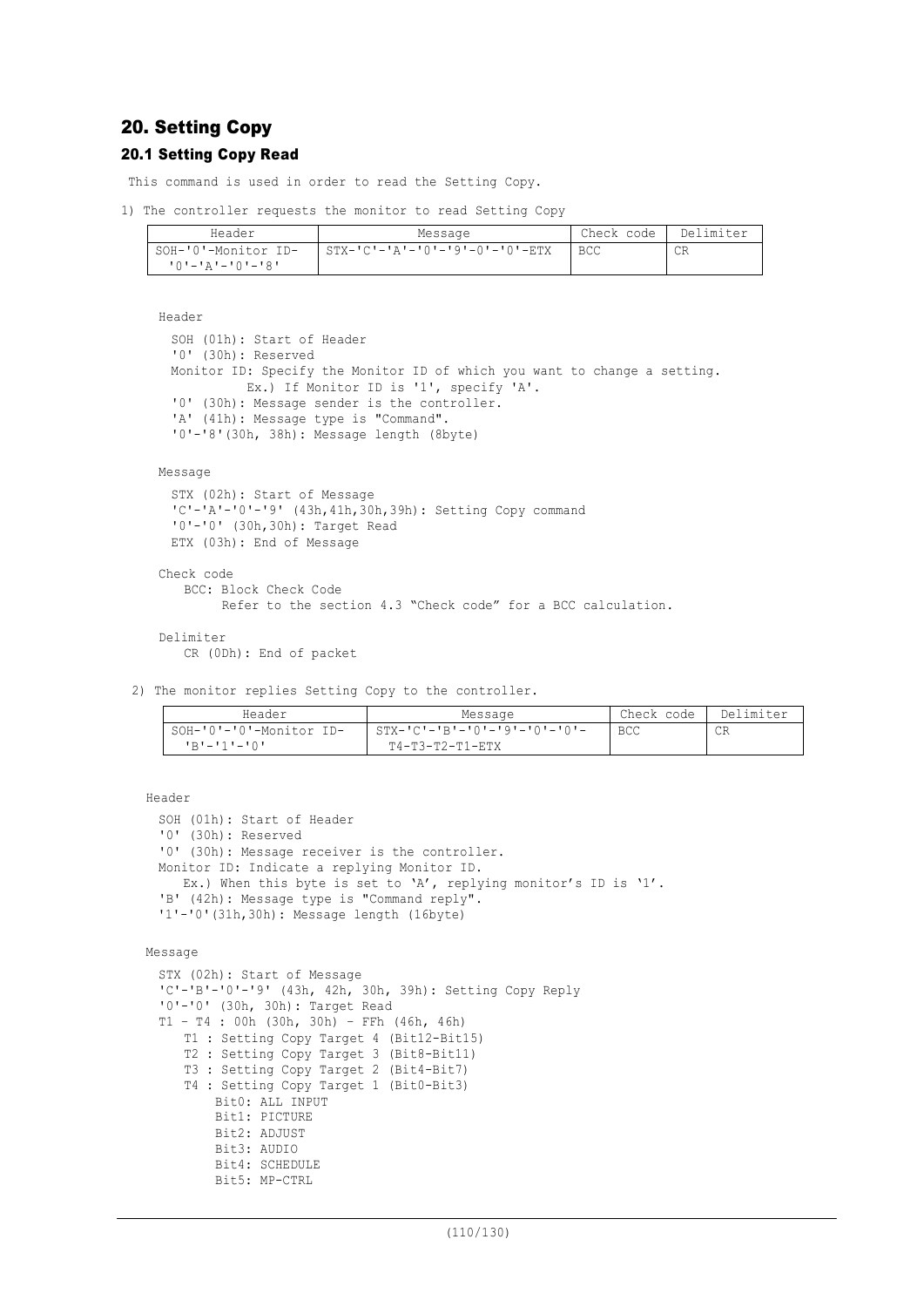# 20. Setting Copy

## 20.1 Setting Copy Read

This command is used in order to read the Setting Copy.

1) The controller requests the monitor to read Setting Copy

| Header | Message | Check code | Delimiter |
|---|---|---|---|
| SOH-'0'-Monitor ID-'0'-'A'-'0'-'8' | STX-'C'-'A'-'0'-'9'-0'-'0'-ETX | BCC | CR |

Header

SOH (01h): Start of Header
'0' (30h): Reserved
Monitor ID: Specify the Monitor ID of which you want to change a setting.
Ex.) If Monitor ID is '1', specify 'A'.
'0' (30h): Message sender is the controller.
'A' (41h): Message type is "Command".
'0'-'8'(30h, 38h): Message length (8byte)

Message

STX (02h): Start of Message
'C'-'A'-'0'-'9' (43h,41h,30h,39h): Setting Copy command
'0'-'0' (30h,30h): Target Read
ETX (03h): End of Message

Check code

BCC: Block Check Code
Refer to the section 4.3 "Check code" for a BCC calculation.

Delimiter

CR (0Dh): End of packet

2) The monitor replies Setting Copy to the controller.

| Header | Message | Check code | Delimiter |
|---|---|---|---|
| SOH-'0'-'0'-Monitor ID-'B'-'1'-'0' | STX-'C'-'B'-'0'-'9'-'0'-'0'-T4-T3-T2-T1-ETX | BCC | CR |

Header

SOH (01h): Start of Header
'0' (30h): Reserved
'0' (30h): Message receiver is the controller.
Monitor ID: Indicate a replying Monitor ID.
Ex.) When this byte is set to 'A', replying monitor's ID is '1'.
'B' (42h): Message type is "Command reply".
'1'-'0'(31h,30h): Message length (16byte)

Message

STX (02h): Start of Message
'C'-'B'-'0'-'9' (43h, 42h, 30h, 39h): Setting Copy Reply
'0'-'0' (30h, 30h): Target Read
T1 – T4 : 00h (30h, 30h) – FFh (46h, 46h)
- T1 : Setting Copy Target 4 (Bit12-Bit15)
- T2 : Setting Copy Target 3 (Bit8-Bit11)
- T3 : Setting Copy Target 2 (Bit4-Bit7)
- T4 : Setting Copy Target 1 (Bit0-Bit3)
  - Bit0: ALL INPUT
  - Bit1: PICTURE
  - Bit2: ADJUST
  - Bit3: AUDIO
  - Bit4: SCHEDULE
  - Bit5: MP-CTRL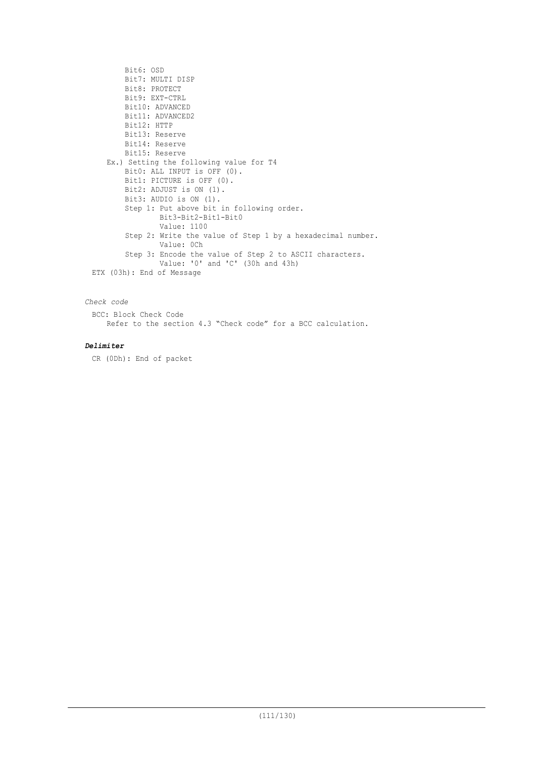Bit6: OSD
        Bit7: MULTI DISP
        Bit8: PROTECT
        Bit9: EXT-CTRL
        Bit10: ADVANCED
        Bit11: ADVANCED2
        Bit12: HTTP
        Bit13: Reserve
        Bit14: Reserve
        Bit15: Reserve

    Ex.) Setting the following value for T4

        Bit0: ALL INPUT is OFF (0).
        Bit1: PICTURE is OFF (0).
        Bit2: ADJUST is ON (1).
        Bit3: AUDIO is ON (1).

        Step 1: Put above bit in following order.
            Bit3-Bit2-Bit1-Bit0
            Value: 1100

        Step 2: Write the value of Step 1 by a hexadecimal number.
            Value: 0Ch

        Step 3: Encode the value of Step 2 to ASCII characters.
            Value: '0' and 'C' (30h and 43h)

ETX (03h): End of Message

*Check code*

BCC: Block Check Code
    Refer to the section 4.3 “Check code” for a BCC calculation.

***Delimiter***

CR (0Dh): End of packet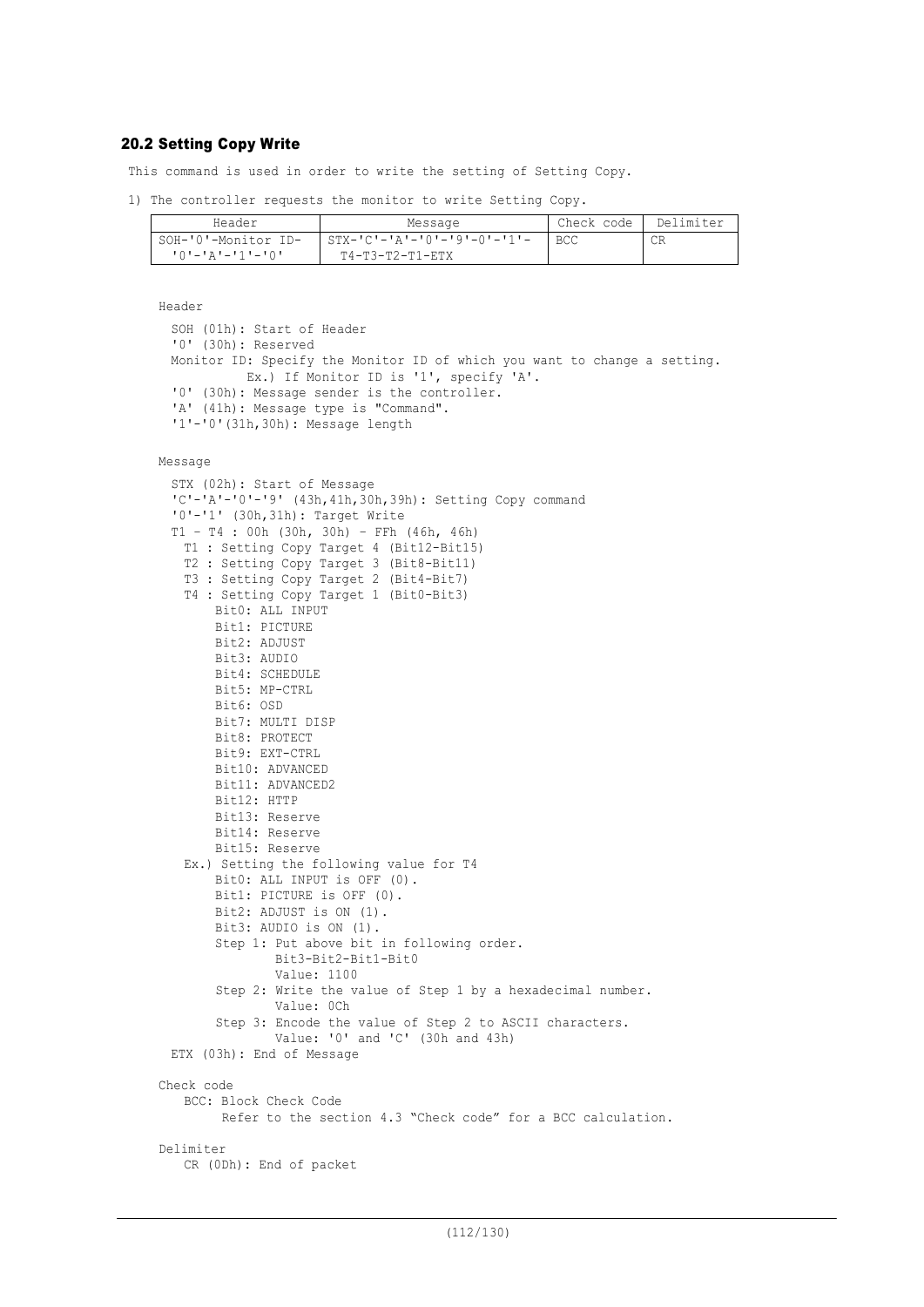## 20.2 Setting Copy Write

This command is used in order to write the setting of Setting Copy.

1) The controller requests the monitor to write Setting Copy.

| Header | Message | Check code | Delimiter |
|---|---|---|---|
| SOH-'0'-Monitor ID-'0'-'A'-'1'-'0' | STX-'C'-'A'-'0'-'9'-'0'-'1'-T4-T3-T2-T1-ETX | BCC | CR |

Header

SOH (01h): Start of Header
'0' (30h): Reserved
Monitor ID: Specify the Monitor ID of which you want to change a setting.
Ex.) If Monitor ID is '1', specify 'A'.
'0' (30h): Message sender is the controller.
'A' (41h): Message type is "Command".
'1'-'0'(31h,30h): Message length

Message

STX (02h): Start of Message
'C'-'A'-'0'-'9' (43h,41h,30h,39h): Setting Copy command
'0'-'1' (30h,31h): Target Write
T1 – T4 : 00h (30h, 30h) – FFh (46h, 46h)
T1 : Setting Copy Target 4 (Bit12-Bit15)
T2 : Setting Copy Target 3 (Bit8-Bit11)
T3 : Setting Copy Target 2 (Bit4-Bit7)
T4 : Setting Copy Target 1 (Bit0-Bit3)
Bit0: ALL INPUT
Bit1: PICTURE
Bit2: ADJUST
Bit3: AUDIO
Bit4: SCHEDULE
Bit5: MP-CTRL
Bit6: OSD
Bit7: MULTI DISP
Bit8: PROTECT
Bit9: EXT-CTRL
Bit10: ADVANCED
Bit11: ADVANCED2
Bit12: HTTP
Bit13: Reserve
Bit14: Reserve
Bit15: Reserve

Ex.) Setting the following value for T4
Bit0: ALL INPUT is OFF (0).
Bit1: PICTURE is OFF (0).
Bit2: ADJUST is ON (1).
Bit3: AUDIO is ON (1).
Step 1: Put above bit in following order.
Bit3-Bit2-Bit1-Bit0
Value: 1100
Step 2: Write the value of Step 1 by a hexadecimal number.
Value: 0Ch
Step 3: Encode the value of Step 2 to ASCII characters.
Value: '0' and 'C' (30h and 43h)

ETX (03h): End of Message

Check code

BCC: Block Check Code
Refer to the section 4.3 "Check code" for a BCC calculation.

Delimiter

CR (0Dh): End of packet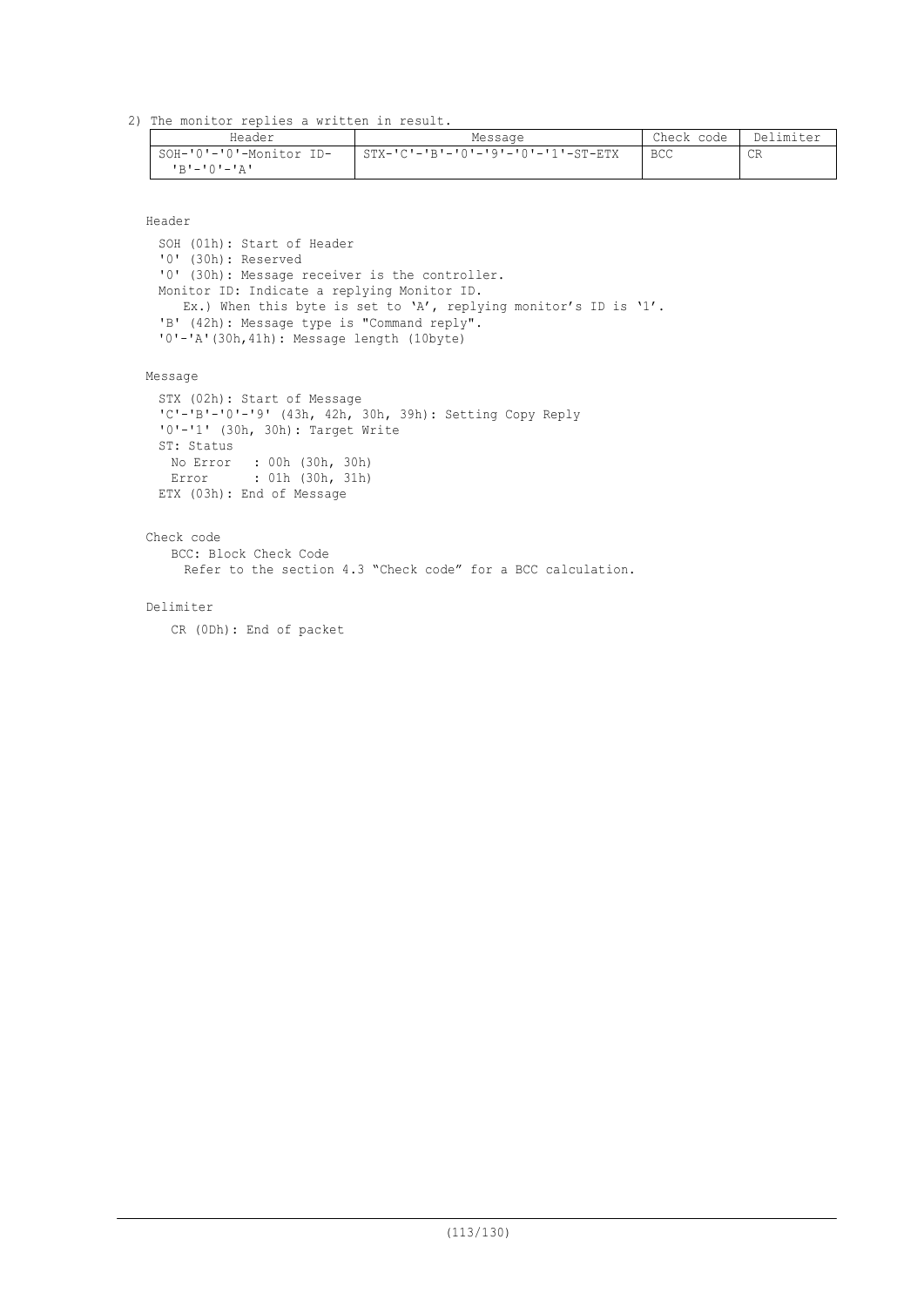2) The monitor replies a written in result.

| Header | Message | Check code | Delimiter |
|---|---|---|---|
| SOH-'0'-'0'-Monitor ID-'B'-'0'-'A' | STX-'C'-'B'-'0'-'9'-'0'-'1'-ST-ETX | BCC | CR |

Header

SOH (01h): Start of Header
'0' (30h): Reserved
'0' (30h): Message receiver is the controller.
Monitor ID: Indicate a replying Monitor ID.
Ex.) When this byte is set to 'A', replying monitor's ID is '1'.
'B' (42h): Message type is "Command reply".
'0'-'A'(30h,41h): Message length (10byte)

Message

STX (02h): Start of Message
'C'-'B'-'0'-'9' (43h, 42h, 30h, 39h): Setting Copy Reply
'0'-'1' (30h, 30h): Target Write
ST: Status
No Error : 00h (30h, 30h)
Error : 01h (30h, 31h)
ETX (03h): End of Message

Check code

BCC: Block Check Code
Refer to the section 4.3 "Check code" for a BCC calculation.

Delimiter

CR (0Dh): End of packet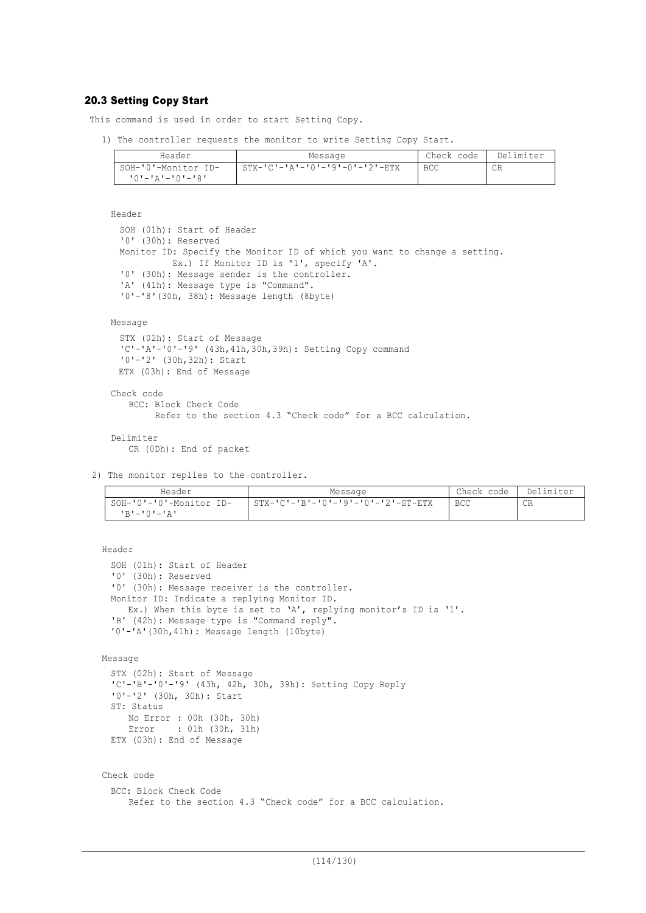### 20.3 Setting Copy Start

This command is used in order to start Setting Copy.

1) The controller requests the monitor to write Setting Copy Start.

| Header | Message | Check code | Delimiter |
|---|---|---|---|
| SOH-'0'-Monitor ID-'0'-'A'-'0'-'8' | STX-'C'-'A'-'0'-'9'-0'-'2'-ETX | BCC | CR |

Header

SOH (01h): Start of Header
'0' (30h): Reserved
Monitor ID: Specify the Monitor ID of which you want to change a setting.
Ex.) If Monitor ID is '1', specify 'A'.
'0' (30h): Message sender is the controller.
'A' (41h): Message type is "Command".
'0'-'8'(30h, 38h): Message length (8byte)

Message

STX (02h): Start of Message
'C'-'A'-'0'-'9' (43h,41h,30h,39h): Setting Copy command
'0'-'2' (30h,32h): Start
ETX (03h): End of Message

Check code

BCC: Block Check Code
Refer to the section 4.3 "Check code" for a BCC calculation.

Delimiter

CR (0Dh): End of packet

2) The monitor replies to the controller.

| Header | Message | Check code | Delimiter |
|---|---|---|---|
| SOH-'0'-'0'-Monitor ID-'B'-'0'-'A' | STX-'C'-'B'-'0'-'9'-'0'-'2'-ST-ETX | BCC | CR |

Header

SOH (01h): Start of Header
'0' (30h): Reserved
'0' (30h): Message receiver is the controller.
Monitor ID: Indicate a replying Monitor ID.
Ex.) When this byte is set to 'A', replying monitor's ID is '1'.
'B' (42h): Message type is "Command reply".
'0'-'A'(30h,41h): Message length (10byte)

Message

STX (02h): Start of Message
'C'-'B'-'0'-'9' (43h, 42h, 30h, 39h): Setting Copy Reply
'0'-'2' (30h, 30h): Start
ST: Status
No Error : 00h (30h, 30h)
Error : 01h (30h, 31h)
ETX (03h): End of Message

Check code

BCC: Block Check Code
Refer to the section 4.3 "Check code" for a BCC calculation.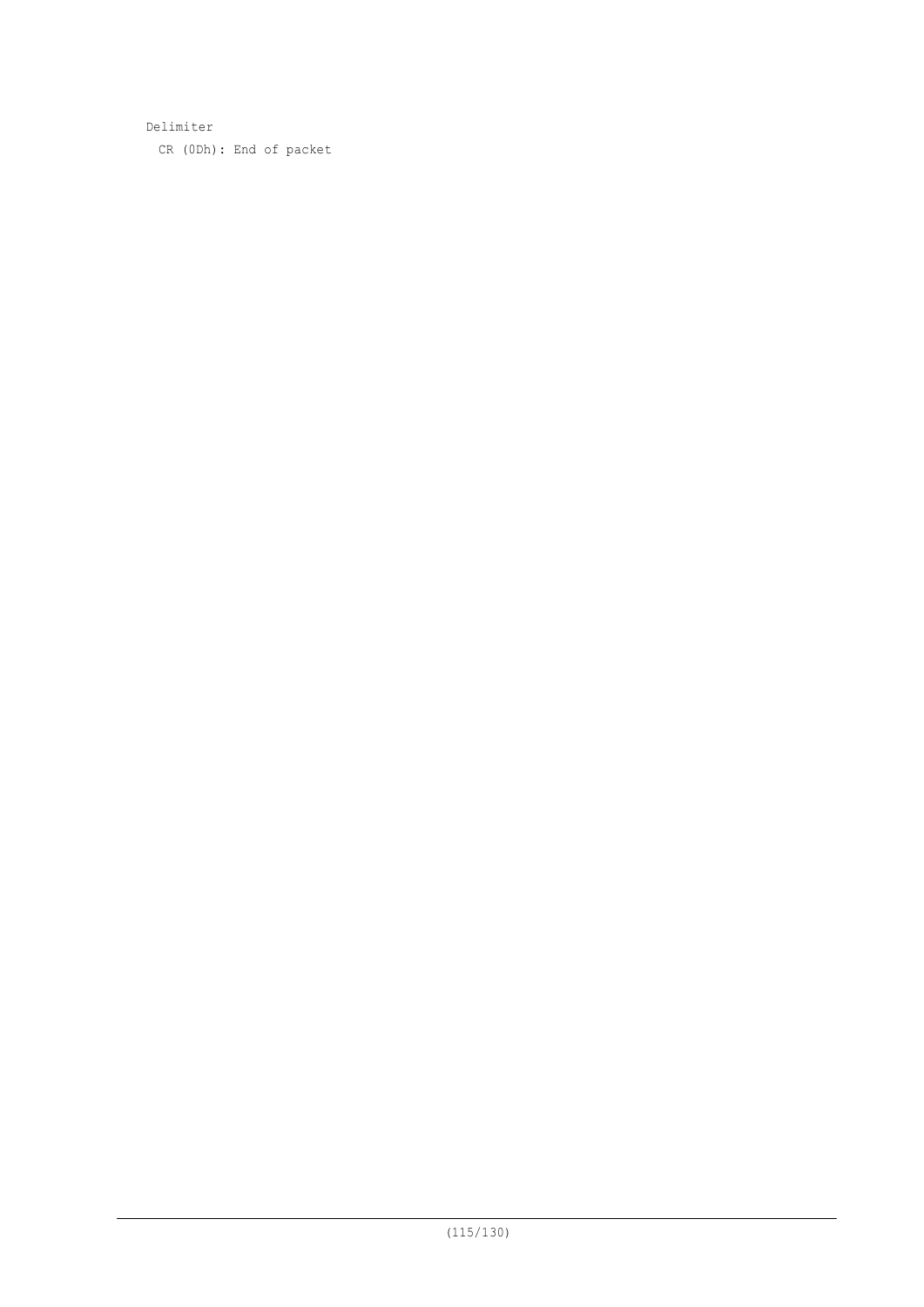Delimiter

CR (0Dh): End of packet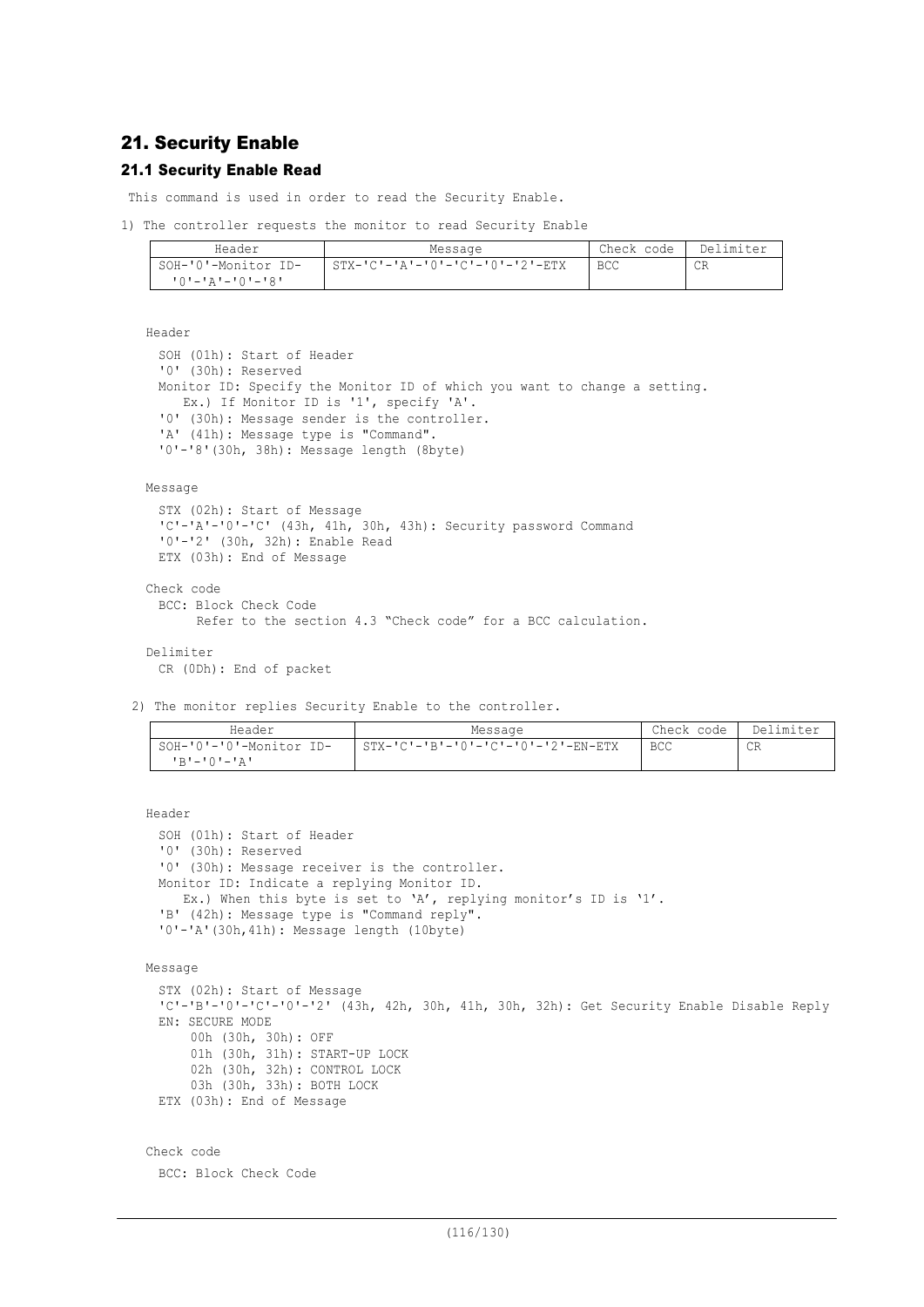## 21. Security Enable

### 21.1 Security Enable Read

This command is used in order to read the Security Enable.

1) The controller requests the monitor to read Security Enable

| Header | Message | Check code | Delimiter |
|---|---|---|---|
| SOH-'0'-Monitor ID-'0'-'A'-'0'-'8' | STX-'C'-'A'-'0'-'C'-'0'-'2'-ETX | BCC | CR |

Header

SOH (01h): Start of Header
'0' (30h): Reserved
Monitor ID: Specify the Monitor ID of which you want to change a setting.
Ex.) If Monitor ID is '1', specify 'A'.
'0' (30h): Message sender is the controller.
'A' (41h): Message type is "Command".
'0'-'8'(30h, 38h): Message length (8byte)

Message

STX (02h): Start of Message
'C'-'A'-'0'-'C' (43h, 41h, 30h, 43h): Security password Command
'0'-'2' (30h, 32h): Enable Read
ETX (03h): End of Message

Check code

BCC: Block Check Code
Refer to the section 4.3 “Check code” for a BCC calculation.

Delimiter

CR (0Dh): End of packet

2) The monitor replies Security Enable to the controller.

| Header | Message | Check code | Delimiter |
|---|---|---|---|
| SOH-'0'-'0'-Monitor ID-'B'-'0'-'A' | STX-'C'-'B'-'0'-'C'-'0'-'2'-EN-ETX | BCC | CR |

Header

SOH (01h): Start of Header
'0' (30h): Reserved
'0' (30h): Message receiver is the controller.
Monitor ID: Indicate a replying Monitor ID.
Ex.) When this byte is set to ‘A’, replying monitor’s ID is ‘1’.
'B' (42h): Message type is "Command reply".
'0'-'A'(30h,41h): Message length (10byte)

Message

STX (02h): Start of Message
'C'-'B'-'0'-'C'-'0'-'2' (43h, 42h, 30h, 41h, 30h, 32h): Get Security Enable Disable Reply
EN: SECURE MODE
00h (30h, 30h): OFF
01h (30h, 31h): START-UP LOCK
02h (30h, 32h): CONTROL LOCK
03h (30h, 33h): BOTH LOCK
ETX (03h): End of Message

Check code

BCC: Block Check Code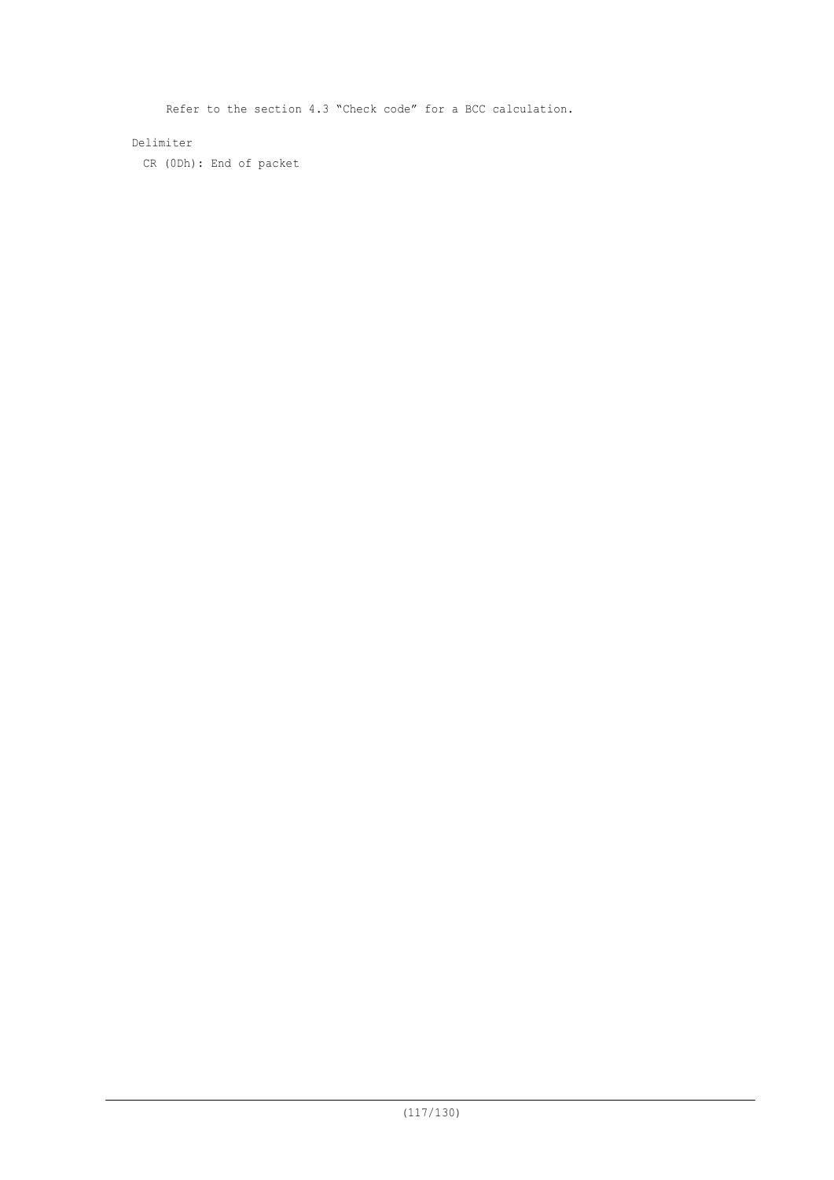Refer to the section 4.3 “Check code” for a BCC calculation.

Delimiter

CR (0Dh): End of packet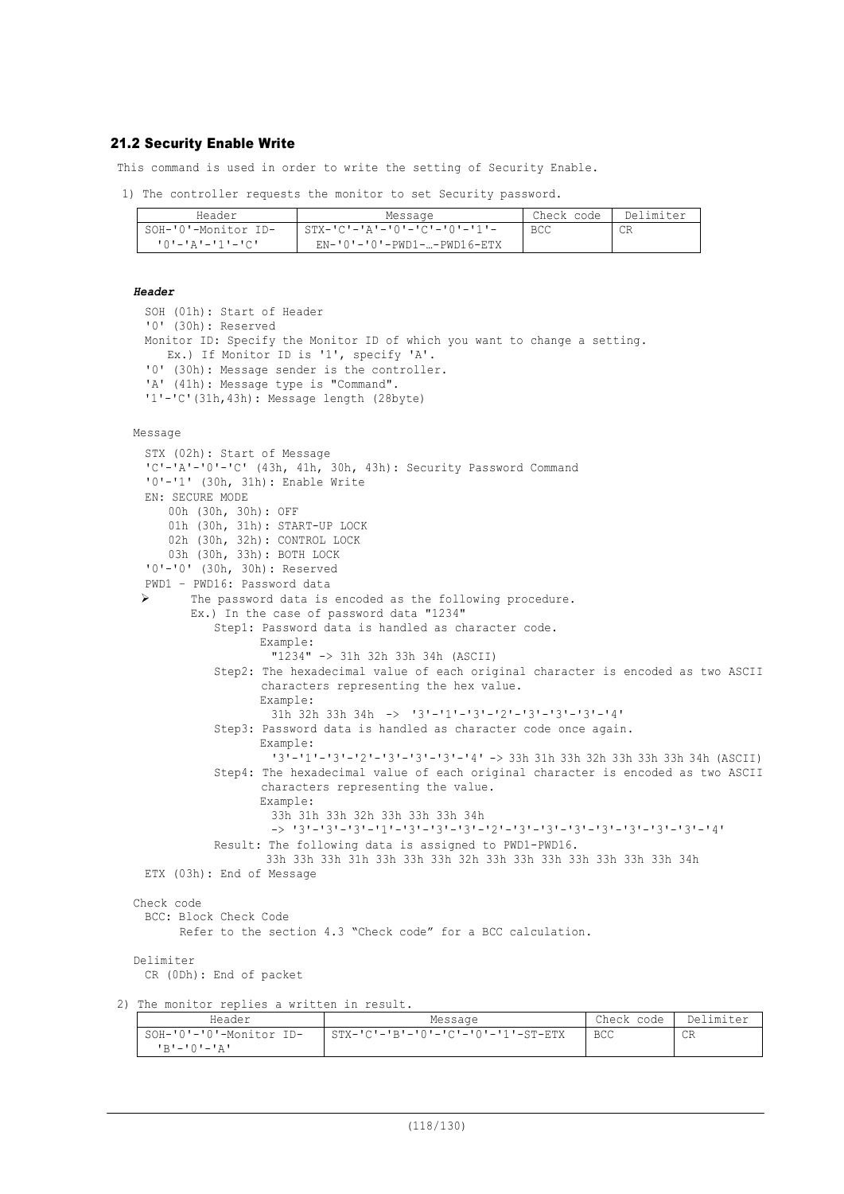## 21.2 Security Enable Write

This command is used in order to write the setting of Security Enable.

1) The controller requests the monitor to set Security password.

| Header | Message | Check code | Delimiter |
|---|---|---|---|
| SOH-'0'-Monitor ID-'0'-'A'-'1'-'C' | STX-'C'-'A'-'0'-'C'-'0'-'1'-EN-'0'-'0'-PWD1-…-PWD16-ETX | BCC | CR |

***Header***

SOH (01h): Start of Header
'0' (30h): Reserved
Monitor ID: Specify the Monitor ID of which you want to change a setting.
Ex.) If Monitor ID is '1', specify 'A'.
'0' (30h): Message sender is the controller.
'A' (41h): Message type is "Command".
'1'-'C'(31h,43h): Message length (28byte)

Message

STX (02h): Start of Message
'C'-'A'-'0'-'C' (43h, 41h, 30h, 43h): Security Password Command
'0'-'1' (30h, 31h): Enable Write
EN: SECURE MODE
00h (30h, 30h): OFF
01h (30h, 31h): START-UP LOCK
02h (30h, 32h): CONTROL LOCK
03h (30h, 33h): BOTH LOCK
'0'-'0' (30h, 30h): Reserved
PWD1 – PWD16: Password data

- The password data is encoded as the following procedure.
  Ex.) In the case of password data "1234"
  - Step1: Password data is handled as character code.
    Example:
    "1234" -> 31h 32h 33h 34h (ASCII)
  - Step2: The hexadecimal value of each original character is encoded as two ASCII characters representing the hex value.
    Example:
    31h 32h 33h 34h -> '3'-'1'-'3'-'2'-'3'-'3'-'3'-'4'
  - Step3: Password data is handled as character code once again.
    Example:
    '3'-'1'-'3'-'2'-'3'-'3'-'3'-'4' -> 33h 31h 33h 32h 33h 33h 33h 34h (ASCII)
  - Step4: The hexadecimal value of each original character is encoded as two ASCII characters representing the value.
    Example:
    33h 31h 33h 32h 33h 33h 33h 34h
    -> '3'-'3'-'3'-'1'-'3'-'3'-'3'-'2'-'3'-'3'-'3'-'3'-'3'-'3'-'3'-'4'
  - Result: The following data is assigned to PWD1-PWD16.
    33h 33h 33h 31h 33h 33h 33h 32h 33h 33h 33h 33h 33h 33h 33h 34h

ETX (03h): End of Message

Check code

BCC: Block Check Code
Refer to the section 4.3 "Check code" for a BCC calculation.

Delimiter

CR (0Dh): End of packet

2) The monitor replies a written in result.

| Header | Message | Check code | Delimiter |
|---|---|---|---|
| SOH-'0'-'0'-Monitor ID-'B'-'0'-'A' | STX-'C'-'B'-'0'-'C'-'0'-'1'-ST-ETX | BCC | CR |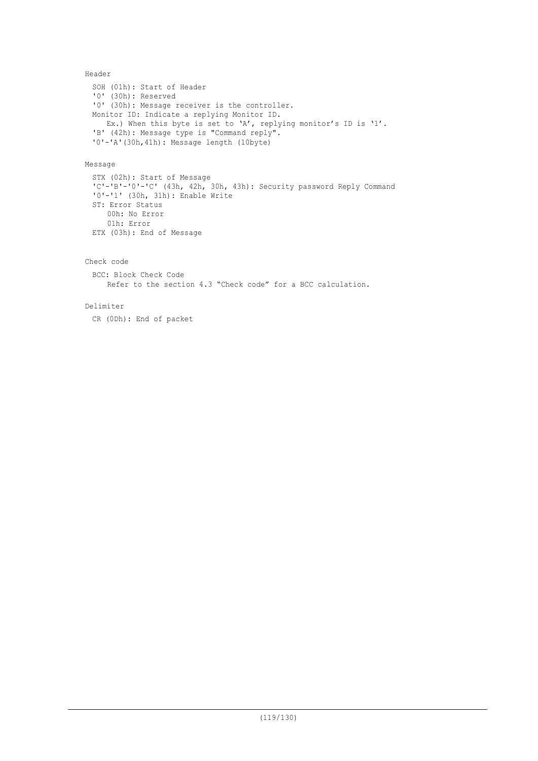Header

SOH (01h): Start of Header
'0' (30h): Reserved
'0' (30h): Message receiver is the controller.
Monitor ID: Indicate a replying Monitor ID.
    Ex.) When this byte is set to 'A', replying monitor's ID is '1'.
'B' (42h): Message type is "Command reply".
'0'-'A'(30h,41h): Message length (10byte)

Message

STX (02h): Start of Message
'C'-'B'-'0'-'C' (43h, 42h, 30h, 43h): Security password Reply Command
'0'-'1' (30h, 31h): Enable Write
ST: Error Status
    00h: No Error
    01h: Error
ETX (03h): End of Message

Check code

BCC: Block Check Code
    Refer to the section 4.3 "Check code" for a BCC calculation.

Delimiter

CR (0Dh): End of packet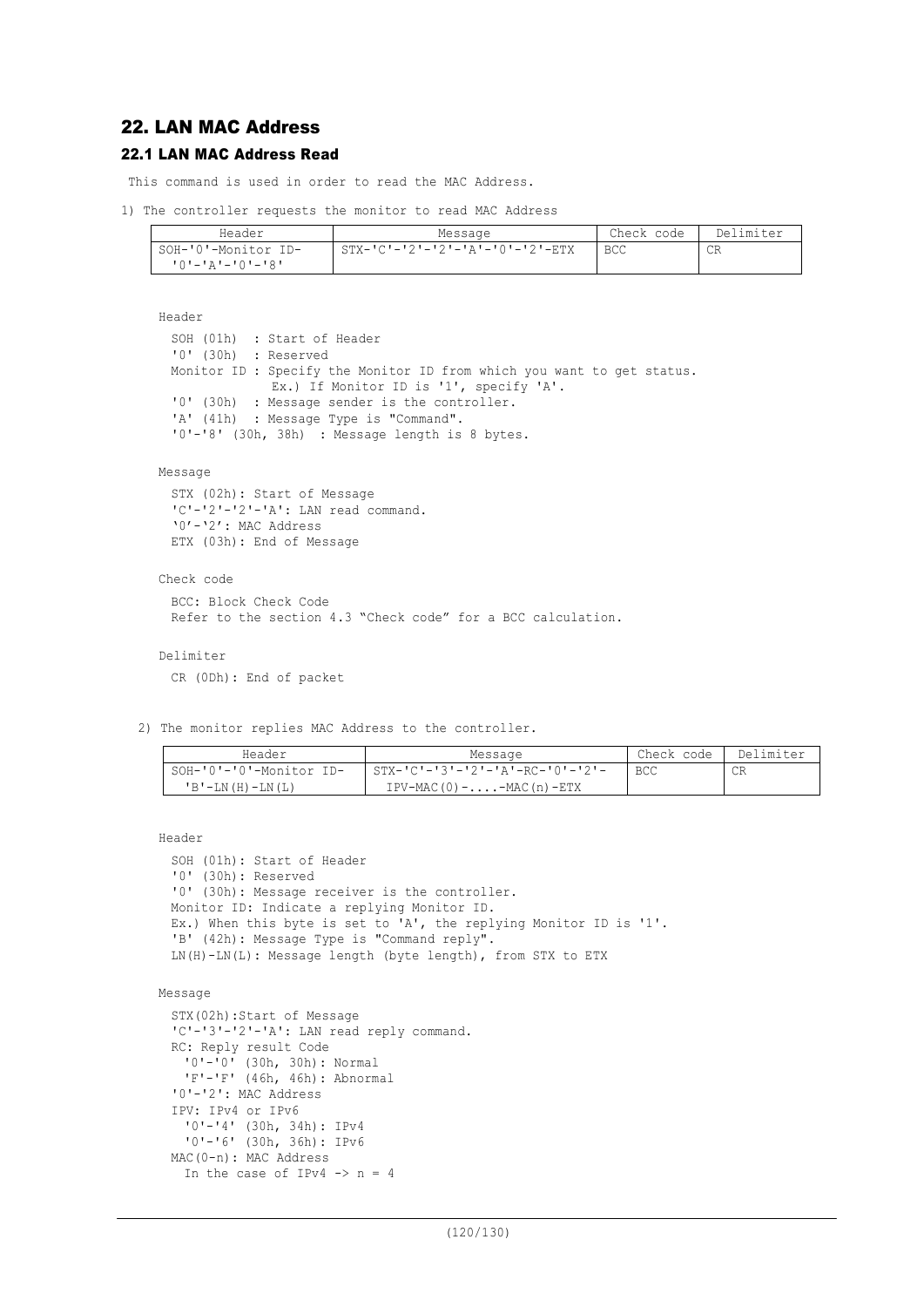## 22. LAN MAC Address

### 22.1 LAN MAC Address Read

This command is used in order to read the MAC Address.

1) The controller requests the monitor to read MAC Address

| Header | Message | Check code | Delimiter |
|---|---|---|---|
| SOH-'0'-Monitor ID-'0'-'A'-'0'-'8' | STX-'C'-'2'-'2'-'A'-'0'-'2'-ETX | BCC | CR |

Header

SOH (01h) : Start of Header
'0' (30h) : Reserved
Monitor ID : Specify the Monitor ID from which you want to get status.
Ex.) If Monitor ID is '1', specify 'A'.
'0' (30h) : Message sender is the controller.
'A' (41h) : Message Type is "Command".
'0'-'8' (30h, 38h) : Message length is 8 bytes.

Message

STX (02h): Start of Message
'C'-'2'-'2'-'A': LAN read command.
'0'-'2': MAC Address
ETX (03h): End of Message

Check code

BCC: Block Check Code
Refer to the section 4.3 "Check code" for a BCC calculation.

Delimiter

CR (0Dh): End of packet

2) The monitor replies MAC Address to the controller.

| Header | Message | Check code | Delimiter |
|---|---|---|---|
| SOH-'0'-'0'-Monitor ID-'B'-LN(H)-LN(L) | STX-'C'-'3'-'2'-'A'-RC-'0'-'2'-IPV-MAC(0)-....-MAC(n)-ETX | BCC | CR |

Header

SOH (01h): Start of Header
'0' (30h): Reserved
'0' (30h): Message receiver is the controller.
Monitor ID: Indicate a replying Monitor ID.
Ex.) When this byte is set to 'A', the replying Monitor ID is '1'.
'B' (42h): Message Type is "Command reply".
LN(H)-LN(L): Message length (byte length), from STX to ETX

Message

STX(02h):Start of Message
'C'-'3'-'2'-'A': LAN read reply command.
RC: Reply result Code
'0'-'0' (30h, 30h): Normal
'F'-'F' (46h, 46h): Abnormal
'0'-'2': MAC Address
IPV: IPv4 or IPv6
'0'-'4' (30h, 34h): IPv4
'0'-'6' (30h, 36h): IPv6
MAC(0-n): MAC Address
In the case of IPv4 -> n = 4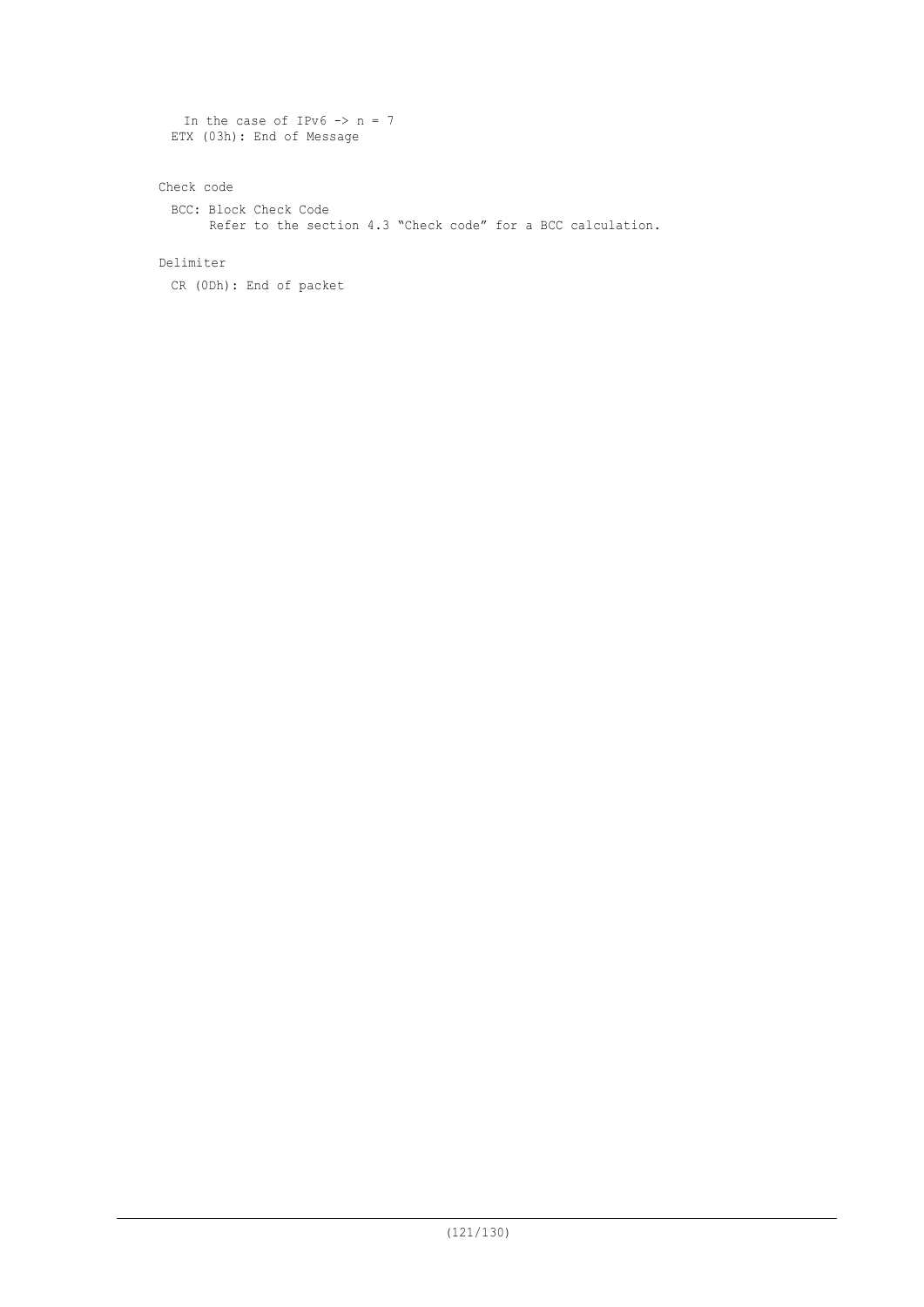In the case of IPv6 -> n = 7

ETX (03h): End of Message

Check code

BCC: Block Check Code

Refer to the section 4.3 “Check code” for a BCC calculation.

Delimiter

CR (0Dh): End of packet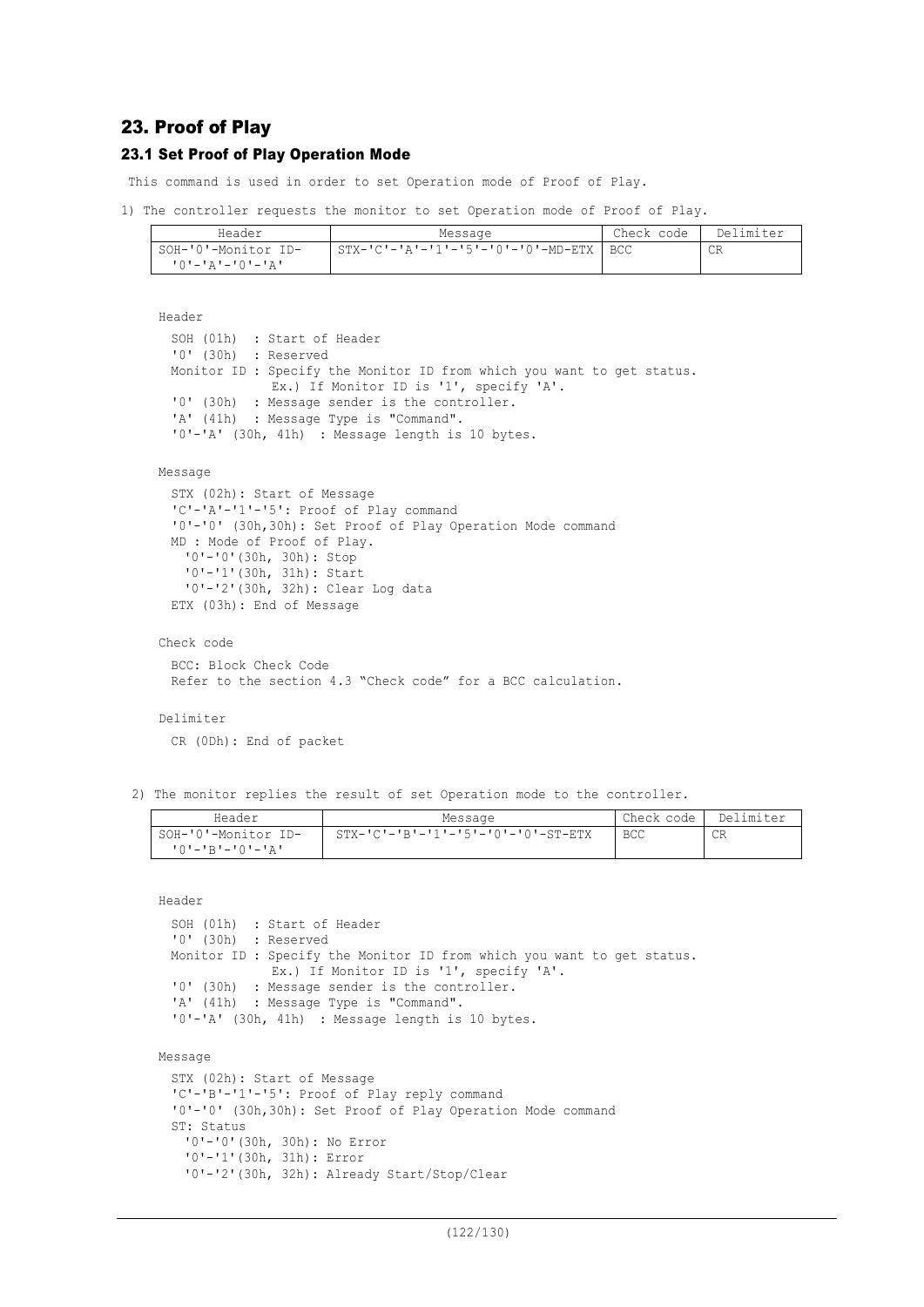## 23. Proof of Play

### 23.1 Set Proof of Play Operation Mode

This command is used in order to set Operation mode of Proof of Play.

1) The controller requests the monitor to set Operation mode of Proof of Play.

| Header | Message | Check code | Delimiter |
|---|---|---|---|
| SOH-'0'-Monitor ID-'0'-'A'-'0'-'A' | STX-'C'-'A'-'1'-'5'-'0'-'0'-MD-ETX | BCC | CR |

Header

```
SOH (01h)  : Start of Header
'0' (30h)  : Reserved
Monitor ID : Specify the Monitor ID from which you want to get status.
             Ex.) If Monitor ID is '1', specify 'A'.
'0' (30h)  : Message sender is the controller.
'A' (41h)  : Message Type is "Command".
'0'-'A' (30h, 41h)  : Message length is 10 bytes.
```

Message

```
STX (02h): Start of Message
'C'-'A'-'1'-'5': Proof of Play command
'0'-'0' (30h,30h): Set Proof of Play Operation Mode command
MD : Mode of Proof of Play.
  '0'-'0'(30h, 30h): Stop
  '0'-'1'(30h, 31h): Start
  '0'-'2'(30h, 32h): Clear Log data
ETX (03h): End of Message
```

Check code

```
BCC: Block Check Code
Refer to the section 4.3 "Check code" for a BCC calculation.
```

Delimiter

```
CR (0Dh): End of packet
```

2) The monitor replies the result of set Operation mode to the controller.

| Header | Message | Check code | Delimiter |
|---|---|---|---|
| SOH-'0'-Monitor ID-'0'-'B'-'0'-'A' | STX-'C'-'B'-'1'-'5'-'0'-'0'-ST-ETX | BCC | CR |

Header

```
SOH (01h)  : Start of Header
'0' (30h)  : Reserved
Monitor ID : Specify the Monitor ID from which you want to get status.
             Ex.) If Monitor ID is '1', specify 'A'.
'0' (30h)  : Message sender is the controller.
'A' (41h)  : Message Type is "Command".
'0'-'A' (30h, 41h)  : Message length is 10 bytes.
```

Message

```
STX (02h): Start of Message
'C'-'B'-'1'-'5': Proof of Play reply command
'0'-'0' (30h,30h): Set Proof of Play Operation Mode command
ST: Status
  '0'-'0'(30h, 30h): No Error
  '0'-'1'(30h, 31h): Error
  '0'-'2'(30h, 32h): Already Start/Stop/Clear
```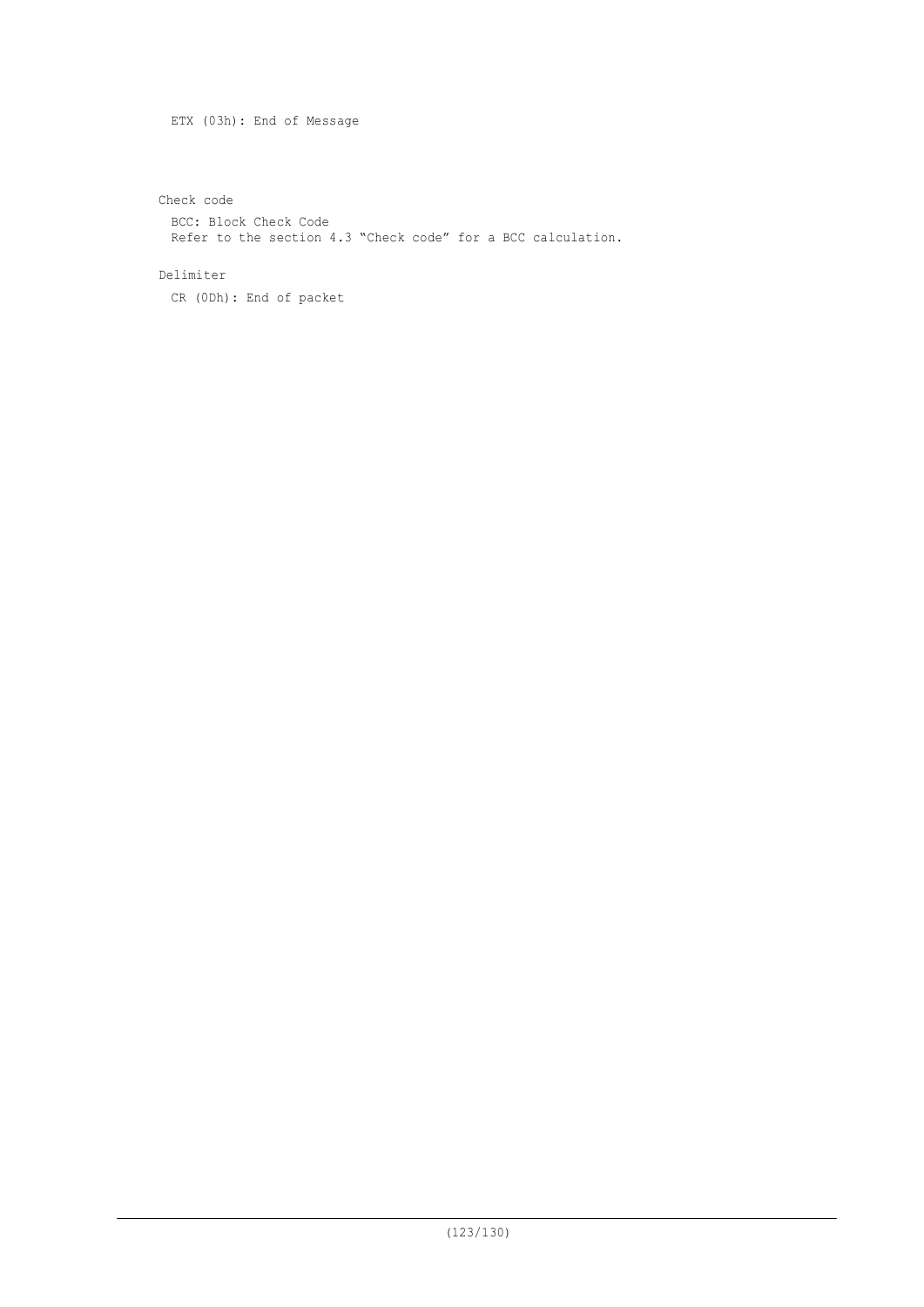ETX (03h): End of Message

Check code

BCC: Block Check Code
Refer to the section 4.3 "Check code" for a BCC calculation.

Delimiter

CR (0Dh): End of packet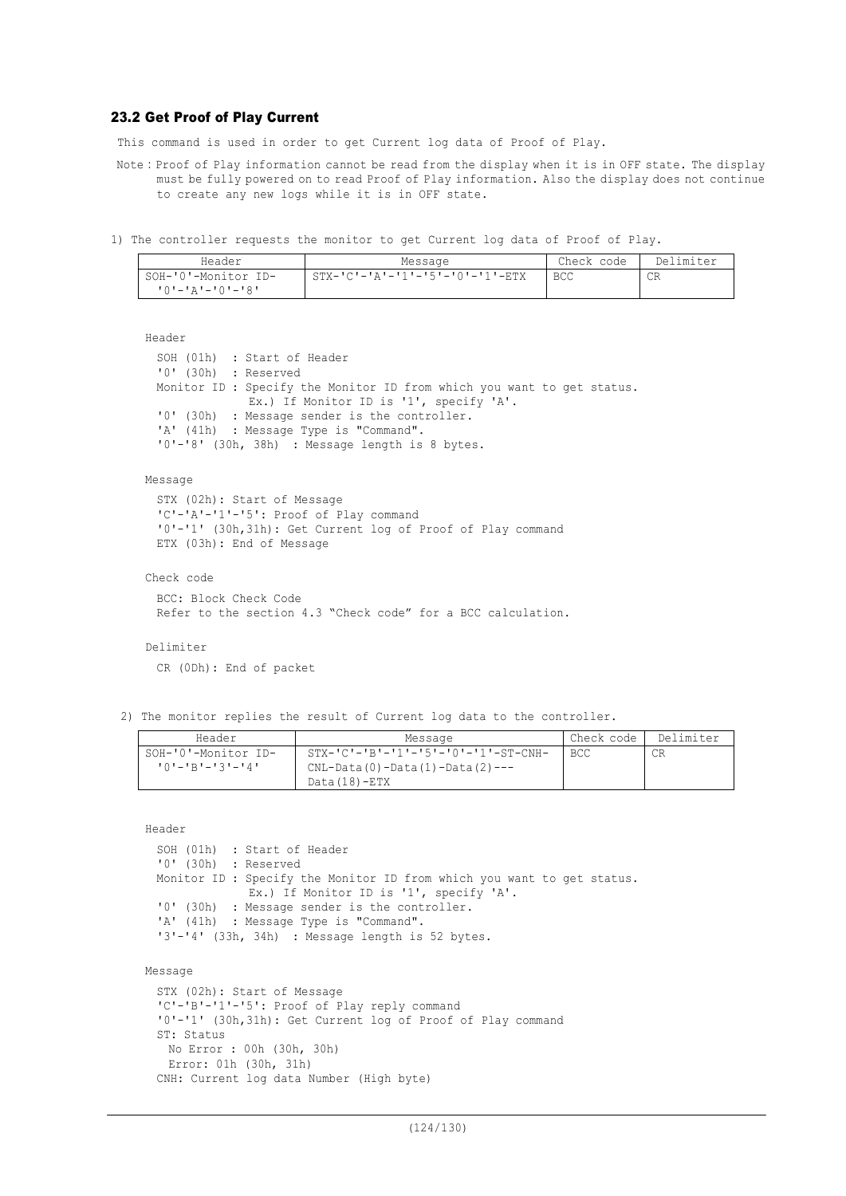### 23.2 Get Proof of Play Current

This command is used in order to get Current log data of Proof of Play.

Note : Proof of Play information cannot be read from the display when it is in OFF state. The display must be fully powered on to read Proof of Play information. Also the display does not continue to create any new logs while it is in OFF state.

1) The controller requests the monitor to get Current log data of Proof of Play.

| Header | Message | Check code | Delimiter |
|---|---|---|---|
| SOH-'0'-Monitor ID-'0'-'A'-'0'-'8' | STX-'C'-'A'-'1'-'5'-'0'-'1'-ETX | BCC | CR |

Header

SOH (01h) : Start of Header
'0' (30h) : Reserved
Monitor ID : Specify the Monitor ID from which you want to get status.
Ex.) If Monitor ID is '1', specify 'A'.
'0' (30h) : Message sender is the controller.
'A' (41h) : Message Type is "Command".
'0'-'8' (30h, 38h) : Message length is 8 bytes.

Message

STX (02h): Start of Message
'C'-'A'-'1'-'5': Proof of Play command
'0'-'1' (30h,31h): Get Current log of Proof of Play command
ETX (03h): End of Message

Check code

BCC: Block Check Code
Refer to the section 4.3 “Check code” for a BCC calculation.

Delimiter

CR (0Dh): End of packet

2) The monitor replies the result of Current log data to the controller.

| Header | Message | Check code | Delimiter |
|---|---|---|---|
| SOH-'0'-Monitor ID-'0'-'B'-'3'-'4' | STX-'C'-'B'-'1'-'5'-'0'-'1'-ST-CNH-CNL-Data(0)-Data(1)-Data(2)---Data(18)-ETX | BCC | CR |

Header

SOH (01h) : Start of Header
'0' (30h) : Reserved
Monitor ID : Specify the Monitor ID from which you want to get status.
Ex.) If Monitor ID is '1', specify 'A'.
'0' (30h) : Message sender is the controller.
'A' (41h) : Message Type is "Command".
'3'-'4' (33h, 34h) : Message length is 52 bytes.

Message

STX (02h): Start of Message
'C'-'B'-'1'-'5': Proof of Play reply command
'0'-'1' (30h,31h): Get Current log of Proof of Play command
ST: Status
No Error : 00h (30h, 30h)
Error: 01h (30h, 31h)
CNH: Current log data Number (High byte)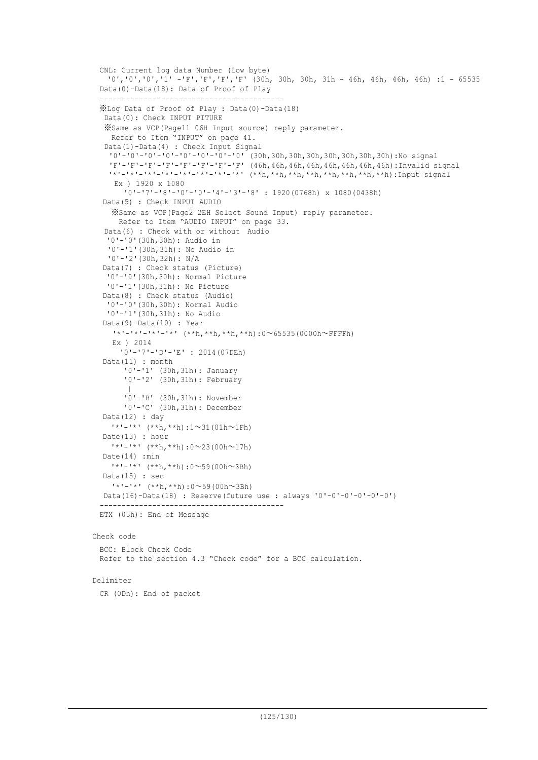CNL: Current log data Number (Low byte)
  '0','0','0','1' -'F','F','F','F' (30h, 30h, 30h, 31h - 46h, 46h, 46h, 46h) :1 - 65535
Data(0)-Data(18): Data of Proof of Play

------------------------------------------

※Log Data of Proof of Play : Data(0)-Data(18)

 Data(0): Check INPUT PITURE
 ※Same as VCP(Page11 06H Input source) reply parameter.
   Refer to Item "INPUT" on page 41.

 Data(1)-Data(4) : Check Input Signal
  '0'-'0'-'0'-'0'-'0'-'0'-'0'-'0' (30h,30h,30h,30h,30h,30h,30h,30h):No signal
  'F'-'F'-'F'-'F'-'F'-'F'-'F'-'F' (46h,46h,46h,46h,46h,46h,46h,46h):Invalid signal
  '*'-'*'-'*'-'*'-'*'-'*'-'*'-'*' (**h,**h,**h,**h,**h,**h,**h,**h):Input signal
   Ex ) 1920 x 1080
     '0'-'7'-'8'-'0'-'0'-'4'-'3'-'8' : 1920(0768h) x 1080(0438h)

 Data(5) : Check INPUT AUDIO
   ※Same as VCP(Page2 2EH Select Sound Input) reply parameter.
     Refer to Item "AUDIO INPUT" on page 33.

 Data(6) : Check with or without  Audio
  '0'-'0'(30h,30h): Audio in
  '0'-'1'(30h,31h): No Audio in
  '0'-'2'(30h,32h): N/A

 Data(7) : Check status (Picture)
  '0'-'0'(30h,30h): Normal Picture
  '0'-'1'(30h,31h): No Picture

 Data(8) : Check status (Audio)
  '0'-'0'(30h,30h): Normal Audio
  '0'-'1'(30h,31h): No Audio

 Data(9)-Data(10) : Year
   '*'-'*'-'*'-'*' (**h,**h,**h,**h):0～65535(0000h～FFFFh)
   Ex ) 2014
     '0'-'7'-'D'-'E' : 2014(07DEh)

 Data(11) : month
     '0'-'1' (30h,31h): January
     '0'-'2' (30h,31h): February
      |
     '0'-'B' (30h,31h): November
     '0'-'C' (30h,31h): December

 Data(12) : day
   '*'-'*' (**h,**h):1～31(01h～1Fh)

 Date(13) : hour
   '*'-'*' (**h,**h):0～23(00h～17h)

 Date(14) :min
   '*'-'*' (**h,**h):0～59(00h～3Bh)

 Data(15) : sec
   '*'-'*' (**h,**h):0～59(00h～3Bh)

 Data(16)-Data(18) : Reserve(future use : always '0'-0'-0'-0'-0'-0')

------------------------------------------

ETX (03h): End of Message

Check code

BCC: Block Check Code
Refer to the section 4.3 "Check code" for a BCC calculation.

Delimiter

CR (0Dh): End of packet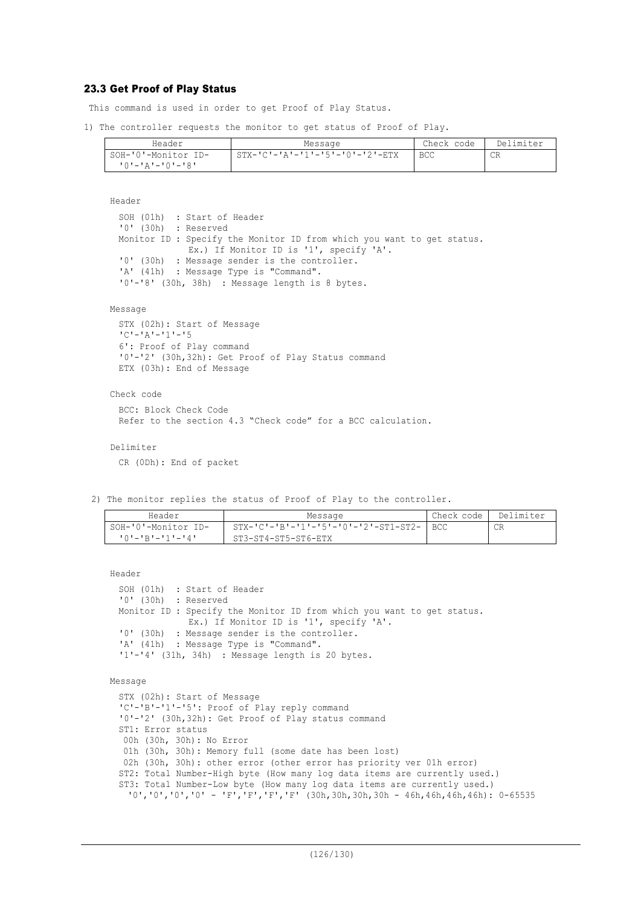### 23.3 Get Proof of Play Status

This command is used in order to get Proof of Play Status.

1) The controller requests the monitor to get status of Proof of Play.

| Header | Message | Check code | Delimiter |
|---|---|---|---|
| SOH-'0'-Monitor ID-'0'-'A'-'0'-'8' | STX-'C'-'A'-'1'-'5'-'0'-'2'-ETX | BCC | CR |

Header

SOH (01h) : Start of Header
'0' (30h) : Reserved
Monitor ID : Specify the Monitor ID from which you want to get status.
Ex.) If Monitor ID is '1', specify 'A'.
'0' (30h) : Message sender is the controller.
'A' (41h) : Message Type is "Command".
'0'-'8' (30h, 38h) : Message length is 8 bytes.

Message

STX (02h): Start of Message
'C'-'A'-'1'-'5
6': Proof of Play command
'0'-'2' (30h,32h): Get Proof of Play Status command
ETX (03h): End of Message

Check code

BCC: Block Check Code
Refer to the section 4.3 “Check code” for a BCC calculation.

Delimiter

CR (0Dh): End of packet

2) The monitor replies the status of Proof of Play to the controller.

| Header | Message | Check code | Delimiter |
|---|---|---|---|
| SOH-'0'-Monitor ID-'0'-'B'-'1'-'4' | STX-'C'-'B'-'1'-'5'-'0'-'2'-ST1-ST2-ST3-ST4-ST5-ST6-ETX | BCC | CR |

Header

SOH (01h) : Start of Header
'0' (30h) : Reserved
Monitor ID : Specify the Monitor ID from which you want to get status.
Ex.) If Monitor ID is '1', specify 'A'.
'0' (30h) : Message sender is the controller.
'A' (41h) : Message Type is "Command".
'1'-'4' (31h, 34h) : Message length is 20 bytes.

Message

STX (02h): Start of Message
'C'-'B'-'1'-'5': Proof of Play reply command
'0'-'2' (30h,32h): Get Proof of Play status command
ST1: Error status
 00h (30h, 30h): No Error
 01h (30h, 30h): Memory full (some date has been lost)
 02h (30h, 30h): other error (other error has priority ver 01h error)
ST2: Total Number-High byte (How many log data items are currently used.)
ST3: Total Number-Low byte (How many log data items are currently used.)
 '0','0','0','0' - 'F','F','F','F' (30h,30h,30h,30h - 46h,46h,46h,46h): 0-65535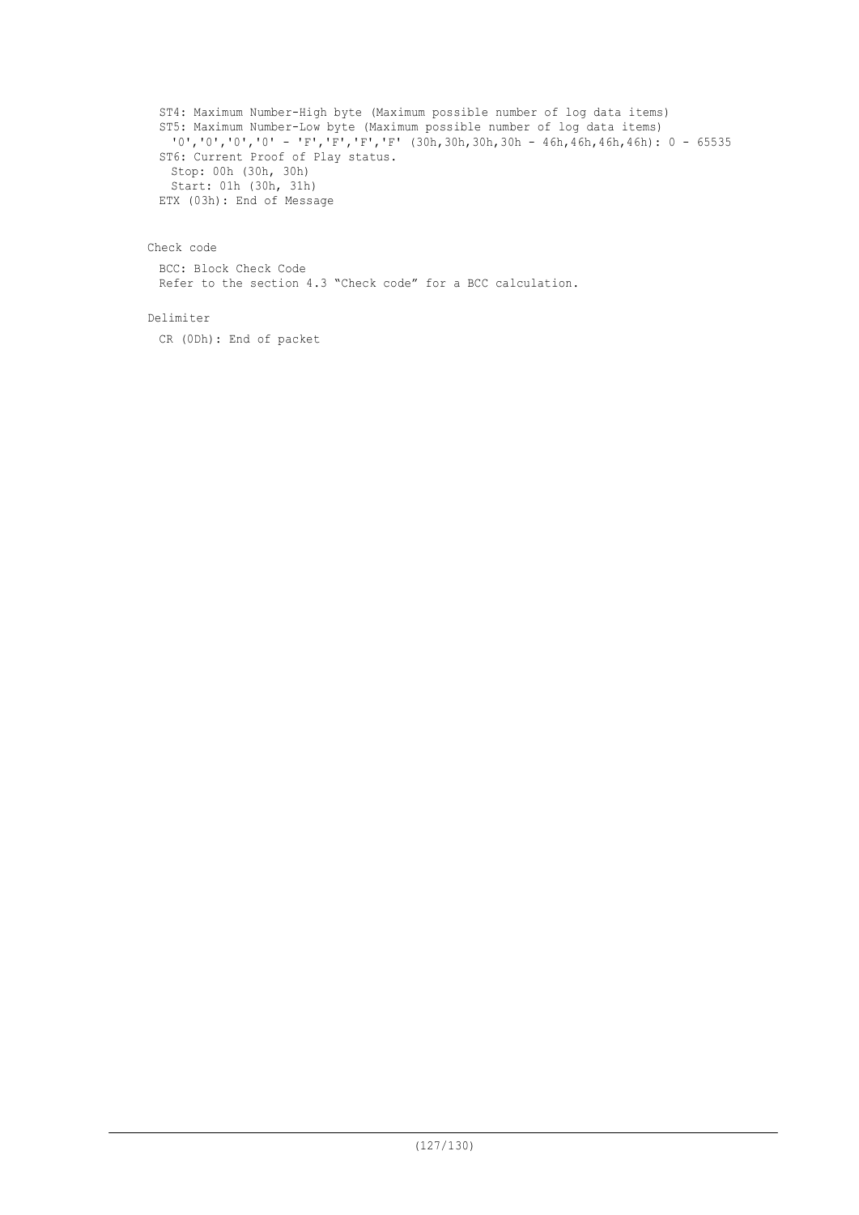ST4: Maximum Number-High byte (Maximum possible number of log data items)
ST5: Maximum Number-Low byte (Maximum possible number of log data items)
'0','0','0','0' - 'F','F','F','F' (30h,30h,30h,30h - 46h,46h,46h,46h): 0 - 65535
ST6: Current Proof of Play status.
Stop: 00h (30h, 30h)
Start: 01h (30h, 31h)
ETX (03h): End of Message

Check code

BCC: Block Check Code
Refer to the section 4.3 “Check code” for a BCC calculation.

Delimiter

CR (0Dh): End of packet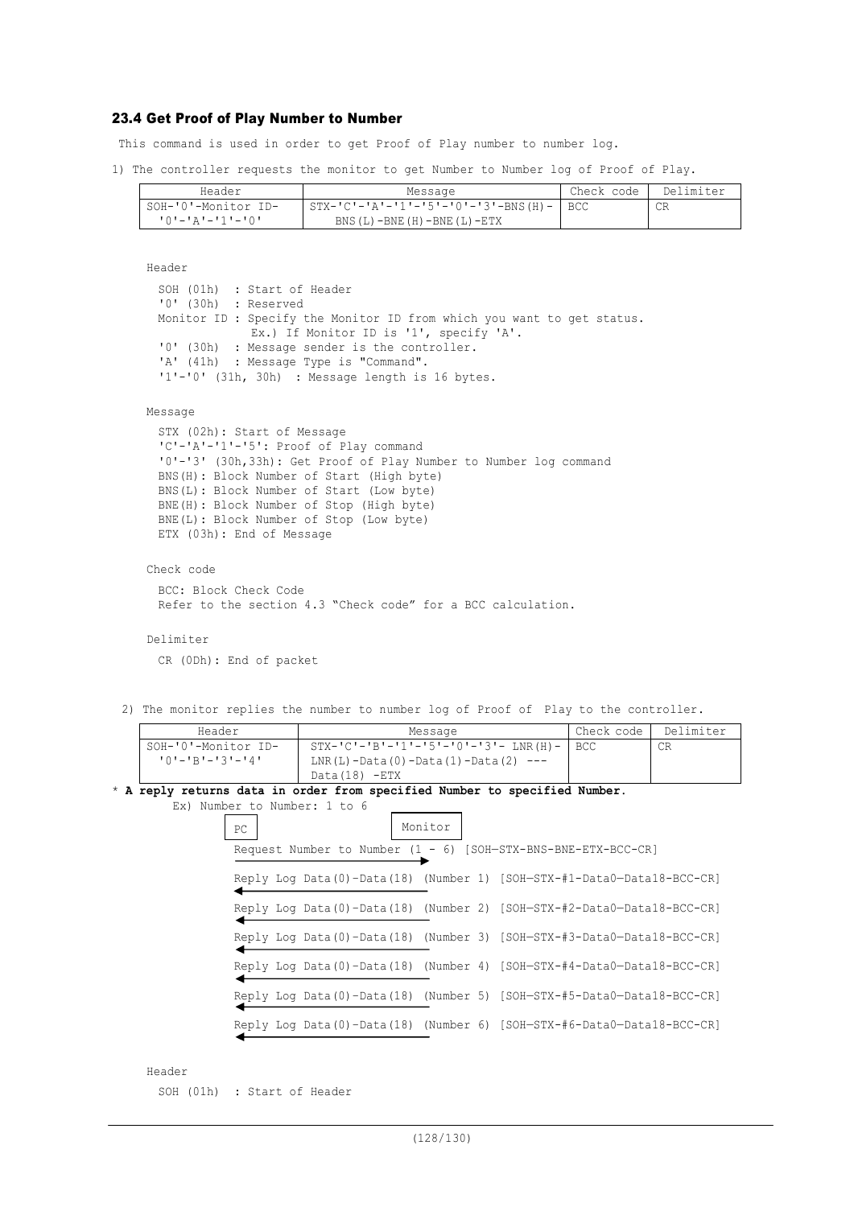### 23.4 Get Proof of Play Number to Number

This command is used in order to get Proof of Play number to number log.

1) The controller requests the monitor to get Number to Number log of Proof of Play.

| Header | Message | Check code | Delimiter |
|---|---|---|---|
| SOH-'0'-Monitor ID-'0'-'A'-'1'-'0' | STX-'C'-'A'-'1'-'5'-'0'-'3'-BNS(H)-BNS(L)-BNE(H)-BNE(L)-ETX | BCC | CR |

Header

SOH (01h) : Start of Header
'0' (30h) : Reserved
Monitor ID : Specify the Monitor ID from which you want to get status.
Ex.) If Monitor ID is '1', specify 'A'.
'0' (30h) : Message sender is the controller.
'A' (41h) : Message Type is "Command".
'1'-'0' (31h, 30h) : Message length is 16 bytes.

Message

STX (02h): Start of Message
'C'-'A'-'1'-'5': Proof of Play command
'0'-'3' (30h,33h): Get Proof of Play Number to Number log command
BNS(H): Block Number of Start (High byte)
BNS(L): Block Number of Start (Low byte)
BNE(H): Block Number of Stop (High byte)
BNE(L): Block Number of Stop (Low byte)
ETX (03h): End of Message

Check code

BCC: Block Check Code
Refer to the section 4.3 "Check code" for a BCC calculation.

Delimiter

CR (0Dh): End of packet

2) The monitor replies the number to number log of Proof of Play to the controller.

| Header | Message | Check code | Delimiter |
|---|---|---|---|
| SOH-'0'-Monitor ID-'0'-'B'-'3'-'4' | STX-'C'-'B'-'1'-'5'-'0'-'3'- LNR(H)-LNR(L)-Data(0)-Data(1)-Data(2) ---Data(18) -ETX | BCC | CR |

* **A reply returns data in order from specified Number to specified Number.**

Ex) Number to Number: 1 to 6

```
PC                                        Monitor
Request Number to Number (1 - 6) [SOH—STX-BNS-BNE-ETX-BCC-CR]
  ------------------------------------>
Reply Log Data(0)-Data(18) (Number 1) [SOH—STX-#1-Data0—Data18-BCC-CR]
  <------------------------------------
Reply Log Data(0)-Data(18) (Number 2) [SOH—STX-#2-Data0—Data18-BCC-CR]
  <------------------------------------
Reply Log Data(0)-Data(18) (Number 3) [SOH—STX-#3-Data0—Data18-BCC-CR]
  <------------------------------------
Reply Log Data(0)-Data(18) (Number 4) [SOH—STX-#4-Data0—Data18-BCC-CR]
  <------------------------------------
Reply Log Data(0)-Data(18) (Number 5) [SOH—STX-#5-Data0—Data18-BCC-CR]
  <------------------------------------
Reply Log Data(0)-Data(18) (Number 6) [SOH—STX-#6-Data0—Data18-BCC-CR]
  <------------------------------------
```

Header

SOH (01h) : Start of Header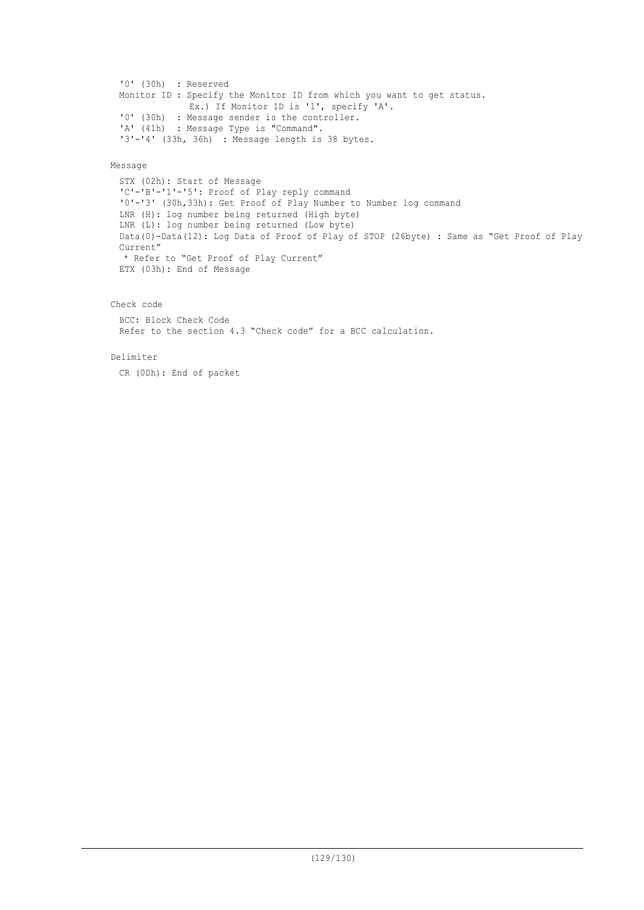'0' (30h)  : Reserved
Monitor ID : Specify the Monitor ID from which you want to get status.
             Ex.) If Monitor ID is '1', specify 'A'.
'0' (30h)  : Message sender is the controller.
'A' (41h)  : Message Type is "Command".
'3'-'4' (33h, 36h)  : Message length is 38 bytes.

Message

STX (02h): Start of Message
'C'-'B'-'1'-'5': Proof of Play reply command
'0'-'3' (30h,33h): Get Proof of Play Number to Number log command
LNR (H): log number being returned (High byte)
LNR (L): log number being returned (Low byte)
Data(0)-Data(12): Log Data of Proof of Play of STOP (26byte) : Same as “Get Proof of Play Current”
 * Refer to “Get Proof of Play Current”
ETX (03h): End of Message

Check code

BCC: Block Check Code
Refer to the section 4.3 “Check code” for a BCC calculation.

Delimiter

CR (0Dh): End of packet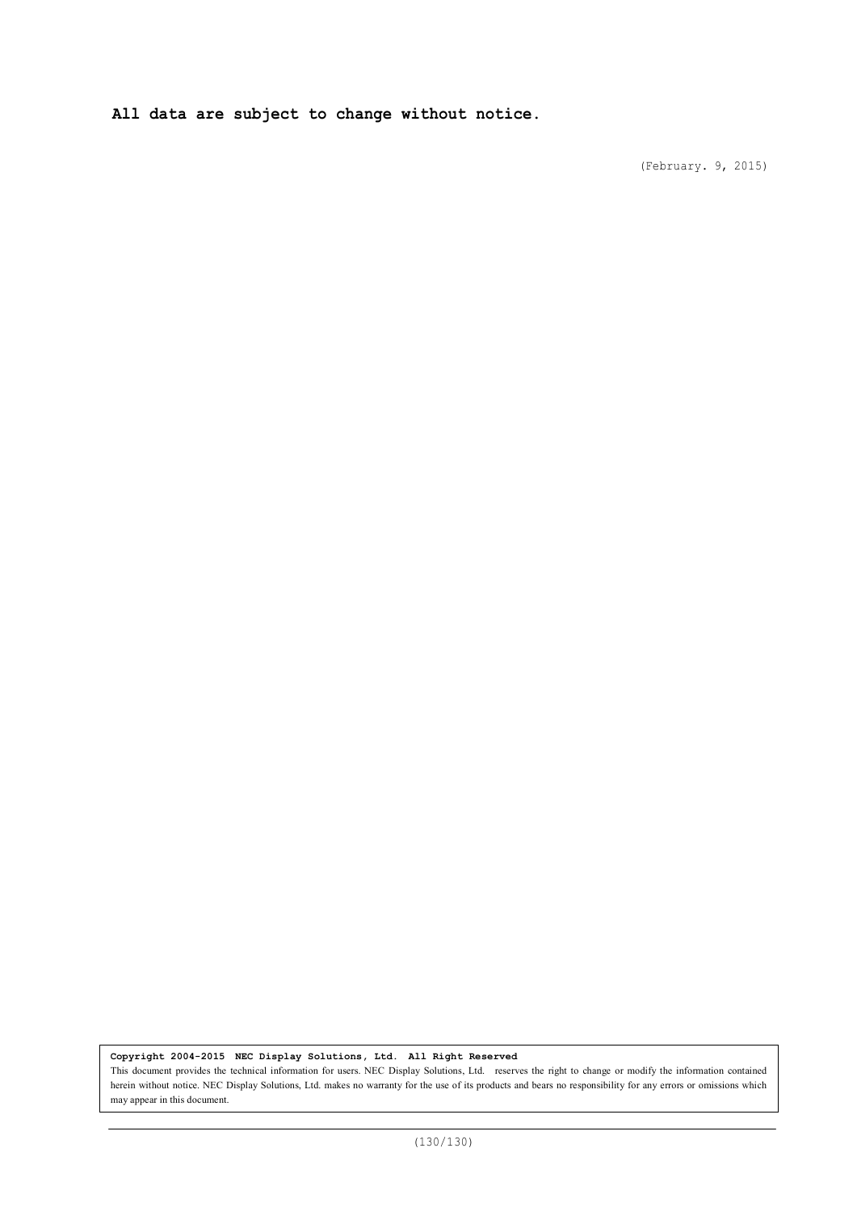**All data are subject to change without notice.**

(February. 9, 2015)

**Copyright 2004-2015 NEC Display Solutions, Ltd. All Right Reserved**

This document provides the technical information for users. NEC Display Solutions, Ltd. reserves the right to change or modify the information contained herein without notice. NEC Display Solutions, Ltd. makes no warranty for the use of its products and bears no responsibility for any errors or omissions which may appear in this document.